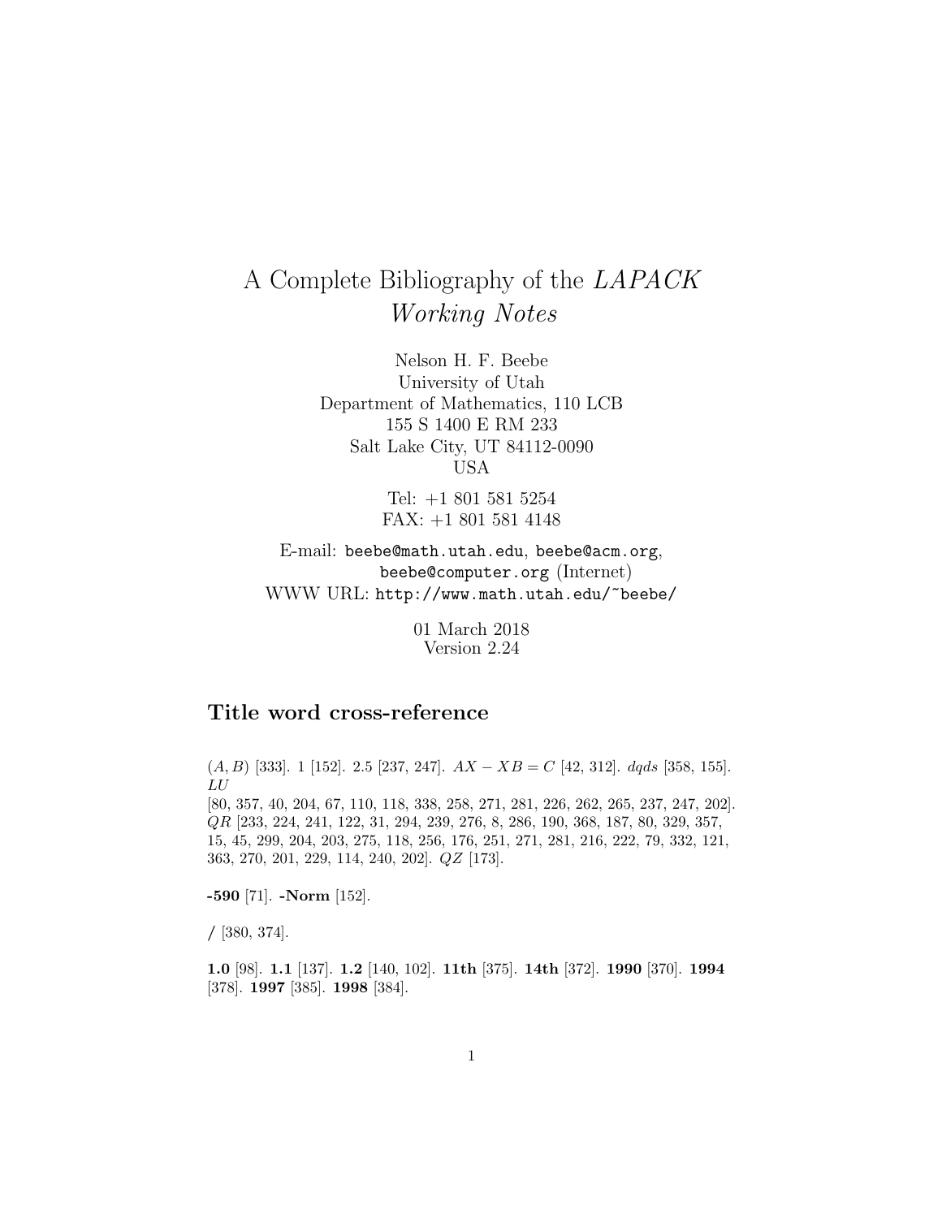# A Complete Bibliography of the *LAPACK Working Notes*

Nelson H. F. Beebe
University of Utah
Department of Mathematics, 110 LCB
155 S 1400 E RM 233
Salt Lake City, UT 84112-0090
USA

Tel: +1 801 581 5254
FAX: +1 801 581 4148

E-mail: `beebe@math.utah.edu`, `beebe@acm.org`, `beebe@computer.org` (Internet)
WWW URL: `http://www.math.utah.edu/~beebe/`

01 March 2018
Version 2.24

## Title word cross-reference

$(A, B)$ [333]. 1 [152]. 2.5 [237, 247]. $AX - XB = C$ [42, 312]. $dqds$ [358, 155]. $LU$ [80, 357, 40, 204, 67, 110, 118, 338, 258, 271, 281, 226, 262, 265, 237, 247, 202]. $QR$ [233, 224, 241, 122, 31, 294, 239, 276, 8, 286, 190, 368, 187, 80, 329, 357, 15, 45, 299, 204, 203, 275, 118, 256, 176, 251, 271, 281, 216, 222, 79, 332, 121, 363, 270, 201, 229, 114, 240, 202]. $QZ$ [173].

**-590** [71]. **-Norm** [152].

**/** [380, 374].

**1.0** [98]. **1.1** [137]. **1.2** [140, 102]. **11th** [375]. **14th** [372]. **1990** [370]. **1994** [378]. **1997** [385]. **1998** [384].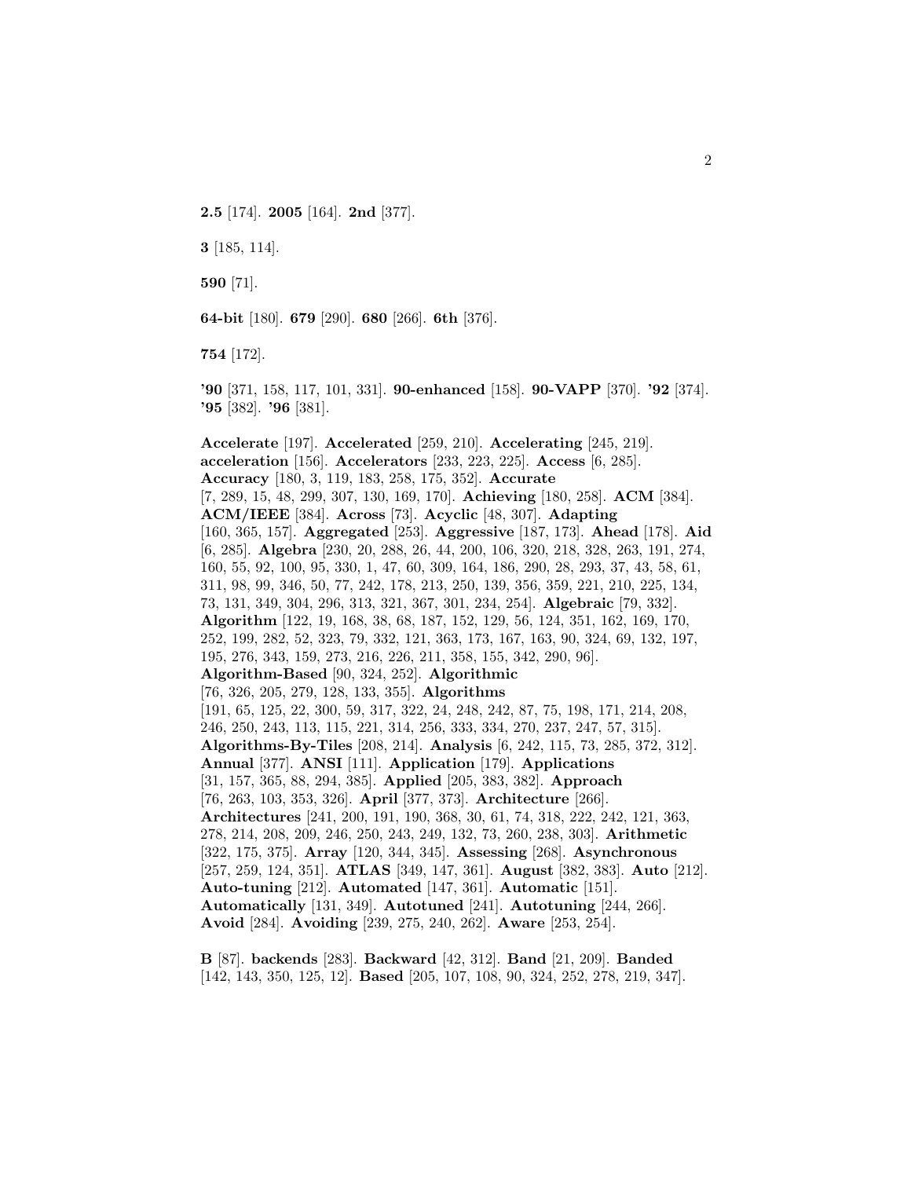**2.5** [174]. **2005** [164]. **2nd** [377].

**3** [185, 114].

**590** [71].

**64-bit** [180]. **679** [290]. **680** [266]. **6th** [376].

**754** [172].

**'90** [371, 158, 117, 101, 331]. **90-enhanced** [158]. **90-VAPP** [370]. **'92** [374]. **'95** [382]. **'96** [381].

**Accelerate** [197]. **Accelerated** [259, 210]. **Accelerating** [245, 219]. **acceleration** [156]. **Accelerators** [233, 223, 225]. **Access** [6, 285]. **Accuracy** [180, 3, 119, 183, 258, 175, 352]. **Accurate** [7, 289, 15, 48, 299, 307, 130, 169, 170]. **Achieving** [180, 258]. **ACM** [384]. **ACM/IEEE** [384]. **Across** [73]. **Acyclic** [48, 307]. **Adapting** [160, 365, 157]. **Aggregated** [253]. **Aggressive** [187, 173]. **Ahead** [178]. **Aid** [6, 285]. **Algebra** [230, 20, 288, 26, 44, 200, 106, 320, 218, 328, 263, 191, 274, 160, 55, 92, 100, 95, 330, 1, 47, 60, 309, 164, 186, 290, 28, 293, 37, 43, 58, 61, 311, 98, 99, 346, 50, 77, 242, 178, 213, 250, 139, 356, 359, 221, 210, 225, 134, 73, 131, 349, 304, 296, 313, 321, 367, 301, 234, 254]. **Algebraic** [79, 332]. **Algorithm** [122, 19, 168, 38, 68, 187, 152, 129, 56, 124, 351, 162, 169, 170, 252, 199, 282, 52, 323, 79, 332, 121, 363, 173, 167, 163, 90, 324, 69, 132, 197, 195, 276, 343, 159, 273, 216, 226, 211, 358, 155, 342, 290, 96]. **Algorithm-Based** [90, 324, 252]. **Algorithmic** [76, 326, 205, 279, 128, 133, 355]. **Algorithms** [191, 65, 125, 22, 300, 59, 317, 322, 24, 248, 242, 87, 75, 198, 171, 214, 208, 246, 250, 243, 113, 115, 221, 314, 256, 333, 334, 270, 237, 247, 57, 315]. **Algorithms-By-Tiles** [208, 214]. **Analysis** [6, 242, 115, 73, 285, 372, 312]. **Annual** [377]. **ANSI** [111]. **Application** [179]. **Applications** [31, 157, 365, 88, 294, 385]. **Applied** [205, 383, 382]. **Approach** [76, 263, 103, 353, 326]. **April** [377, 373]. **Architecture** [266]. **Architectures** [241, 200, 191, 190, 368, 30, 61, 74, 318, 222, 242, 121, 363, 278, 214, 208, 209, 246, 250, 243, 249, 132, 73, 260, 238, 303]. **Arithmetic** [322, 175, 375]. **Array** [120, 344, 345]. **Assessing** [268]. **Asynchronous** [257, 259, 124, 351]. **ATLAS** [349, 147, 361]. **August** [382, 383]. **Auto** [212]. **Auto-tuning** [212]. **Automated** [147, 361]. **Automatic** [151]. **Automatically** [131, 349]. **Autotuned** [241]. **Autotuning** [244, 266]. **Avoid** [284]. **Avoiding** [239, 275, 240, 262]. **Aware** [253, 254].

**B** [87]. **backends** [283]. **Backward** [42, 312]. **Band** [21, 209]. **Banded** [142, 143, 350, 125, 12]. **Based** [205, 107, 108, 90, 324, 252, 278, 219, 347].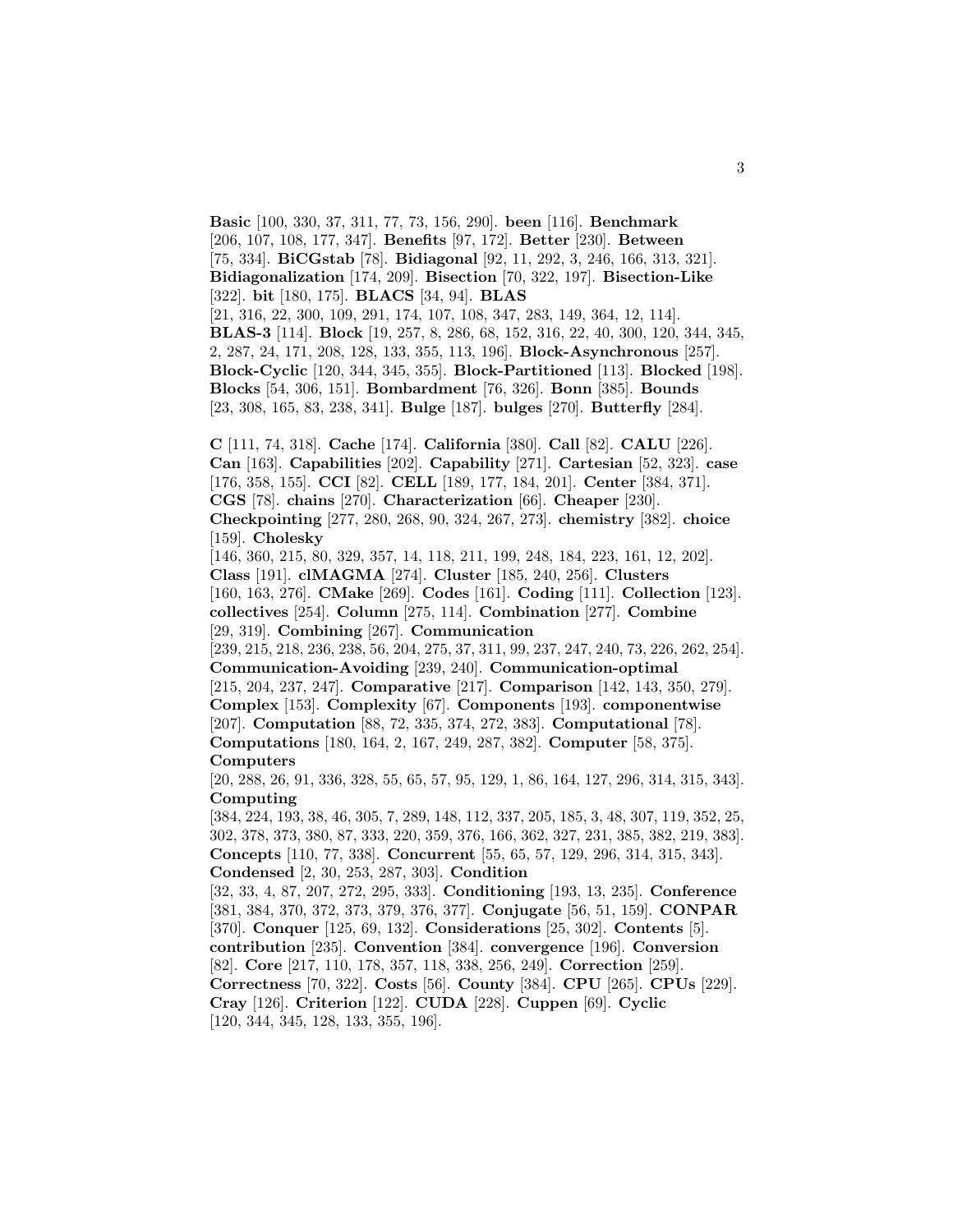**Basic** [100, 330, 37, 311, 77, 73, 156, 290]. **been** [116]. **Benchmark** [206, 107, 108, 177, 347]. **Benefits** [97, 172]. **Better** [230]. **Between** [75, 334]. **BiCGstab** [78]. **Bidiagonal** [92, 11, 292, 3, 246, 166, 313, 321]. **Bidiagonalization** [174, 209]. **Bisection** [70, 322, 197]. **Bisection-Like** [322]. **bit** [180, 175]. **BLACS** [34, 94]. **BLAS** [21, 316, 22, 300, 109, 291, 174, 107, 108, 347, 283, 149, 364, 12, 114]. **BLAS-3** [114]. **Block** [19, 257, 8, 286, 68, 152, 316, 22, 40, 300, 120, 344, 345, 2, 287, 24, 171, 208, 128, 133, 355, 113, 196]. **Block-Asynchronous** [257]. **Block-Cyclic** [120, 344, 345, 355]. **Block-Partitioned** [113]. **Blocked** [198]. **Blocks** [54, 306, 151]. **Bombardment** [76, 326]. **Bonn** [385]. **Bounds** [23, 308, 165, 83, 238, 341]. **Bulge** [187]. **bulges** [270]. **Butterfly** [284].

**C** [111, 74, 318]. **Cache** [174]. **California** [380]. **Call** [82]. **CALU** [226]. **Can** [163]. **Capabilities** [202]. **Capability** [271]. **Cartesian** [52, 323]. **case** [176, 358, 155]. **CCI** [82]. **CELL** [189, 177, 184, 201]. **Center** [384, 371]. **CGS** [78]. **chains** [270]. **Characterization** [66]. **Cheaper** [230]. **Checkpointing** [277, 280, 268, 90, 324, 267, 273]. **chemistry** [382]. **choice** [159]. **Cholesky** [146, 360, 215, 80, 329, 357, 14, 118, 211, 199, 248, 184, 223, 161, 12, 202]. **Class** [191]. **clMAGMA** [274]. **Cluster** [185, 240, 256]. **Clusters** [160, 163, 276]. **CMake** [269]. **Codes** [161]. **Coding** [111]. **Collection** [123]. **collectives** [254]. **Column** [275, 114]. **Combination** [277]. **Combine** [29, 319]. **Combining** [267]. **Communication** [239, 215, 218, 236, 238, 56, 204, 275, 37, 311, 99, 237, 247, 240, 73, 226, 262, 254]. **Communication-Avoiding** [239, 240]. **Communication-optimal** [215, 204, 237, 247]. **Comparative** [217]. **Comparison** [142, 143, 350, 279]. **Complex** [153]. **Complexity** [67]. **Components** [193]. **componentwise** [207]. **Computation** [88, 72, 335, 374, 272, 383]. **Computational** [78]. **Computations** [180, 164, 2, 167, 249, 287, 382]. **Computer** [58, 375]. **Computers** [20, 288, 26, 91, 336, 328, 55, 65, 57, 95, 129, 1, 86, 164, 127, 296, 314, 315, 343]. **Computing** [384, 224, 193, 38, 46, 305, 7, 289, 148, 112, 337, 205, 185, 3, 48, 307, 119, 352, 25, 302, 378, 373, 380, 87, 333, 220, 359, 376, 166, 362, 327, 231, 385, 382, 219, 383]. **Concepts** [110, 77, 338]. **Concurrent** [55, 65, 57, 129, 296, 314, 315, 343]. **Condensed** [2, 30, 253, 287, 303]. **Condition** [32, 33, 4, 87, 207, 272, 295, 333]. **Conditioning** [193, 13, 235]. **Conference** [381, 384, 370, 372, 373, 379, 376, 377]. **Conjugate** [56, 51, 159]. **CONPAR** [370]. **Conquer** [125, 69, 132]. **Considerations** [25, 302]. **Contents** [5]. **contribution** [235]. **Convention** [384]. **convergence** [196]. **Conversion** [82]. **Core** [217, 110, 178, 357, 118, 338, 256, 249]. **Correction** [259]. **Correctness** [70, 322]. **Costs** [56]. **County** [384]. **CPU** [265]. **CPUs** [229]. **Cray** [126]. **Criterion** [122]. **CUDA** [228]. **Cuppen** [69]. **Cyclic** [120, 344, 345, 128, 133, 355, 196].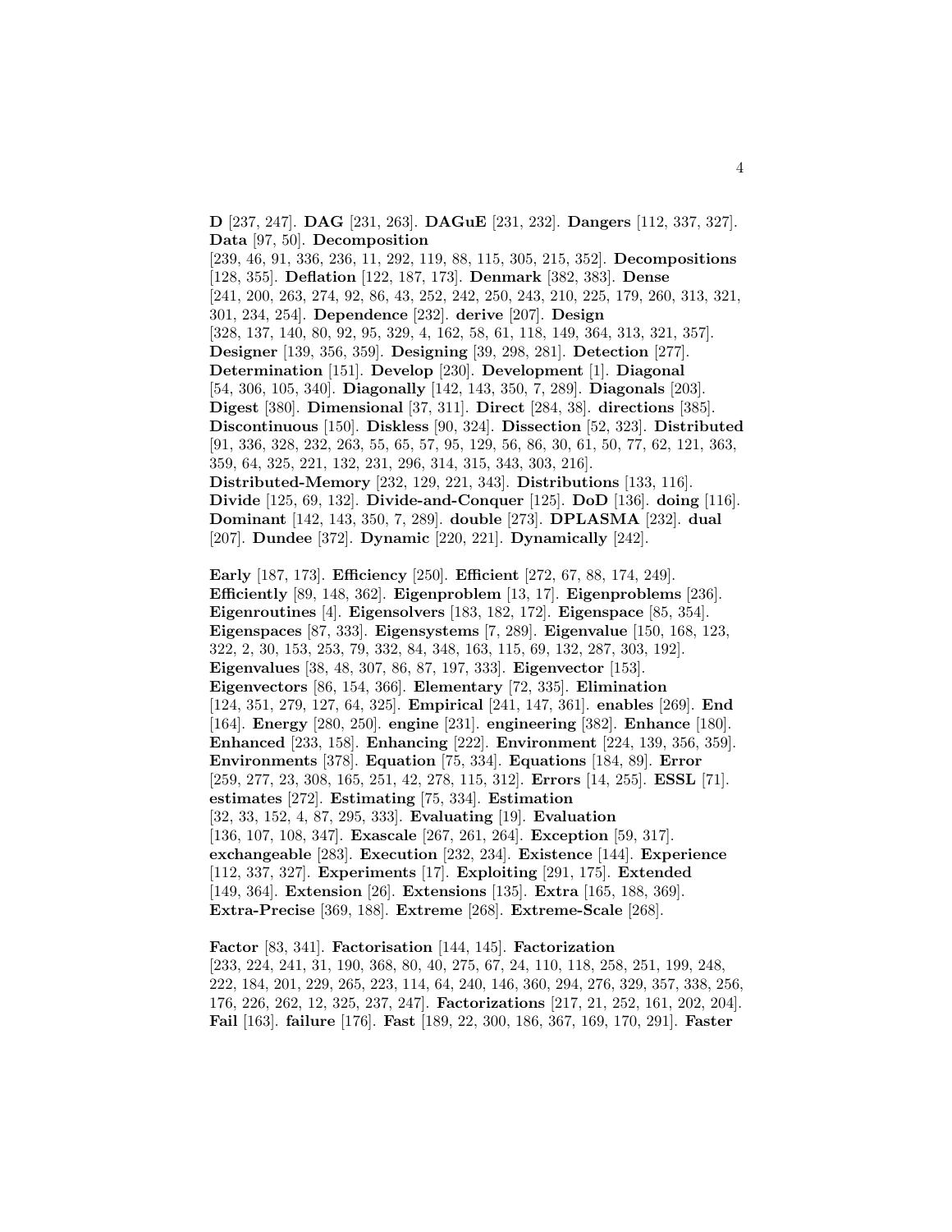**D** [237, 247]. **DAG** [231, 263]. **DAGuE** [231, 232]. **Dangers** [112, 337, 327]. **Data** [97, 50]. **Decomposition** [239, 46, 91, 336, 236, 11, 292, 119, 88, 115, 305, 215, 352]. **Decompositions** [128, 355]. **Deflation** [122, 187, 173]. **Denmark** [382, 383]. **Dense** [241, 200, 263, 274, 92, 86, 43, 252, 242, 250, 243, 210, 225, 179, 260, 313, 321, 301, 234, 254]. **Dependence** [232]. **derive** [207]. **Design** [328, 137, 140, 80, 92, 95, 329, 4, 162, 58, 61, 118, 149, 364, 313, 321, 357]. **Designer** [139, 356, 359]. **Designing** [39, 298, 281]. **Detection** [277]. **Determination** [151]. **Develop** [230]. **Development** [1]. **Diagonal** [54, 306, 105, 340]. **Diagonally** [142, 143, 350, 7, 289]. **Diagonals** [203]. **Digest** [380]. **Dimensional** [37, 311]. **Direct** [284, 38]. **directions** [385]. **Discontinuous** [150]. **Diskless** [90, 324]. **Dissection** [52, 323]. **Distributed** [91, 336, 328, 232, 263, 55, 65, 57, 95, 129, 56, 86, 30, 61, 50, 77, 62, 121, 363, 359, 64, 325, 221, 132, 231, 296, 314, 315, 343, 303, 216]. **Distributed-Memory** [232, 129, 221, 343]. **Distributions** [133, 116]. **Divide** [125, 69, 132]. **Divide-and-Conquer** [125]. **DoD** [136]. **doing** [116]. **Dominant** [142, 143, 350, 7, 289]. **double** [273]. **DPLASMA** [232]. **dual** [207]. **Dundee** [372]. **Dynamic** [220, 221]. **Dynamically** [242].

**Early** [187, 173]. **Efficiency** [250]. **Efficient** [272, 67, 88, 174, 249]. **Efficiently** [89, 148, 362]. **Eigenproblem** [13, 17]. **Eigenproblems** [236]. **Eigenroutines** [4]. **Eigensolvers** [183, 182, 172]. **Eigenspace** [85, 354]. **Eigenspaces** [87, 333]. **Eigensystems** [7, 289]. **Eigenvalue** [150, 168, 123, 322, 2, 30, 153, 253, 79, 332, 84, 348, 163, 115, 69, 132, 287, 303, 192]. **Eigenvalues** [38, 48, 307, 86, 87, 197, 333]. **Eigenvector** [153]. **Eigenvectors** [86, 154, 366]. **Elementary** [72, 335]. **Elimination** [124, 351, 279, 127, 64, 325]. **Empirical** [241, 147, 361]. **enables** [269]. **End** [164]. **Energy** [280, 250]. **engine** [231]. **engineering** [382]. **Enhance** [180]. **Enhanced** [233, 158]. **Enhancing** [222]. **Environment** [224, 139, 356, 359]. **Environments** [378]. **Equation** [75, 334]. **Equations** [184, 89]. **Error** [259, 277, 23, 308, 165, 251, 42, 278, 115, 312]. **Errors** [14, 255]. **ESSL** [71]. **estimates** [272]. **Estimating** [75, 334]. **Estimation** [32, 33, 152, 4, 87, 295, 333]. **Evaluating** [19]. **Evaluation** [136, 107, 108, 347]. **Exascale** [267, 261, 264]. **Exception** [59, 317]. **exchangeable** [283]. **Execution** [232, 234]. **Existence** [144]. **Experience** [112, 337, 327]. **Experiments** [17]. **Exploiting** [291, 175]. **Extended** [149, 364]. **Extension** [26]. **Extensions** [135]. **Extra** [165, 188, 369]. **Extra-Precise** [369, 188]. **Extreme** [268]. **Extreme-Scale** [268].

**Factor** [83, 341]. **Factorisation** [144, 145]. **Factorization** [233, 224, 241, 31, 190, 368, 80, 40, 275, 67, 24, 110, 118, 258, 251, 199, 248, 222, 184, 201, 229, 265, 223, 114, 64, 240, 146, 360, 294, 276, 329, 357, 338, 256, 176, 226, 262, 12, 325, 237, 247]. **Factorizations** [217, 21, 252, 161, 202, 204]. **Fail** [163]. **failure** [176]. **Fast** [189, 22, 300, 186, 367, 169, 170, 291]. **Faster**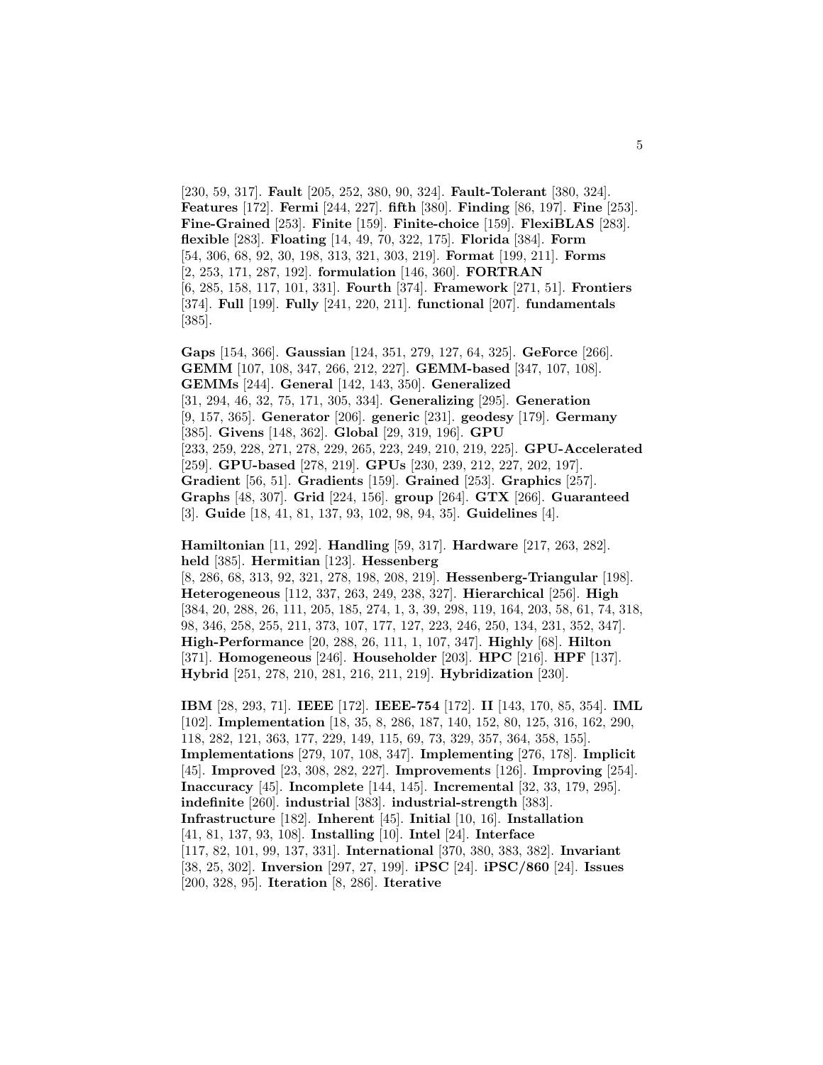[230, 59, 317]. **Fault** [205, 252, 380, 90, 324]. **Fault-Tolerant** [380, 324]. **Features** [172]. **Fermi** [244, 227]. **fifth** [380]. **Finding** [86, 197]. **Fine** [253]. **Fine-Grained** [253]. **Finite** [159]. **Finite-choice** [159]. **FlexiBLAS** [283]. **flexible** [283]. **Floating** [14, 49, 70, 322, 175]. **Florida** [384]. **Form** [54, 306, 68, 92, 30, 198, 313, 321, 303, 219]. **Format** [199, 211]. **Forms** [2, 253, 171, 287, 192]. **formulation** [146, 360]. **FORTRAN** [6, 285, 158, 117, 101, 331]. **Fourth** [374]. **Framework** [271, 51]. **Frontiers** [374]. **Full** [199]. **Fully** [241, 220, 211]. **functional** [207]. **fundamentals** [385].

**Gaps** [154, 366]. **Gaussian** [124, 351, 279, 127, 64, 325]. **GeForce** [266]. **GEMM** [107, 108, 347, 266, 212, 227]. **GEMM-based** [347, 107, 108]. **GEMMs** [244]. **General** [142, 143, 350]. **Generalized** [31, 294, 46, 32, 75, 171, 305, 334]. **Generalizing** [295]. **Generation** [9, 157, 365]. **Generator** [206]. **generic** [231]. **geodesy** [179]. **Germany** [385]. **Givens** [148, 362]. **Global** [29, 319, 196]. **GPU** [233, 259, 228, 271, 278, 229, 265, 223, 249, 210, 219, 225]. **GPU-Accelerated** [259]. **GPU-based** [278, 219]. **GPUs** [230, 239, 212, 227, 202, 197]. **Gradient** [56, 51]. **Gradients** [159]. **Grained** [253]. **Graphics** [257]. **Graphs** [48, 307]. **Grid** [224, 156]. **group** [264]. **GTX** [266]. **Guaranteed** [3]. **Guide** [18, 41, 81, 137, 93, 102, 98, 94, 35]. **Guidelines** [4].

**Hamiltonian** [11, 292]. **Handling** [59, 317]. **Hardware** [217, 263, 282]. **held** [385]. **Hermitian** [123]. **Hessenberg** [8, 286, 68, 313, 92, 321, 278, 198, 208, 219]. **Hessenberg-Triangular** [198]. **Heterogeneous** [112, 337, 263, 249, 238, 327]. **Hierarchical** [256]. **High** [384, 20, 288, 26, 111, 205, 185, 274, 1, 3, 39, 298, 119, 164, 203, 58, 61, 74, 318, 98, 346, 258, 255, 211, 373, 107, 177, 127, 223, 246, 250, 134, 231, 352, 347]. **High-Performance** [20, 288, 26, 111, 1, 107, 347]. **Highly** [68]. **Hilton** [371]. **Homogeneous** [246]. **Householder** [203]. **HPC** [216]. **HPF** [137]. **Hybrid** [251, 278, 210, 281, 216, 211, 219]. **Hybridization** [230].

**IBM** [28, 293, 71]. **IEEE** [172]. **IEEE-754** [172]. **II** [143, 170, 85, 354]. **IML** [102]. **Implementation** [18, 35, 8, 286, 187, 140, 152, 80, 125, 316, 162, 290, 118, 282, 121, 363, 177, 229, 149, 115, 69, 73, 329, 357, 364, 358, 155]. **Implementations** [279, 107, 108, 347]. **Implementing** [276, 178]. **Implicit** [45]. **Improved** [23, 308, 282, 227]. **Improvements** [126]. **Improving** [254]. **Inaccuracy** [45]. **Incomplete** [144, 145]. **Incremental** [32, 33, 179, 295]. **indefinite** [260]. **industrial** [383]. **industrial-strength** [383]. **Infrastructure** [182]. **Inherent** [45]. **Initial** [10, 16]. **Installation** [41, 81, 137, 93, 108]. **Installing** [10]. **Intel** [24]. **Interface** [117, 82, 101, 99, 137, 331]. **International** [370, 380, 383, 382]. **Invariant** [38, 25, 302]. **Inversion** [297, 27, 199]. **iPSC** [24]. **iPSC/860** [24]. **Issues** [200, 328, 95]. **Iteration** [8, 286]. **Iterative**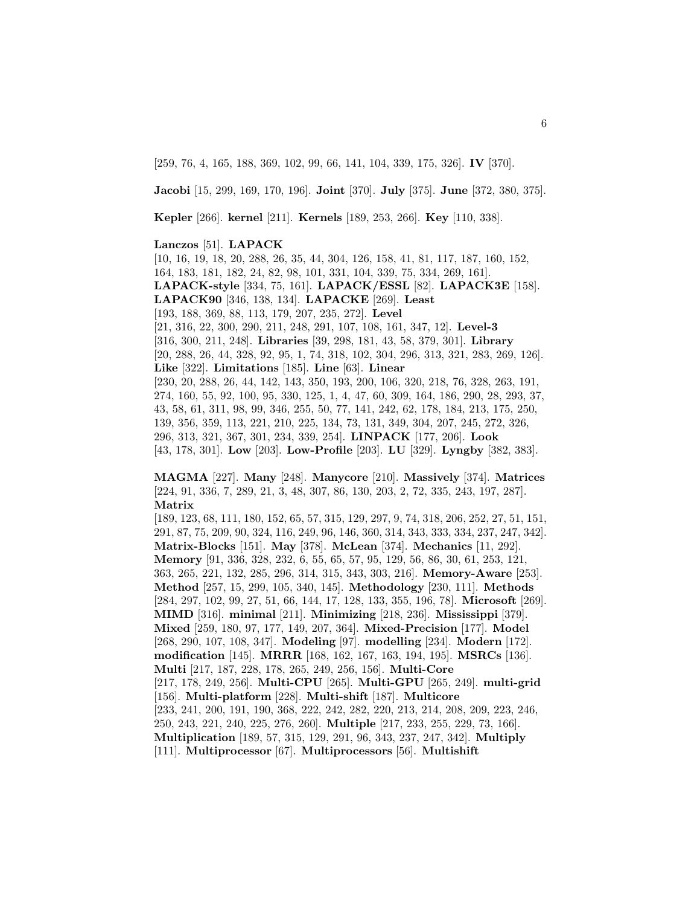[259, 76, 4, 165, 188, 369, 102, 99, 66, 141, 104, 339, 175, 326]. **IV** [370].

**Jacobi** [15, 299, 169, 170, 196]. **Joint** [370]. **July** [375]. **June** [372, 380, 375].

**Kepler** [266]. **kernel** [211]. **Kernels** [189, 253, 266]. **Key** [110, 338].

**Lanczos** [51]. **LAPACK** [10, 16, 19, 18, 20, 288, 26, 35, 44, 304, 126, 158, 41, 81, 117, 187, 160, 152, 164, 183, 181, 182, 24, 82, 98, 101, 331, 104, 339, 75, 334, 269, 161]. **LAPACK-style** [334, 75, 161]. **LAPACK/ESSL** [82]. **LAPACK3E** [158]. **LAPACK90** [346, 138, 134]. **LAPACKE** [269]. **Least** [193, 188, 369, 88, 113, 179, 207, 235, 272]. **Level** [21, 316, 22, 300, 290, 211, 248, 291, 107, 108, 161, 347, 12]. **Level-3** [316, 300, 211, 248]. **Libraries** [39, 298, 181, 43, 58, 379, 301]. **Library** [20, 288, 26, 44, 328, 92, 95, 1, 74, 318, 102, 304, 296, 313, 321, 283, 269, 126]. **Like** [322]. **Limitations** [185]. **Line** [63]. **Linear** [230, 20, 288, 26, 44, 142, 143, 350, 193, 200, 106, 320, 218, 76, 328, 263, 191, 274, 160, 55, 92, 100, 95, 330, 125, 1, 4, 47, 60, 309, 164, 186, 290, 28, 293, 37, 43, 58, 61, 311, 98, 99, 346, 255, 50, 77, 141, 242, 62, 178, 184, 213, 175, 250, 139, 356, 359, 113, 221, 210, 225, 134, 73, 131, 349, 304, 207, 245, 272, 326, 296, 313, 321, 367, 301, 234, 339, 254]. **LINPACK** [177, 206]. **Look** [43, 178, 301]. **Low** [203]. **Low-Profile** [203]. **LU** [329]. **Lyngby** [382, 383].

**MAGMA** [227]. **Many** [248]. **Manycore** [210]. **Massively** [374]. **Matrices** [224, 91, 336, 7, 289, 21, 3, 48, 307, 86, 130, 203, 2, 72, 335, 243, 197, 287]. **Matrix** [189, 123, 68, 111, 180, 152, 65, 57, 315, 129, 297, 9, 74, 318, 206, 252, 27, 51, 151, 291, 87, 75, 209, 90, 324, 116, 249, 96, 146, 360, 314, 343, 333, 334, 237, 247, 342]. **Matrix-Blocks** [151]. **May** [378]. **McLean** [374]. **Mechanics** [11, 292]. **Memory** [91, 336, 328, 232, 6, 55, 65, 57, 95, 129, 56, 86, 30, 61, 253, 121, 363, 265, 221, 132, 285, 296, 314, 315, 343, 303, 216]. **Memory-Aware** [253]. **Method** [257, 15, 299, 105, 340, 145]. **Methodology** [230, 111]. **Methods** [284, 297, 102, 99, 27, 51, 66, 144, 17, 128, 133, 355, 196, 78]. **Microsoft** [269]. **MIMD** [316]. **minimal** [211]. **Minimizing** [218, 236]. **Mississippi** [379]. **Mixed** [259, 180, 97, 177, 149, 207, 364]. **Mixed-Precision** [177]. **Model** [268, 290, 107, 108, 347]. **Modeling** [97]. **modelling** [234]. **Modern** [172]. **modification** [145]. **MRRR** [168, 162, 167, 163, 194, 195]. **MSRCs** [136]. **Multi** [217, 187, 228, 178, 265, 249, 256, 156]. **Multi-Core** [217, 178, 249, 256]. **Multi-CPU** [265]. **Multi-GPU** [265, 249]. **multi-grid** [156]. **Multi-platform** [228]. **Multi-shift** [187]. **Multicore** [233, 241, 200, 191, 190, 368, 222, 242, 282, 220, 213, 214, 208, 209, 223, 246, 250, 243, 221, 240, 225, 276, 260]. **Multiple** [217, 233, 255, 229, 73, 166]. **Multiplication** [189, 57, 315, 129, 291, 96, 343, 237, 247, 342]. **Multiply** [111]. **Multiprocessor** [67]. **Multiprocessors** [56]. **Multishift**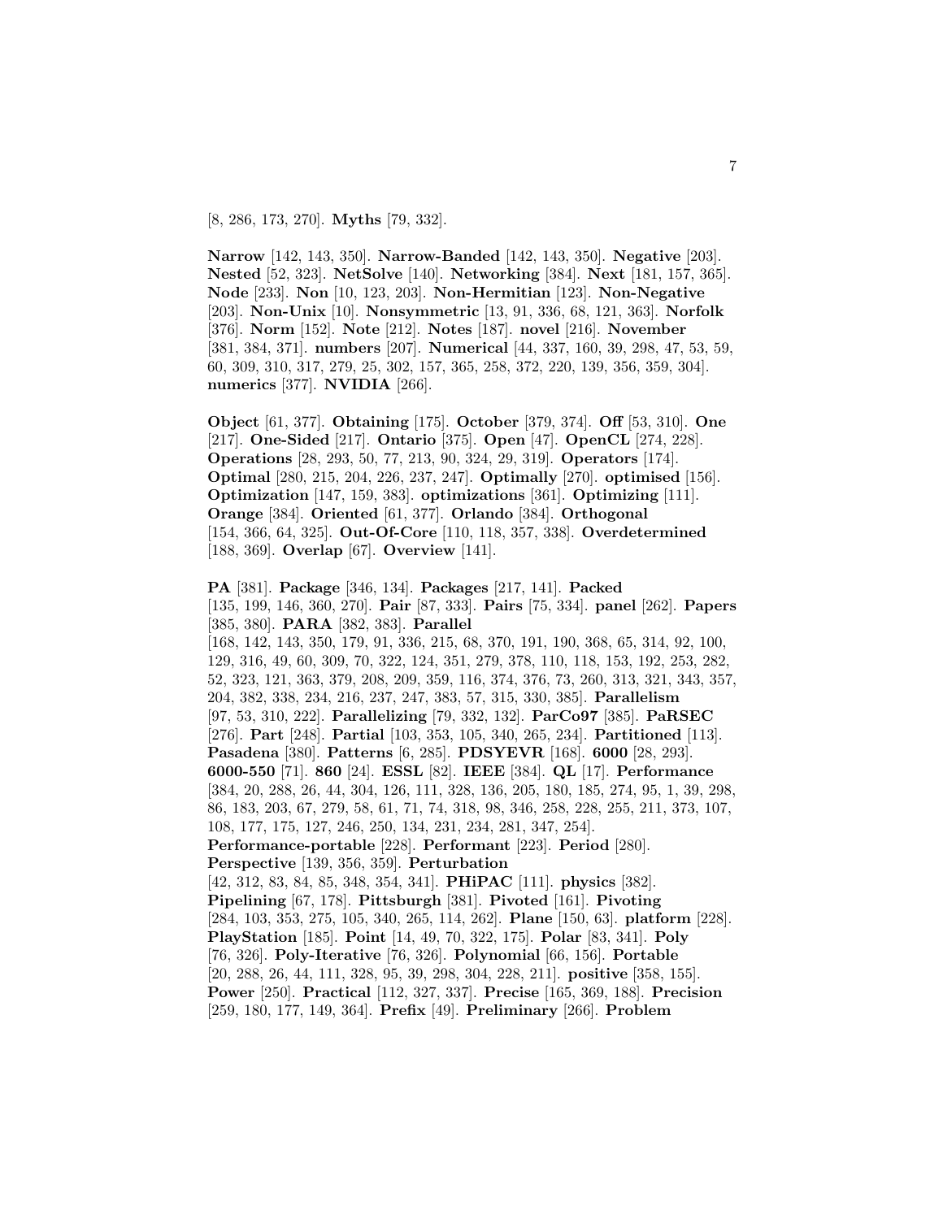[8, 286, 173, 270]. **Myths** [79, 332].

**Narrow** [142, 143, 350]. **Narrow-Banded** [142, 143, 350]. **Negative** [203]. **Nested** [52, 323]. **NetSolve** [140]. **Networking** [384]. **Next** [181, 157, 365]. **Node** [233]. **Non** [10, 123, 203]. **Non-Hermitian** [123]. **Non-Negative** [203]. **Non-Unix** [10]. **Nonsymmetric** [13, 91, 336, 68, 121, 363]. **Norfolk** [376]. **Norm** [152]. **Note** [212]. **Notes** [187]. **novel** [216]. **November** [381, 384, 371]. **numbers** [207]. **Numerical** [44, 337, 160, 39, 298, 47, 53, 59, 60, 309, 310, 317, 279, 25, 302, 157, 365, 258, 372, 220, 139, 356, 359, 304]. **numerics** [377]. **NVIDIA** [266].

**Object** [61, 377]. **Obtaining** [175]. **October** [379, 374]. **Off** [53, 310]. **One** [217]. **One-Sided** [217]. **Ontario** [375]. **Open** [47]. **OpenCL** [274, 228]. **Operations** [28, 293, 50, 77, 213, 90, 324, 29, 319]. **Operators** [174]. **Optimal** [280, 215, 204, 226, 237, 247]. **Optimally** [270]. **optimised** [156]. **Optimization** [147, 159, 383]. **optimizations** [361]. **Optimizing** [111]. **Orange** [384]. **Oriented** [61, 377]. **Orlando** [384]. **Orthogonal** [154, 366, 64, 325]. **Out-Of-Core** [110, 118, 357, 338]. **Overdetermined** [188, 369]. **Overlap** [67]. **Overview** [141].

**PA** [381]. **Package** [346, 134]. **Packages** [217, 141]. **Packed** [135, 199, 146, 360, 270]. **Pair** [87, 333]. **Pairs** [75, 334]. **panel** [262]. **Papers** [385, 380]. **PARA** [382, 383]. **Parallel** [168, 142, 143, 350, 179, 91, 336, 215, 68, 370, 191, 190, 368, 65, 314, 92, 100, 129, 316, 49, 60, 309, 70, 322, 124, 351, 279, 378, 110, 118, 153, 192, 253, 282, 52, 323, 121, 363, 379, 208, 209, 359, 116, 374, 376, 73, 260, 313, 321, 343, 357, 204, 382, 338, 234, 216, 237, 247, 383, 57, 315, 330, 385]. **Parallelism** [97, 53, 310, 222]. **Parallelizing** [79, 332, 132]. **ParCo97** [385]. **PaRSEC** [276]. **Part** [248]. **Partial** [103, 353, 105, 340, 265, 234]. **Partitioned** [113]. **Pasadena** [380]. **Patterns** [6, 285]. **PDSYEVR** [168]. **6000** [28, 293]. **6000-550** [71]. **860** [24]. **ESSL** [82]. **IEEE** [384]. **QL** [17]. **Performance** [384, 20, 288, 26, 44, 304, 126, 111, 328, 136, 205, 180, 185, 274, 95, 1, 39, 298, 86, 183, 203, 67, 279, 58, 61, 71, 74, 318, 98, 346, 258, 228, 255, 211, 373, 107, 108, 177, 175, 127, 246, 250, 134, 231, 234, 281, 347, 254]. **Performance-portable** [228]. **Performant** [223]. **Period** [280]. **Perspective** [139, 356, 359]. **Perturbation** [42, 312, 83, 84, 85, 348, 354, 341]. **PHiPAC** [111]. **physics** [382]. **Pipelining** [67, 178]. **Pittsburgh** [381]. **Pivoted** [161]. **Pivoting** [284, 103, 353, 275, 105, 340, 265, 114, 262]. **Plane** [150, 63]. **platform** [228]. **PlayStation** [185]. **Point** [14, 49, 70, 322, 175]. **Polar** [83, 341]. **Poly** [76, 326]. **Poly-Iterative** [76, 326]. **Polynomial** [66, 156]. **Portable** [20, 288, 26, 44, 111, 328, 95, 39, 298, 304, 228, 211]. **positive** [358, 155]. **Power** [250]. **Practical** [112, 327, 337]. **Precise** [165, 369, 188]. **Precision** [259, 180, 177, 149, 364]. **Prefix** [49]. **Preliminary** [266]. **Problem**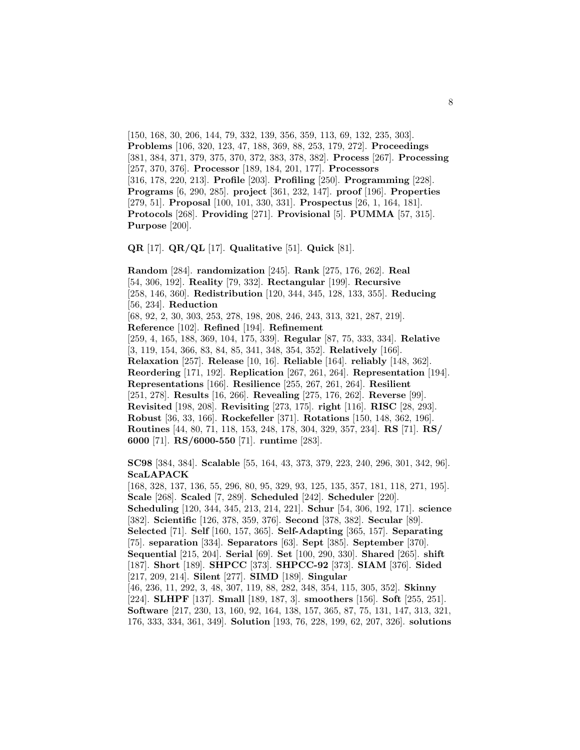[150, 168, 30, 206, 144, 79, 332, 139, 356, 359, 113, 69, 132, 235, 303]. **Problems** [106, 320, 123, 47, 188, 369, 88, 253, 179, 272]. **Proceedings** [381, 384, 371, 379, 375, 370, 372, 383, 378, 382]. **Process** [267]. **Processing** [257, 370, 376]. **Processor** [189, 184, 201, 177]. **Processors** [316, 178, 220, 213]. **Profile** [203]. **Profiling** [250]. **Programming** [228]. **Programs** [6, 290, 285]. **project** [361, 232, 147]. **proof** [196]. **Properties** [279, 51]. **Proposal** [100, 101, 330, 331]. **Prospectus** [26, 1, 164, 181]. **Protocols** [268]. **Providing** [271]. **Provisional** [5]. **PUMMA** [57, 315]. **Purpose** [200].

**QR** [17]. **QR/QL** [17]. **Qualitative** [51]. **Quick** [81].

**Random** [284]. **randomization** [245]. **Rank** [275, 176, 262]. **Real** [54, 306, 192]. **Reality** [79, 332]. **Rectangular** [199]. **Recursive** [258, 146, 360]. **Redistribution** [120, 344, 345, 128, 133, 355]. **Reducing** [56, 234]. **Reduction** [68, 92, 2, 30, 303, 253, 278, 198, 208, 246, 243, 313, 321, 287, 219]. **Reference** [102]. **Refined** [194]. **Refinement** [259, 4, 165, 188, 369, 104, 175, 339]. **Regular** [87, 75, 333, 334]. **Relative** [3, 119, 154, 366, 83, 84, 85, 341, 348, 354, 352]. **Relatively** [166]. **Relaxation** [257]. **Release** [10, 16]. **Reliable** [164]. **reliably** [148, 362]. **Reordering** [171, 192]. **Replication** [267, 261, 264]. **Representation** [194]. **Representations** [166]. **Resilience** [255, 267, 261, 264]. **Resilient** [251, 278]. **Results** [16, 266]. **Revealing** [275, 176, 262]. **Reverse** [99]. **Revisited** [198, 208]. **Revisiting** [273, 175]. **right** [116]. **RISC** [28, 293]. **Robust** [36, 33, 166]. **Rockefeller** [371]. **Rotations** [150, 148, 362, 196]. **Routines** [44, 80, 71, 118, 153, 248, 178, 304, 329, 357, 234]. **RS** [71]. **RS/6000** [71]. **RS/6000-550** [71]. **runtime** [283].

**SC98** [384, 384]. **Scalable** [55, 164, 43, 373, 379, 223, 240, 296, 301, 342, 96]. **ScaLAPACK** [168, 328, 137, 136, 55, 296, 80, 95, 329, 93, 125, 135, 357, 181, 118, 271, 195]. **Scale** [268]. **Scaled** [7, 289]. **Scheduled** [242]. **Scheduler** [220]. **Scheduling** [120, 344, 345, 213, 214, 221]. **Schur** [54, 306, 192, 171]. **science** [382]. **Scientific** [126, 378, 359, 376]. **Second** [378, 382]. **Secular** [89]. **Selected** [71]. **Self** [160, 157, 365]. **Self-Adapting** [365, 157]. **Separating** [75]. **separation** [334]. **Separators** [63]. **Sept** [385]. **September** [370]. **Sequential** [215, 204]. **Serial** [69]. **Set** [100, 290, 330]. **Shared** [265]. **shift** [187]. **Short** [189]. **SHPCC** [373]. **SHPCC-92** [373]. **SIAM** [376]. **Sided** [217, 209, 214]. **Silent** [277]. **SIMD** [189]. **Singular** [46, 236, 11, 292, 3, 48, 307, 119, 88, 282, 348, 354, 115, 305, 352]. **Skinny** [224]. **SLHPF** [137]. **Small** [189, 187, 3]. **smoothers** [156]. **Soft** [255, 251]. **Software** [217, 230, 13, 160, 92, 164, 138, 157, 365, 87, 75, 131, 147, 313, 321, 176, 333, 334, 361, 349]. **Solution** [193, 76, 228, 199, 62, 207, 326]. **solutions**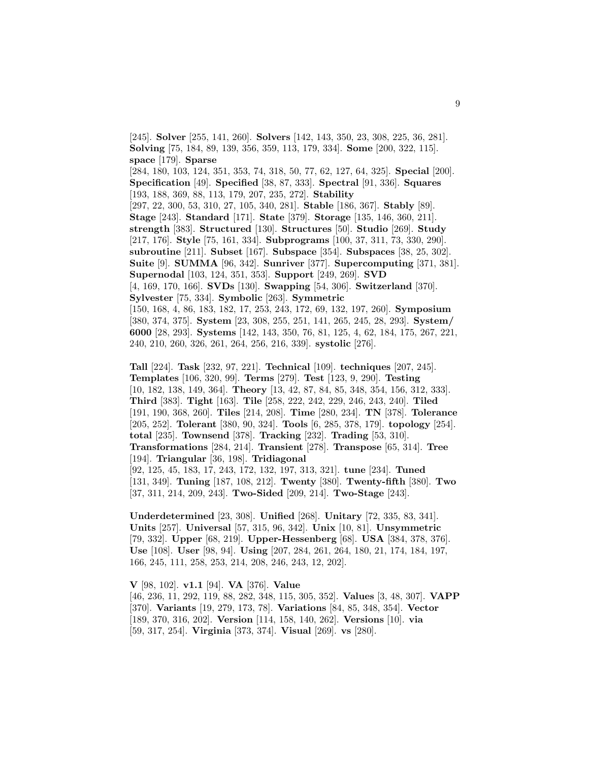[245]. **Solver** [255, 141, 260]. **Solvers** [142, 143, 350, 23, 308, 225, 36, 281]. **Solving** [75, 184, 89, 139, 356, 359, 113, 179, 334]. **Some** [200, 322, 115]. **space** [179]. **Sparse** [284, 180, 103, 124, 351, 353, 74, 318, 50, 77, 62, 127, 64, 325]. **Special** [200]. **Specification** [49]. **Specified** [38, 87, 333]. **Spectral** [91, 336]. **Squares** [193, 188, 369, 88, 113, 179, 207, 235, 272]. **Stability** [297, 22, 300, 53, 310, 27, 105, 340, 281]. **Stable** [186, 367]. **Stably** [89]. **Stage** [243]. **Standard** [171]. **State** [379]. **Storage** [135, 146, 360, 211]. **strength** [383]. **Structured** [130]. **Structures** [50]. **Studio** [269]. **Study** [217, 176]. **Style** [75, 161, 334]. **Subprograms** [100, 37, 311, 73, 330, 290]. **subroutine** [211]. **Subset** [167]. **Subspace** [354]. **Subspaces** [38, 25, 302]. **Suite** [9]. **SUMMA** [96, 342]. **Sunriver** [377]. **Supercomputing** [371, 381]. **Supernodal** [103, 124, 351, 353]. **Support** [249, 269]. **SVD** [4, 169, 170, 166]. **SVDs** [130]. **Swapping** [54, 306]. **Switzerland** [370]. **Sylvester** [75, 334]. **Symbolic** [263]. **Symmetric** [150, 168, 4, 86, 183, 182, 17, 253, 243, 172, 69, 132, 197, 260]. **Symposium** [380, 374, 375]. **System** [23, 308, 255, 251, 141, 265, 245, 28, 293]. **System/6000** [28, 293]. **Systems** [142, 143, 350, 76, 81, 125, 4, 62, 184, 175, 267, 221, 240, 210, 260, 326, 261, 264, 256, 216, 339]. **systolic** [276].

**Tall** [224]. **Task** [232, 97, 221]. **Technical** [109]. **techniques** [207, 245]. **Templates** [106, 320, 99]. **Terms** [279]. **Test** [123, 9, 290]. **Testing** [10, 182, 138, 149, 364]. **Theory** [13, 42, 87, 84, 85, 348, 354, 156, 312, 333]. **Third** [383]. **Tight** [163]. **Tile** [258, 222, 242, 229, 246, 243, 240]. **Tiled** [191, 190, 368, 260]. **Tiles** [214, 208]. **Time** [280, 234]. **TN** [378]. **Tolerance** [205, 252]. **Tolerant** [380, 90, 324]. **Tools** [6, 285, 378, 179]. **topology** [254]. **total** [235]. **Townsend** [378]. **Tracking** [232]. **Trading** [53, 310]. **Transformations** [284, 214]. **Transient** [278]. **Transpose** [65, 314]. **Tree** [194]. **Triangular** [36, 198]. **Tridiagonal** [92, 125, 45, 183, 17, 243, 172, 132, 197, 313, 321]. **tune** [234]. **Tuned** [131, 349]. **Tuning** [187, 108, 212]. **Twenty** [380]. **Twenty-fifth** [380]. **Two** [37, 311, 214, 209, 243]. **Two-Sided** [209, 214]. **Two-Stage** [243].

**Underdetermined** [23, 308]. **Unified** [268]. **Unitary** [72, 335, 83, 341]. **Units** [257]. **Universal** [57, 315, 96, 342]. **Unix** [10, 81]. **Unsymmetric** [79, 332]. **Upper** [68, 219]. **Upper-Hessenberg** [68]. **USA** [384, 378, 376]. **Use** [108]. **User** [98, 94]. **Using** [207, 284, 261, 264, 180, 21, 174, 184, 197, 166, 245, 111, 258, 253, 214, 208, 246, 243, 12, 202].

**V** [98, 102]. **v1.1** [94]. **VA** [376]. **Value** [46, 236, 11, 292, 119, 88, 282, 348, 115, 305, 352]. **Values** [3, 48, 307]. **VAPP** [370]. **Variants** [19, 279, 173, 78]. **Variations** [84, 85, 348, 354]. **Vector** [189, 370, 316, 202]. **Version** [114, 158, 140, 262]. **Versions** [10]. **via** [59, 317, 254]. **Virginia** [373, 374]. **Visual** [269]. **vs** [280].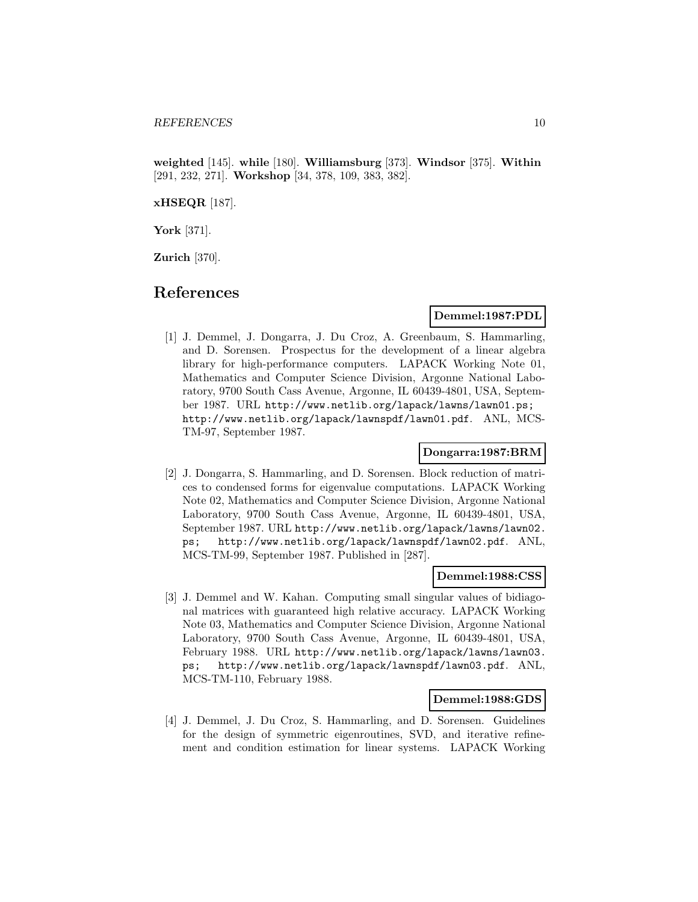**weighted** [145]. **while** [180]. **Williamsburg** [373]. **Windsor** [375]. **Within** [291, 232, 271]. **Workshop** [34, 378, 109, 383, 382].

**xHSEQR** [187].

**York** [371].

**Zurich** [370].

# References

**Demmel:1987:PDL**

[1] J. Demmel, J. Dongarra, J. Du Croz, A. Greenbaum, S. Hammarling, and D. Sorensen. Prospectus for the development of a linear algebra library for high-performance computers. LAPACK Working Note 01, Mathematics and Computer Science Division, Argonne National Laboratory, 9700 South Cass Avenue, Argonne, IL 60439-4801, USA, September 1987. URL http://www.netlib.org/lapack/lawns/lawn01.ps; http://www.netlib.org/lapack/lawnspdf/lawn01.pdf. ANL, MCS-TM-97, September 1987.

**Dongarra:1987:BRM**

[2] J. Dongarra, S. Hammarling, and D. Sorensen. Block reduction of matrices to condensed forms for eigenvalue computations. LAPACK Working Note 02, Mathematics and Computer Science Division, Argonne National Laboratory, 9700 South Cass Avenue, Argonne, IL 60439-4801, USA, September 1987. URL http://www.netlib.org/lapack/lawns/lawn02.ps; http://www.netlib.org/lapack/lawnspdf/lawn02.pdf. ANL, MCS-TM-99, September 1987. Published in [287].

**Demmel:1988:CSS**

[3] J. Demmel and W. Kahan. Computing small singular values of bidiagonal matrices with guaranteed high relative accuracy. LAPACK Working Note 03, Mathematics and Computer Science Division, Argonne National Laboratory, 9700 South Cass Avenue, Argonne, IL 60439-4801, USA, February 1988. URL http://www.netlib.org/lapack/lawns/lawn03.ps; http://www.netlib.org/lapack/lawnspdf/lawn03.pdf. ANL, MCS-TM-110, February 1988.

**Demmel:1988:GDS**

[4] J. Demmel, J. Du Croz, S. Hammarling, and D. Sorensen. Guidelines for the design of symmetric eigenroutines, SVD, and iterative refinement and condition estimation for linear systems. LAPACK Working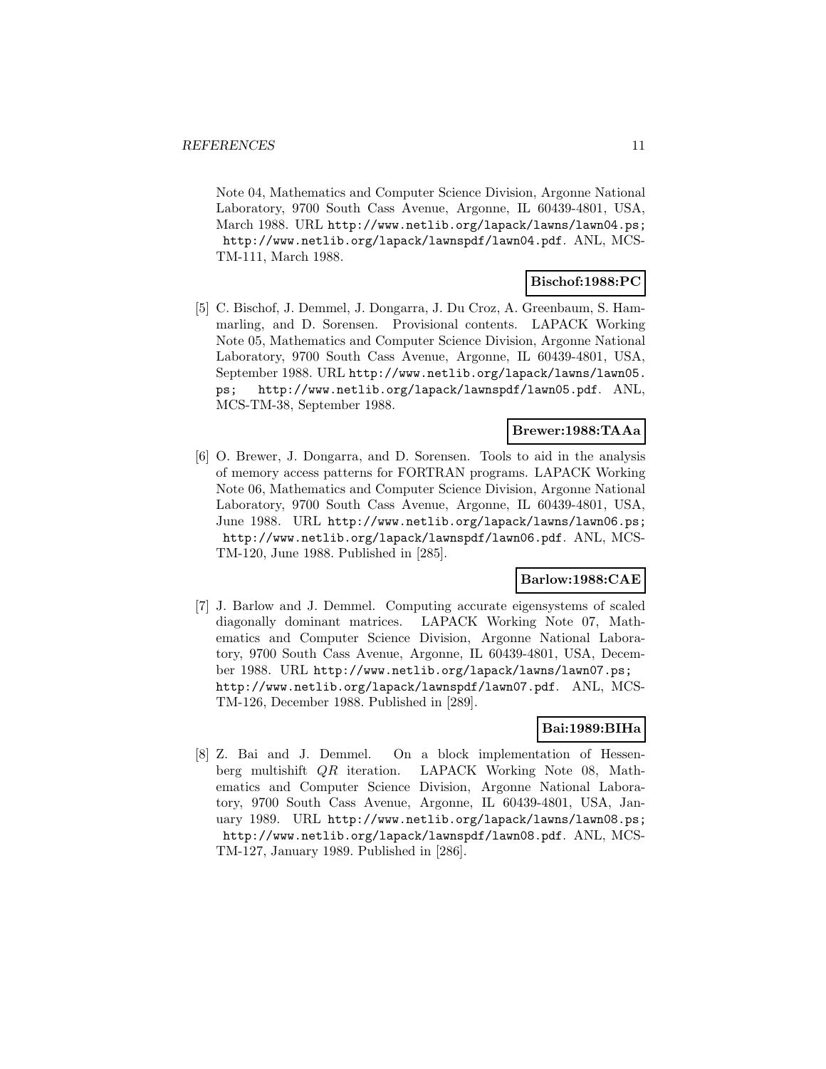Note 04, Mathematics and Computer Science Division, Argonne National Laboratory, 9700 South Cass Avenue, Argonne, IL 60439-4801, USA, March 1988. URL http://www.netlib.org/lapack/lawns/lawn04.ps; http://www.netlib.org/lapack/lawnspdf/lawn04.pdf. ANL, MCS-TM-111, March 1988.

**Bischof:1988:PC**

[5] C. Bischof, J. Demmel, J. Dongarra, J. Du Croz, A. Greenbaum, S. Hammarling, and D. Sorensen. Provisional contents. LAPACK Working Note 05, Mathematics and Computer Science Division, Argonne National Laboratory, 9700 South Cass Avenue, Argonne, IL 60439-4801, USA, September 1988. URL http://www.netlib.org/lapack/lawns/lawn05.ps; http://www.netlib.org/lapack/lawnspdf/lawn05.pdf. ANL, MCS-TM-38, September 1988.

**Brewer:1988:TAAa**

[6] O. Brewer, J. Dongarra, and D. Sorensen. Tools to aid in the analysis of memory access patterns for FORTRAN programs. LAPACK Working Note 06, Mathematics and Computer Science Division, Argonne National Laboratory, 9700 South Cass Avenue, Argonne, IL 60439-4801, USA, June 1988. URL http://www.netlib.org/lapack/lawns/lawn06.ps; http://www.netlib.org/lapack/lawnspdf/lawn06.pdf. ANL, MCS-TM-120, June 1988. Published in [285].

**Barlow:1988:CAE**

[7] J. Barlow and J. Demmel. Computing accurate eigensystems of scaled diagonally dominant matrices. LAPACK Working Note 07, Mathematics and Computer Science Division, Argonne National Laboratory, 9700 South Cass Avenue, Argonne, IL 60439-4801, USA, December 1988. URL http://www.netlib.org/lapack/lawns/lawn07.ps; http://www.netlib.org/lapack/lawnspdf/lawn07.pdf. ANL, MCS-TM-126, December 1988. Published in [289].

**Bai:1989:BIHa**

[8] Z. Bai and J. Demmel. On a block implementation of Hessenberg multishift $QR$ iteration. LAPACK Working Note 08, Mathematics and Computer Science Division, Argonne National Laboratory, 9700 South Cass Avenue, Argonne, IL 60439-4801, USA, January 1989. URL http://www.netlib.org/lapack/lawns/lawn08.ps; http://www.netlib.org/lapack/lawnspdf/lawn08.pdf. ANL, MCS-TM-127, January 1989. Published in [286].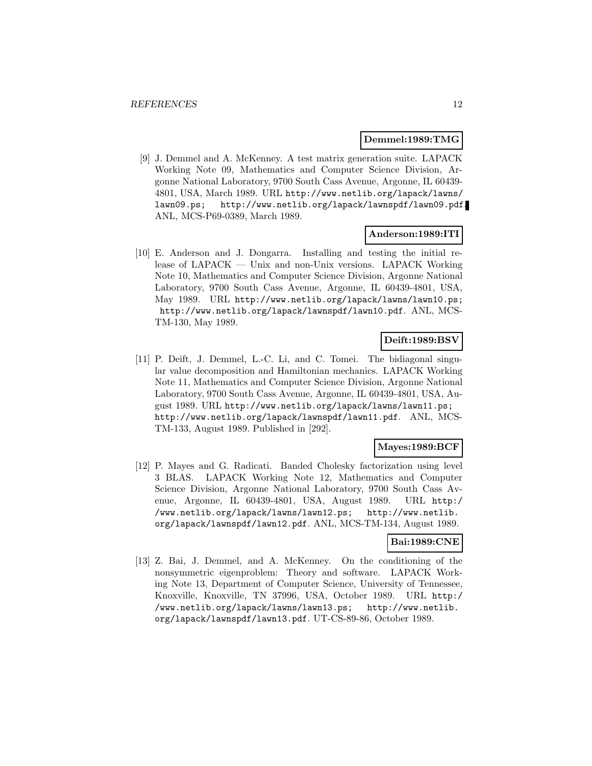**Demmel:1989:TMG**

[9] J. Demmel and A. McKenney. A test matrix generation suite. LAPACK Working Note 09, Mathematics and Computer Science Division, Argonne National Laboratory, 9700 South Cass Avenue, Argonne, IL 60439-4801, USA, March 1989. URL http://www.netlib.org/lapack/lawns/lawn09.ps; http://www.netlib.org/lapack/lawnspdf/lawn09.pdf. ANL, MCS-P69-0389, March 1989.

**Anderson:1989:ITI**

[10] E. Anderson and J. Dongarra. Installing and testing the initial release of LAPACK — Unix and non-Unix versions. LAPACK Working Note 10, Mathematics and Computer Science Division, Argonne National Laboratory, 9700 South Cass Avenue, Argonne, IL 60439-4801, USA, May 1989. URL http://www.netlib.org/lapack/lawns/lawn10.ps; http://www.netlib.org/lapack/lawnspdf/lawn10.pdf. ANL, MCS-TM-130, May 1989.

**Deift:1989:BSV**

[11] P. Deift, J. Demmel, L.-C. Li, and C. Tomei. The bidiagonal singular value decomposition and Hamiltonian mechanics. LAPACK Working Note 11, Mathematics and Computer Science Division, Argonne National Laboratory, 9700 South Cass Avenue, Argonne, IL 60439-4801, USA, August 1989. URL http://www.netlib.org/lapack/lawns/lawn11.ps; http://www.netlib.org/lapack/lawnspdf/lawn11.pdf. ANL, MCS-TM-133, August 1989. Published in [292].

**Mayes:1989:BCF**

[12] P. Mayes and G. Radicati. Banded Cholesky factorization using level 3 BLAS. LAPACK Working Note 12, Mathematics and Computer Science Division, Argonne National Laboratory, 9700 South Cass Avenue, Argonne, IL 60439-4801, USA, August 1989. URL http://www.netlib.org/lapack/lawns/lawn12.ps; http://www.netlib.org/lapack/lawnspdf/lawn12.pdf. ANL, MCS-TM-134, August 1989.

**Bai:1989:CNE**

[13] Z. Bai, J. Demmel, and A. McKenney. On the conditioning of the nonsymmetric eigenproblem: Theory and software. LAPACK Working Note 13, Department of Computer Science, University of Tennessee, Knoxville, Knoxville, TN 37996, USA, October 1989. URL http://www.netlib.org/lapack/lawns/lawn13.ps; http://www.netlib.org/lapack/lawnspdf/lawn13.pdf. UT-CS-89-86, October 1989.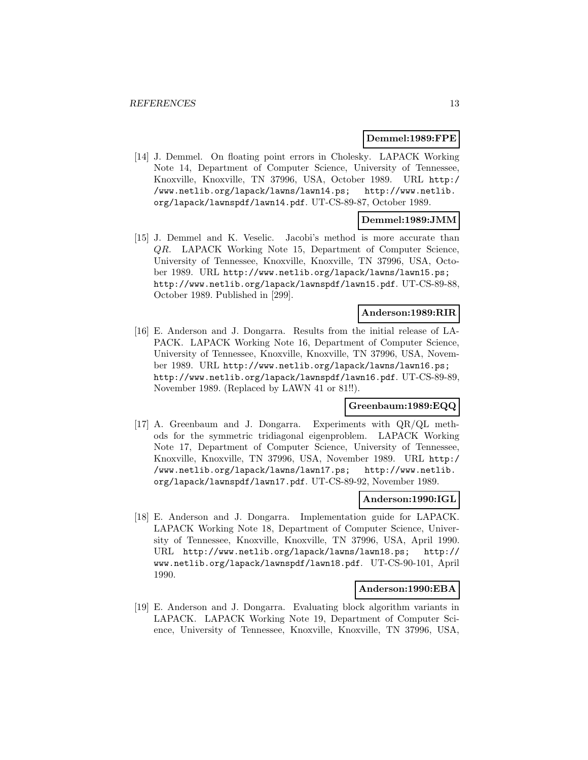**Demmel:1989:FPE**

[14] J. Demmel. On floating point errors in Cholesky. LAPACK Working Note 14, Department of Computer Science, University of Tennessee, Knoxville, Knoxville, TN 37996, USA, October 1989. URL `http://www.netlib.org/lapack/lawns/lawn14.ps; http://www.netlib.org/lapack/lawnspdf/lawn14.pdf`. UT-CS-89-87, October 1989.

**Demmel:1989:JMM**

[15] J. Demmel and K. Veselic. Jacobi's method is more accurate than $QR$. LAPACK Working Note 15, Department of Computer Science, University of Tennessee, Knoxville, Knoxville, TN 37996, USA, October 1989. URL `http://www.netlib.org/lapack/lawns/lawn15.ps; http://www.netlib.org/lapack/lawnspdf/lawn15.pdf`. UT-CS-89-88, October 1989. Published in [299].

**Anderson:1989:RIR**

[16] E. Anderson and J. Dongarra. Results from the initial release of LAPACK. LAPACK Working Note 16, Department of Computer Science, University of Tennessee, Knoxville, Knoxville, TN 37996, USA, November 1989. URL `http://www.netlib.org/lapack/lawns/lawn16.ps; http://www.netlib.org/lapack/lawnspdf/lawn16.pdf`. UT-CS-89-89, November 1989. (Replaced by LAWN 41 or 81!!).

**Greenbaum:1989:EQQ**

[17] A. Greenbaum and J. Dongarra. Experiments with QR/QL methods for the symmetric tridiagonal eigenproblem. LAPACK Working Note 17, Department of Computer Science, University of Tennessee, Knoxville, Knoxville, TN 37996, USA, November 1989. URL `http://www.netlib.org/lapack/lawns/lawn17.ps; http://www.netlib.org/lapack/lawnspdf/lawn17.pdf`. UT-CS-89-92, November 1989.

**Anderson:1990:IGL**

[18] E. Anderson and J. Dongarra. Implementation guide for LAPACK. LAPACK Working Note 18, Department of Computer Science, University of Tennessee, Knoxville, Knoxville, TN 37996, USA, April 1990. URL `http://www.netlib.org/lapack/lawns/lawn18.ps; http://www.netlib.org/lapack/lawnspdf/lawn18.pdf`. UT-CS-90-101, April 1990.

**Anderson:1990:EBA**

[19] E. Anderson and J. Dongarra. Evaluating block algorithm variants in LAPACK. LAPACK Working Note 19, Department of Computer Science, University of Tennessee, Knoxville, Knoxville, TN 37996, USA,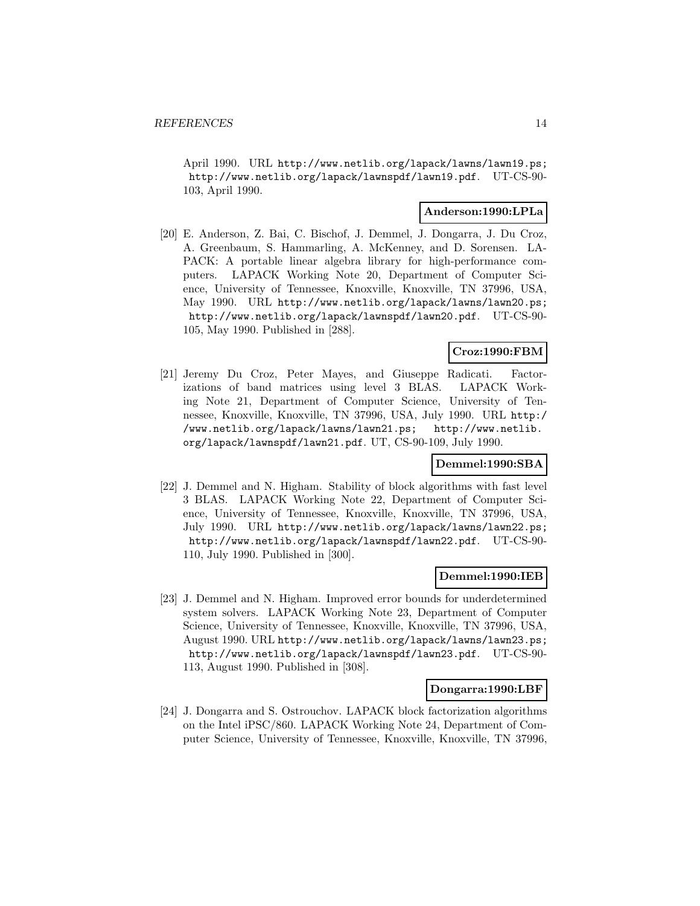April 1990. URL http://www.netlib.org/lapack/lawns/lawn19.ps; http://www.netlib.org/lapack/lawnspdf/lawn19.pdf. UT-CS-90-103, April 1990.

**Anderson:1990:LPLa**

[20] E. Anderson, Z. Bai, C. Bischof, J. Demmel, J. Dongarra, J. Du Croz, A. Greenbaum, S. Hammarling, A. McKenney, and D. Sorensen. LAPACK: A portable linear algebra library for high-performance computers. LAPACK Working Note 20, Department of Computer Science, University of Tennessee, Knoxville, Knoxville, TN 37996, USA, May 1990. URL http://www.netlib.org/lapack/lawns/lawn20.ps; http://www.netlib.org/lapack/lawnspdf/lawn20.pdf. UT-CS-90-105, May 1990. Published in [288].

**Croz:1990:FBM**

[21] Jeremy Du Croz, Peter Mayes, and Giuseppe Radicati. Factorizations of band matrices using level 3 BLAS. LAPACK Working Note 21, Department of Computer Science, University of Tennessee, Knoxville, Knoxville, TN 37996, USA, July 1990. URL http://www.netlib.org/lapack/lawns/lawn21.ps; http://www.netlib.org/lapack/lawnspdf/lawn21.pdf. UT, CS-90-109, July 1990.

**Demmel:1990:SBA**

[22] J. Demmel and N. Higham. Stability of block algorithms with fast level 3 BLAS. LAPACK Working Note 22, Department of Computer Science, University of Tennessee, Knoxville, Knoxville, TN 37996, USA, July 1990. URL http://www.netlib.org/lapack/lawns/lawn22.ps; http://www.netlib.org/lapack/lawnspdf/lawn22.pdf. UT-CS-90-110, July 1990. Published in [300].

**Demmel:1990:IEB**

[23] J. Demmel and N. Higham. Improved error bounds for underdetermined system solvers. LAPACK Working Note 23, Department of Computer Science, University of Tennessee, Knoxville, Knoxville, TN 37996, USA, August 1990. URL http://www.netlib.org/lapack/lawns/lawn23.ps; http://www.netlib.org/lapack/lawnspdf/lawn23.pdf. UT-CS-90-113, August 1990. Published in [308].

**Dongarra:1990:LBF**

[24] J. Dongarra and S. Ostrouchov. LAPACK block factorization algorithms on the Intel iPSC/860. LAPACK Working Note 24, Department of Computer Science, University of Tennessee, Knoxville, Knoxville, TN 37996,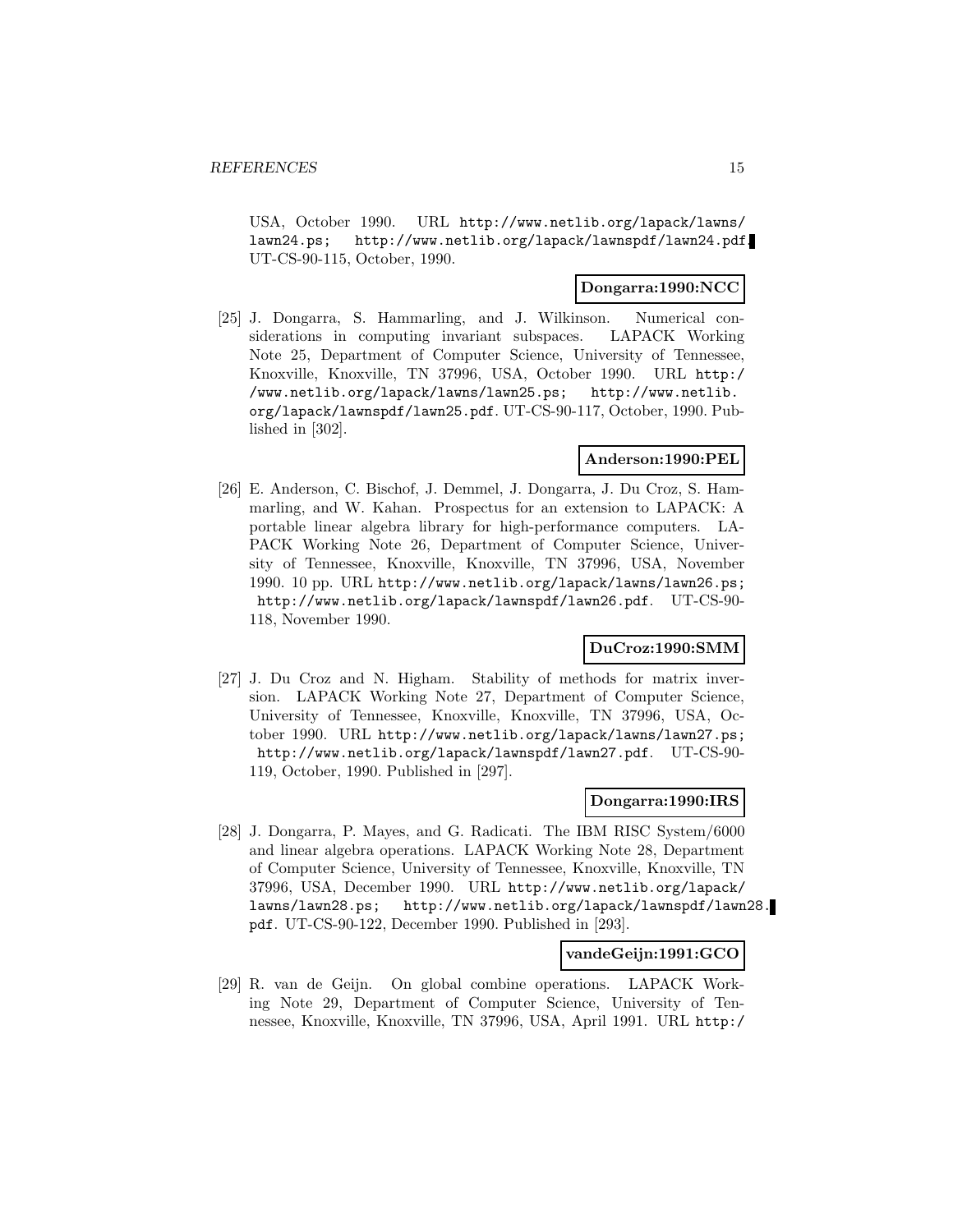USA, October 1990. URL http://www.netlib.org/lapack/lawns/lawn24.ps; http://www.netlib.org/lapack/lawnspdf/lawn24.pdf. UT-CS-90-115, October, 1990.

**Dongarra:1990:NCC**

[25] J. Dongarra, S. Hammarling, and J. Wilkinson. Numerical considerations in computing invariant subspaces. LAPACK Working Note 25, Department of Computer Science, University of Tennessee, Knoxville, Knoxville, TN 37996, USA, October 1990. URL http://www.netlib.org/lapack/lawns/lawn25.ps; http://www.netlib.org/lapack/lawnspdf/lawn25.pdf. UT-CS-90-117, October, 1990. Published in [302].

**Anderson:1990:PEL**

[26] E. Anderson, C. Bischof, J. Demmel, J. Dongarra, J. Du Croz, S. Hammarling, and W. Kahan. Prospectus for an extension to LAPACK: A portable linear algebra library for high-performance computers. LAPACK Working Note 26, Department of Computer Science, University of Tennessee, Knoxville, Knoxville, TN 37996, USA, November 1990. 10 pp. URL http://www.netlib.org/lapack/lawns/lawn26.ps; http://www.netlib.org/lapack/lawnspdf/lawn26.pdf. UT-CS-90-118, November 1990.

**DuCroz:1990:SMM**

[27] J. Du Croz and N. Higham. Stability of methods for matrix inversion. LAPACK Working Note 27, Department of Computer Science, University of Tennessee, Knoxville, Knoxville, TN 37996, USA, October 1990. URL http://www.netlib.org/lapack/lawns/lawn27.ps; http://www.netlib.org/lapack/lawnspdf/lawn27.pdf. UT-CS-90-119, October, 1990. Published in [297].

**Dongarra:1990:IRS**

[28] J. Dongarra, P. Mayes, and G. Radicati. The IBM RISC System/6000 and linear algebra operations. LAPACK Working Note 28, Department of Computer Science, University of Tennessee, Knoxville, Knoxville, TN 37996, USA, December 1990. URL http://www.netlib.org/lapack/lawns/lawn28.ps; http://www.netlib.org/lapack/lawnspdf/lawn28.pdf. UT-CS-90-122, December 1990. Published in [293].

**vandeGeijn:1991:GCO**

[29] R. van de Geijn. On global combine operations. LAPACK Working Note 29, Department of Computer Science, University of Tennessee, Knoxville, Knoxville, TN 37996, USA, April 1991. URL http:/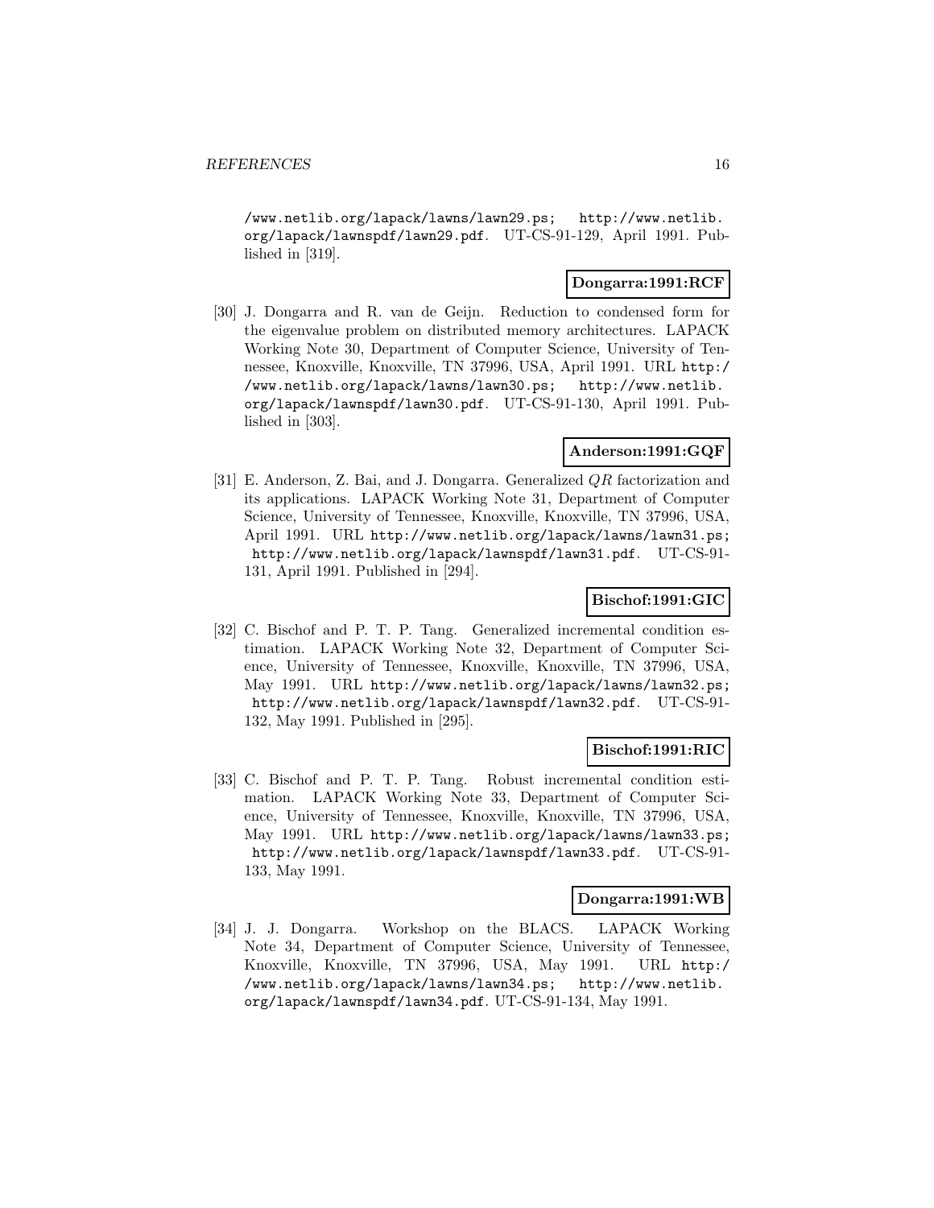/www.netlib.org/lapack/lawns/lawn29.ps; http://www.netlib.org/lapack/lawnspdf/lawn29.pdf. UT-CS-91-129, April 1991. Published in [319].

**Dongarra:1991:RCF**

[30] J. Dongarra and R. van de Geijn. Reduction to condensed form for the eigenvalue problem on distributed memory architectures. LAPACK Working Note 30, Department of Computer Science, University of Tennessee, Knoxville, Knoxville, TN 37996, USA, April 1991. URL http://www.netlib.org/lapack/lawns/lawn30.ps; http://www.netlib.org/lapack/lawnspdf/lawn30.pdf. UT-CS-91-130, April 1991. Published in [303].

**Anderson:1991:GQF**

[31] E. Anderson, Z. Bai, and J. Dongarra. Generalized $QR$ factorization and its applications. LAPACK Working Note 31, Department of Computer Science, University of Tennessee, Knoxville, Knoxville, TN 37996, USA, April 1991. URL http://www.netlib.org/lapack/lawns/lawn31.ps; http://www.netlib.org/lapack/lawnspdf/lawn31.pdf. UT-CS-91-131, April 1991. Published in [294].

**Bischof:1991:GIC**

[32] C. Bischof and P. T. P. Tang. Generalized incremental condition estimation. LAPACK Working Note 32, Department of Computer Science, University of Tennessee, Knoxville, Knoxville, TN 37996, USA, May 1991. URL http://www.netlib.org/lapack/lawns/lawn32.ps; http://www.netlib.org/lapack/lawnspdf/lawn32.pdf. UT-CS-91-132, May 1991. Published in [295].

**Bischof:1991:RIC**

[33] C. Bischof and P. T. P. Tang. Robust incremental condition estimation. LAPACK Working Note 33, Department of Computer Science, University of Tennessee, Knoxville, Knoxville, TN 37996, USA, May 1991. URL http://www.netlib.org/lapack/lawns/lawn33.ps; http://www.netlib.org/lapack/lawnspdf/lawn33.pdf. UT-CS-91-133, May 1991.

**Dongarra:1991:WB**

[34] J. J. Dongarra. Workshop on the BLACS. LAPACK Working Note 34, Department of Computer Science, University of Tennessee, Knoxville, Knoxville, TN 37996, USA, May 1991. URL http://www.netlib.org/lapack/lawns/lawn34.ps; http://www.netlib.org/lapack/lawnspdf/lawn34.pdf. UT-CS-91-134, May 1991.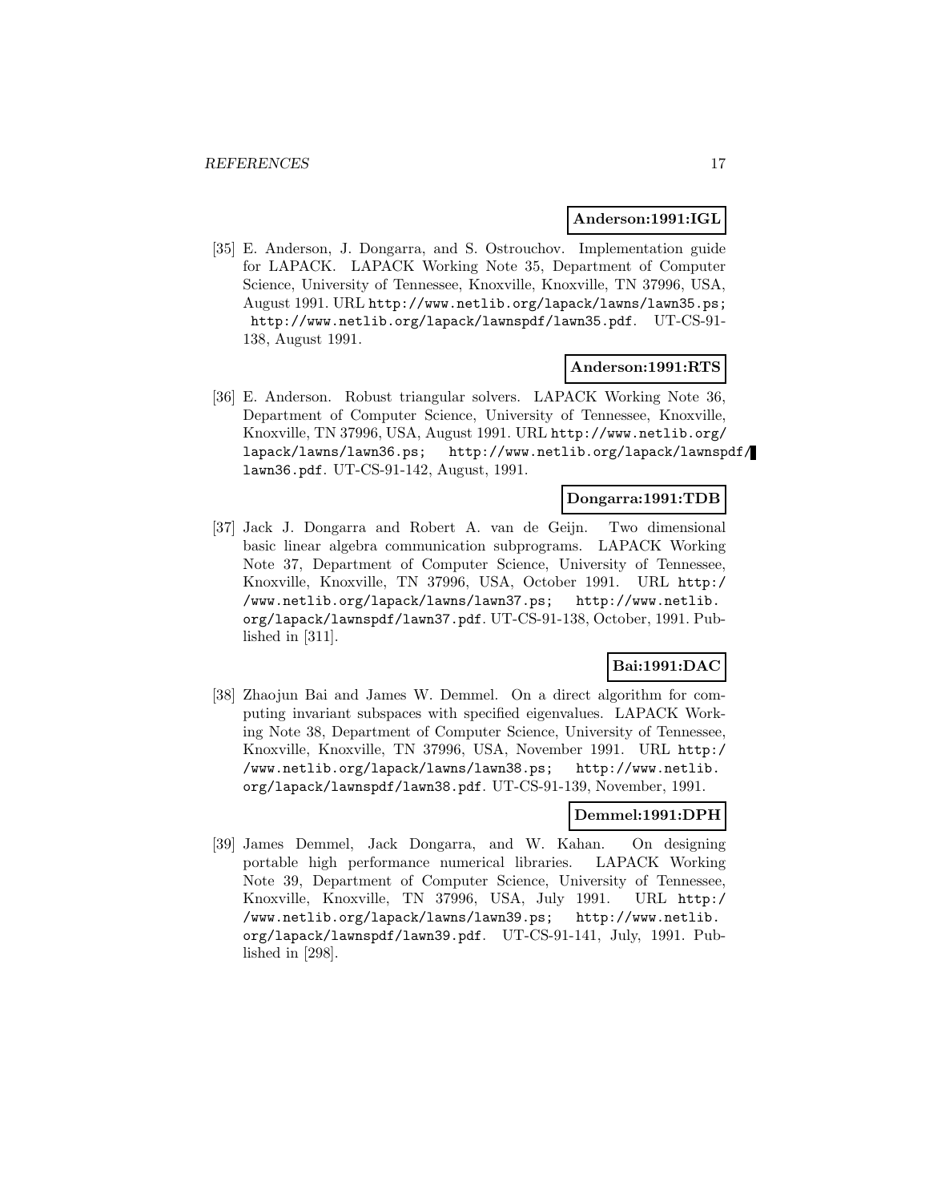**Anderson:1991:IGL**

[35] E. Anderson, J. Dongarra, and S. Ostrouchov. Implementation guide for LAPACK. LAPACK Working Note 35, Department of Computer Science, University of Tennessee, Knoxville, Knoxville, TN 37996, USA, August 1991. URL http://www.netlib.org/lapack/lawns/lawn35.ps; http://www.netlib.org/lapack/lawnspdf/lawn35.pdf. UT-CS-91-138, August 1991.

**Anderson:1991:RTS**

[36] E. Anderson. Robust triangular solvers. LAPACK Working Note 36, Department of Computer Science, University of Tennessee, Knoxville, Knoxville, TN 37996, USA, August 1991. URL http://www.netlib.org/lapack/lawns/lawn36.ps; http://www.netlib.org/lapack/lawnspdf/lawn36.pdf. UT-CS-91-142, August, 1991.

**Dongarra:1991:TDB**

[37] Jack J. Dongarra and Robert A. van de Geijn. Two dimensional basic linear algebra communication subprograms. LAPACK Working Note 37, Department of Computer Science, University of Tennessee, Knoxville, Knoxville, TN 37996, USA, October 1991. URL http://www.netlib.org/lapack/lawns/lawn37.ps; http://www.netlib.org/lapack/lawnspdf/lawn37.pdf. UT-CS-91-138, October, 1991. Published in [311].

**Bai:1991:DAC**

[38] Zhaojun Bai and James W. Demmel. On a direct algorithm for computing invariant subspaces with specified eigenvalues. LAPACK Working Note 38, Department of Computer Science, University of Tennessee, Knoxville, Knoxville, TN 37996, USA, November 1991. URL http://www.netlib.org/lapack/lawns/lawn38.ps; http://www.netlib.org/lapack/lawnspdf/lawn38.pdf. UT-CS-91-139, November, 1991.

**Demmel:1991:DPH**

[39] James Demmel, Jack Dongarra, and W. Kahan. On designing portable high performance numerical libraries. LAPACK Working Note 39, Department of Computer Science, University of Tennessee, Knoxville, Knoxville, TN 37996, USA, July 1991. URL http://www.netlib.org/lapack/lawns/lawn39.ps; http://www.netlib.org/lapack/lawnspdf/lawn39.pdf. UT-CS-91-141, July, 1991. Published in [298].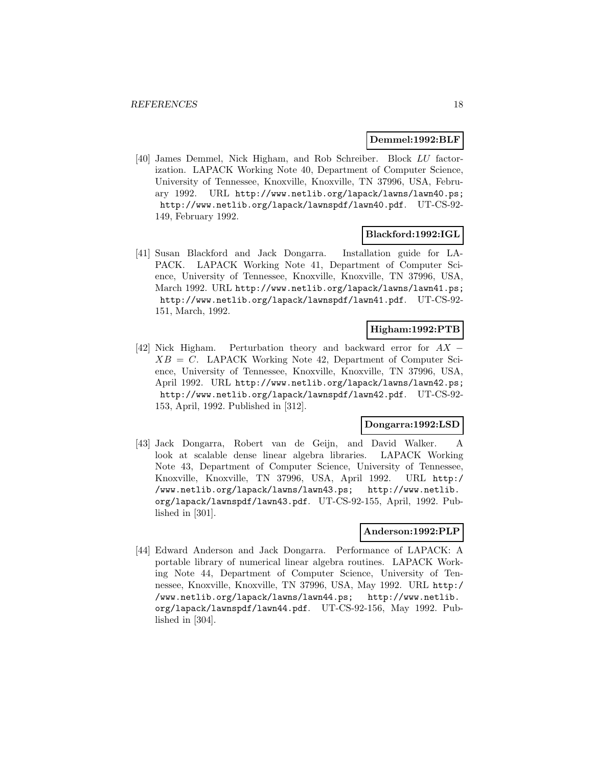**Demmel:1992:BLF**

[40] James Demmel, Nick Higham, and Rob Schreiber. Block *LU* factorization. LAPACK Working Note 40, Department of Computer Science, University of Tennessee, Knoxville, Knoxville, TN 37996, USA, February 1992. URL http://www.netlib.org/lapack/lawns/lawn40.ps; http://www.netlib.org/lapack/lawnspdf/lawn40.pdf. UT-CS-92-149, February 1992.

**Blackford:1992:IGL**

[41] Susan Blackford and Jack Dongarra. Installation guide for LAPACK. LAPACK Working Note 41, Department of Computer Science, University of Tennessee, Knoxville, Knoxville, TN 37996, USA, March 1992. URL http://www.netlib.org/lapack/lawns/lawn41.ps; http://www.netlib.org/lapack/lawnspdf/lawn41.pdf. UT-CS-92-151, March, 1992.

**Higham:1992:PTB**

[42] Nick Higham. Perturbation theory and backward error for $AX - XB = C$. LAPACK Working Note 42, Department of Computer Science, University of Tennessee, Knoxville, Knoxville, TN 37996, USA, April 1992. URL http://www.netlib.org/lapack/lawns/lawn42.ps; http://www.netlib.org/lapack/lawnspdf/lawn42.pdf. UT-CS-92-153, April, 1992. Published in [312].

**Dongarra:1992:LSD**

[43] Jack Dongarra, Robert van de Geijn, and David Walker. A look at scalable dense linear algebra libraries. LAPACK Working Note 43, Department of Computer Science, University of Tennessee, Knoxville, Knoxville, TN 37996, USA, April 1992. URL http://www.netlib.org/lapack/lawns/lawn43.ps; http://www.netlib.org/lapack/lawnspdf/lawn43.pdf. UT-CS-92-155, April, 1992. Published in [301].

**Anderson:1992:PLP**

[44] Edward Anderson and Jack Dongarra. Performance of LAPACK: A portable library of numerical linear algebra routines. LAPACK Working Note 44, Department of Computer Science, University of Tennessee, Knoxville, Knoxville, TN 37996, USA, May 1992. URL http://www.netlib.org/lapack/lawns/lawn44.ps; http://www.netlib.org/lapack/lawnspdf/lawn44.pdf. UT-CS-92-156, May 1992. Published in [304].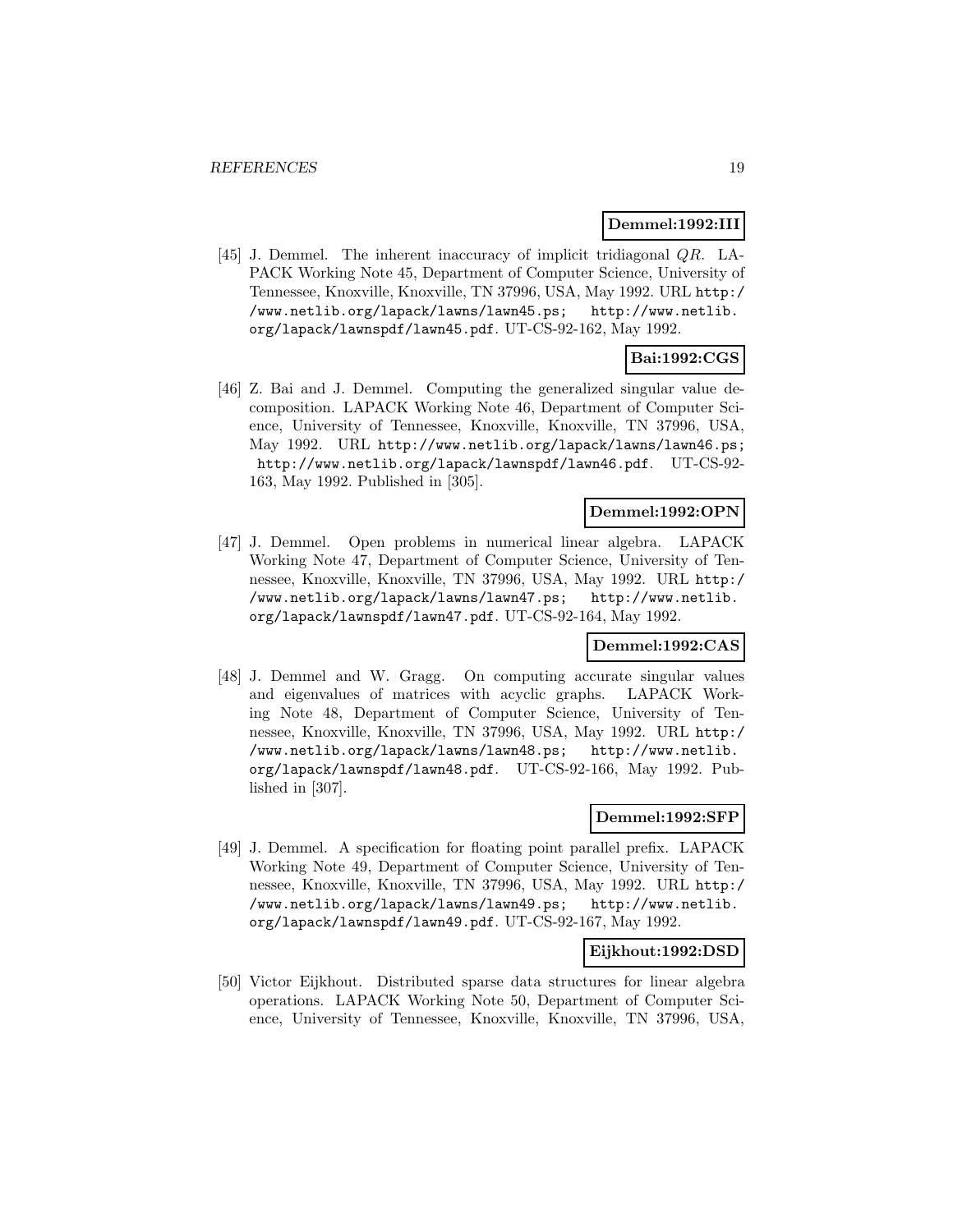**Demmel:1992:III**

[45] J. Demmel. The inherent inaccuracy of implicit tridiagonal $QR$. LAPACK Working Note 45, Department of Computer Science, University of Tennessee, Knoxville, Knoxville, TN 37996, USA, May 1992. URL http://www.netlib.org/lapack/lawns/lawn45.ps; http://www.netlib.org/lapack/lawnspdf/lawn45.pdf. UT-CS-92-162, May 1992.

**Bai:1992:CGS**

[46] Z. Bai and J. Demmel. Computing the generalized singular value decomposition. LAPACK Working Note 46, Department of Computer Science, University of Tennessee, Knoxville, Knoxville, TN 37996, USA, May 1992. URL http://www.netlib.org/lapack/lawns/lawn46.ps; http://www.netlib.org/lapack/lawnspdf/lawn46.pdf. UT-CS-92-163, May 1992. Published in [305].

**Demmel:1992:OPN**

[47] J. Demmel. Open problems in numerical linear algebra. LAPACK Working Note 47, Department of Computer Science, University of Tennessee, Knoxville, Knoxville, TN 37996, USA, May 1992. URL http://www.netlib.org/lapack/lawns/lawn47.ps; http://www.netlib.org/lapack/lawnspdf/lawn47.pdf. UT-CS-92-164, May 1992.

**Demmel:1992:CAS**

[48] J. Demmel and W. Gragg. On computing accurate singular values and eigenvalues of matrices with acyclic graphs. LAPACK Working Note 48, Department of Computer Science, University of Tennessee, Knoxville, Knoxville, TN 37996, USA, May 1992. URL http://www.netlib.org/lapack/lawns/lawn48.ps; http://www.netlib.org/lapack/lawnspdf/lawn48.pdf. UT-CS-92-166, May 1992. Published in [307].

**Demmel:1992:SFP**

[49] J. Demmel. A specification for floating point parallel prefix. LAPACK Working Note 49, Department of Computer Science, University of Tennessee, Knoxville, Knoxville, TN 37996, USA, May 1992. URL http://www.netlib.org/lapack/lawns/lawn49.ps; http://www.netlib.org/lapack/lawnspdf/lawn49.pdf. UT-CS-92-167, May 1992.

**Eijkhout:1992:DSD**

[50] Victor Eijkhout. Distributed sparse data structures for linear algebra operations. LAPACK Working Note 50, Department of Computer Science, University of Tennessee, Knoxville, Knoxville, TN 37996, USA,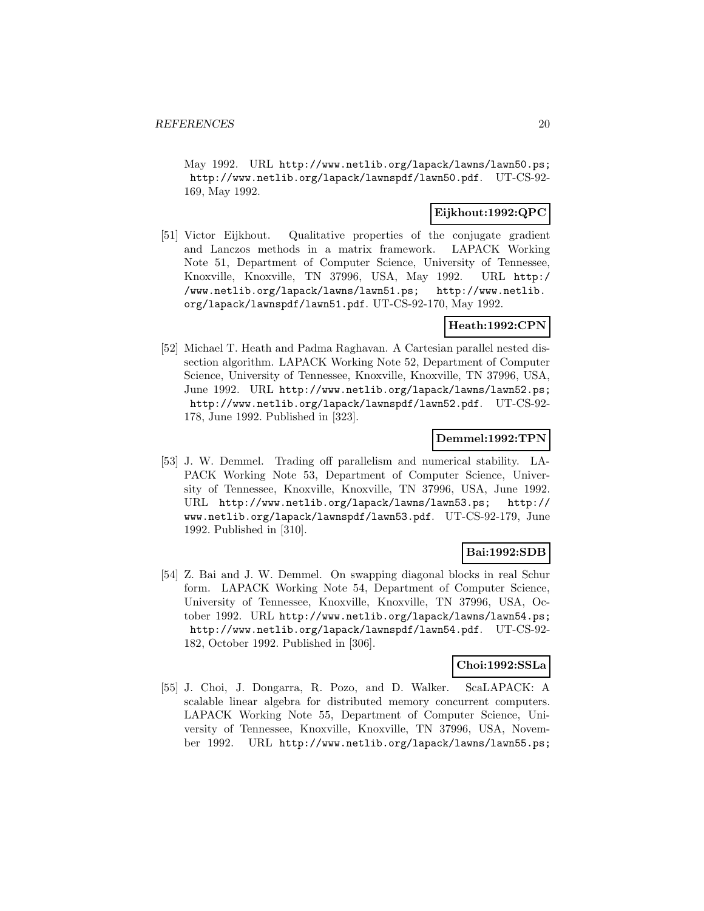May 1992. URL http://www.netlib.org/lapack/lawns/lawn50.ps; http://www.netlib.org/lapack/lawnspdf/lawn50.pdf. UT-CS-92-169, May 1992.

**Eijkhout:1992:QPC**

[51] Victor Eijkhout. Qualitative properties of the conjugate gradient and Lanczos methods in a matrix framework. LAPACK Working Note 51, Department of Computer Science, University of Tennessee, Knoxville, Knoxville, TN 37996, USA, May 1992. URL http://www.netlib.org/lapack/lawns/lawn51.ps; http://www.netlib.org/lapack/lawnspdf/lawn51.pdf. UT-CS-92-170, May 1992.

**Heath:1992:CPN**

[52] Michael T. Heath and Padma Raghavan. A Cartesian parallel nested dissection algorithm. LAPACK Working Note 52, Department of Computer Science, University of Tennessee, Knoxville, Knoxville, TN 37996, USA, June 1992. URL http://www.netlib.org/lapack/lawns/lawn52.ps; http://www.netlib.org/lapack/lawnspdf/lawn52.pdf. UT-CS-92-178, June 1992. Published in [323].

**Demmel:1992:TPN**

[53] J. W. Demmel. Trading off parallelism and numerical stability. LAPACK Working Note 53, Department of Computer Science, University of Tennessee, Knoxville, Knoxville, TN 37996, USA, June 1992. URL http://www.netlib.org/lapack/lawns/lawn53.ps; http://www.netlib.org/lapack/lawnspdf/lawn53.pdf. UT-CS-92-179, June 1992. Published in [310].

**Bai:1992:SDB**

[54] Z. Bai and J. W. Demmel. On swapping diagonal blocks in real Schur form. LAPACK Working Note 54, Department of Computer Science, University of Tennessee, Knoxville, Knoxville, TN 37996, USA, October 1992. URL http://www.netlib.org/lapack/lawns/lawn54.ps; http://www.netlib.org/lapack/lawnspdf/lawn54.pdf. UT-CS-92-182, October 1992. Published in [306].

**Choi:1992:SSLa**

[55] J. Choi, J. Dongarra, R. Pozo, and D. Walker. ScaLAPACK: A scalable linear algebra for distributed memory concurrent computers. LAPACK Working Note 55, Department of Computer Science, University of Tennessee, Knoxville, Knoxville, TN 37996, USA, November 1992. URL http://www.netlib.org/lapack/lawns/lawn55.ps;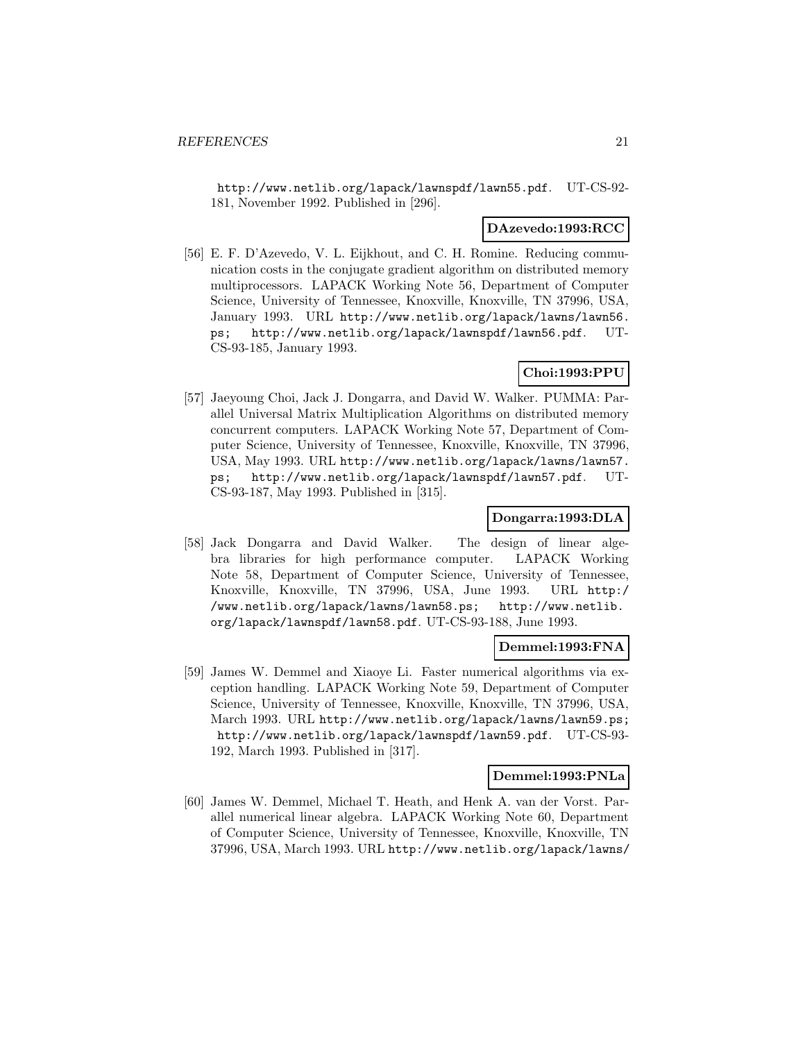http://www.netlib.org/lapack/lawnspdf/lawn55.pdf. UT-CS-92-181, November 1992. Published in [296].

**DAzevedo:1993:RCC**

[56] E. F. D'Azevedo, V. L. Eijkhout, and C. H. Romine. Reducing communication costs in the conjugate gradient algorithm on distributed memory multiprocessors. LAPACK Working Note 56, Department of Computer Science, University of Tennessee, Knoxville, Knoxville, TN 37996, USA, January 1993. URL http://www.netlib.org/lapack/lawns/lawn56.ps; http://www.netlib.org/lapack/lawnspdf/lawn56.pdf. UT-CS-93-185, January 1993.

**Choi:1993:PPU**

[57] Jaeyoung Choi, Jack J. Dongarra, and David W. Walker. PUMMA: Parallel Universal Matrix Multiplication Algorithms on distributed memory concurrent computers. LAPACK Working Note 57, Department of Computer Science, University of Tennessee, Knoxville, Knoxville, TN 37996, USA, May 1993. URL http://www.netlib.org/lapack/lawns/lawn57.ps; http://www.netlib.org/lapack/lawnspdf/lawn57.pdf. UT-CS-93-187, May 1993. Published in [315].

**Dongarra:1993:DLA**

[58] Jack Dongarra and David Walker. The design of linear algebra libraries for high performance computer. LAPACK Working Note 58, Department of Computer Science, University of Tennessee, Knoxville, Knoxville, TN 37996, USA, June 1993. URL http://www.netlib.org/lapack/lawns/lawn58.ps; http://www.netlib.org/lapack/lawnspdf/lawn58.pdf. UT-CS-93-188, June 1993.

**Demmel:1993:FNA**

[59] James W. Demmel and Xiaoye Li. Faster numerical algorithms via exception handling. LAPACK Working Note 59, Department of Computer Science, University of Tennessee, Knoxville, Knoxville, TN 37996, USA, March 1993. URL http://www.netlib.org/lapack/lawns/lawn59.ps; http://www.netlib.org/lapack/lawnspdf/lawn59.pdf. UT-CS-93-192, March 1993. Published in [317].

**Demmel:1993:PNLa**

[60] James W. Demmel, Michael T. Heath, and Henk A. van der Vorst. Parallel numerical linear algebra. LAPACK Working Note 60, Department of Computer Science, University of Tennessee, Knoxville, Knoxville, TN 37996, USA, March 1993. URL http://www.netlib.org/lapack/lawns/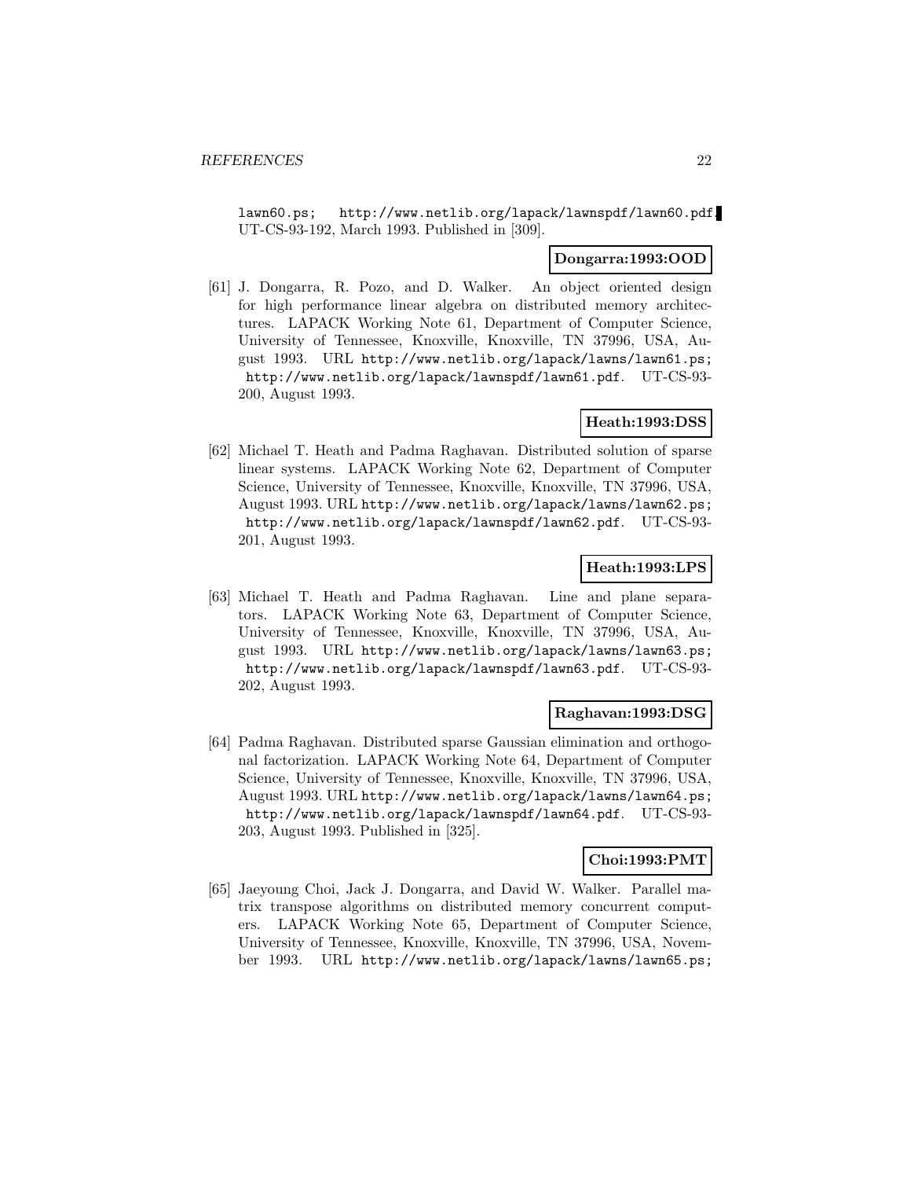lawn60.ps; http://www.netlib.org/lapack/lawnspdf/lawn60.pdf. UT-CS-93-192, March 1993. Published in [309].

**Dongarra:1993:OOD**

[61] J. Dongarra, R. Pozo, and D. Walker. An object oriented design for high performance linear algebra on distributed memory architectures. LAPACK Working Note 61, Department of Computer Science, University of Tennessee, Knoxville, Knoxville, TN 37996, USA, August 1993. URL http://www.netlib.org/lapack/lawns/lawn61.ps; http://www.netlib.org/lapack/lawnspdf/lawn61.pdf. UT-CS-93-200, August 1993.

**Heath:1993:DSS**

[62] Michael T. Heath and Padma Raghavan. Distributed solution of sparse linear systems. LAPACK Working Note 62, Department of Computer Science, University of Tennessee, Knoxville, Knoxville, TN 37996, USA, August 1993. URL http://www.netlib.org/lapack/lawns/lawn62.ps; http://www.netlib.org/lapack/lawnspdf/lawn62.pdf. UT-CS-93-201, August 1993.

**Heath:1993:LPS**

[63] Michael T. Heath and Padma Raghavan. Line and plane separators. LAPACK Working Note 63, Department of Computer Science, University of Tennessee, Knoxville, Knoxville, TN 37996, USA, August 1993. URL http://www.netlib.org/lapack/lawns/lawn63.ps; http://www.netlib.org/lapack/lawnspdf/lawn63.pdf. UT-CS-93-202, August 1993.

**Raghavan:1993:DSG**

[64] Padma Raghavan. Distributed sparse Gaussian elimination and orthogonal factorization. LAPACK Working Note 64, Department of Computer Science, University of Tennessee, Knoxville, Knoxville, TN 37996, USA, August 1993. URL http://www.netlib.org/lapack/lawns/lawn64.ps; http://www.netlib.org/lapack/lawnspdf/lawn64.pdf. UT-CS-93-203, August 1993. Published in [325].

**Choi:1993:PMT**

[65] Jaeyoung Choi, Jack J. Dongarra, and David W. Walker. Parallel matrix transpose algorithms on distributed memory concurrent computers. LAPACK Working Note 65, Department of Computer Science, University of Tennessee, Knoxville, Knoxville, TN 37996, USA, November 1993. URL http://www.netlib.org/lapack/lawns/lawn65.ps;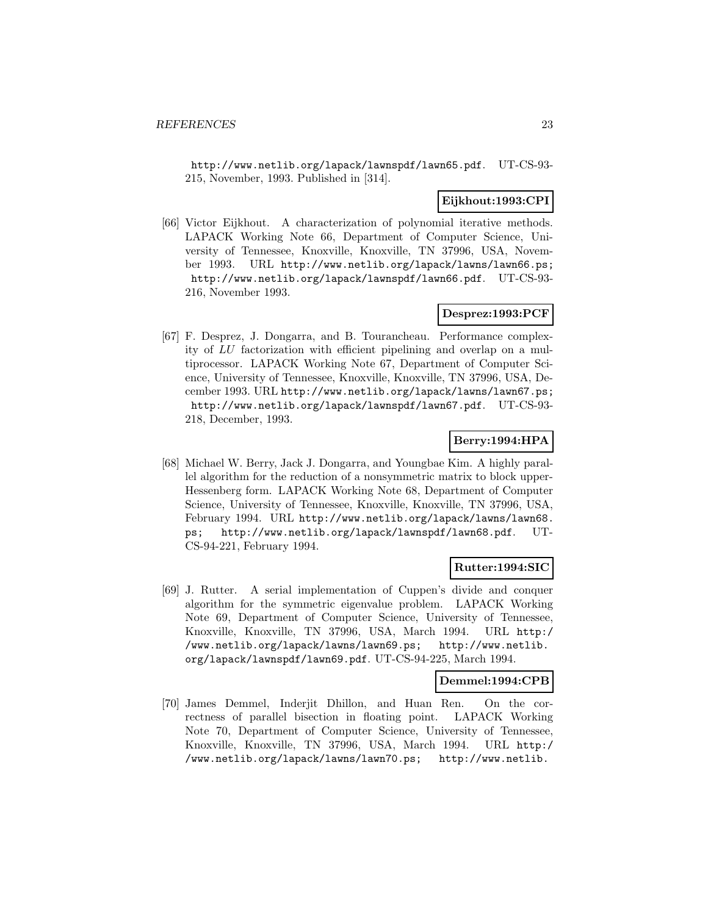http://www.netlib.org/lapack/lawnspdf/lawn65.pdf. UT-CS-93-215, November, 1993. Published in [314].

**Eijkhout:1993:CPI**

[66] Victor Eijkhout. A characterization of polynomial iterative methods. LAPACK Working Note 66, Department of Computer Science, University of Tennessee, Knoxville, Knoxville, TN 37996, USA, November 1993. URL http://www.netlib.org/lapack/lawns/lawn66.ps; http://www.netlib.org/lapack/lawnspdf/lawn66.pdf. UT-CS-93-216, November 1993.

**Desprez:1993:PCF**

[67] F. Desprez, J. Dongarra, and B. Tourancheau. Performance complexity of *LU* factorization with efficient pipelining and overlap on a multiprocessor. LAPACK Working Note 67, Department of Computer Science, University of Tennessee, Knoxville, Knoxville, TN 37996, USA, December 1993. URL http://www.netlib.org/lapack/lawns/lawn67.ps; http://www.netlib.org/lapack/lawnspdf/lawn67.pdf. UT-CS-93-218, December, 1993.

**Berry:1994:HPA**

[68] Michael W. Berry, Jack J. Dongarra, and Youngbae Kim. A highly parallel algorithm for the reduction of a nonsymmetric matrix to block upper-Hessenberg form. LAPACK Working Note 68, Department of Computer Science, University of Tennessee, Knoxville, Knoxville, TN 37996, USA, February 1994. URL http://www.netlib.org/lapack/lawns/lawn68.ps; http://www.netlib.org/lapack/lawnspdf/lawn68.pdf. UT-CS-94-221, February 1994.

**Rutter:1994:SIC**

[69] J. Rutter. A serial implementation of Cuppen's divide and conquer algorithm for the symmetric eigenvalue problem. LAPACK Working Note 69, Department of Computer Science, University of Tennessee, Knoxville, Knoxville, TN 37996, USA, March 1994. URL http://www.netlib.org/lapack/lawns/lawn69.ps; http://www.netlib.org/lapack/lawnspdf/lawn69.pdf. UT-CS-94-225, March 1994.

**Demmel:1994:CPB**

[70] James Demmel, Inderjit Dhillon, and Huan Ren. On the correctness of parallel bisection in floating point. LAPACK Working Note 70, Department of Computer Science, University of Tennessee, Knoxville, Knoxville, TN 37996, USA, March 1994. URL http://www.netlib.org/lapack/lawns/lawn70.ps; http://www.netlib.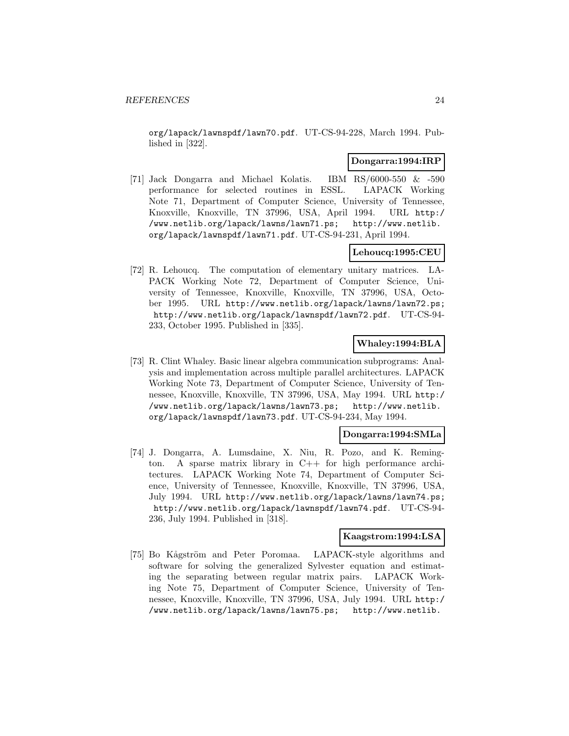org/lapack/lawnspdf/lawn70.pdf. UT-CS-94-228, March 1994. Published in [322].

**Dongarra:1994:IRP**

[71] Jack Dongarra and Michael Kolatis. IBM RS/6000-550 & -590 performance for selected routines in ESSL. LAPACK Working Note 71, Department of Computer Science, University of Tennessee, Knoxville, Knoxville, TN 37996, USA, April 1994. URL http://www.netlib.org/lapack/lawns/lawn71.ps; http://www.netlib.org/lapack/lawnspdf/lawn71.pdf. UT-CS-94-231, April 1994.

**Lehoucq:1995:CEU**

[72] R. Lehoucq. The computation of elementary unitary matrices. LAPACK Working Note 72, Department of Computer Science, University of Tennessee, Knoxville, Knoxville, TN 37996, USA, October 1995. URL http://www.netlib.org/lapack/lawns/lawn72.ps; http://www.netlib.org/lapack/lawnspdf/lawn72.pdf. UT-CS-94-233, October 1995. Published in [335].

**Whaley:1994:BLA**

[73] R. Clint Whaley. Basic linear algebra communication subprograms: Analysis and implementation across multiple parallel architectures. LAPACK Working Note 73, Department of Computer Science, University of Tennessee, Knoxville, Knoxville, TN 37996, USA, May 1994. URL http://www.netlib.org/lapack/lawns/lawn73.ps; http://www.netlib.org/lapack/lawnspdf/lawn73.pdf. UT-CS-94-234, May 1994.

**Dongarra:1994:SMLa**

[74] J. Dongarra, A. Lumsdaine, X. Niu, R. Pozo, and K. Remington. A sparse matrix library in C++ for high performance architectures. LAPACK Working Note 74, Department of Computer Science, University of Tennessee, Knoxville, Knoxville, TN 37996, USA, July 1994. URL http://www.netlib.org/lapack/lawns/lawn74.ps; http://www.netlib.org/lapack/lawnspdf/lawn74.pdf. UT-CS-94-236, July 1994. Published in [318].

**Kaagstrom:1994:LSA**

[75] Bo Kågström and Peter Poromaa. LAPACK-style algorithms and software for solving the generalized Sylvester equation and estimating the separating between regular matrix pairs. LAPACK Working Note 75, Department of Computer Science, University of Tennessee, Knoxville, Knoxville, TN 37996, USA, July 1994. URL http://www.netlib.org/lapack/lawns/lawn75.ps; http://www.netlib.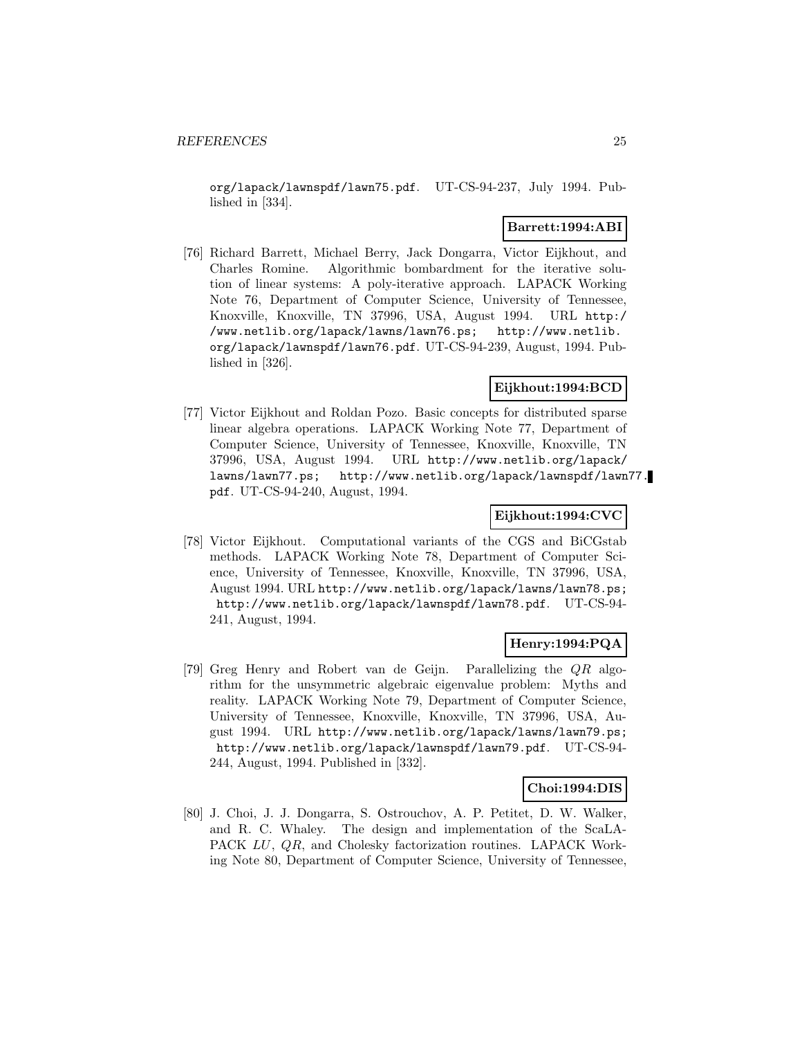org/lapack/lawnspdf/lawn75.pdf. UT-CS-94-237, July 1994. Published in [334].

**Barrett:1994:ABI**

[76] Richard Barrett, Michael Berry, Jack Dongarra, Victor Eijkhout, and Charles Romine. Algorithmic bombardment for the iterative solution of linear systems: A poly-iterative approach. LAPACK Working Note 76, Department of Computer Science, University of Tennessee, Knoxville, Knoxville, TN 37996, USA, August 1994. URL http://www.netlib.org/lapack/lawns/lawn76.ps; http://www.netlib.org/lapack/lawnspdf/lawn76.pdf. UT-CS-94-239, August, 1994. Published in [326].

**Eijkhout:1994:BCD**

[77] Victor Eijkhout and Roldan Pozo. Basic concepts for distributed sparse linear algebra operations. LAPACK Working Note 77, Department of Computer Science, University of Tennessee, Knoxville, Knoxville, TN 37996, USA, August 1994. URL http://www.netlib.org/lapack/lawns/lawn77.ps; http://www.netlib.org/lapack/lawnspdf/lawn77.pdf. UT-CS-94-240, August, 1994.

**Eijkhout:1994:CVC**

[78] Victor Eijkhout. Computational variants of the CGS and BiCGstab methods. LAPACK Working Note 78, Department of Computer Science, University of Tennessee, Knoxville, Knoxville, TN 37996, USA, August 1994. URL http://www.netlib.org/lapack/lawns/lawn78.ps; http://www.netlib.org/lapack/lawnspdf/lawn78.pdf. UT-CS-94-241, August, 1994.

**Henry:1994:PQA**

[79] Greg Henry and Robert van de Geijn. Parallelizing the $QR$ algorithm for the unsymmetric algebraic eigenvalue problem: Myths and reality. LAPACK Working Note 79, Department of Computer Science, University of Tennessee, Knoxville, Knoxville, TN 37996, USA, August 1994. URL http://www.netlib.org/lapack/lawns/lawn79.ps; http://www.netlib.org/lapack/lawnspdf/lawn79.pdf. UT-CS-94-244, August, 1994. Published in [332].

**Choi:1994:DIS**

[80] J. Choi, J. J. Dongarra, S. Ostrouchov, A. P. Petitet, D. W. Walker, and R. C. Whaley. The design and implementation of the ScaLAPACK $LU$, $QR$, and Cholesky factorization routines. LAPACK Working Note 80, Department of Computer Science, University of Tennessee,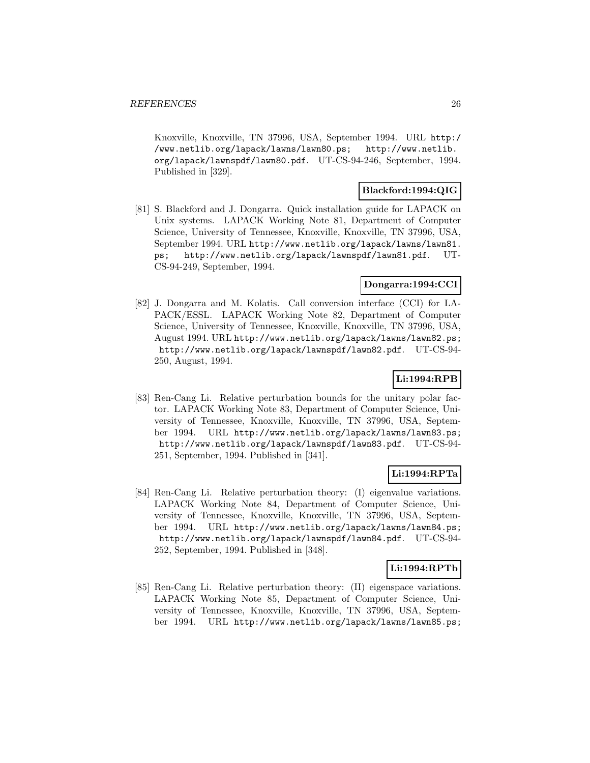Knoxville, Knoxville, TN 37996, USA, September 1994. URL http://www.netlib.org/lapack/lawns/lawn80.ps; http://www.netlib.org/lapack/lawnspdf/lawn80.pdf. UT-CS-94-246, September, 1994. Published in [329].

**Blackford:1994:QIG**

[81] S. Blackford and J. Dongarra. Quick installation guide for LAPACK on Unix systems. LAPACK Working Note 81, Department of Computer Science, University of Tennessee, Knoxville, Knoxville, TN 37996, USA, September 1994. URL http://www.netlib.org/lapack/lawns/lawn81.ps; http://www.netlib.org/lapack/lawnspdf/lawn81.pdf. UT-CS-94-249, September, 1994.

**Dongarra:1994:CCI**

[82] J. Dongarra and M. Kolatis. Call conversion interface (CCI) for LAPACK/ESSL. LAPACK Working Note 82, Department of Computer Science, University of Tennessee, Knoxville, Knoxville, TN 37996, USA, August 1994. URL http://www.netlib.org/lapack/lawns/lawn82.ps; http://www.netlib.org/lapack/lawnspdf/lawn82.pdf. UT-CS-94-250, August, 1994.

**Li:1994:RPB**

[83] Ren-Cang Li. Relative perturbation bounds for the unitary polar factor. LAPACK Working Note 83, Department of Computer Science, University of Tennessee, Knoxville, Knoxville, TN 37996, USA, September 1994. URL http://www.netlib.org/lapack/lawns/lawn83.ps; http://www.netlib.org/lapack/lawnspdf/lawn83.pdf. UT-CS-94-251, September, 1994. Published in [341].

**Li:1994:RPTa**

[84] Ren-Cang Li. Relative perturbation theory: (I) eigenvalue variations. LAPACK Working Note 84, Department of Computer Science, University of Tennessee, Knoxville, Knoxville, TN 37996, USA, September 1994. URL http://www.netlib.org/lapack/lawns/lawn84.ps; http://www.netlib.org/lapack/lawnspdf/lawn84.pdf. UT-CS-94-252, September, 1994. Published in [348].

**Li:1994:RPTb**

[85] Ren-Cang Li. Relative perturbation theory: (II) eigenspace variations. LAPACK Working Note 85, Department of Computer Science, University of Tennessee, Knoxville, Knoxville, TN 37996, USA, September 1994. URL http://www.netlib.org/lapack/lawns/lawn85.ps;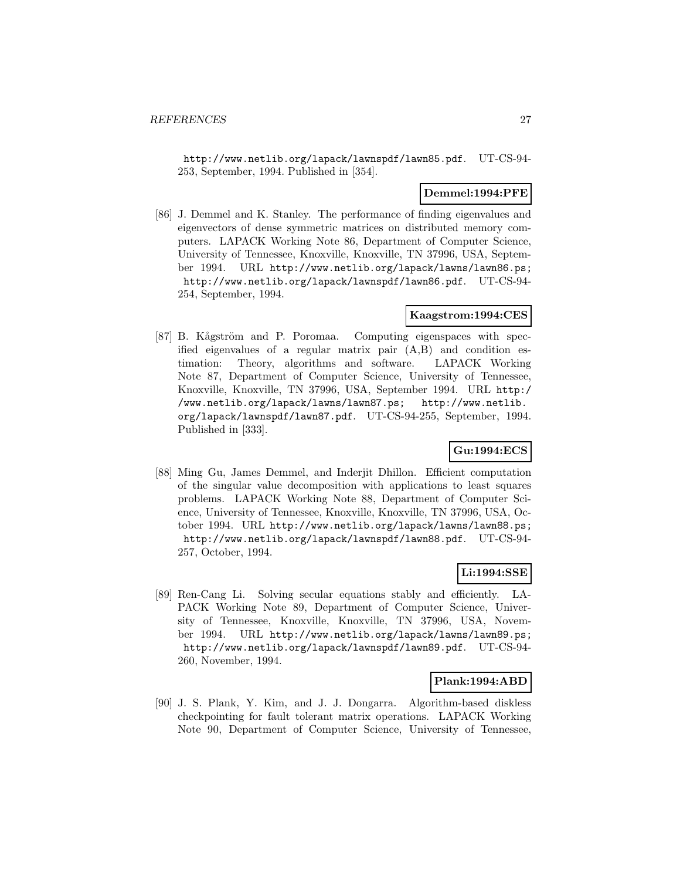http://www.netlib.org/lapack/lawnspdf/lawn85.pdf. UT-CS-94-253, September, 1994. Published in [354].

**Demmel:1994:PFE**

[86] J. Demmel and K. Stanley. The performance of finding eigenvalues and eigenvectors of dense symmetric matrices on distributed memory computers. LAPACK Working Note 86, Department of Computer Science, University of Tennessee, Knoxville, Knoxville, TN 37996, USA, September 1994. URL http://www.netlib.org/lapack/lawns/lawn86.ps; http://www.netlib.org/lapack/lawnspdf/lawn86.pdf. UT-CS-94-254, September, 1994.

**Kaagstrom:1994:CES**

[87] B. Kågström and P. Poromaa. Computing eigenspaces with specified eigenvalues of a regular matrix pair (A,B) and condition estimation: Theory, algorithms and software. LAPACK Working Note 87, Department of Computer Science, University of Tennessee, Knoxville, Knoxville, TN 37996, USA, September 1994. URL http://www.netlib.org/lapack/lawns/lawn87.ps; http://www.netlib.org/lapack/lawnspdf/lawn87.pdf. UT-CS-94-255, September, 1994. Published in [333].

**Gu:1994:ECS**

[88] Ming Gu, James Demmel, and Inderjit Dhillon. Efficient computation of the singular value decomposition with applications to least squares problems. LAPACK Working Note 88, Department of Computer Science, University of Tennessee, Knoxville, Knoxville, TN 37996, USA, October 1994. URL http://www.netlib.org/lapack/lawns/lawn88.ps; http://www.netlib.org/lapack/lawnspdf/lawn88.pdf. UT-CS-94-257, October, 1994.

**Li:1994:SSE**

[89] Ren-Cang Li. Solving secular equations stably and efficiently. LAPACK Working Note 89, Department of Computer Science, University of Tennessee, Knoxville, Knoxville, TN 37996, USA, November 1994. URL http://www.netlib.org/lapack/lawns/lawn89.ps; http://www.netlib.org/lapack/lawnspdf/lawn89.pdf. UT-CS-94-260, November, 1994.

**Plank:1994:ABD**

[90] J. S. Plank, Y. Kim, and J. J. Dongarra. Algorithm-based diskless checkpointing for fault tolerant matrix operations. LAPACK Working Note 90, Department of Computer Science, University of Tennessee,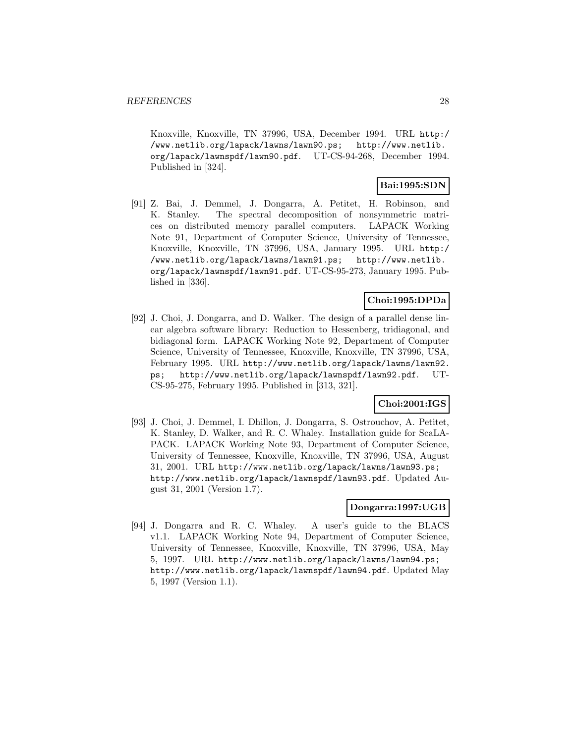Knoxville, Knoxville, TN 37996, USA, December 1994. URL http://www.netlib.org/lapack/lawns/lawn90.ps; http://www.netlib.org/lapack/lawnspdf/lawn90.pdf. UT-CS-94-268, December 1994. Published in [324].

**Bai:1995:SDN**

[91] Z. Bai, J. Demmel, J. Dongarra, A. Petitet, H. Robinson, and K. Stanley. The spectral decomposition of nonsymmetric matrices on distributed memory parallel computers. LAPACK Working Note 91, Department of Computer Science, University of Tennessee, Knoxville, Knoxville, TN 37996, USA, January 1995. URL http://www.netlib.org/lapack/lawns/lawn91.ps; http://www.netlib.org/lapack/lawnspdf/lawn91.pdf. UT-CS-95-273, January 1995. Published in [336].

**Choi:1995:DPDa**

[92] J. Choi, J. Dongarra, and D. Walker. The design of a parallel dense linear algebra software library: Reduction to Hessenberg, tridiagonal, and bidiagonal form. LAPACK Working Note 92, Department of Computer Science, University of Tennessee, Knoxville, Knoxville, TN 37996, USA, February 1995. URL http://www.netlib.org/lapack/lawns/lawn92.ps; http://www.netlib.org/lapack/lawnspdf/lawn92.pdf. UT-CS-95-275, February 1995. Published in [313, 321].

**Choi:2001:IGS**

[93] J. Choi, J. Demmel, I. Dhillon, J. Dongarra, S. Ostrouchov, A. Petitet, K. Stanley, D. Walker, and R. C. Whaley. Installation guide for ScaLAPACK. LAPACK Working Note 93, Department of Computer Science, University of Tennessee, Knoxville, Knoxville, TN 37996, USA, August 31, 2001. URL http://www.netlib.org/lapack/lawns/lawn93.ps; http://www.netlib.org/lapack/lawnspdf/lawn93.pdf. Updated August 31, 2001 (Version 1.7).

**Dongarra:1997:UGB**

[94] J. Dongarra and R. C. Whaley. A user's guide to the BLACS v1.1. LAPACK Working Note 94, Department of Computer Science, University of Tennessee, Knoxville, Knoxville, TN 37996, USA, May 5, 1997. URL http://www.netlib.org/lapack/lawns/lawn94.ps; http://www.netlib.org/lapack/lawnspdf/lawn94.pdf. Updated May 5, 1997 (Version 1.1).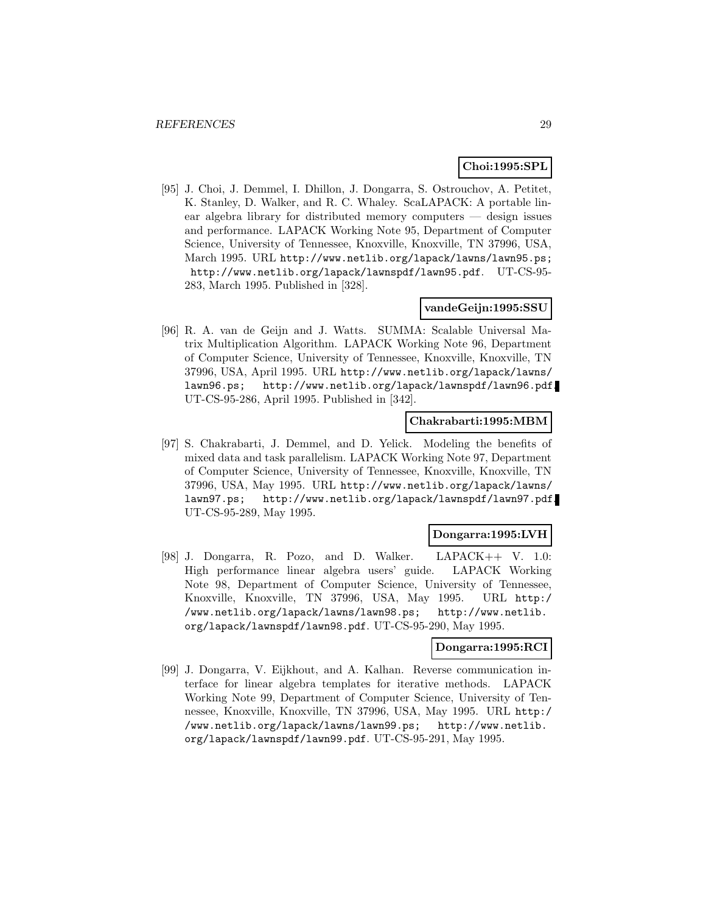**Choi:1995:SPL**

[95] J. Choi, J. Demmel, I. Dhillon, J. Dongarra, S. Ostrouchov, A. Petitet, K. Stanley, D. Walker, and R. C. Whaley. ScaLAPACK: A portable linear algebra library for distributed memory computers — design issues and performance. LAPACK Working Note 95, Department of Computer Science, University of Tennessee, Knoxville, Knoxville, TN 37996, USA, March 1995. URL `http://www.netlib.org/lapack/lawns/lawn95.ps; http://www.netlib.org/lapack/lawnspdf/lawn95.pdf`. UT-CS-95-283, March 1995. Published in [328].

**vandeGeijn:1995:SSU**

[96] R. A. van de Geijn and J. Watts. SUMMA: Scalable Universal Matrix Multiplication Algorithm. LAPACK Working Note 96, Department of Computer Science, University of Tennessee, Knoxville, Knoxville, TN 37996, USA, April 1995. URL `http://www.netlib.org/lapack/lawns/lawn96.ps; http://www.netlib.org/lapack/lawnspdf/lawn96.pdf`. UT-CS-95-286, April 1995. Published in [342].

**Chakrabarti:1995:MBM**

[97] S. Chakrabarti, J. Demmel, and D. Yelick. Modeling the benefits of mixed data and task parallelism. LAPACK Working Note 97, Department of Computer Science, University of Tennessee, Knoxville, Knoxville, TN 37996, USA, May 1995. URL `http://www.netlib.org/lapack/lawns/lawn97.ps; http://www.netlib.org/lapack/lawnspdf/lawn97.pdf`. UT-CS-95-289, May 1995.

**Dongarra:1995:LVH**

[98] J. Dongarra, R. Pozo, and D. Walker. LAPACK++ V. 1.0: High performance linear algebra users' guide. LAPACK Working Note 98, Department of Computer Science, University of Tennessee, Knoxville, Knoxville, TN 37996, USA, May 1995. URL `http://www.netlib.org/lapack/lawns/lawn98.ps; http://www.netlib.org/lapack/lawnspdf/lawn98.pdf`. UT-CS-95-290, May 1995.

**Dongarra:1995:RCI**

[99] J. Dongarra, V. Eijkhout, and A. Kalhan. Reverse communication interface for linear algebra templates for iterative methods. LAPACK Working Note 99, Department of Computer Science, University of Tennessee, Knoxville, Knoxville, TN 37996, USA, May 1995. URL `http://www.netlib.org/lapack/lawns/lawn99.ps; http://www.netlib.org/lapack/lawnspdf/lawn99.pdf`. UT-CS-95-291, May 1995.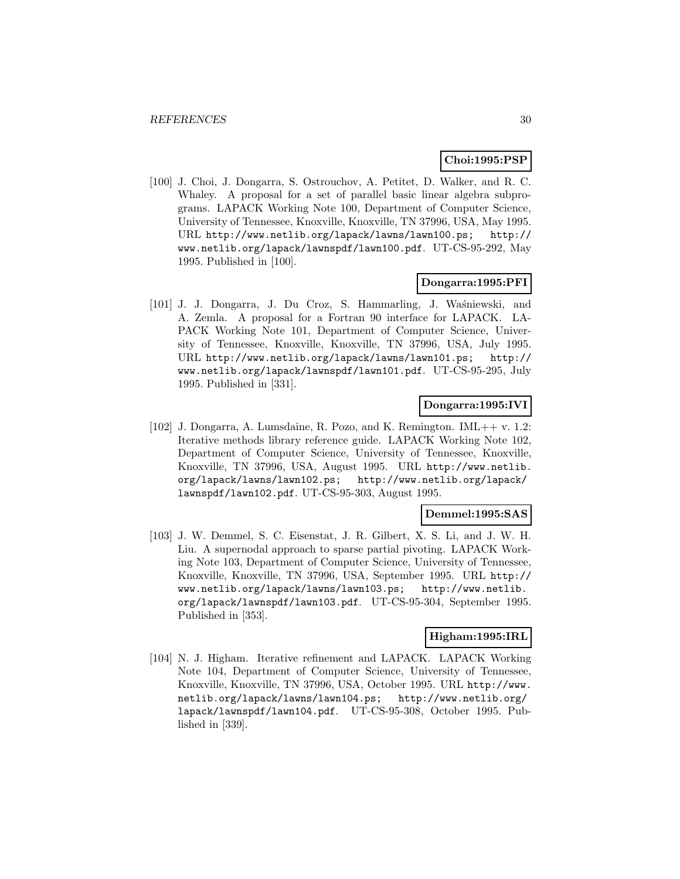**Choi:1995:PSP**

[100] J. Choi, J. Dongarra, S. Ostrouchov, A. Petitet, D. Walker, and R. C. Whaley. A proposal for a set of parallel basic linear algebra subprograms. LAPACK Working Note 100, Department of Computer Science, University of Tennessee, Knoxville, Knoxville, TN 37996, USA, May 1995. URL `http://www.netlib.org/lapack/lawns/lawn100.ps; http://www.netlib.org/lapack/lawnspdf/lawn100.pdf`. UT-CS-95-292, May 1995. Published in [100].

**Dongarra:1995:PFI**

[101] J. J. Dongarra, J. Du Croz, S. Hammarling, J. Waśniewski, and A. Zemla. A proposal for a Fortran 90 interface for LAPACK. LAPACK Working Note 101, Department of Computer Science, University of Tennessee, Knoxville, Knoxville, TN 37996, USA, July 1995. URL `http://www.netlib.org/lapack/lawns/lawn101.ps; http://www.netlib.org/lapack/lawnspdf/lawn101.pdf`. UT-CS-95-295, July 1995. Published in [331].

**Dongarra:1995:IVI**

[102] J. Dongarra, A. Lumsdaine, R. Pozo, and K. Remington. IML++ v. 1.2: Iterative methods library reference guide. LAPACK Working Note 102, Department of Computer Science, University of Tennessee, Knoxville, Knoxville, TN 37996, USA, August 1995. URL `http://www.netlib.org/lapack/lawns/lawn102.ps; http://www.netlib.org/lapack/lawnspdf/lawn102.pdf`. UT-CS-95-303, August 1995.

**Demmel:1995:SAS**

[103] J. W. Demmel, S. C. Eisenstat, J. R. Gilbert, X. S. Li, and J. W. H. Liu. A supernodal approach to sparse partial pivoting. LAPACK Working Note 103, Department of Computer Science, University of Tennessee, Knoxville, Knoxville, TN 37996, USA, September 1995. URL `http://www.netlib.org/lapack/lawns/lawn103.ps; http://www.netlib.org/lapack/lawnspdf/lawn103.pdf`. UT-CS-95-304, September 1995. Published in [353].

**Higham:1995:IRL**

[104] N. J. Higham. Iterative refinement and LAPACK. LAPACK Working Note 104, Department of Computer Science, University of Tennessee, Knoxville, Knoxville, TN 37996, USA, October 1995. URL `http://www.netlib.org/lapack/lawns/lawn104.ps; http://www.netlib.org/lapack/lawnspdf/lawn104.pdf`. UT-CS-95-308, October 1995. Published in [339].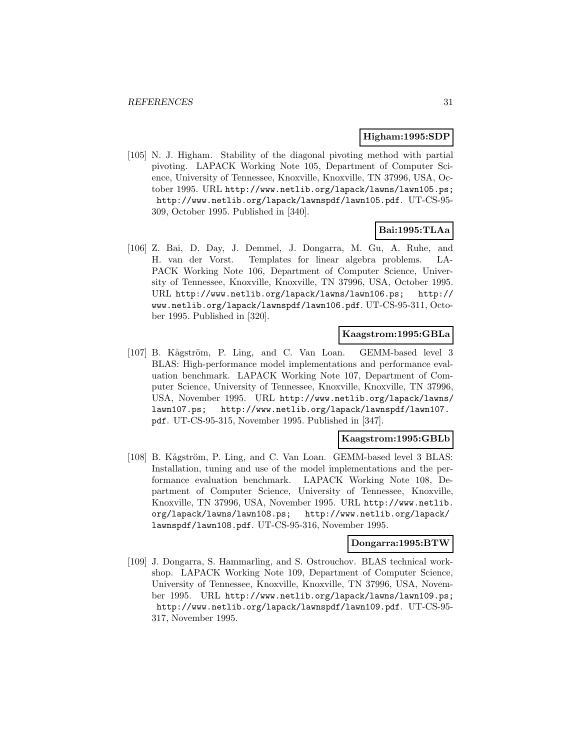**Higham:1995:SDP**

[105] N. J. Higham. Stability of the diagonal pivoting method with partial pivoting. LAPACK Working Note 105, Department of Computer Science, University of Tennessee, Knoxville, Knoxville, TN 37996, USA, October 1995. URL http://www.netlib.org/lapack/lawns/lawn105.ps; http://www.netlib.org/lapack/lawnspdf/lawn105.pdf. UT-CS-95-309, October 1995. Published in [340].

**Bai:1995:TLAa**

[106] Z. Bai, D. Day, J. Demmel, J. Dongarra, M. Gu, A. Ruhe, and H. van der Vorst. Templates for linear algebra problems. LAPACK Working Note 106, Department of Computer Science, University of Tennessee, Knoxville, Knoxville, TN 37996, USA, October 1995. URL http://www.netlib.org/lapack/lawns/lawn106.ps; http://www.netlib.org/lapack/lawnspdf/lawn106.pdf. UT-CS-95-311, October 1995. Published in [320].

**Kaagstrom:1995:GBLa**

[107] B. Kågström, P. Ling, and C. Van Loan. GEMM-based level 3 BLAS: High-performance model implementations and performance evaluation benchmark. LAPACK Working Note 107, Department of Computer Science, University of Tennessee, Knoxville, Knoxville, TN 37996, USA, November 1995. URL http://www.netlib.org/lapack/lawns/lawn107.ps; http://www.netlib.org/lapack/lawnspdf/lawn107.pdf. UT-CS-95-315, November 1995. Published in [347].

**Kaagstrom:1995:GBLb**

[108] B. Kågström, P. Ling, and C. Van Loan. GEMM-based level 3 BLAS: Installation, tuning and use of the model implementations and the performance evaluation benchmark. LAPACK Working Note 108, Department of Computer Science, University of Tennessee, Knoxville, Knoxville, TN 37996, USA, November 1995. URL http://www.netlib.org/lapack/lawns/lawn108.ps; http://www.netlib.org/lapack/lawnspdf/lawn108.pdf. UT-CS-95-316, November 1995.

**Dongarra:1995:BTW**

[109] J. Dongarra, S. Hammarling, and S. Ostrouchov. BLAS technical workshop. LAPACK Working Note 109, Department of Computer Science, University of Tennessee, Knoxville, Knoxville, TN 37996, USA, November 1995. URL http://www.netlib.org/lapack/lawns/lawn109.ps; http://www.netlib.org/lapack/lawnspdf/lawn109.pdf. UT-CS-95-317, November 1995.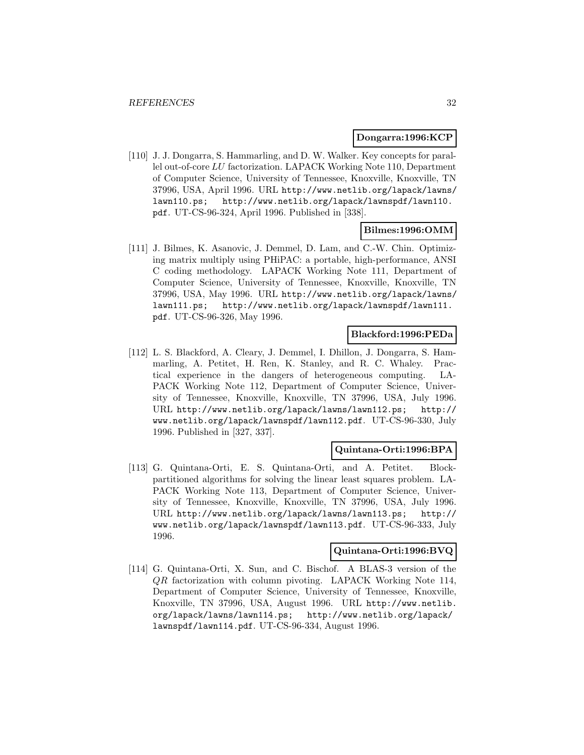**Dongarra:1996:KCP**

[110] J. J. Dongarra, S. Hammarling, and D. W. Walker. Key concepts for parallel out-of-core *LU* factorization. LAPACK Working Note 110, Department of Computer Science, University of Tennessee, Knoxville, Knoxville, TN 37996, USA, April 1996. URL http://www.netlib.org/lapack/lawns/lawn110.ps; http://www.netlib.org/lapack/lawnspdf/lawn110.pdf. UT-CS-96-324, April 1996. Published in [338].

**Bilmes:1996:OMM**

[111] J. Bilmes, K. Asanovic, J. Demmel, D. Lam, and C.-W. Chin. Optimizing matrix multiply using PHiPAC: a portable, high-performance, ANSI C coding methodology. LAPACK Working Note 111, Department of Computer Science, University of Tennessee, Knoxville, Knoxville, TN 37996, USA, May 1996. URL http://www.netlib.org/lapack/lawns/lawn111.ps; http://www.netlib.org/lapack/lawnspdf/lawn111.pdf. UT-CS-96-326, May 1996.

**Blackford:1996:PEDa**

[112] L. S. Blackford, A. Cleary, J. Demmel, I. Dhillon, J. Dongarra, S. Hammarling, A. Petitet, H. Ren, K. Stanley, and R. C. Whaley. Practical experience in the dangers of heterogeneous computing. LAPACK Working Note 112, Department of Computer Science, University of Tennessee, Knoxville, Knoxville, TN 37996, USA, July 1996. URL http://www.netlib.org/lapack/lawns/lawn112.ps; http://www.netlib.org/lapack/lawnspdf/lawn112.pdf. UT-CS-96-330, July 1996. Published in [327, 337].

**Quintana-Orti:1996:BPA**

[113] G. Quintana-Orti, E. S. Quintana-Orti, and A. Petitet. Block-partitioned algorithms for solving the linear least squares problem. LAPACK Working Note 113, Department of Computer Science, University of Tennessee, Knoxville, Knoxville, TN 37996, USA, July 1996. URL http://www.netlib.org/lapack/lawns/lawn113.ps; http://www.netlib.org/lapack/lawnspdf/lawn113.pdf. UT-CS-96-333, July 1996.

**Quintana-Orti:1996:BVQ**

[114] G. Quintana-Orti, X. Sun, and C. Bischof. A BLAS-3 version of the *QR* factorization with column pivoting. LAPACK Working Note 114, Department of Computer Science, University of Tennessee, Knoxville, Knoxville, TN 37996, USA, August 1996. URL http://www.netlib.org/lapack/lawns/lawn114.ps; http://www.netlib.org/lapack/lawnspdf/lawn114.pdf. UT-CS-96-334, August 1996.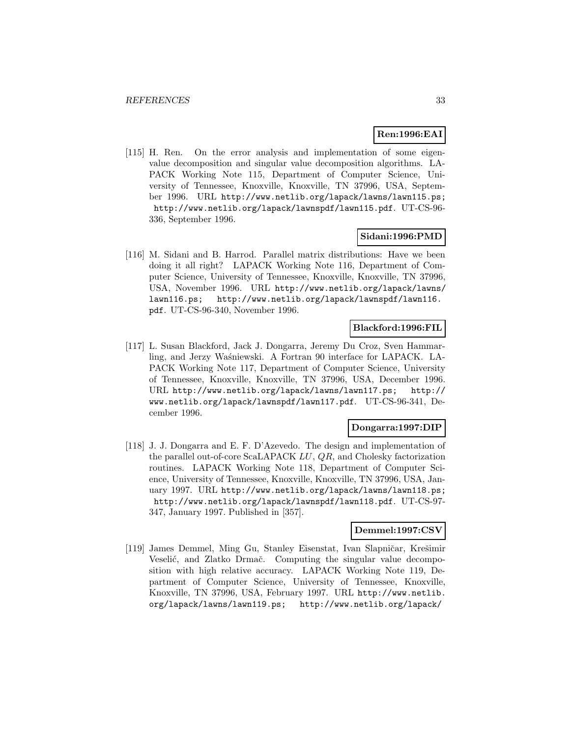**Ren:1996:EAI**

[115] H. Ren. On the error analysis and implementation of some eigenvalue decomposition and singular value decomposition algorithms. LAPACK Working Note 115, Department of Computer Science, University of Tennessee, Knoxville, Knoxville, TN 37996, USA, September 1996. URL http://www.netlib.org/lapack/lawns/lawn115.ps; http://www.netlib.org/lapack/lawnspdf/lawn115.pdf. UT-CS-96-336, September 1996.

**Sidani:1996:PMD**

[116] M. Sidani and B. Harrod. Parallel matrix distributions: Have we been doing it all right? LAPACK Working Note 116, Department of Computer Science, University of Tennessee, Knoxville, Knoxville, TN 37996, USA, November 1996. URL http://www.netlib.org/lapack/lawns/lawn116.ps; http://www.netlib.org/lapack/lawnspdf/lawn116.pdf. UT-CS-96-340, November 1996.

**Blackford:1996:FIL**

[117] L. Susan Blackford, Jack J. Dongarra, Jeremy Du Croz, Sven Hammarling, and Jerzy Waśniewski. A Fortran 90 interface for LAPACK. LAPACK Working Note 117, Department of Computer Science, University of Tennessee, Knoxville, Knoxville, TN 37996, USA, December 1996. URL http://www.netlib.org/lapack/lawns/lawn117.ps; http://www.netlib.org/lapack/lawnspdf/lawn117.pdf. UT-CS-96-341, December 1996.

**Dongarra:1997:DIP**

[118] J. J. Dongarra and E. F. D'Azevedo. The design and implementation of the parallel out-of-core ScaLAPACK *LU*, *QR*, and Cholesky factorization routines. LAPACK Working Note 118, Department of Computer Science, University of Tennessee, Knoxville, Knoxville, TN 37996, USA, January 1997. URL http://www.netlib.org/lapack/lawns/lawn118.ps; http://www.netlib.org/lapack/lawnspdf/lawn118.pdf. UT-CS-97-347, January 1997. Published in [357].

**Demmel:1997:CSV**

[119] James Demmel, Ming Gu, Stanley Eisenstat, Ivan Slapničar, Krešimir Veselić, and Zlatko Drmač. Computing the singular value decomposition with high relative accuracy. LAPACK Working Note 119, Department of Computer Science, University of Tennessee, Knoxville, Knoxville, TN 37996, USA, February 1997. URL http://www.netlib.org/lapack/lawns/lawn119.ps; http://www.netlib.org/lapack/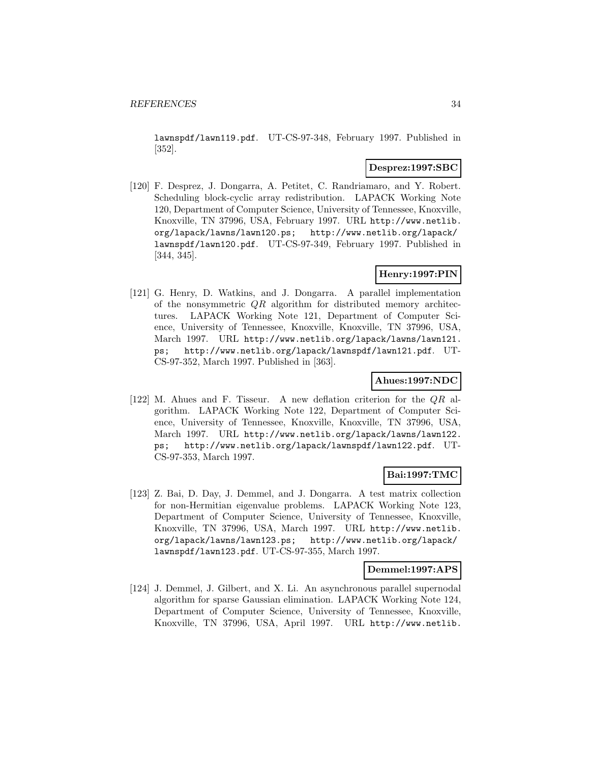lawnspdf/lawn119.pdf. UT-CS-97-348, February 1997. Published in [352].

**Desprez:1997:SBC**

[120] F. Desprez, J. Dongarra, A. Petitet, C. Randriamaro, and Y. Robert. Scheduling block-cyclic array redistribution. LAPACK Working Note 120, Department of Computer Science, University of Tennessee, Knoxville, Knoxville, TN 37996, USA, February 1997. URL http://www.netlib.org/lapack/lawns/lawn120.ps; http://www.netlib.org/lapack/lawnspdf/lawn120.pdf. UT-CS-97-349, February 1997. Published in [344, 345].

**Henry:1997:PIN**

[121] G. Henry, D. Watkins, and J. Dongarra. A parallel implementation of the nonsymmetric $QR$ algorithm for distributed memory architectures. LAPACK Working Note 121, Department of Computer Science, University of Tennessee, Knoxville, Knoxville, TN 37996, USA, March 1997. URL http://www.netlib.org/lapack/lawns/lawn121.ps; http://www.netlib.org/lapack/lawnspdf/lawn121.pdf. UT-CS-97-352, March 1997. Published in [363].

**Ahues:1997:NDC**

[122] M. Ahues and F. Tisseur. A new deflation criterion for the $QR$ algorithm. LAPACK Working Note 122, Department of Computer Science, University of Tennessee, Knoxville, Knoxville, TN 37996, USA, March 1997. URL http://www.netlib.org/lapack/lawns/lawn122.ps; http://www.netlib.org/lapack/lawnspdf/lawn122.pdf. UT-CS-97-353, March 1997.

**Bai:1997:TMC**

[123] Z. Bai, D. Day, J. Demmel, and J. Dongarra. A test matrix collection for non-Hermitian eigenvalue problems. LAPACK Working Note 123, Department of Computer Science, University of Tennessee, Knoxville, Knoxville, TN 37996, USA, March 1997. URL http://www.netlib.org/lapack/lawns/lawn123.ps; http://www.netlib.org/lapack/lawnspdf/lawn123.pdf. UT-CS-97-355, March 1997.

**Demmel:1997:APS**

[124] J. Demmel, J. Gilbert, and X. Li. An asynchronous parallel supernodal algorithm for sparse Gaussian elimination. LAPACK Working Note 124, Department of Computer Science, University of Tennessee, Knoxville, Knoxville, TN 37996, USA, April 1997. URL http://www.netlib.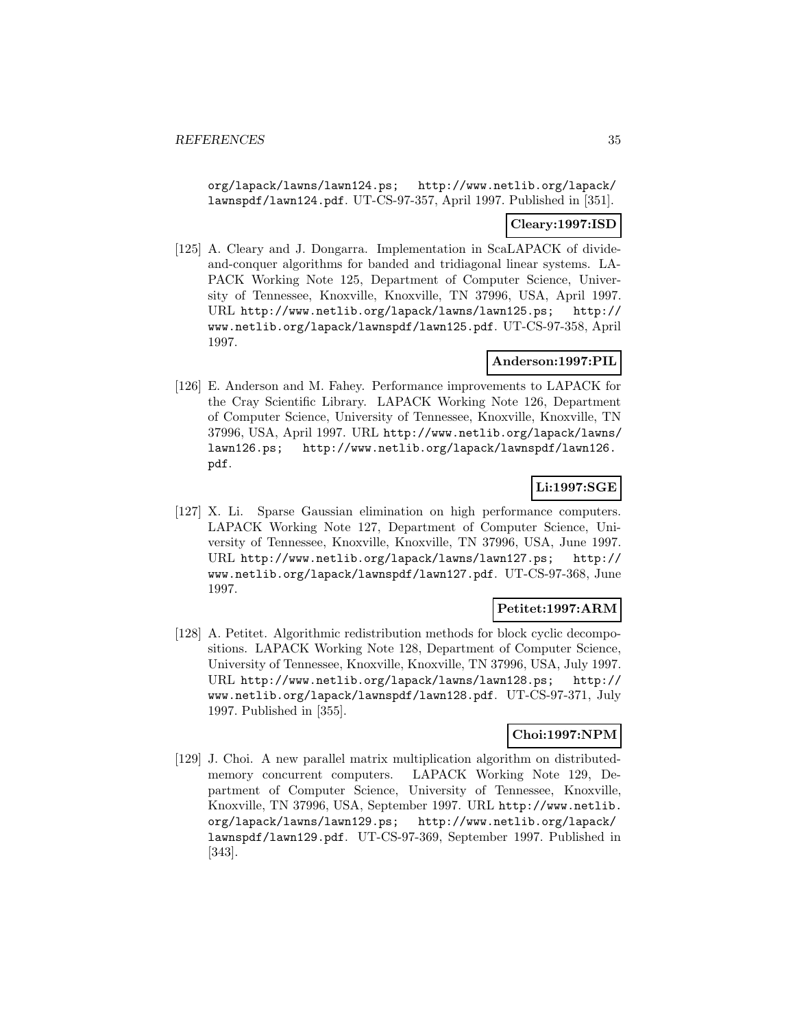org/lapack/lawns/lawn124.ps; http://www.netlib.org/lapack/lawnspdf/lawn124.pdf. UT-CS-97-357, April 1997. Published in [351].

**Cleary:1997:ISD**

[125] A. Cleary and J. Dongarra. Implementation in ScaLAPACK of divide-and-conquer algorithms for banded and tridiagonal linear systems. LAPACK Working Note 125, Department of Computer Science, University of Tennessee, Knoxville, Knoxville, TN 37996, USA, April 1997. URL http://www.netlib.org/lapack/lawns/lawn125.ps; http://www.netlib.org/lapack/lawnspdf/lawn125.pdf. UT-CS-97-358, April 1997.

**Anderson:1997:PIL**

[126] E. Anderson and M. Fahey. Performance improvements to LAPACK for the Cray Scientific Library. LAPACK Working Note 126, Department of Computer Science, University of Tennessee, Knoxville, Knoxville, TN 37996, USA, April 1997. URL http://www.netlib.org/lapack/lawns/lawn126.ps; http://www.netlib.org/lapack/lawnspdf/lawn126.pdf.

**Li:1997:SGE**

[127] X. Li. Sparse Gaussian elimination on high performance computers. LAPACK Working Note 127, Department of Computer Science, University of Tennessee, Knoxville, Knoxville, TN 37996, USA, June 1997. URL http://www.netlib.org/lapack/lawns/lawn127.ps; http://www.netlib.org/lapack/lawnspdf/lawn127.pdf. UT-CS-97-368, June 1997.

**Petitet:1997:ARM**

[128] A. Petitet. Algorithmic redistribution methods for block cyclic decompositions. LAPACK Working Note 128, Department of Computer Science, University of Tennessee, Knoxville, Knoxville, TN 37996, USA, July 1997. URL http://www.netlib.org/lapack/lawns/lawn128.ps; http://www.netlib.org/lapack/lawnspdf/lawn128.pdf. UT-CS-97-371, July 1997. Published in [355].

**Choi:1997:NPM**

[129] J. Choi. A new parallel matrix multiplication algorithm on distributed-memory concurrent computers. LAPACK Working Note 129, Department of Computer Science, University of Tennessee, Knoxville, Knoxville, TN 37996, USA, September 1997. URL http://www.netlib.org/lapack/lawns/lawn129.ps; http://www.netlib.org/lapack/lawnspdf/lawn129.pdf. UT-CS-97-369, September 1997. Published in [343].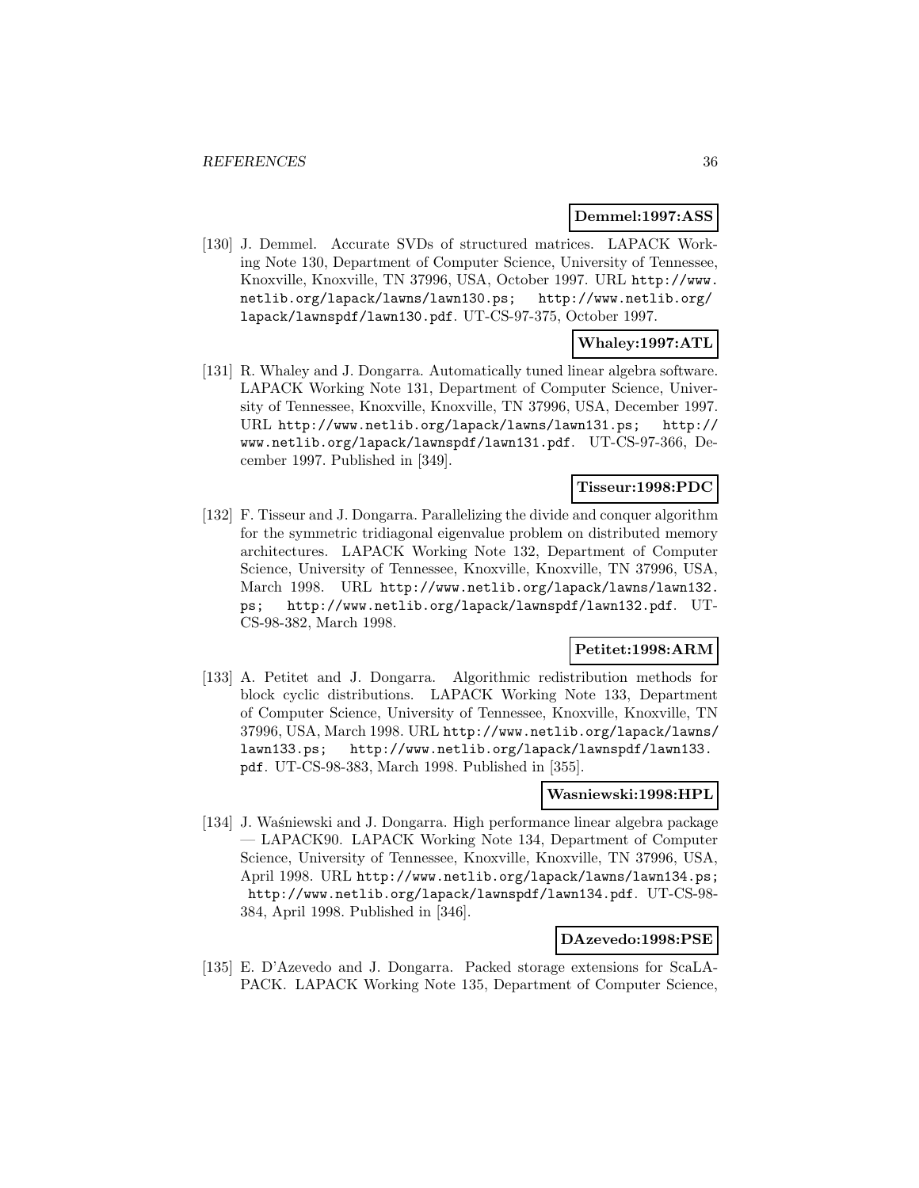**Demmel:1997:ASS**

[130] J. Demmel. Accurate SVDs of structured matrices. LAPACK Working Note 130, Department of Computer Science, University of Tennessee, Knoxville, Knoxville, TN 37996, USA, October 1997. URL http://www.netlib.org/lapack/lawns/lawn130.ps; http://www.netlib.org/lapack/lawnspdf/lawn130.pdf. UT-CS-97-375, October 1997.

**Whaley:1997:ATL**

[131] R. Whaley and J. Dongarra. Automatically tuned linear algebra software. LAPACK Working Note 131, Department of Computer Science, University of Tennessee, Knoxville, Knoxville, TN 37996, USA, December 1997. URL http://www.netlib.org/lapack/lawns/lawn131.ps; http://www.netlib.org/lapack/lawnspdf/lawn131.pdf. UT-CS-97-366, December 1997. Published in [349].

**Tisseur:1998:PDC**

[132] F. Tisseur and J. Dongarra. Parallelizing the divide and conquer algorithm for the symmetric tridiagonal eigenvalue problem on distributed memory architectures. LAPACK Working Note 132, Department of Computer Science, University of Tennessee, Knoxville, Knoxville, TN 37996, USA, March 1998. URL http://www.netlib.org/lapack/lawns/lawn132.ps; http://www.netlib.org/lapack/lawnspdf/lawn132.pdf. UT-CS-98-382, March 1998.

**Petitet:1998:ARM**

[133] A. Petitet and J. Dongarra. Algorithmic redistribution methods for block cyclic distributions. LAPACK Working Note 133, Department of Computer Science, University of Tennessee, Knoxville, Knoxville, TN 37996, USA, March 1998. URL http://www.netlib.org/lapack/lawns/lawn133.ps; http://www.netlib.org/lapack/lawnspdf/lawn133.pdf. UT-CS-98-383, March 1998. Published in [355].

**Wasniewski:1998:HPL**

[134] J. Waśniewski and J. Dongarra. High performance linear algebra package — LAPACK90. LAPACK Working Note 134, Department of Computer Science, University of Tennessee, Knoxville, Knoxville, TN 37996, USA, April 1998. URL http://www.netlib.org/lapack/lawns/lawn134.ps; http://www.netlib.org/lapack/lawnspdf/lawn134.pdf. UT-CS-98-384, April 1998. Published in [346].

**DAzevedo:1998:PSE**

[135] E. D'Azevedo and J. Dongarra. Packed storage extensions for ScaLAPACK. LAPACK Working Note 135, Department of Computer Science,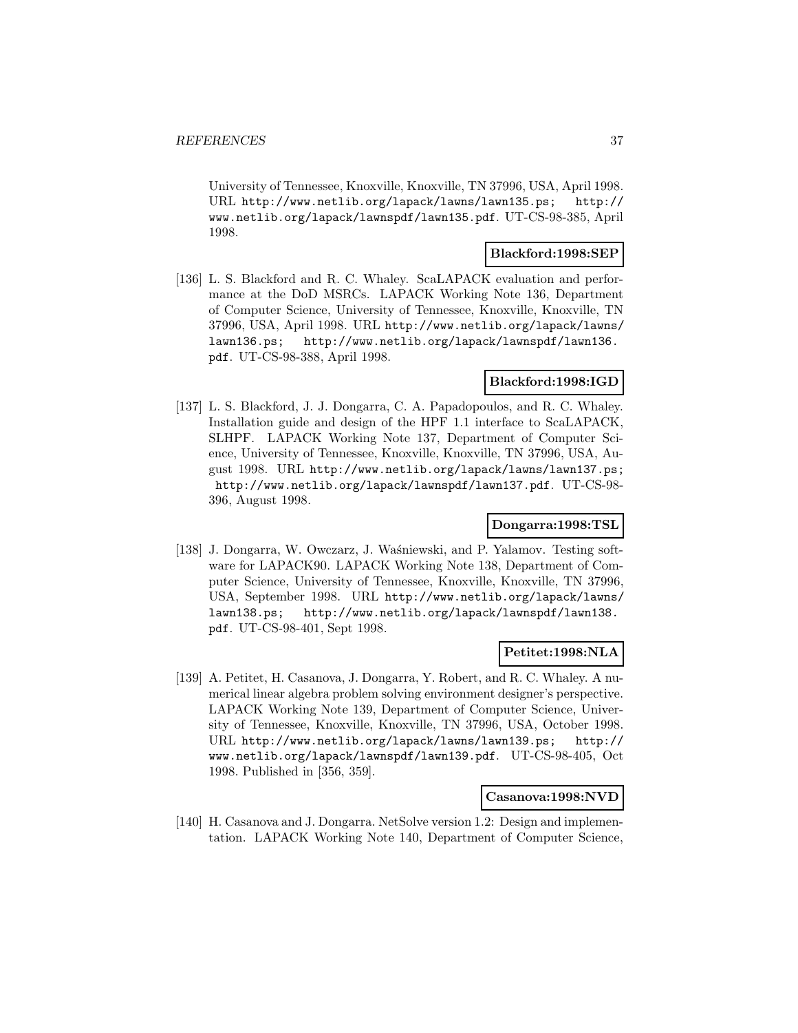University of Tennessee, Knoxville, Knoxville, TN 37996, USA, April 1998. URL http://www.netlib.org/lapack/lawns/lawn135.ps; http://www.netlib.org/lapack/lawnspdf/lawn135.pdf. UT-CS-98-385, April 1998.

**Blackford:1998:SEP**

[136] L. S. Blackford and R. C. Whaley. ScaLAPACK evaluation and performance at the DoD MSRCs. LAPACK Working Note 136, Department of Computer Science, University of Tennessee, Knoxville, Knoxville, TN 37996, USA, April 1998. URL http://www.netlib.org/lapack/lawns/lawn136.ps; http://www.netlib.org/lapack/lawnspdf/lawn136.pdf. UT-CS-98-388, April 1998.

**Blackford:1998:IGD**

[137] L. S. Blackford, J. J. Dongarra, C. A. Papadopoulos, and R. C. Whaley. Installation guide and design of the HPF 1.1 interface to ScaLAPACK, SLHPF. LAPACK Working Note 137, Department of Computer Science, University of Tennessee, Knoxville, Knoxville, TN 37996, USA, August 1998. URL http://www.netlib.org/lapack/lawns/lawn137.ps; http://www.netlib.org/lapack/lawnspdf/lawn137.pdf. UT-CS-98-396, August 1998.

**Dongarra:1998:TSL**

[138] J. Dongarra, W. Owczarz, J. Waśniewski, and P. Yalamov. Testing software for LAPACK90. LAPACK Working Note 138, Department of Computer Science, University of Tennessee, Knoxville, Knoxville, TN 37996, USA, September 1998. URL http://www.netlib.org/lapack/lawns/lawn138.ps; http://www.netlib.org/lapack/lawnspdf/lawn138.pdf. UT-CS-98-401, Sept 1998.

**Petitet:1998:NLA**

[139] A. Petitet, H. Casanova, J. Dongarra, Y. Robert, and R. C. Whaley. A numerical linear algebra problem solving environment designer's perspective. LAPACK Working Note 139, Department of Computer Science, University of Tennessee, Knoxville, Knoxville, TN 37996, USA, October 1998. URL http://www.netlib.org/lapack/lawns/lawn139.ps; http://www.netlib.org/lapack/lawnspdf/lawn139.pdf. UT-CS-98-405, Oct 1998. Published in [356, 359].

**Casanova:1998:NVD**

[140] H. Casanova and J. Dongarra. NetSolve version 1.2: Design and implementation. LAPACK Working Note 140, Department of Computer Science,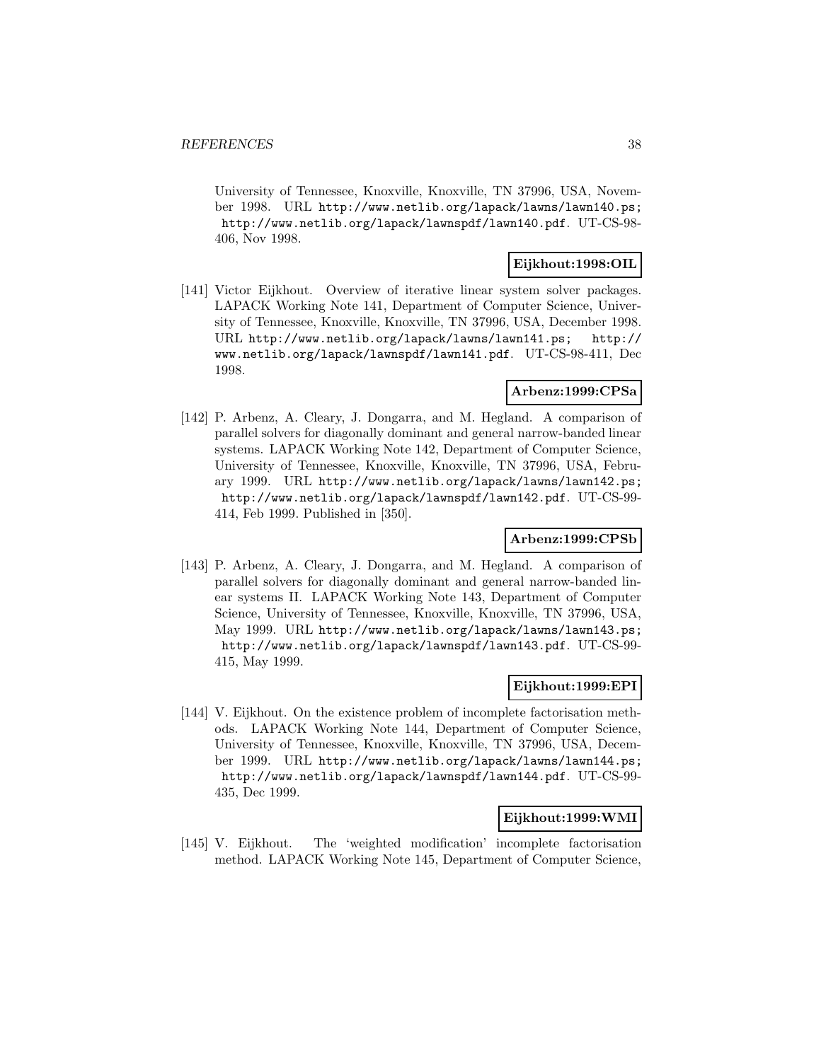University of Tennessee, Knoxville, Knoxville, TN 37996, USA, November 1998. URL http://www.netlib.org/lapack/lawns/lawn140.ps; http://www.netlib.org/lapack/lawnspdf/lawn140.pdf. UT-CS-98-406, Nov 1998.

**Eijkhout:1998:OIL**

[141] Victor Eijkhout. Overview of iterative linear system solver packages. LAPACK Working Note 141, Department of Computer Science, University of Tennessee, Knoxville, Knoxville, TN 37996, USA, December 1998. URL http://www.netlib.org/lapack/lawns/lawn141.ps; http://www.netlib.org/lapack/lawnspdf/lawn141.pdf. UT-CS-98-411, Dec 1998.

**Arbenz:1999:CPSa**

[142] P. Arbenz, A. Cleary, J. Dongarra, and M. Hegland. A comparison of parallel solvers for diagonally dominant and general narrow-banded linear systems. LAPACK Working Note 142, Department of Computer Science, University of Tennessee, Knoxville, Knoxville, TN 37996, USA, February 1999. URL http://www.netlib.org/lapack/lawns/lawn142.ps; http://www.netlib.org/lapack/lawnspdf/lawn142.pdf. UT-CS-99-414, Feb 1999. Published in [350].

**Arbenz:1999:CPSb**

[143] P. Arbenz, A. Cleary, J. Dongarra, and M. Hegland. A comparison of parallel solvers for diagonally dominant and general narrow-banded linear systems II. LAPACK Working Note 143, Department of Computer Science, University of Tennessee, Knoxville, Knoxville, TN 37996, USA, May 1999. URL http://www.netlib.org/lapack/lawns/lawn143.ps; http://www.netlib.org/lapack/lawnspdf/lawn143.pdf. UT-CS-99-415, May 1999.

**Eijkhout:1999:EPI**

[144] V. Eijkhout. On the existence problem of incomplete factorisation methods. LAPACK Working Note 144, Department of Computer Science, University of Tennessee, Knoxville, Knoxville, TN 37996, USA, December 1999. URL http://www.netlib.org/lapack/lawns/lawn144.ps; http://www.netlib.org/lapack/lawnspdf/lawn144.pdf. UT-CS-99-435, Dec 1999.

**Eijkhout:1999:WMI**

[145] V. Eijkhout. The 'weighted modification' incomplete factorisation method. LAPACK Working Note 145, Department of Computer Science,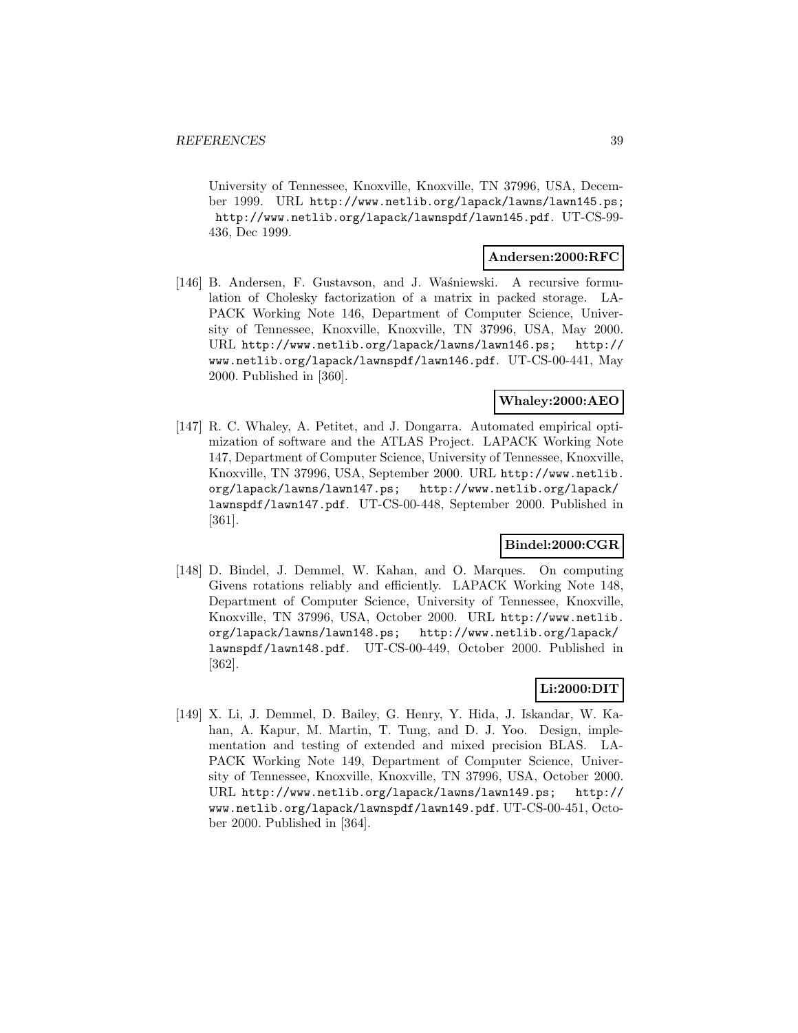University of Tennessee, Knoxville, Knoxville, TN 37996, USA, December 1999. URL http://www.netlib.org/lapack/lawns/lawn145.ps; http://www.netlib.org/lapack/lawnspdf/lawn145.pdf. UT-CS-99-436, Dec 1999.

**Andersen:2000:RFC**

[146] B. Andersen, F. Gustavson, and J. Waśniewski. A recursive formulation of Cholesky factorization of a matrix in packed storage. LAPACK Working Note 146, Department of Computer Science, University of Tennessee, Knoxville, Knoxville, TN 37996, USA, May 2000. URL http://www.netlib.org/lapack/lawns/lawn146.ps; http://www.netlib.org/lapack/lawnspdf/lawn146.pdf. UT-CS-00-441, May 2000. Published in [360].

**Whaley:2000:AEO**

[147] R. C. Whaley, A. Petitet, and J. Dongarra. Automated empirical optimization of software and the ATLAS Project. LAPACK Working Note 147, Department of Computer Science, University of Tennessee, Knoxville, Knoxville, TN 37996, USA, September 2000. URL http://www.netlib.org/lapack/lawns/lawn147.ps; http://www.netlib.org/lapack/lawnspdf/lawn147.pdf. UT-CS-00-448, September 2000. Published in [361].

**Bindel:2000:CGR**

[148] D. Bindel, J. Demmel, W. Kahan, and O. Marques. On computing Givens rotations reliably and efficiently. LAPACK Working Note 148, Department of Computer Science, University of Tennessee, Knoxville, Knoxville, TN 37996, USA, October 2000. URL http://www.netlib.org/lapack/lawns/lawn148.ps; http://www.netlib.org/lapack/lawnspdf/lawn148.pdf. UT-CS-00-449, October 2000. Published in [362].

**Li:2000:DIT**

[149] X. Li, J. Demmel, D. Bailey, G. Henry, Y. Hida, J. Iskandar, W. Kahan, A. Kapur, M. Martin, T. Tung, and D. J. Yoo. Design, implementation and testing of extended and mixed precision BLAS. LAPACK Working Note 149, Department of Computer Science, University of Tennessee, Knoxville, Knoxville, TN 37996, USA, October 2000. URL http://www.netlib.org/lapack/lawns/lawn149.ps; http://www.netlib.org/lapack/lawnspdf/lawn149.pdf. UT-CS-00-451, October 2000. Published in [364].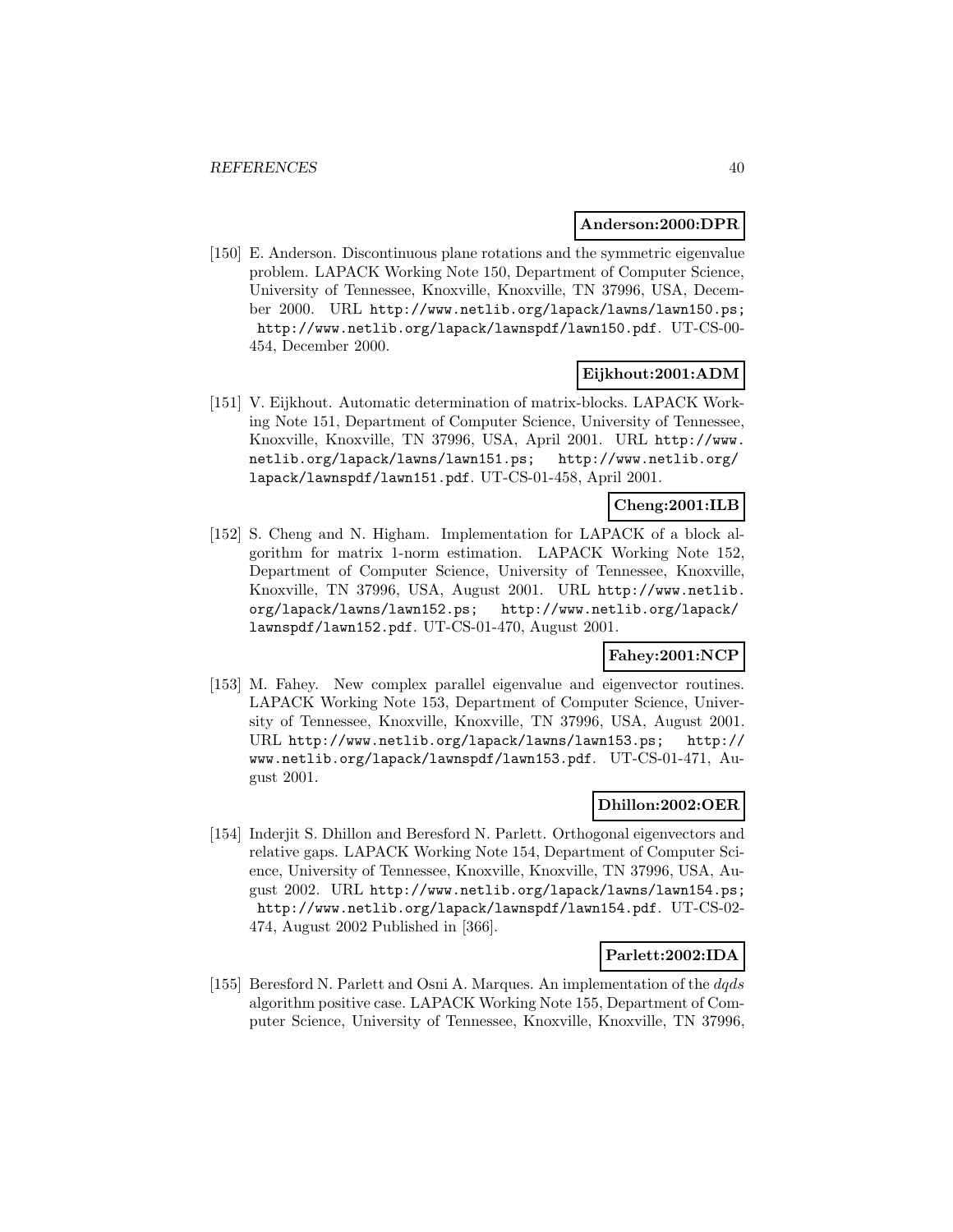**Anderson:2000:DPR**

[150] E. Anderson. Discontinuous plane rotations and the symmetric eigenvalue problem. LAPACK Working Note 150, Department of Computer Science, University of Tennessee, Knoxville, Knoxville, TN 37996, USA, December 2000. URL http://www.netlib.org/lapack/lawns/lawn150.ps; http://www.netlib.org/lapack/lawnspdf/lawn150.pdf. UT-CS-00-454, December 2000.

**Eijkhout:2001:ADM**

[151] V. Eijkhout. Automatic determination of matrix-blocks. LAPACK Working Note 151, Department of Computer Science, University of Tennessee, Knoxville, Knoxville, TN 37996, USA, April 2001. URL http://www.netlib.org/lapack/lawns/lawn151.ps; http://www.netlib.org/lapack/lawnspdf/lawn151.pdf. UT-CS-01-458, April 2001.

**Cheng:2001:ILB**

[152] S. Cheng and N. Higham. Implementation for LAPACK of a block algorithm for matrix 1-norm estimation. LAPACK Working Note 152, Department of Computer Science, University of Tennessee, Knoxville, Knoxville, TN 37996, USA, August 2001. URL http://www.netlib.org/lapack/lawns/lawn152.ps; http://www.netlib.org/lapack/lawnspdf/lawn152.pdf. UT-CS-01-470, August 2001.

**Fahey:2001:NCP**

[153] M. Fahey. New complex parallel eigenvalue and eigenvector routines. LAPACK Working Note 153, Department of Computer Science, University of Tennessee, Knoxville, Knoxville, TN 37996, USA, August 2001. URL http://www.netlib.org/lapack/lawns/lawn153.ps; http://www.netlib.org/lapack/lawnspdf/lawn153.pdf. UT-CS-01-471, August 2001.

**Dhillon:2002:OER**

[154] Inderjit S. Dhillon and Beresford N. Parlett. Orthogonal eigenvectors and relative gaps. LAPACK Working Note 154, Department of Computer Science, University of Tennessee, Knoxville, Knoxville, TN 37996, USA, August 2002. URL http://www.netlib.org/lapack/lawns/lawn154.ps; http://www.netlib.org/lapack/lawnspdf/lawn154.pdf. UT-CS-02-474, August 2002 Published in [366].

**Parlett:2002:IDA**

[155] Beresford N. Parlett and Osni A. Marques. An implementation of the *dqds* algorithm positive case. LAPACK Working Note 155, Department of Computer Science, University of Tennessee, Knoxville, Knoxville, TN 37996,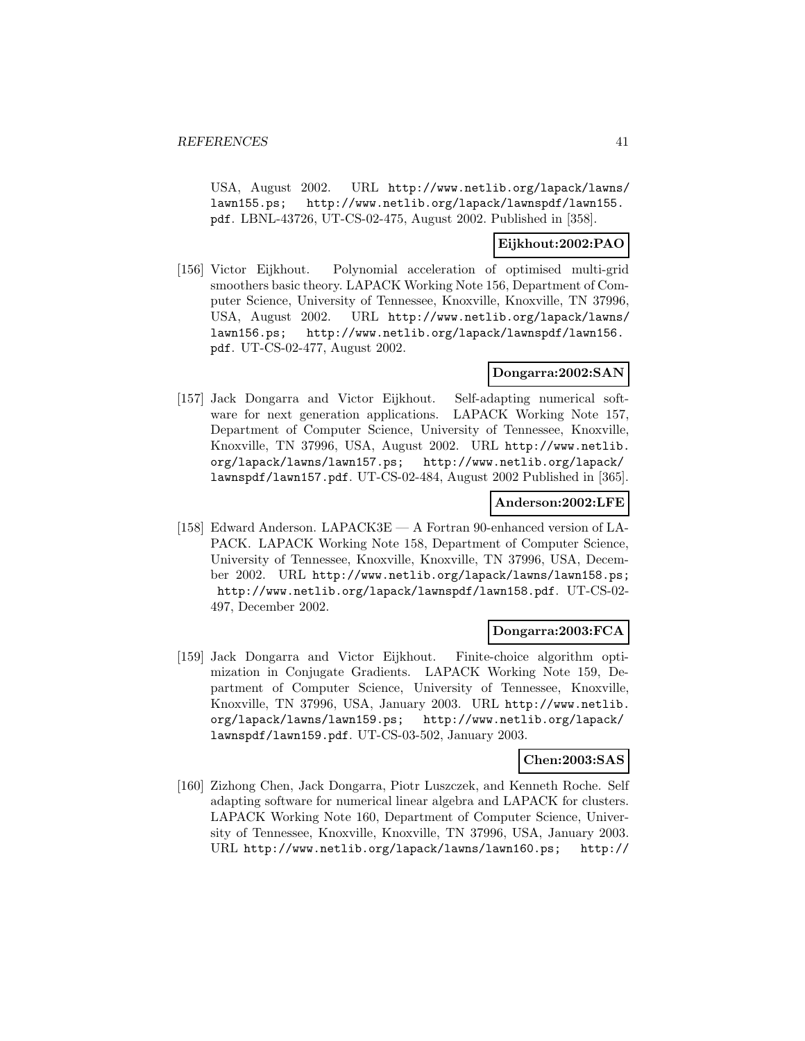USA, August 2002. URL http://www.netlib.org/lapack/lawns/lawn155.ps; http://www.netlib.org/lapack/lawnspdf/lawn155.pdf. LBNL-43726, UT-CS-02-475, August 2002. Published in [358].

**Eijkhout:2002:PAO**

[156] Victor Eijkhout. Polynomial acceleration of optimised multi-grid smoothers basic theory. LAPACK Working Note 156, Department of Computer Science, University of Tennessee, Knoxville, Knoxville, TN 37996, USA, August 2002. URL http://www.netlib.org/lapack/lawns/lawn156.ps; http://www.netlib.org/lapack/lawnspdf/lawn156.pdf. UT-CS-02-477, August 2002.

**Dongarra:2002:SAN**

[157] Jack Dongarra and Victor Eijkhout. Self-adapting numerical software for next generation applications. LAPACK Working Note 157, Department of Computer Science, University of Tennessee, Knoxville, Knoxville, TN 37996, USA, August 2002. URL http://www.netlib.org/lapack/lawns/lawn157.ps; http://www.netlib.org/lapack/lawnspdf/lawn157.pdf. UT-CS-02-484, August 2002 Published in [365].

**Anderson:2002:LFE**

[158] Edward Anderson. LAPACK3E — A Fortran 90-enhanced version of LAPACK. LAPACK Working Note 158, Department of Computer Science, University of Tennessee, Knoxville, Knoxville, TN 37996, USA, December 2002. URL http://www.netlib.org/lapack/lawns/lawn158.ps; http://www.netlib.org/lapack/lawnspdf/lawn158.pdf. UT-CS-02-497, December 2002.

**Dongarra:2003:FCA**

[159] Jack Dongarra and Victor Eijkhout. Finite-choice algorithm optimization in Conjugate Gradients. LAPACK Working Note 159, Department of Computer Science, University of Tennessee, Knoxville, Knoxville, TN 37996, USA, January 2003. URL http://www.netlib.org/lapack/lawns/lawn159.ps; http://www.netlib.org/lapack/lawnspdf/lawn159.pdf. UT-CS-03-502, January 2003.

**Chen:2003:SAS**

[160] Zizhong Chen, Jack Dongarra, Piotr Luszczek, and Kenneth Roche. Self adapting software for numerical linear algebra and LAPACK for clusters. LAPACK Working Note 160, Department of Computer Science, University of Tennessee, Knoxville, Knoxville, TN 37996, USA, January 2003. URL http://www.netlib.org/lapack/lawns/lawn160.ps; http://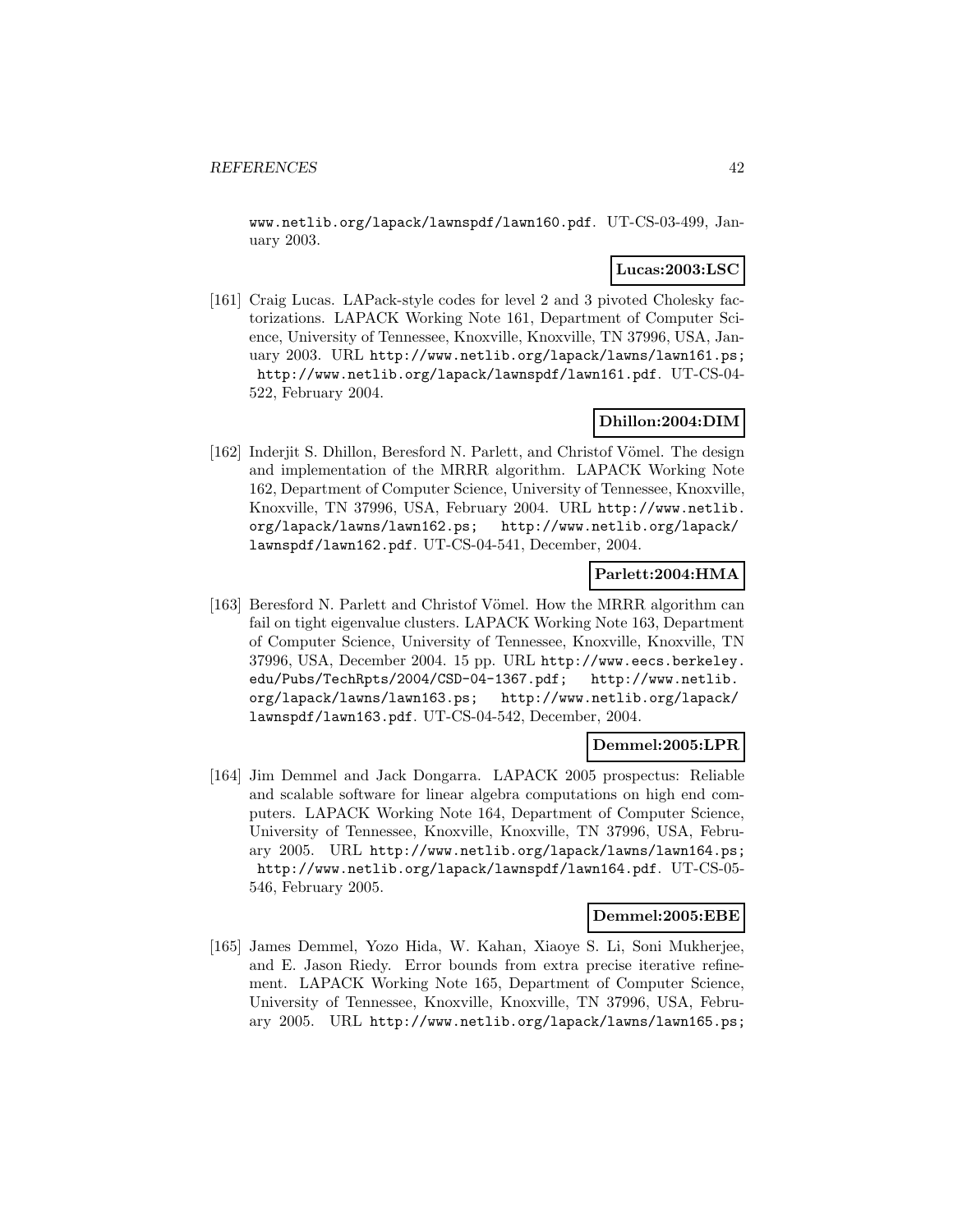www.netlib.org/lapack/lawnspdf/lawn160.pdf. UT-CS-03-499, January 2003.

**Lucas:2003:LSC**

[161] Craig Lucas. LAPack-style codes for level 2 and 3 pivoted Cholesky factorizations. LAPACK Working Note 161, Department of Computer Science, University of Tennessee, Knoxville, Knoxville, TN 37996, USA, January 2003. URL http://www.netlib.org/lapack/lawns/lawn161.ps; http://www.netlib.org/lapack/lawnspdf/lawn161.pdf. UT-CS-04-522, February 2004.

**Dhillon:2004:DIM**

[162] Inderjit S. Dhillon, Beresford N. Parlett, and Christof Vömel. The design and implementation of the MRRR algorithm. LAPACK Working Note 162, Department of Computer Science, University of Tennessee, Knoxville, Knoxville, TN 37996, USA, February 2004. URL http://www.netlib.org/lapack/lawns/lawn162.ps; http://www.netlib.org/lapack/lawnspdf/lawn162.pdf. UT-CS-04-541, December, 2004.

**Parlett:2004:HMA**

[163] Beresford N. Parlett and Christof Vömel. How the MRRR algorithm can fail on tight eigenvalue clusters. LAPACK Working Note 163, Department of Computer Science, University of Tennessee, Knoxville, Knoxville, TN 37996, USA, December 2004. 15 pp. URL http://www.eecs.berkeley.edu/Pubs/TechRpts/2004/CSD-04-1367.pdf; http://www.netlib.org/lapack/lawns/lawn163.ps; http://www.netlib.org/lapack/lawnspdf/lawn163.pdf. UT-CS-04-542, December, 2004.

**Demmel:2005:LPR**

[164] Jim Demmel and Jack Dongarra. LAPACK 2005 prospectus: Reliable and scalable software for linear algebra computations on high end computers. LAPACK Working Note 164, Department of Computer Science, University of Tennessee, Knoxville, Knoxville, TN 37996, USA, February 2005. URL http://www.netlib.org/lapack/lawns/lawn164.ps; http://www.netlib.org/lapack/lawnspdf/lawn164.pdf. UT-CS-05-546, February 2005.

**Demmel:2005:EBE**

[165] James Demmel, Yozo Hida, W. Kahan, Xiaoye S. Li, Soni Mukherjee, and E. Jason Riedy. Error bounds from extra precise iterative refinement. LAPACK Working Note 165, Department of Computer Science, University of Tennessee, Knoxville, Knoxville, TN 37996, USA, February 2005. URL http://www.netlib.org/lapack/lawns/lawn165.ps;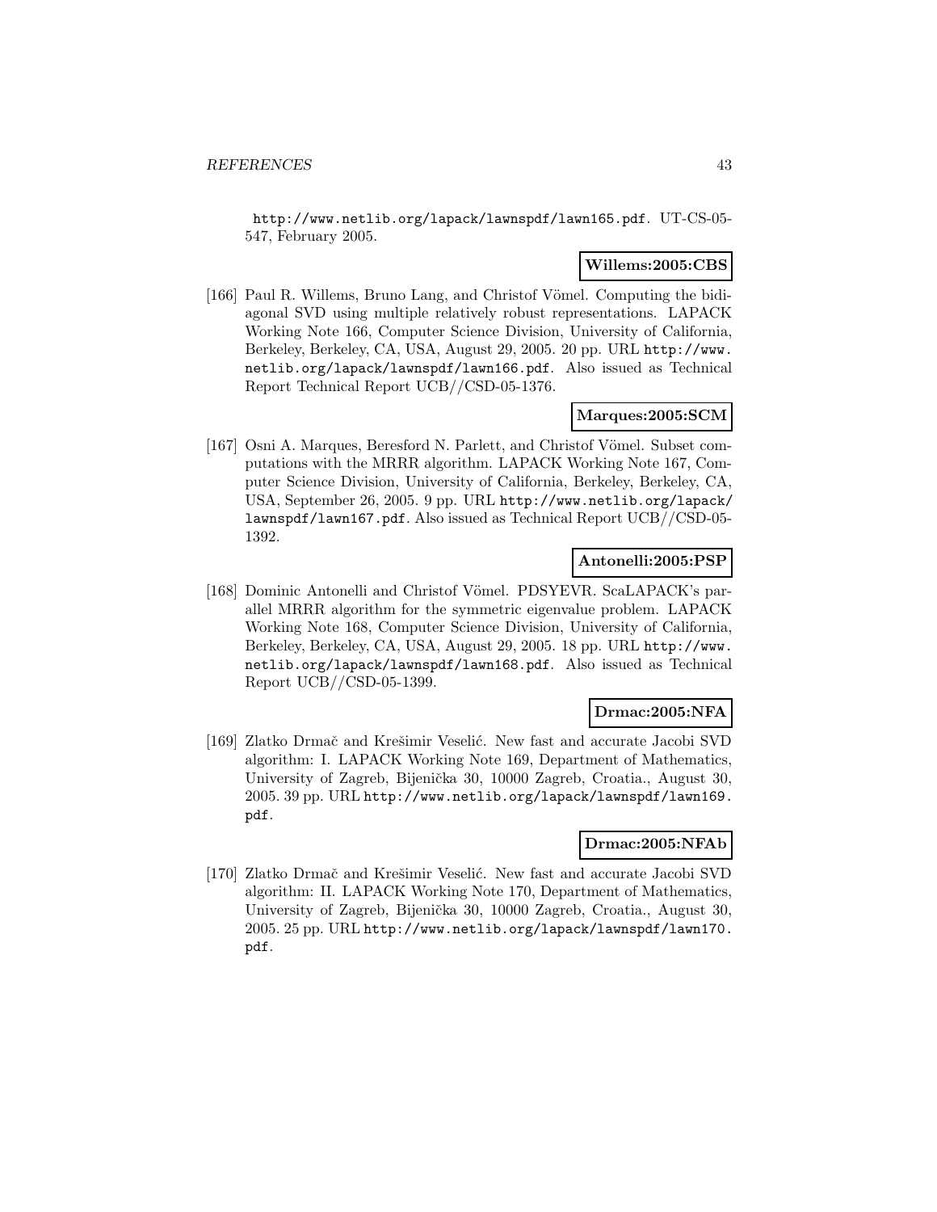http://www.netlib.org/lapack/lawnspdf/lawn165.pdf. UT-CS-05-547, February 2005.

**Willems:2005:CBS**

[166] Paul R. Willems, Bruno Lang, and Christof Vömel. Computing the bidiagonal SVD using multiple relatively robust representations. LAPACK Working Note 166, Computer Science Division, University of California, Berkeley, Berkeley, CA, USA, August 29, 2005. 20 pp. URL http://www.netlib.org/lapack/lawnspdf/lawn166.pdf. Also issued as Technical Report Technical Report UCB//CSD-05-1376.

**Marques:2005:SCM**

[167] Osni A. Marques, Beresford N. Parlett, and Christof Vömel. Subset computations with the MRRR algorithm. LAPACK Working Note 167, Computer Science Division, University of California, Berkeley, Berkeley, CA, USA, September 26, 2005. 9 pp. URL http://www.netlib.org/lapack/lawnspdf/lawn167.pdf. Also issued as Technical Report UCB//CSD-05-1392.

**Antonelli:2005:PSP**

[168] Dominic Antonelli and Christof Vömel. PDSYEVR. ScaLAPACK's parallel MRRR algorithm for the symmetric eigenvalue problem. LAPACK Working Note 168, Computer Science Division, University of California, Berkeley, Berkeley, CA, USA, August 29, 2005. 18 pp. URL http://www.netlib.org/lapack/lawnspdf/lawn168.pdf. Also issued as Technical Report UCB//CSD-05-1399.

**Drmac:2005:NFA**

[169] Zlatko Drmač and Krešimir Veselić. New fast and accurate Jacobi SVD algorithm: I. LAPACK Working Note 169, Department of Mathematics, University of Zagreb, Bijenička 30, 10000 Zagreb, Croatia., August 30, 2005. 39 pp. URL http://www.netlib.org/lapack/lawnspdf/lawn169.pdf.

**Drmac:2005:NFAb**

[170] Zlatko Drmač and Krešimir Veselić. New fast and accurate Jacobi SVD algorithm: II. LAPACK Working Note 170, Department of Mathematics, University of Zagreb, Bijenička 30, 10000 Zagreb, Croatia., August 30, 2005. 25 pp. URL http://www.netlib.org/lapack/lawnspdf/lawn170.pdf.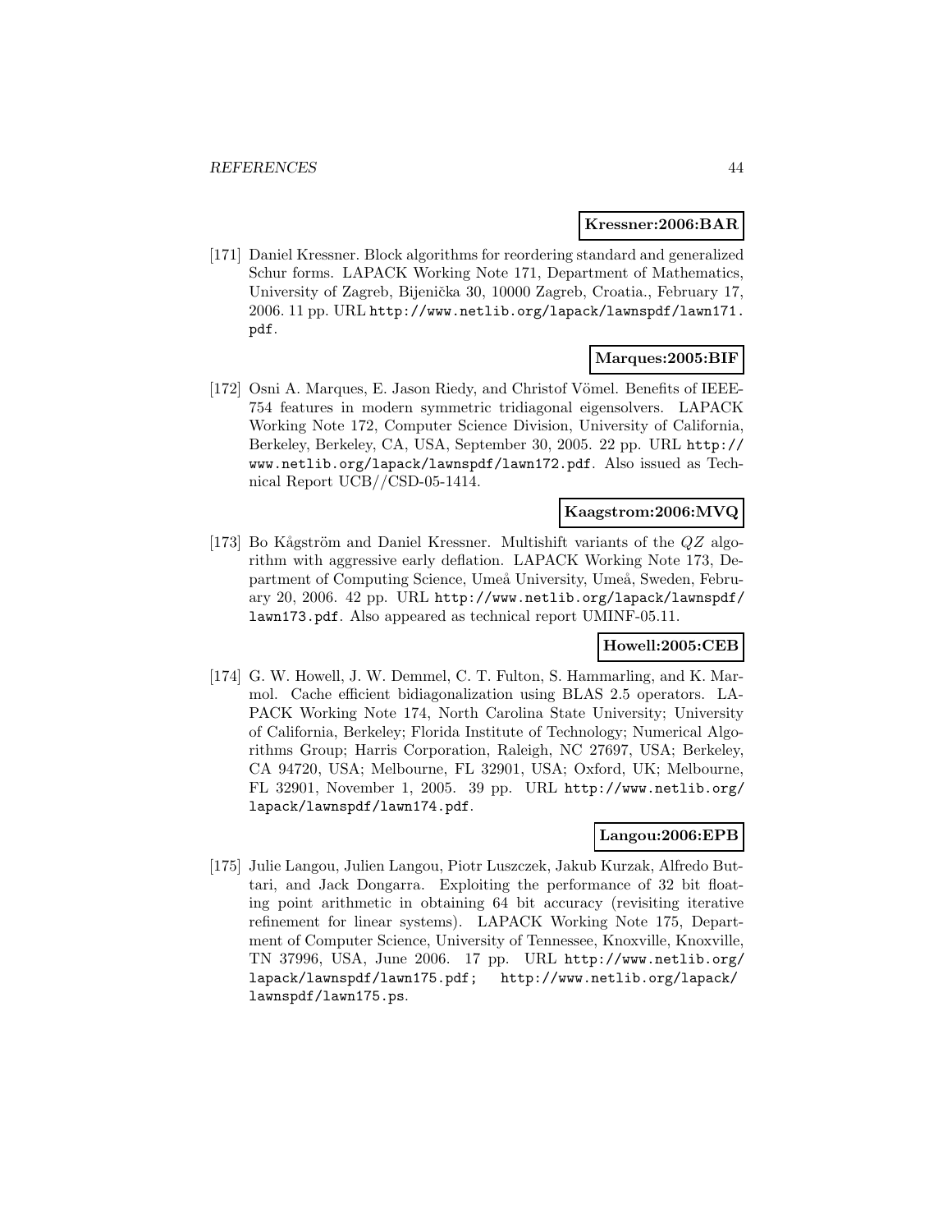**Kressner:2006:BAR**

[171] Daniel Kressner. Block algorithms for reordering standard and generalized Schur forms. LAPACK Working Note 171, Department of Mathematics, University of Zagreb, Bijenička 30, 10000 Zagreb, Croatia., February 17, 2006. 11 pp. URL http://www.netlib.org/lapack/lawnspdf/lawn171.pdf.

**Marques:2005:BIF**

[172] Osni A. Marques, E. Jason Riedy, and Christof Vömel. Benefits of IEEE-754 features in modern symmetric tridiagonal eigensolvers. LAPACK Working Note 172, Computer Science Division, University of California, Berkeley, Berkeley, CA, USA, September 30, 2005. 22 pp. URL http://www.netlib.org/lapack/lawnspdf/lawn172.pdf. Also issued as Technical Report UCB//CSD-05-1414.

**Kaagstrom:2006:MVQ**

[173] Bo Kågström and Daniel Kressner. Multishift variants of the $QZ$ algorithm with aggressive early deflation. LAPACK Working Note 173, Department of Computing Science, Umeå University, Umeå, Sweden, February 20, 2006. 42 pp. URL http://www.netlib.org/lapack/lawnspdf/lawn173.pdf. Also appeared as technical report UMINF-05.11.

**Howell:2005:CEB**

[174] G. W. Howell, J. W. Demmel, C. T. Fulton, S. Hammarling, and K. Marmol. Cache efficient bidiagonalization using BLAS 2.5 operators. LAPACK Working Note 174, North Carolina State University; University of California, Berkeley; Florida Institute of Technology; Numerical Algorithms Group; Harris Corporation, Raleigh, NC 27697, USA; Berkeley, CA 94720, USA; Melbourne, FL 32901, USA; Oxford, UK; Melbourne, FL 32901, November 1, 2005. 39 pp. URL http://www.netlib.org/lapack/lawnspdf/lawn174.pdf.

**Langou:2006:EPB**

[175] Julie Langou, Julien Langou, Piotr Luszczek, Jakub Kurzak, Alfredo Buttari, and Jack Dongarra. Exploiting the performance of 32 bit floating point arithmetic in obtaining 64 bit accuracy (revisiting iterative refinement for linear systems). LAPACK Working Note 175, Department of Computer Science, University of Tennessee, Knoxville, Knoxville, TN 37996, USA, June 2006. 17 pp. URL http://www.netlib.org/lapack/lawnspdf/lawn175.pdf; http://www.netlib.org/lapack/lawnspdf/lawn175.ps.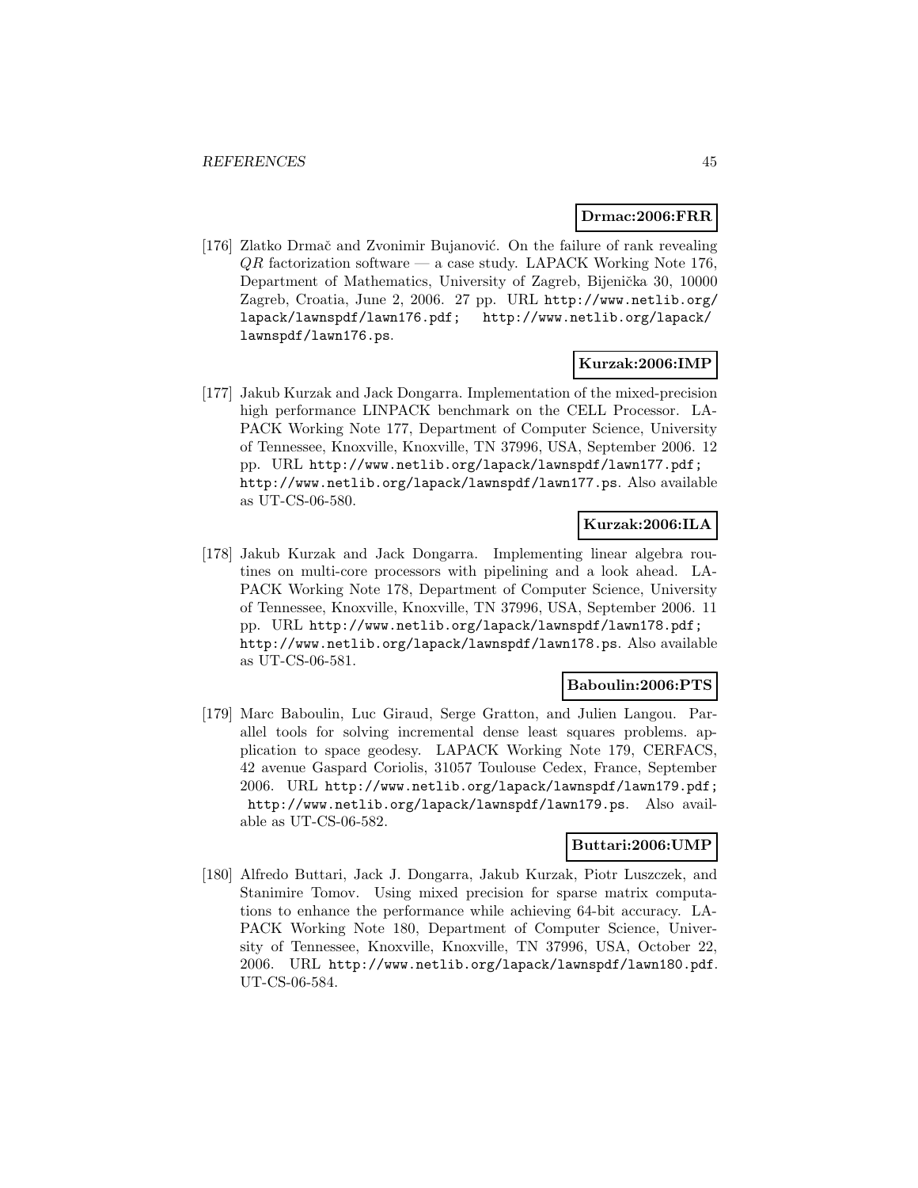**Drmac:2006:FRR**

[176] Zlatko Drmač and Zvonimir Bujanović. On the failure of rank revealing $QR$ factorization software — a case study. LAPACK Working Note 176, Department of Mathematics, University of Zagreb, Bijenička 30, 10000 Zagreb, Croatia, June 2, 2006. 27 pp. URL http://www.netlib.org/lapack/lawnspdf/lawn176.pdf; http://www.netlib.org/lapack/lawnspdf/lawn176.ps.

**Kurzak:2006:IMP**

[177] Jakub Kurzak and Jack Dongarra. Implementation of the mixed-precision high performance LINPACK benchmark on the CELL Processor. LAPACK Working Note 177, Department of Computer Science, University of Tennessee, Knoxville, Knoxville, TN 37996, USA, September 2006. 12 pp. URL http://www.netlib.org/lapack/lawnspdf/lawn177.pdf; http://www.netlib.org/lapack/lawnspdf/lawn177.ps. Also available as UT-CS-06-580.

**Kurzak:2006:ILA**

[178] Jakub Kurzak and Jack Dongarra. Implementing linear algebra routines on multi-core processors with pipelining and a look ahead. LAPACK Working Note 178, Department of Computer Science, University of Tennessee, Knoxville, Knoxville, TN 37996, USA, September 2006. 11 pp. URL http://www.netlib.org/lapack/lawnspdf/lawn178.pdf; http://www.netlib.org/lapack/lawnspdf/lawn178.ps. Also available as UT-CS-06-581.

**Baboulin:2006:PTS**

[179] Marc Baboulin, Luc Giraud, Serge Gratton, and Julien Langou. Parallel tools for solving incremental dense least squares problems. application to space geodesy. LAPACK Working Note 179, CERFACS, 42 avenue Gaspard Coriolis, 31057 Toulouse Cedex, France, September 2006. URL http://www.netlib.org/lapack/lawnspdf/lawn179.pdf; http://www.netlib.org/lapack/lawnspdf/lawn179.ps. Also available as UT-CS-06-582.

**Buttari:2006:UMP**

[180] Alfredo Buttari, Jack J. Dongarra, Jakub Kurzak, Piotr Luszczek, and Stanimire Tomov. Using mixed precision for sparse matrix computations to enhance the performance while achieving 64-bit accuracy. LAPACK Working Note 180, Department of Computer Science, University of Tennessee, Knoxville, Knoxville, TN 37996, USA, October 22, 2006. URL http://www.netlib.org/lapack/lawnspdf/lawn180.pdf. UT-CS-06-584.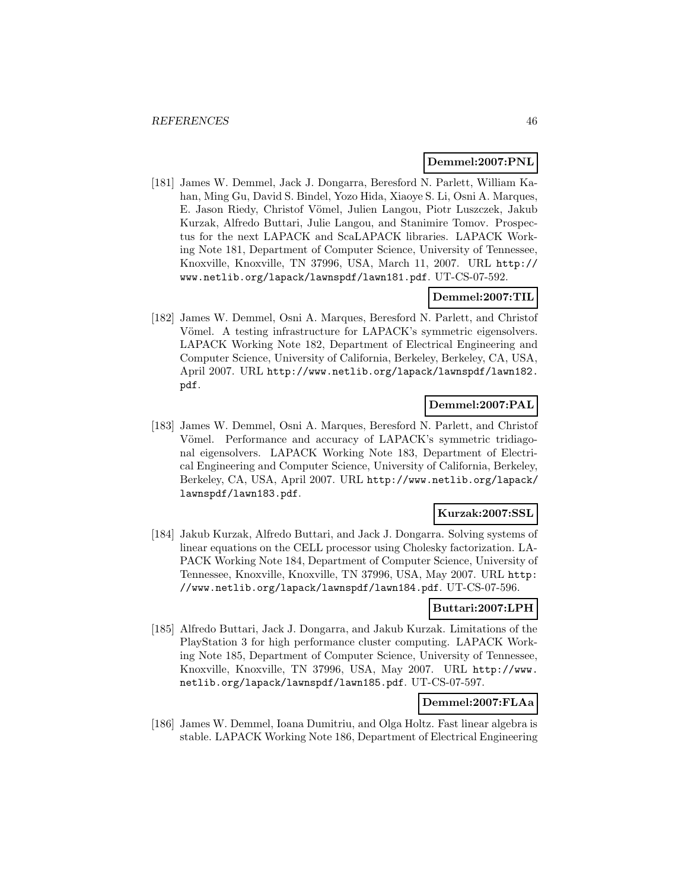**Demmel:2007:PNL**

[181] James W. Demmel, Jack J. Dongarra, Beresford N. Parlett, William Kahan, Ming Gu, David S. Bindel, Yozo Hida, Xiaoye S. Li, Osni A. Marques, E. Jason Riedy, Christof Vömel, Julien Langou, Piotr Luszczek, Jakub Kurzak, Alfredo Buttari, Julie Langou, and Stanimire Tomov. Prospectus for the next LAPACK and ScaLAPACK libraries. LAPACK Working Note 181, Department of Computer Science, University of Tennessee, Knoxville, Knoxville, TN 37996, USA, March 11, 2007. URL `http://www.netlib.org/lapack/lawnspdf/lawn181.pdf`. UT-CS-07-592.

**Demmel:2007:TIL**

[182] James W. Demmel, Osni A. Marques, Beresford N. Parlett, and Christof Vömel. A testing infrastructure for LAPACK's symmetric eigensolvers. LAPACK Working Note 182, Department of Electrical Engineering and Computer Science, University of California, Berkeley, Berkeley, CA, USA, April 2007. URL `http://www.netlib.org/lapack/lawnspdf/lawn182.pdf`.

**Demmel:2007:PAL**

[183] James W. Demmel, Osni A. Marques, Beresford N. Parlett, and Christof Vömel. Performance and accuracy of LAPACK's symmetric tridiagonal eigensolvers. LAPACK Working Note 183, Department of Electrical Engineering and Computer Science, University of California, Berkeley, Berkeley, CA, USA, April 2007. URL `http://www.netlib.org/lapack/lawnspdf/lawn183.pdf`.

**Kurzak:2007:SSL**

[184] Jakub Kurzak, Alfredo Buttari, and Jack J. Dongarra. Solving systems of linear equations on the CELL processor using Cholesky factorization. LAPACK Working Note 184, Department of Computer Science, University of Tennessee, Knoxville, Knoxville, TN 37996, USA, May 2007. URL `http://www.netlib.org/lapack/lawnspdf/lawn184.pdf`. UT-CS-07-596.

**Buttari:2007:LPH**

[185] Alfredo Buttari, Jack J. Dongarra, and Jakub Kurzak. Limitations of the PlayStation 3 for high performance cluster computing. LAPACK Working Note 185, Department of Computer Science, University of Tennessee, Knoxville, Knoxville, TN 37996, USA, May 2007. URL `http://www.netlib.org/lapack/lawnspdf/lawn185.pdf`. UT-CS-07-597.

**Demmel:2007:FLAa**

[186] James W. Demmel, Ioana Dumitriu, and Olga Holtz. Fast linear algebra is stable. LAPACK Working Note 186, Department of Electrical Engineering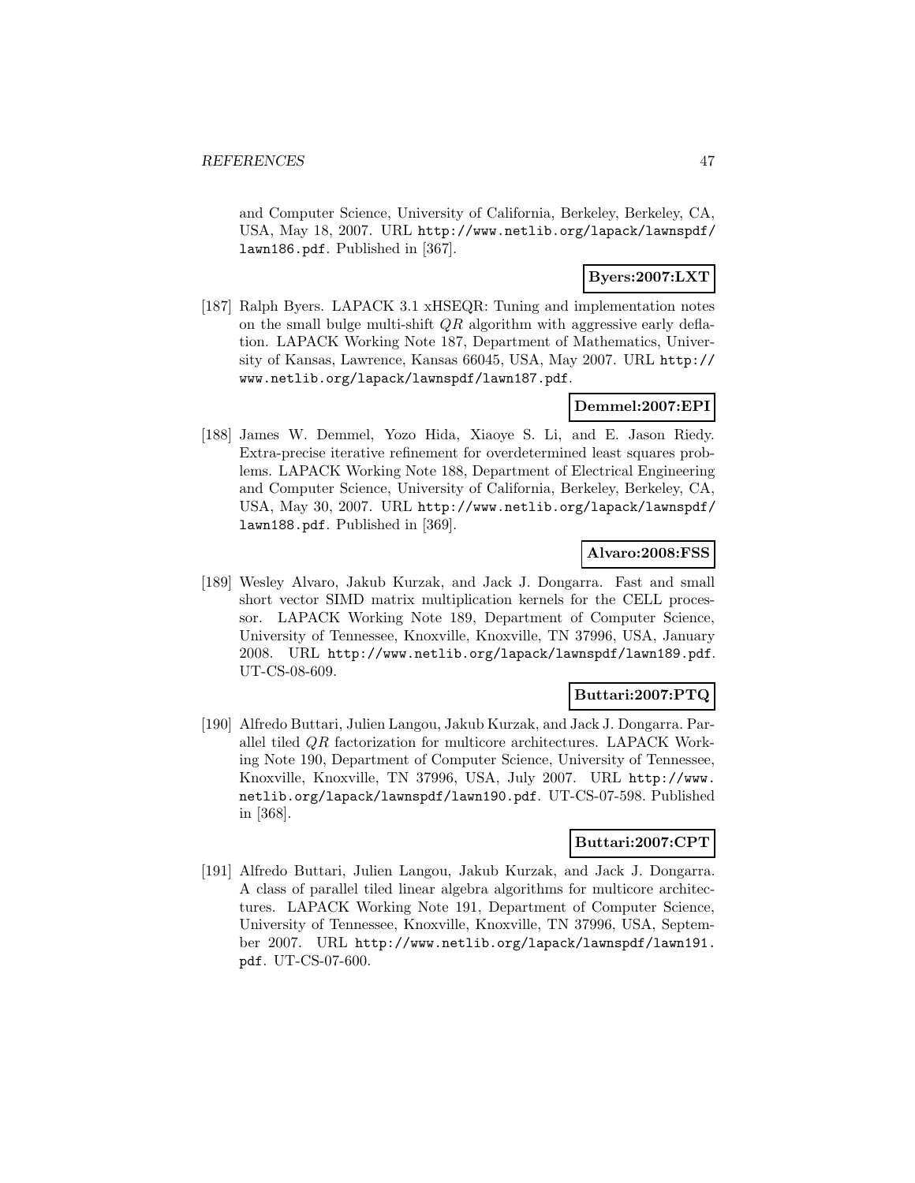and Computer Science, University of California, Berkeley, Berkeley, CA, USA, May 18, 2007. URL http://www.netlib.org/lapack/lawnspdf/lawn186.pdf. Published in [367].

**Byers:2007:LXT**

[187] Ralph Byers. LAPACK 3.1 xHSEQR: Tuning and implementation notes on the small bulge multi-shift $QR$ algorithm with aggressive early deflation. LAPACK Working Note 187, Department of Mathematics, University of Kansas, Lawrence, Kansas 66045, USA, May 2007. URL http://www.netlib.org/lapack/lawnspdf/lawn187.pdf.

**Demmel:2007:EPI**

[188] James W. Demmel, Yozo Hida, Xiaoye S. Li, and E. Jason Riedy. Extra-precise iterative refinement for overdetermined least squares problems. LAPACK Working Note 188, Department of Electrical Engineering and Computer Science, University of California, Berkeley, Berkeley, CA, USA, May 30, 2007. URL http://www.netlib.org/lapack/lawnspdf/lawn188.pdf. Published in [369].

**Alvaro:2008:FSS**

[189] Wesley Alvaro, Jakub Kurzak, and Jack J. Dongarra. Fast and small short vector SIMD matrix multiplication kernels for the CELL processor. LAPACK Working Note 189, Department of Computer Science, University of Tennessee, Knoxville, Knoxville, TN 37996, USA, January 2008. URL http://www.netlib.org/lapack/lawnspdf/lawn189.pdf. UT-CS-08-609.

**Buttari:2007:PTQ**

[190] Alfredo Buttari, Julien Langou, Jakub Kurzak, and Jack J. Dongarra. Parallel tiled $QR$ factorization for multicore architectures. LAPACK Working Note 190, Department of Computer Science, University of Tennessee, Knoxville, Knoxville, TN 37996, USA, July 2007. URL http://www.netlib.org/lapack/lawnspdf/lawn190.pdf. UT-CS-07-598. Published in [368].

**Buttari:2007:CPT**

[191] Alfredo Buttari, Julien Langou, Jakub Kurzak, and Jack J. Dongarra. A class of parallel tiled linear algebra algorithms for multicore architectures. LAPACK Working Note 191, Department of Computer Science, University of Tennessee, Knoxville, Knoxville, TN 37996, USA, September 2007. URL http://www.netlib.org/lapack/lawnspdf/lawn191.pdf. UT-CS-07-600.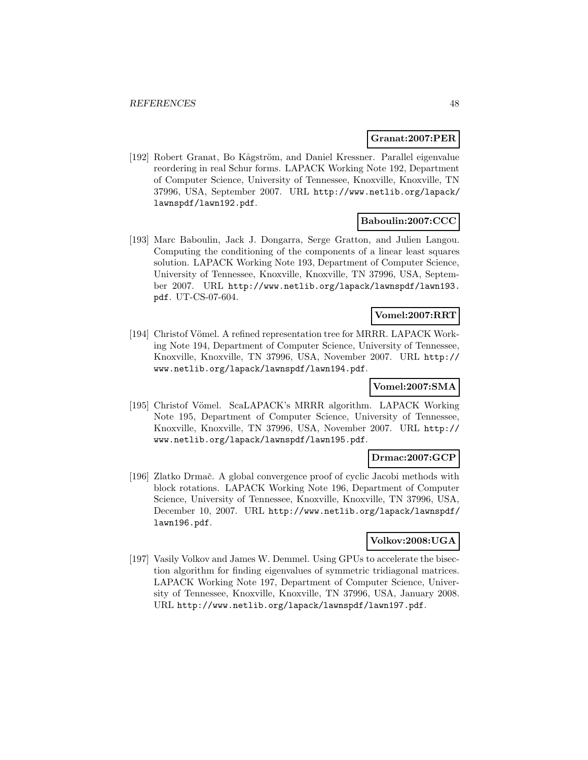**Granat:2007:PER**

[192] Robert Granat, Bo Kågström, and Daniel Kressner. Parallel eigenvalue reordering in real Schur forms. LAPACK Working Note 192, Department of Computer Science, University of Tennessee, Knoxville, Knoxville, TN 37996, USA, September 2007. URL http://www.netlib.org/lapack/lawnspdf/lawn192.pdf.

**Baboulin:2007:CCC**

[193] Marc Baboulin, Jack J. Dongarra, Serge Gratton, and Julien Langou. Computing the conditioning of the components of a linear least squares solution. LAPACK Working Note 193, Department of Computer Science, University of Tennessee, Knoxville, Knoxville, TN 37996, USA, September 2007. URL http://www.netlib.org/lapack/lawnspdf/lawn193.pdf. UT-CS-07-604.

**Vomel:2007:RRT**

[194] Christof Vömel. A refined representation tree for MRRR. LAPACK Working Note 194, Department of Computer Science, University of Tennessee, Knoxville, Knoxville, TN 37996, USA, November 2007. URL http://www.netlib.org/lapack/lawnspdf/lawn194.pdf.

**Vomel:2007:SMA**

[195] Christof Vömel. ScaLAPACK's MRRR algorithm. LAPACK Working Note 195, Department of Computer Science, University of Tennessee, Knoxville, Knoxville, TN 37996, USA, November 2007. URL http://www.netlib.org/lapack/lawnspdf/lawn195.pdf.

**Drmac:2007:GCP**

[196] Zlatko Drmač. A global convergence proof of cyclic Jacobi methods with block rotations. LAPACK Working Note 196, Department of Computer Science, University of Tennessee, Knoxville, Knoxville, TN 37996, USA, December 10, 2007. URL http://www.netlib.org/lapack/lawnspdf/lawn196.pdf.

**Volkov:2008:UGA**

[197] Vasily Volkov and James W. Demmel. Using GPUs to accelerate the bisection algorithm for finding eigenvalues of symmetric tridiagonal matrices. LAPACK Working Note 197, Department of Computer Science, University of Tennessee, Knoxville, Knoxville, TN 37996, USA, January 2008. URL http://www.netlib.org/lapack/lawnspdf/lawn197.pdf.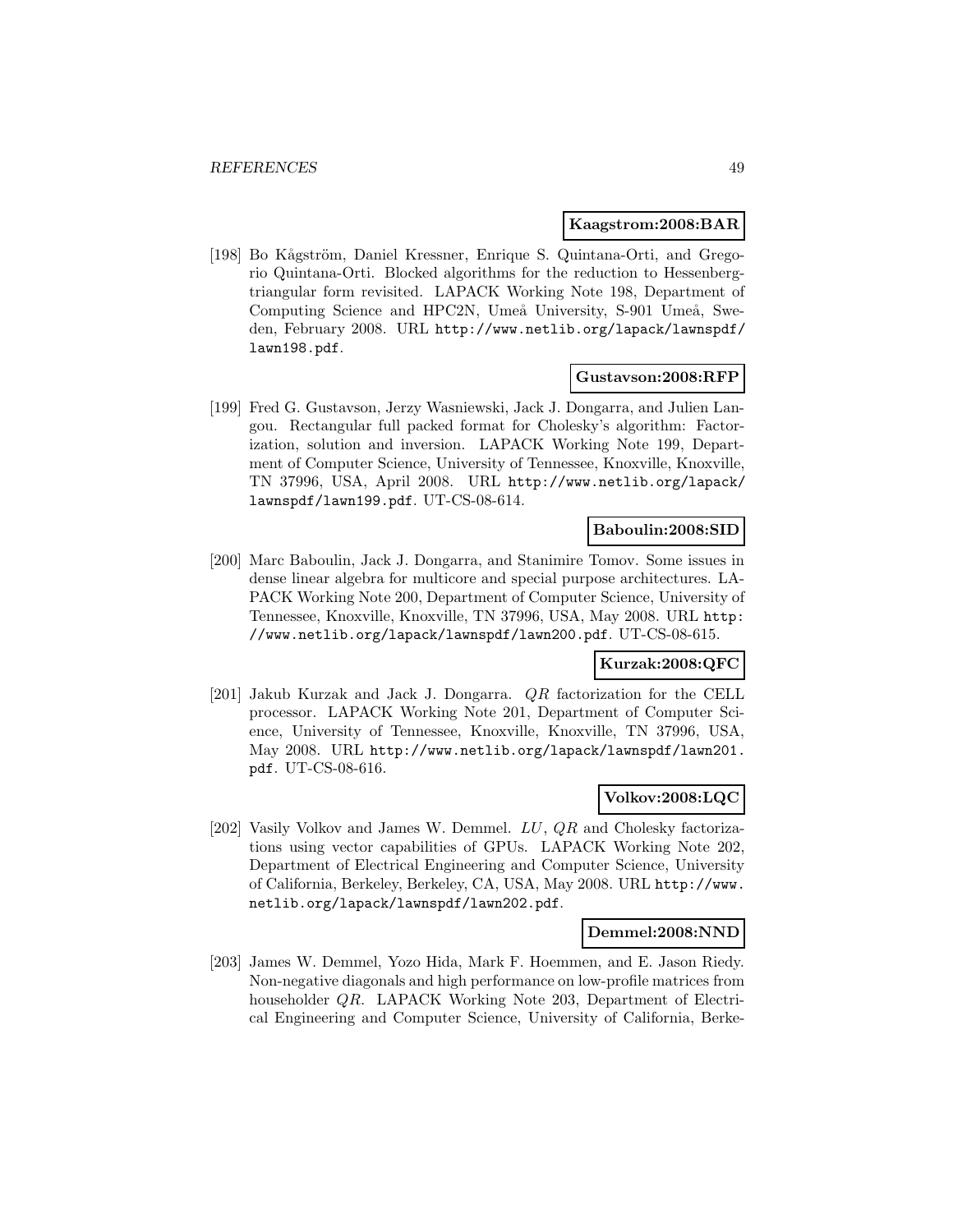**Kaagstrom:2008:BAR**

[198] Bo Kågström, Daniel Kressner, Enrique S. Quintana-Orti, and Gregorio Quintana-Orti. Blocked algorithms for the reduction to Hessenberg-triangular form revisited. LAPACK Working Note 198, Department of Computing Science and HPC2N, Umeå University, S-901 Umeå, Sweden, February 2008. URL `http://www.netlib.org/lapack/lawnspdf/lawn198.pdf`.

**Gustavson:2008:RFP**

[199] Fred G. Gustavson, Jerzy Wasniewski, Jack J. Dongarra, and Julien Langou. Rectangular full packed format for Cholesky's algorithm: Factorization, solution and inversion. LAPACK Working Note 199, Department of Computer Science, University of Tennessee, Knoxville, Knoxville, TN 37996, USA, April 2008. URL `http://www.netlib.org/lapack/lawnspdf/lawn199.pdf`. UT-CS-08-614.

**Baboulin:2008:SID**

[200] Marc Baboulin, Jack J. Dongarra, and Stanimire Tomov. Some issues in dense linear algebra for multicore and special purpose architectures. LAPACK Working Note 200, Department of Computer Science, University of Tennessee, Knoxville, Knoxville, TN 37996, USA, May 2008. URL `http://www.netlib.org/lapack/lawnspdf/lawn200.pdf`. UT-CS-08-615.

**Kurzak:2008:QFC**

[201] Jakub Kurzak and Jack J. Dongarra. $QR$ factorization for the CELL processor. LAPACK Working Note 201, Department of Computer Science, University of Tennessee, Knoxville, Knoxville, TN 37996, USA, May 2008. URL `http://www.netlib.org/lapack/lawnspdf/lawn201.pdf`. UT-CS-08-616.

**Volkov:2008:LQC**

[202] Vasily Volkov and James W. Demmel. $LU$, $QR$ and Cholesky factorizations using vector capabilities of GPUs. LAPACK Working Note 202, Department of Electrical Engineering and Computer Science, University of California, Berkeley, Berkeley, CA, USA, May 2008. URL `http://www.netlib.org/lapack/lawnspdf/lawn202.pdf`.

**Demmel:2008:NND**

[203] James W. Demmel, Yozo Hida, Mark F. Hoemmen, and E. Jason Riedy. Non-negative diagonals and high performance on low-profile matrices from householder $QR$. LAPACK Working Note 203, Department of Electrical Engineering and Computer Science, University of California, Berke-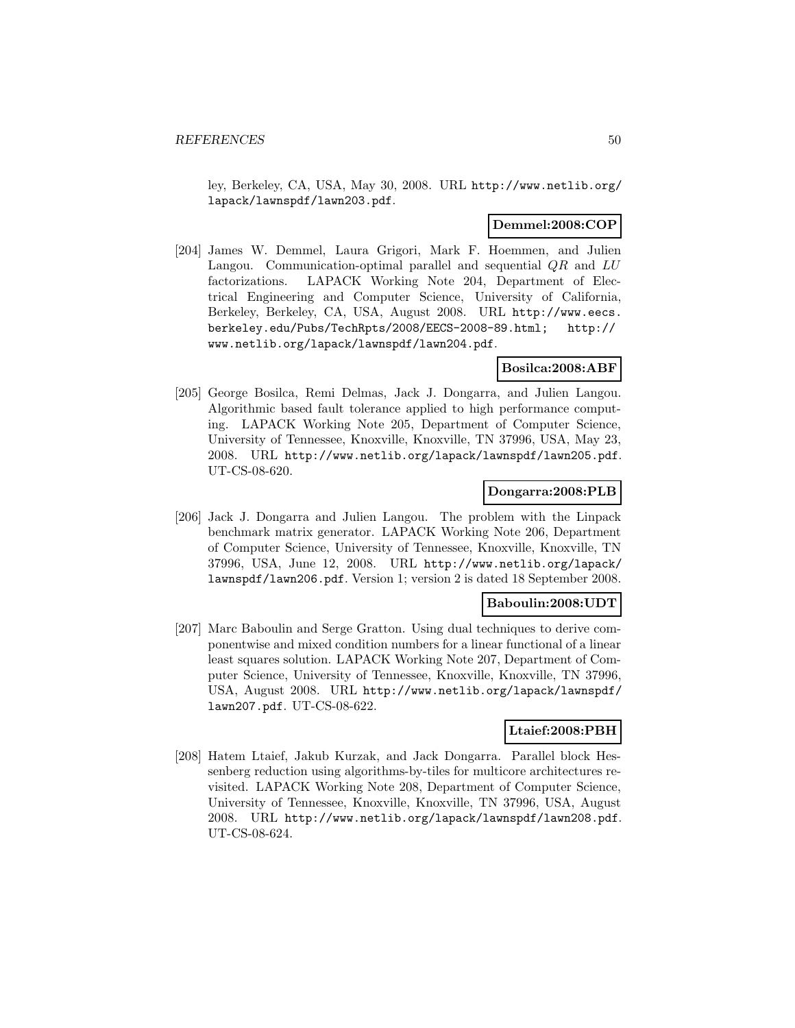ley, Berkeley, CA, USA, May 30, 2008. URL http://www.netlib.org/lapack/lawnspdf/lawn203.pdf.

**Demmel:2008:COP**

[204] James W. Demmel, Laura Grigori, Mark F. Hoemmen, and Julien Langou. Communication-optimal parallel and sequential $QR$ and $LU$ factorizations. LAPACK Working Note 204, Department of Electrical Engineering and Computer Science, University of California, Berkeley, Berkeley, CA, USA, August 2008. URL http://www.eecs.berkeley.edu/Pubs/TechRpts/2008/EECS-2008-89.html; http://www.netlib.org/lapack/lawnspdf/lawn204.pdf.

**Bosilca:2008:ABF**

[205] George Bosilca, Remi Delmas, Jack J. Dongarra, and Julien Langou. Algorithmic based fault tolerance applied to high performance computing. LAPACK Working Note 205, Department of Computer Science, University of Tennessee, Knoxville, Knoxville, TN 37996, USA, May 23, 2008. URL http://www.netlib.org/lapack/lawnspdf/lawn205.pdf. UT-CS-08-620.

**Dongarra:2008:PLB**

[206] Jack J. Dongarra and Julien Langou. The problem with the Linpack benchmark matrix generator. LAPACK Working Note 206, Department of Computer Science, University of Tennessee, Knoxville, Knoxville, TN 37996, USA, June 12, 2008. URL http://www.netlib.org/lapack/lawnspdf/lawn206.pdf. Version 1; version 2 is dated 18 September 2008.

**Baboulin:2008:UDT**

[207] Marc Baboulin and Serge Gratton. Using dual techniques to derive componentwise and mixed condition numbers for a linear functional of a linear least squares solution. LAPACK Working Note 207, Department of Computer Science, University of Tennessee, Knoxville, Knoxville, TN 37996, USA, August 2008. URL http://www.netlib.org/lapack/lawnspdf/lawn207.pdf. UT-CS-08-622.

**Ltaief:2008:PBH**

[208] Hatem Ltaief, Jakub Kurzak, and Jack Dongarra. Parallel block Hessenberg reduction using algorithms-by-tiles for multicore architectures revisited. LAPACK Working Note 208, Department of Computer Science, University of Tennessee, Knoxville, Knoxville, TN 37996, USA, August 2008. URL http://www.netlib.org/lapack/lawnspdf/lawn208.pdf. UT-CS-08-624.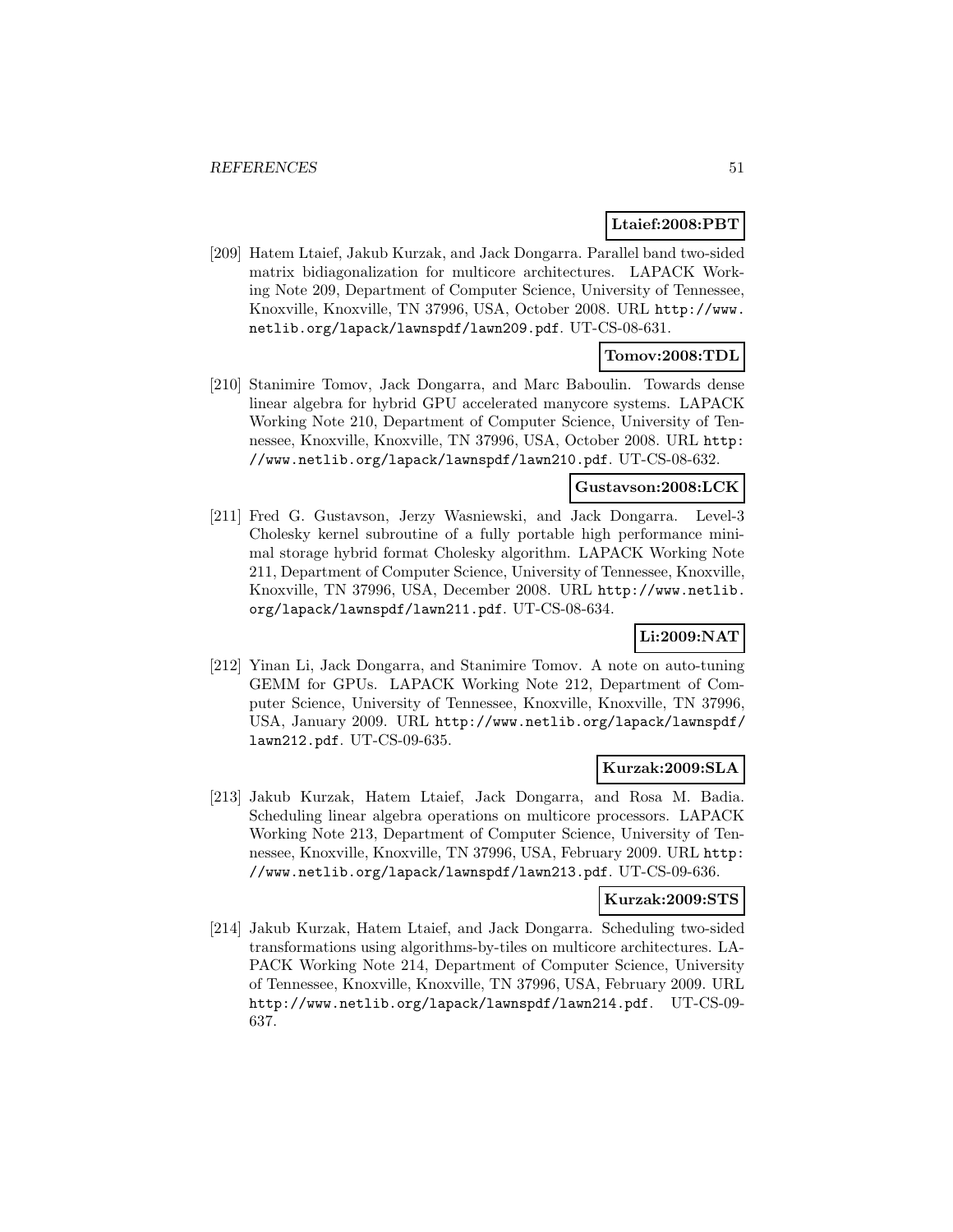**Ltaief:2008:PBT**

[209] Hatem Ltaief, Jakub Kurzak, and Jack Dongarra. Parallel band two-sided matrix bidiagonalization for multicore architectures. LAPACK Working Note 209, Department of Computer Science, University of Tennessee, Knoxville, Knoxville, TN 37996, USA, October 2008. URL http://www.netlib.org/lapack/lawnspdf/lawn209.pdf. UT-CS-08-631.

**Tomov:2008:TDL**

[210] Stanimire Tomov, Jack Dongarra, and Marc Baboulin. Towards dense linear algebra for hybrid GPU accelerated manycore systems. LAPACK Working Note 210, Department of Computer Science, University of Tennessee, Knoxville, Knoxville, TN 37996, USA, October 2008. URL http://www.netlib.org/lapack/lawnspdf/lawn210.pdf. UT-CS-08-632.

**Gustavson:2008:LCK**

[211] Fred G. Gustavson, Jerzy Wasniewski, and Jack Dongarra. Level-3 Cholesky kernel subroutine of a fully portable high performance minimal storage hybrid format Cholesky algorithm. LAPACK Working Note 211, Department of Computer Science, University of Tennessee, Knoxville, Knoxville, TN 37996, USA, December 2008. URL http://www.netlib.org/lapack/lawnspdf/lawn211.pdf. UT-CS-08-634.

**Li:2009:NAT**

[212] Yinan Li, Jack Dongarra, and Stanimire Tomov. A note on auto-tuning GEMM for GPUs. LAPACK Working Note 212, Department of Computer Science, University of Tennessee, Knoxville, Knoxville, TN 37996, USA, January 2009. URL http://www.netlib.org/lapack/lawnspdf/lawn212.pdf. UT-CS-09-635.

**Kurzak:2009:SLA**

[213] Jakub Kurzak, Hatem Ltaief, Jack Dongarra, and Rosa M. Badia. Scheduling linear algebra operations on multicore processors. LAPACK Working Note 213, Department of Computer Science, University of Tennessee, Knoxville, Knoxville, TN 37996, USA, February 2009. URL http://www.netlib.org/lapack/lawnspdf/lawn213.pdf. UT-CS-09-636.

**Kurzak:2009:STS**

[214] Jakub Kurzak, Hatem Ltaief, and Jack Dongarra. Scheduling two-sided transformations using algorithms-by-tiles on multicore architectures. LAPACK Working Note 214, Department of Computer Science, University of Tennessee, Knoxville, Knoxville, TN 37996, USA, February 2009. URL http://www.netlib.org/lapack/lawnspdf/lawn214.pdf. UT-CS-09-637.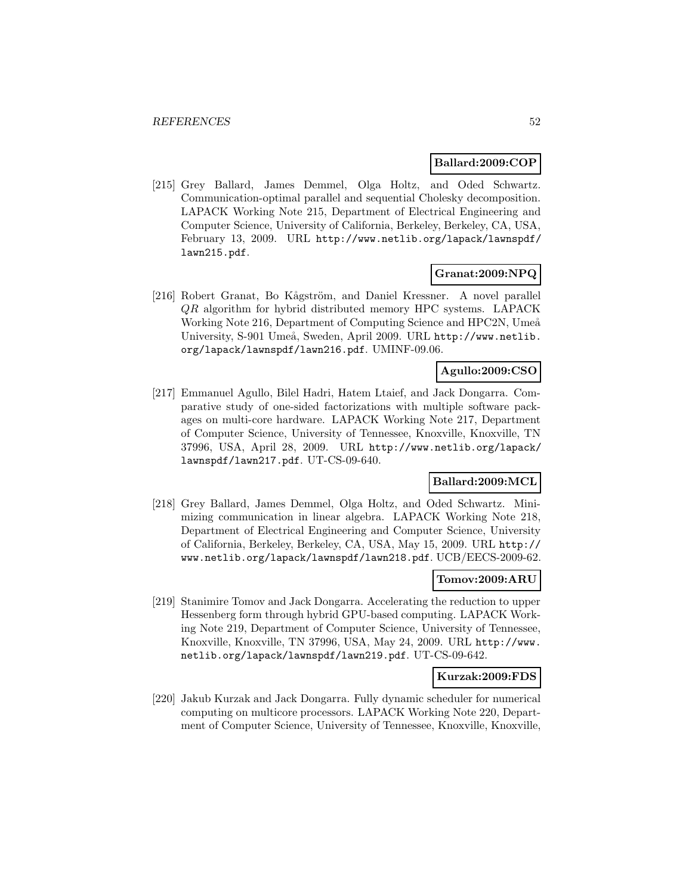**Ballard:2009:COP**

[215] Grey Ballard, James Demmel, Olga Holtz, and Oded Schwartz. Communication-optimal parallel and sequential Cholesky decomposition. LAPACK Working Note 215, Department of Electrical Engineering and Computer Science, University of California, Berkeley, Berkeley, CA, USA, February 13, 2009. URL http://www.netlib.org/lapack/lawnspdf/lawn215.pdf.

**Granat:2009:NPQ**

[216] Robert Granat, Bo Kågström, and Daniel Kressner. A novel parallel $QR$ algorithm for hybrid distributed memory HPC systems. LAPACK Working Note 216, Department of Computing Science and HPC2N, Umeå University, S-901 Umeå, Sweden, April 2009. URL http://www.netlib.org/lapack/lawnspdf/lawn216.pdf. UMINF-09.06.

**Agullo:2009:CSO**

[217] Emmanuel Agullo, Bilel Hadri, Hatem Ltaief, and Jack Dongarra. Comparative study of one-sided factorizations with multiple software packages on multi-core hardware. LAPACK Working Note 217, Department of Computer Science, University of Tennessee, Knoxville, Knoxville, TN 37996, USA, April 28, 2009. URL http://www.netlib.org/lapack/lawnspdf/lawn217.pdf. UT-CS-09-640.

**Ballard:2009:MCL**

[218] Grey Ballard, James Demmel, Olga Holtz, and Oded Schwartz. Minimizing communication in linear algebra. LAPACK Working Note 218, Department of Electrical Engineering and Computer Science, University of California, Berkeley, Berkeley, CA, USA, May 15, 2009. URL http://www.netlib.org/lapack/lawnspdf/lawn218.pdf. UCB/EECS-2009-62.

**Tomov:2009:ARU**

[219] Stanimire Tomov and Jack Dongarra. Accelerating the reduction to upper Hessenberg form through hybrid GPU-based computing. LAPACK Working Note 219, Department of Computer Science, University of Tennessee, Knoxville, Knoxville, TN 37996, USA, May 24, 2009. URL http://www.netlib.org/lapack/lawnspdf/lawn219.pdf. UT-CS-09-642.

**Kurzak:2009:FDS**

[220] Jakub Kurzak and Jack Dongarra. Fully dynamic scheduler for numerical computing on multicore processors. LAPACK Working Note 220, Department of Computer Science, University of Tennessee, Knoxville, Knoxville,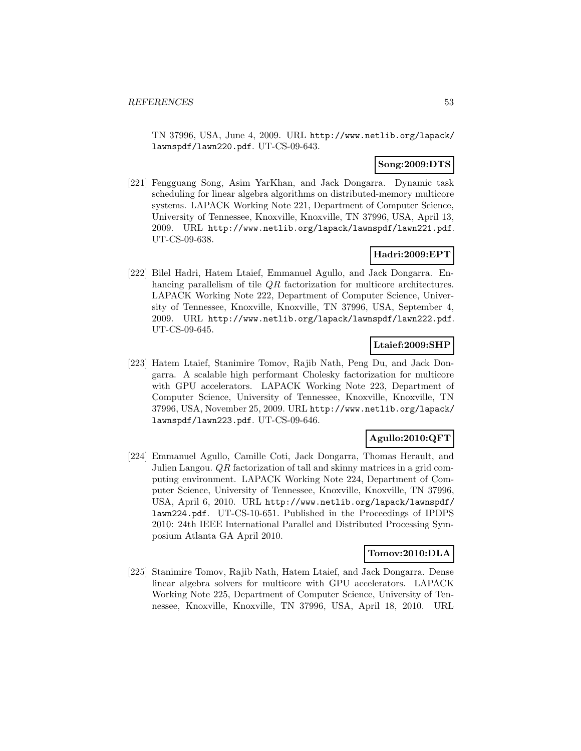TN 37996, USA, June 4, 2009. URL http://www.netlib.org/lapack/lawnspdf/lawn220.pdf. UT-CS-09-643.

**Song:2009:DTS**

[221] Fengguang Song, Asim YarKhan, and Jack Dongarra. Dynamic task scheduling for linear algebra algorithms on distributed-memory multicore systems. LAPACK Working Note 221, Department of Computer Science, University of Tennessee, Knoxville, Knoxville, TN 37996, USA, April 13, 2009. URL http://www.netlib.org/lapack/lawnspdf/lawn221.pdf. UT-CS-09-638.

**Hadri:2009:EPT**

[222] Bilel Hadri, Hatem Ltaief, Emmanuel Agullo, and Jack Dongarra. Enhancing parallelism of tile $QR$ factorization for multicore architectures. LAPACK Working Note 222, Department of Computer Science, University of Tennessee, Knoxville, Knoxville, TN 37996, USA, September 4, 2009. URL http://www.netlib.org/lapack/lawnspdf/lawn222.pdf. UT-CS-09-645.

**Ltaief:2009:SHP**

[223] Hatem Ltaief, Stanimire Tomov, Rajib Nath, Peng Du, and Jack Dongarra. A scalable high performant Cholesky factorization for multicore with GPU accelerators. LAPACK Working Note 223, Department of Computer Science, University of Tennessee, Knoxville, Knoxville, TN 37996, USA, November 25, 2009. URL http://www.netlib.org/lapack/lawnspdf/lawn223.pdf. UT-CS-09-646.

**Agullo:2010:QFT**

[224] Emmanuel Agullo, Camille Coti, Jack Dongarra, Thomas Herault, and Julien Langou. $QR$ factorization of tall and skinny matrices in a grid computing environment. LAPACK Working Note 224, Department of Computer Science, University of Tennessee, Knoxville, Knoxville, TN 37996, USA, April 6, 2010. URL http://www.netlib.org/lapack/lawnspdf/lawn224.pdf. UT-CS-10-651. Published in the Proceedings of IPDPS 2010: 24th IEEE International Parallel and Distributed Processing Symposium Atlanta GA April 2010.

**Tomov:2010:DLA**

[225] Stanimire Tomov, Rajib Nath, Hatem Ltaief, and Jack Dongarra. Dense linear algebra solvers for multicore with GPU accelerators. LAPACK Working Note 225, Department of Computer Science, University of Tennessee, Knoxville, Knoxville, TN 37996, USA, April 18, 2010. URL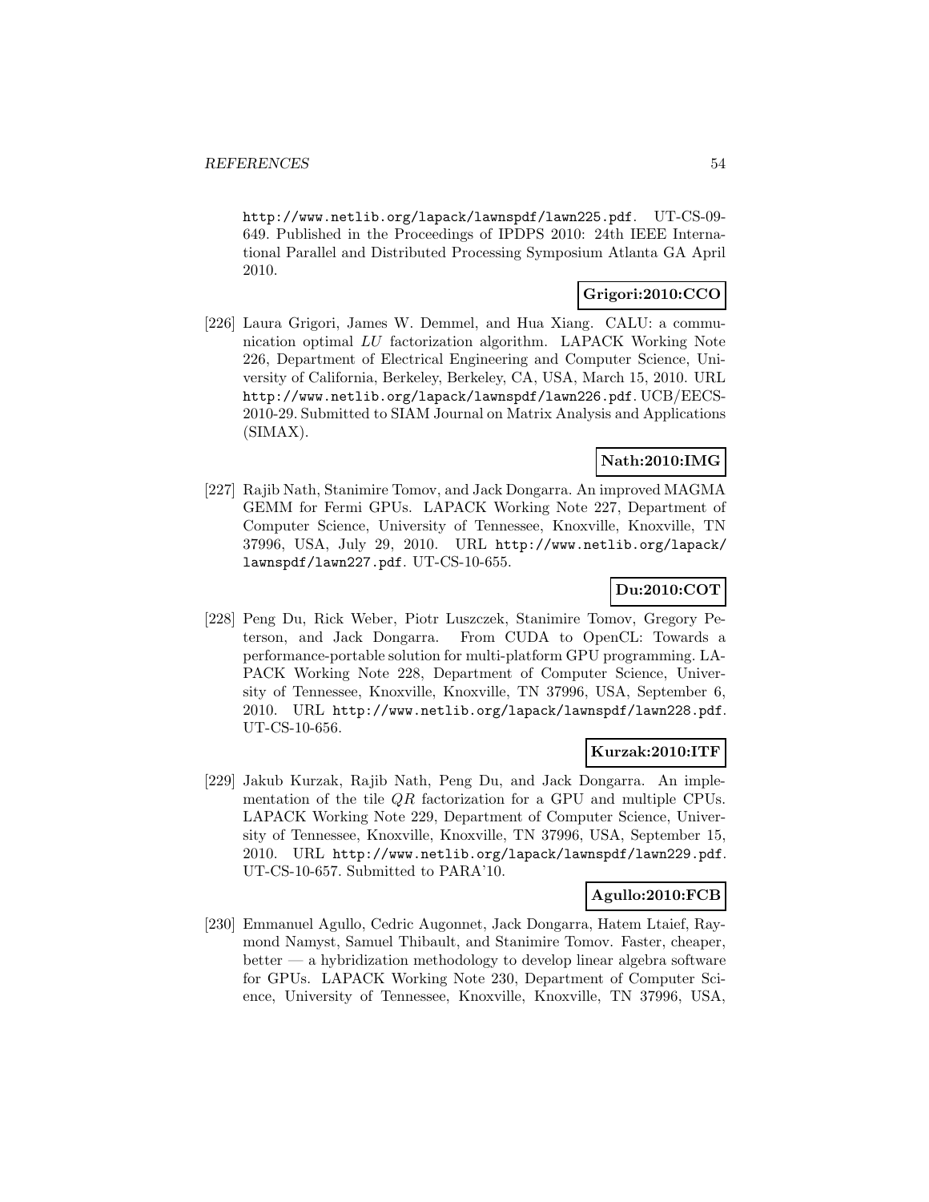http://www.netlib.org/lapack/lawnspdf/lawn225.pdf. UT-CS-09-649. Published in the Proceedings of IPDPS 2010: 24th IEEE International Parallel and Distributed Processing Symposium Atlanta GA April 2010.

**Grigori:2010:CCO**

[226] Laura Grigori, James W. Demmel, and Hua Xiang. CALU: a communication optimal *LU* factorization algorithm. LAPACK Working Note 226, Department of Electrical Engineering and Computer Science, University of California, Berkeley, Berkeley, CA, USA, March 15, 2010. URL http://www.netlib.org/lapack/lawnspdf/lawn226.pdf. UCB/EECS-2010-29. Submitted to SIAM Journal on Matrix Analysis and Applications (SIMAX).

**Nath:2010:IMG**

[227] Rajib Nath, Stanimire Tomov, and Jack Dongarra. An improved MAGMA GEMM for Fermi GPUs. LAPACK Working Note 227, Department of Computer Science, University of Tennessee, Knoxville, Knoxville, TN 37996, USA, July 29, 2010. URL http://www.netlib.org/lapack/lawnspdf/lawn227.pdf. UT-CS-10-655.

**Du:2010:COT**

[228] Peng Du, Rick Weber, Piotr Luszczek, Stanimire Tomov, Gregory Peterson, and Jack Dongarra. From CUDA to OpenCL: Towards a performance-portable solution for multi-platform GPU programming. LAPACK Working Note 228, Department of Computer Science, University of Tennessee, Knoxville, Knoxville, TN 37996, USA, September 6, 2010. URL http://www.netlib.org/lapack/lawnspdf/lawn228.pdf. UT-CS-10-656.

**Kurzak:2010:ITF**

[229] Jakub Kurzak, Rajib Nath, Peng Du, and Jack Dongarra. An implementation of the tile *QR* factorization for a GPU and multiple CPUs. LAPACK Working Note 229, Department of Computer Science, University of Tennessee, Knoxville, Knoxville, TN 37996, USA, September 15, 2010. URL http://www.netlib.org/lapack/lawnspdf/lawn229.pdf. UT-CS-10-657. Submitted to PARA'10.

**Agullo:2010:FCB**

[230] Emmanuel Agullo, Cedric Augonnet, Jack Dongarra, Hatem Ltaief, Raymond Namyst, Samuel Thibault, and Stanimire Tomov. Faster, cheaper, better — a hybridization methodology to develop linear algebra software for GPUs. LAPACK Working Note 230, Department of Computer Science, University of Tennessee, Knoxville, Knoxville, TN 37996, USA,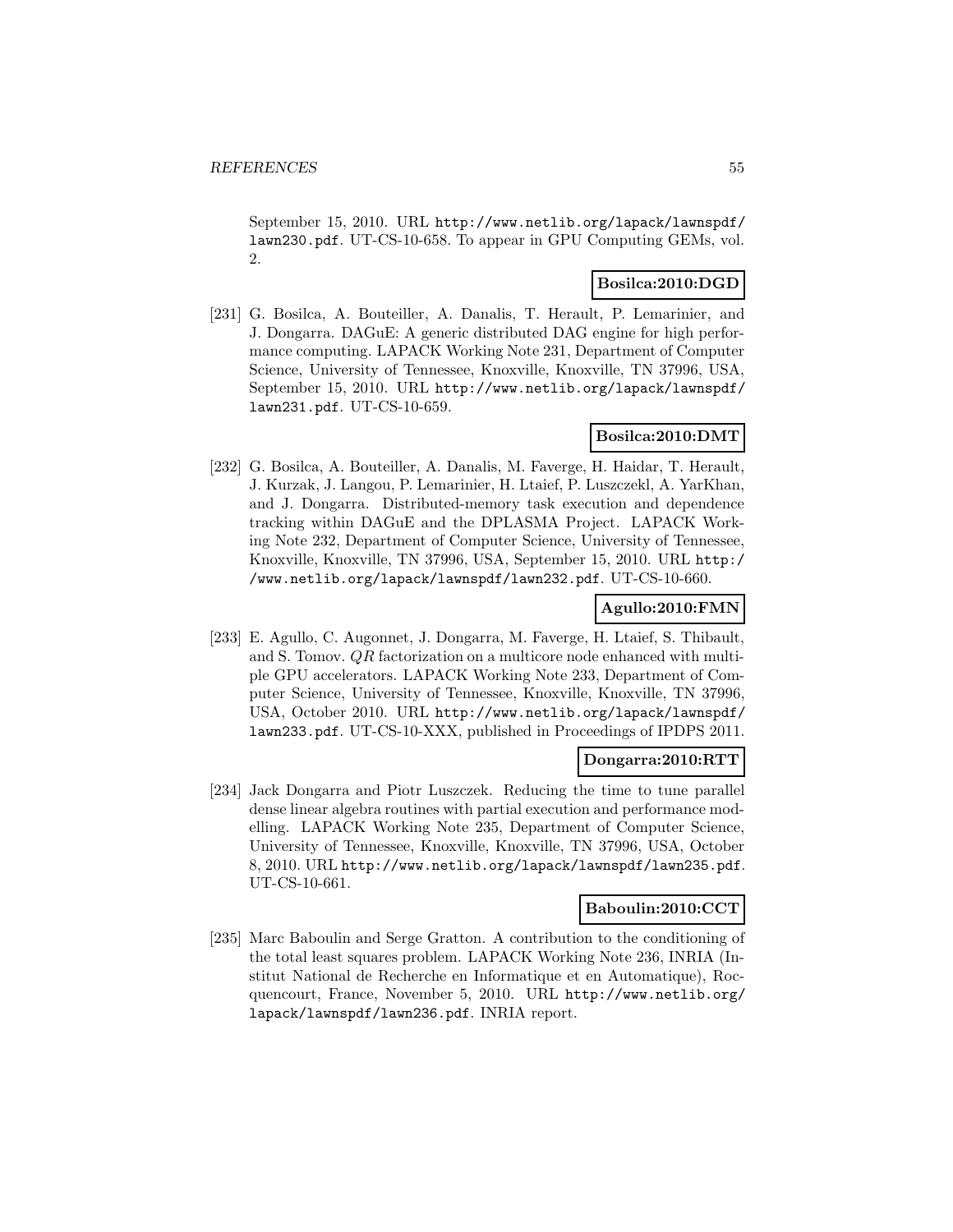September 15, 2010. URL http://www.netlib.org/lapack/lawnspdf/lawn230.pdf. UT-CS-10-658. To appear in GPU Computing GEMs, vol. 2.

**Bosilca:2010:DGD**

[231] G. Bosilca, A. Bouteiller, A. Danalis, T. Herault, P. Lemarinier, and J. Dongarra. DAGuE: A generic distributed DAG engine for high performance computing. LAPACK Working Note 231, Department of Computer Science, University of Tennessee, Knoxville, Knoxville, TN 37996, USA, September 15, 2010. URL http://www.netlib.org/lapack/lawnspdf/lawn231.pdf. UT-CS-10-659.

**Bosilca:2010:DMT**

[232] G. Bosilca, A. Bouteiller, A. Danalis, M. Faverge, H. Haidar, T. Herault, J. Kurzak, J. Langou, P. Lemarinier, H. Ltaief, P. Luszczekl, A. YarKhan, and J. Dongarra. Distributed-memory task execution and dependence tracking within DAGuE and the DPLASMA Project. LAPACK Working Note 232, Department of Computer Science, University of Tennessee, Knoxville, Knoxville, TN 37996, USA, September 15, 2010. URL http://www.netlib.org/lapack/lawnspdf/lawn232.pdf. UT-CS-10-660.

**Agullo:2010:FMN**

[233] E. Agullo, C. Augonnet, J. Dongarra, M. Faverge, H. Ltaief, S. Thibault, and S. Tomov. $QR$ factorization on a multicore node enhanced with multiple GPU accelerators. LAPACK Working Note 233, Department of Computer Science, University of Tennessee, Knoxville, Knoxville, TN 37996, USA, October 2010. URL http://www.netlib.org/lapack/lawnspdf/lawn233.pdf. UT-CS-10-XXX, published in Proceedings of IPDPS 2011.

**Dongarra:2010:RTT**

[234] Jack Dongarra and Piotr Luszczek. Reducing the time to tune parallel dense linear algebra routines with partial execution and performance modelling. LAPACK Working Note 235, Department of Computer Science, University of Tennessee, Knoxville, Knoxville, TN 37996, USA, October 8, 2010. URL http://www.netlib.org/lapack/lawnspdf/lawn235.pdf. UT-CS-10-661.

**Baboulin:2010:CCT**

[235] Marc Baboulin and Serge Gratton. A contribution to the conditioning of the total least squares problem. LAPACK Working Note 236, INRIA (Institut National de Recherche en Informatique et en Automatique), Rocquencourt, France, November 5, 2010. URL http://www.netlib.org/lapack/lawnspdf/lawn236.pdf. INRIA report.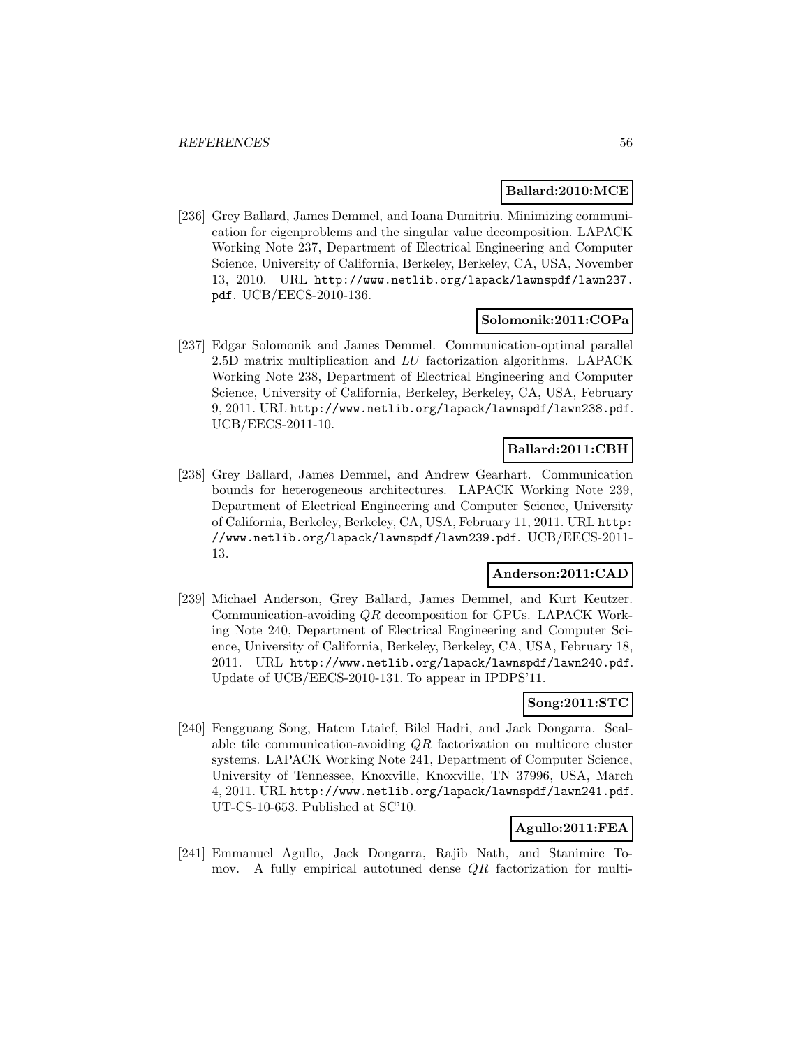**Ballard:2010:MCE**

[236] Grey Ballard, James Demmel, and Ioana Dumitriu. Minimizing communication for eigenproblems and the singular value decomposition. LAPACK Working Note 237, Department of Electrical Engineering and Computer Science, University of California, Berkeley, Berkeley, CA, USA, November 13, 2010. URL http://www.netlib.org/lapack/lawnspdf/lawn237.pdf. UCB/EECS-2010-136.

**Solomonik:2011:COPa**

[237] Edgar Solomonik and James Demmel. Communication-optimal parallel 2.5D matrix multiplication and $LU$ factorization algorithms. LAPACK Working Note 238, Department of Electrical Engineering and Computer Science, University of California, Berkeley, Berkeley, CA, USA, February 9, 2011. URL http://www.netlib.org/lapack/lawnspdf/lawn238.pdf. UCB/EECS-2011-10.

**Ballard:2011:CBH**

[238] Grey Ballard, James Demmel, and Andrew Gearhart. Communication bounds for heterogeneous architectures. LAPACK Working Note 239, Department of Electrical Engineering and Computer Science, University of California, Berkeley, Berkeley, CA, USA, February 11, 2011. URL http://www.netlib.org/lapack/lawnspdf/lawn239.pdf. UCB/EECS-2011-13.

**Anderson:2011:CAD**

[239] Michael Anderson, Grey Ballard, James Demmel, and Kurt Keutzer. Communication-avoiding $QR$ decomposition for GPUs. LAPACK Working Note 240, Department of Electrical Engineering and Computer Science, University of California, Berkeley, Berkeley, CA, USA, February 18, 2011. URL http://www.netlib.org/lapack/lawnspdf/lawn240.pdf. Update of UCB/EECS-2010-131. To appear in IPDPS'11.

**Song:2011:STC**

[240] Fengguang Song, Hatem Ltaief, Bilel Hadri, and Jack Dongarra. Scalable tile communication-avoiding $QR$ factorization on multicore cluster systems. LAPACK Working Note 241, Department of Computer Science, University of Tennessee, Knoxville, Knoxville, TN 37996, USA, March 4, 2011. URL http://www.netlib.org/lapack/lawnspdf/lawn241.pdf. UT-CS-10-653. Published at SC'10.

**Agullo:2011:FEA**

[241] Emmanuel Agullo, Jack Dongarra, Rajib Nath, and Stanimire Tomov. A fully empirical autotuned dense $QR$ factorization for multi-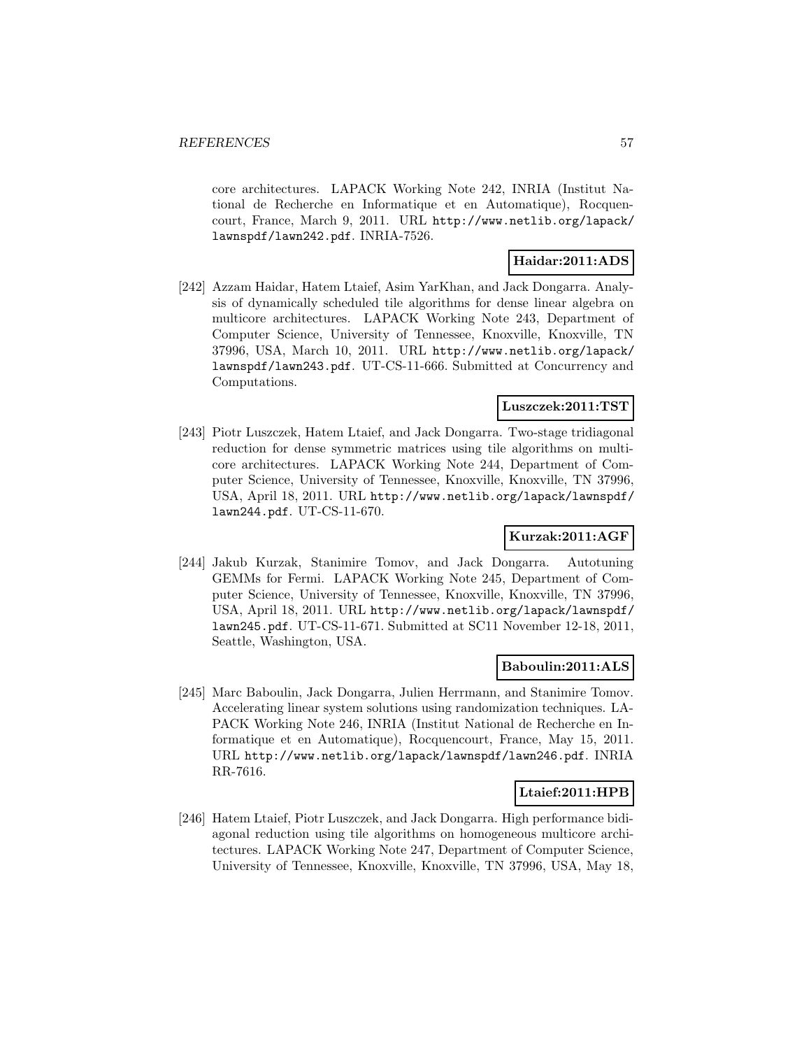core architectures. LAPACK Working Note 242, INRIA (Institut National de Recherche en Informatique et en Automatique), Rocquencourt, France, March 9, 2011. URL http://www.netlib.org/lapack/lawnspdf/lawn242.pdf. INRIA-7526.

**Haidar:2011:ADS**

[242] Azzam Haidar, Hatem Ltaief, Asim YarKhan, and Jack Dongarra. Analysis of dynamically scheduled tile algorithms for dense linear algebra on multicore architectures. LAPACK Working Note 243, Department of Computer Science, University of Tennessee, Knoxville, Knoxville, TN 37996, USA, March 10, 2011. URL http://www.netlib.org/lapack/lawnspdf/lawn243.pdf. UT-CS-11-666. Submitted at Concurrency and Computations.

**Luszczek:2011:TST**

[243] Piotr Luszczek, Hatem Ltaief, and Jack Dongarra. Two-stage tridiagonal reduction for dense symmetric matrices using tile algorithms on multicore architectures. LAPACK Working Note 244, Department of Computer Science, University of Tennessee, Knoxville, Knoxville, TN 37996, USA, April 18, 2011. URL http://www.netlib.org/lapack/lawnspdf/lawn244.pdf. UT-CS-11-670.

**Kurzak:2011:AGF**

[244] Jakub Kurzak, Stanimire Tomov, and Jack Dongarra. Autotuning GEMMs for Fermi. LAPACK Working Note 245, Department of Computer Science, University of Tennessee, Knoxville, Knoxville, TN 37996, USA, April 18, 2011. URL http://www.netlib.org/lapack/lawnspdf/lawn245.pdf. UT-CS-11-671. Submitted at SC11 November 12-18, 2011, Seattle, Washington, USA.

**Baboulin:2011:ALS**

[245] Marc Baboulin, Jack Dongarra, Julien Herrmann, and Stanimire Tomov. Accelerating linear system solutions using randomization techniques. LAPACK Working Note 246, INRIA (Institut National de Recherche en Informatique et en Automatique), Rocquencourt, France, May 15, 2011. URL http://www.netlib.org/lapack/lawnspdf/lawn246.pdf. INRIA RR-7616.

**Ltaief:2011:HPB**

[246] Hatem Ltaief, Piotr Luszczek, and Jack Dongarra. High performance bidiagonal reduction using tile algorithms on homogeneous multicore architectures. LAPACK Working Note 247, Department of Computer Science, University of Tennessee, Knoxville, Knoxville, TN 37996, USA, May 18,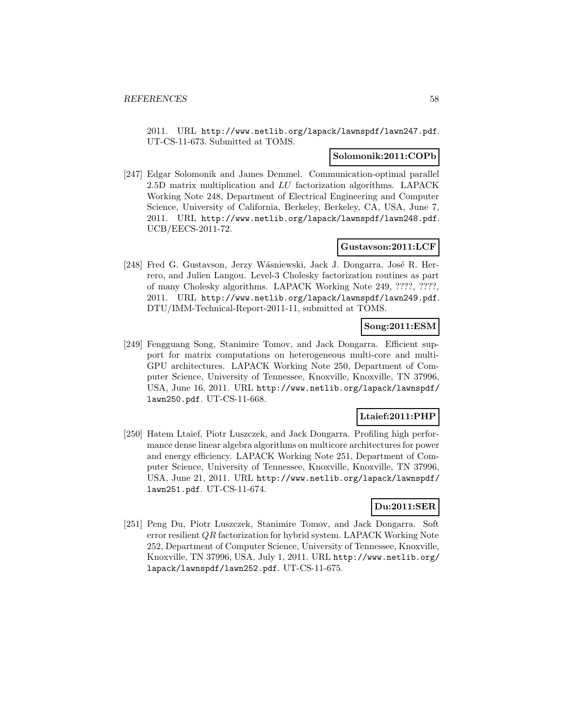2011. URL http://www.netlib.org/lapack/lawnspdf/lawn247.pdf. UT-CS-11-673. Submitted at TOMS.

**Solomonik:2011:COPb**

[247] Edgar Solomonik and James Demmel. Communication-optimal parallel 2.5D matrix multiplication and *LU* factorization algorithms. LAPACK Working Note 248, Department of Electrical Engineering and Computer Science, University of California, Berkeley, Berkeley, CA, USA, June 7, 2011. URL http://www.netlib.org/lapack/lawnspdf/lawn248.pdf. UCB/EECS-2011-72.

**Gustavson:2011:LCF**

[248] Fred G. Gustavson, Jerzy Wásniewski, Jack J. Dongarra, José R. Herrero, and Julien Langou. Level-3 Cholesky factorization routines as part of many Cholesky algorithms. LAPACK Working Note 249, ????, ????, 2011. URL http://www.netlib.org/lapack/lawnspdf/lawn249.pdf. DTU/IMM-Technical-Report-2011-11, submitted at TOMS.

**Song:2011:ESM**

[249] Fengguang Song, Stanimire Tomov, and Jack Dongarra. Efficient support for matrix computations on heterogeneous multi-core and multi-GPU architectures. LAPACK Working Note 250, Department of Computer Science, University of Tennessee, Knoxville, Knoxville, TN 37996, USA, June 16, 2011. URL http://www.netlib.org/lapack/lawnspdf/lawn250.pdf. UT-CS-11-668.

**Ltaief:2011:PHP**

[250] Hatem Ltaief, Piotr Luszczek, and Jack Dongarra. Profiling high performance dense linear algebra algorithms on multicore architectures for power and energy efficiency. LAPACK Working Note 251, Department of Computer Science, University of Tennessee, Knoxville, Knoxville, TN 37996, USA, June 21, 2011. URL http://www.netlib.org/lapack/lawnspdf/lawn251.pdf. UT-CS-11-674.

**Du:2011:SER**

[251] Peng Du, Piotr Luszczek, Stanimire Tomov, and Jack Dongarra. Soft error resilient *QR* factorization for hybrid system. LAPACK Working Note 252, Department of Computer Science, University of Tennessee, Knoxville, Knoxville, TN 37996, USA, July 1, 2011. URL http://www.netlib.org/lapack/lawnspdf/lawn252.pdf. UT-CS-11-675.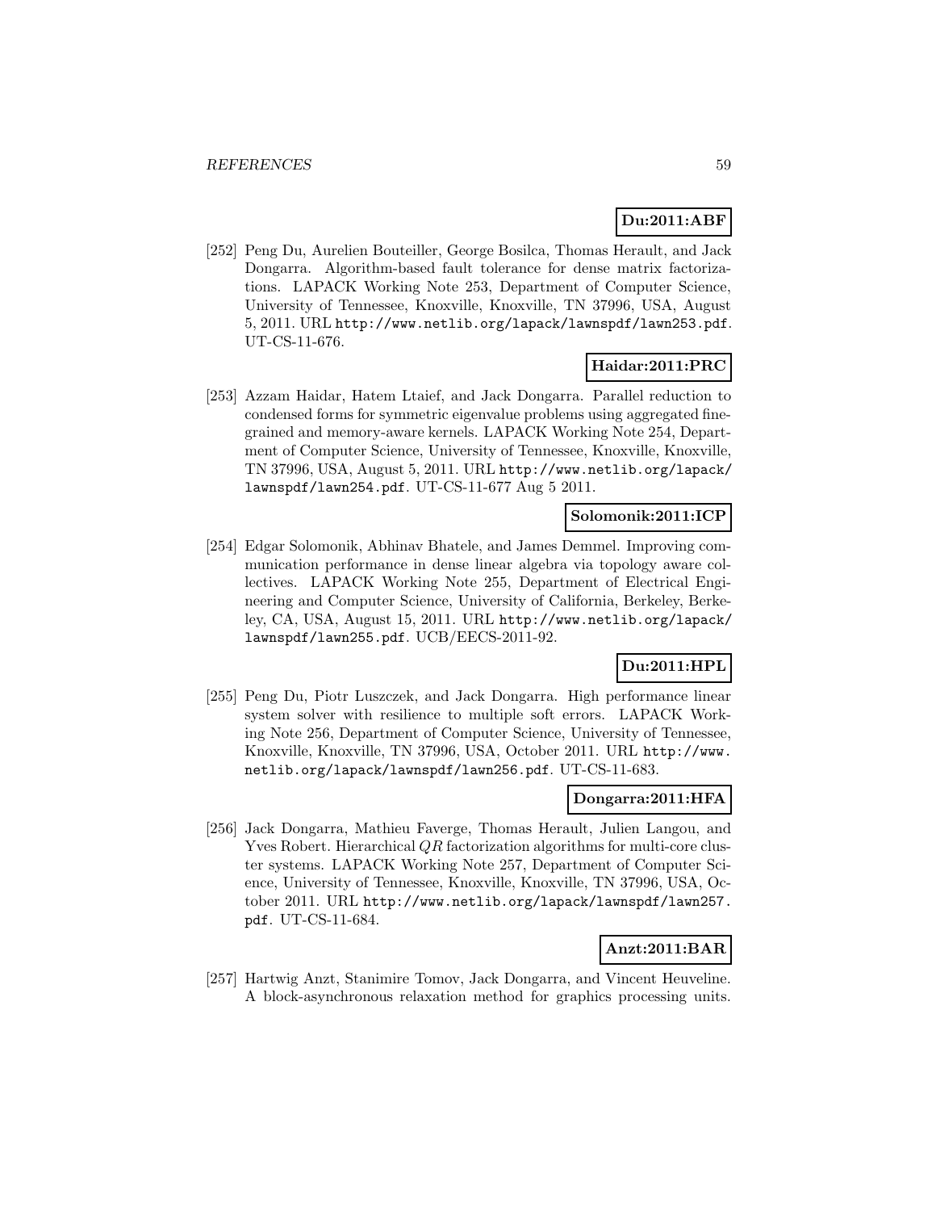**Du:2011:ABF**

[252] Peng Du, Aurelien Bouteiller, George Bosilca, Thomas Herault, and Jack Dongarra. Algorithm-based fault tolerance for dense matrix factorizations. LAPACK Working Note 253, Department of Computer Science, University of Tennessee, Knoxville, Knoxville, TN 37996, USA, August 5, 2011. URL http://www.netlib.org/lapack/lawnspdf/lawn253.pdf. UT-CS-11-676.

**Haidar:2011:PRC**

[253] Azzam Haidar, Hatem Ltaief, and Jack Dongarra. Parallel reduction to condensed forms for symmetric eigenvalue problems using aggregated fine-grained and memory-aware kernels. LAPACK Working Note 254, Department of Computer Science, University of Tennessee, Knoxville, Knoxville, TN 37996, USA, August 5, 2011. URL http://www.netlib.org/lapack/lawnspdf/lawn254.pdf. UT-CS-11-677 Aug 5 2011.

**Solomonik:2011:ICP**

[254] Edgar Solomonik, Abhinav Bhatele, and James Demmel. Improving communication performance in dense linear algebra via topology aware collectives. LAPACK Working Note 255, Department of Electrical Engineering and Computer Science, University of California, Berkeley, Berkeley, CA, USA, August 15, 2011. URL http://www.netlib.org/lapack/lawnspdf/lawn255.pdf. UCB/EECS-2011-92.

**Du:2011:HPL**

[255] Peng Du, Piotr Luszczek, and Jack Dongarra. High performance linear system solver with resilience to multiple soft errors. LAPACK Working Note 256, Department of Computer Science, University of Tennessee, Knoxville, Knoxville, TN 37996, USA, October 2011. URL http://www.netlib.org/lapack/lawnspdf/lawn256.pdf. UT-CS-11-683.

**Dongarra:2011:HFA**

[256] Jack Dongarra, Mathieu Faverge, Thomas Herault, Julien Langou, and Yves Robert. Hierarchical $QR$ factorization algorithms for multi-core cluster systems. LAPACK Working Note 257, Department of Computer Science, University of Tennessee, Knoxville, Knoxville, TN 37996, USA, October 2011. URL http://www.netlib.org/lapack/lawnspdf/lawn257.pdf. UT-CS-11-684.

**Anzt:2011:BAR**

[257] Hartwig Anzt, Stanimire Tomov, Jack Dongarra, and Vincent Heuveline. A block-asynchronous relaxation method for graphics processing units.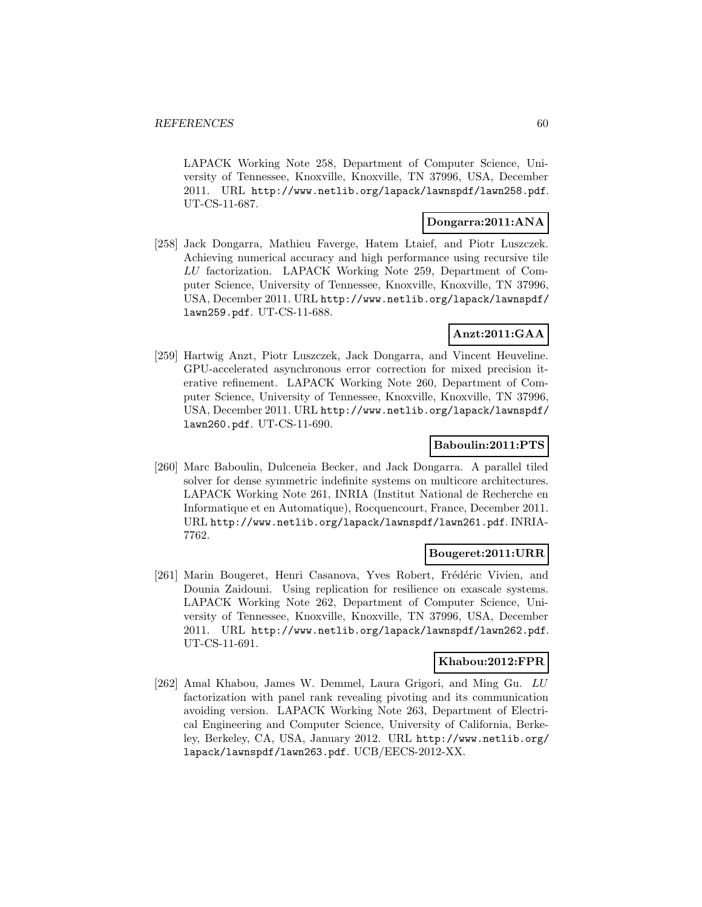LAPACK Working Note 258, Department of Computer Science, University of Tennessee, Knoxville, Knoxville, TN 37996, USA, December 2011. URL http://www.netlib.org/lapack/lawnspdf/lawn258.pdf. UT-CS-11-687.

**Dongarra:2011:ANA**

[258] Jack Dongarra, Mathieu Faverge, Hatem Ltaief, and Piotr Luszczek. Achieving numerical accuracy and high performance using recursive tile *LU* factorization. LAPACK Working Note 259, Department of Computer Science, University of Tennessee, Knoxville, Knoxville, TN 37996, USA, December 2011. URL http://www.netlib.org/lapack/lawnspdf/lawn259.pdf. UT-CS-11-688.

**Anzt:2011:GAA**

[259] Hartwig Anzt, Piotr Luszczek, Jack Dongarra, and Vincent Heuveline. GPU-accelerated asynchronous error correction for mixed precision iterative refinement. LAPACK Working Note 260, Department of Computer Science, University of Tennessee, Knoxville, Knoxville, TN 37996, USA, December 2011. URL http://www.netlib.org/lapack/lawnspdf/lawn260.pdf. UT-CS-11-690.

**Baboulin:2011:PTS**

[260] Marc Baboulin, Dulceneia Becker, and Jack Dongarra. A parallel tiled solver for dense symmetric indefinite systems on multicore architectures. LAPACK Working Note 261, INRIA (Institut National de Recherche en Informatique et en Automatique), Rocquencourt, France, December 2011. URL http://www.netlib.org/lapack/lawnspdf/lawn261.pdf. INRIA-7762.

**Bougeret:2011:URR**

[261] Marin Bougeret, Henri Casanova, Yves Robert, Frédéric Vivien, and Dounia Zaidouni. Using replication for resilience on exascale systems. LAPACK Working Note 262, Department of Computer Science, University of Tennessee, Knoxville, Knoxville, TN 37996, USA, December 2011. URL http://www.netlib.org/lapack/lawnspdf/lawn262.pdf. UT-CS-11-691.

**Khabou:2012:FPR**

[262] Amal Khabou, James W. Demmel, Laura Grigori, and Ming Gu. *LU* factorization with panel rank revealing pivoting and its communication avoiding version. LAPACK Working Note 263, Department of Electrical Engineering and Computer Science, University of California, Berkeley, Berkeley, CA, USA, January 2012. URL http://www.netlib.org/lapack/lawnspdf/lawn263.pdf. UCB/EECS-2012-XX.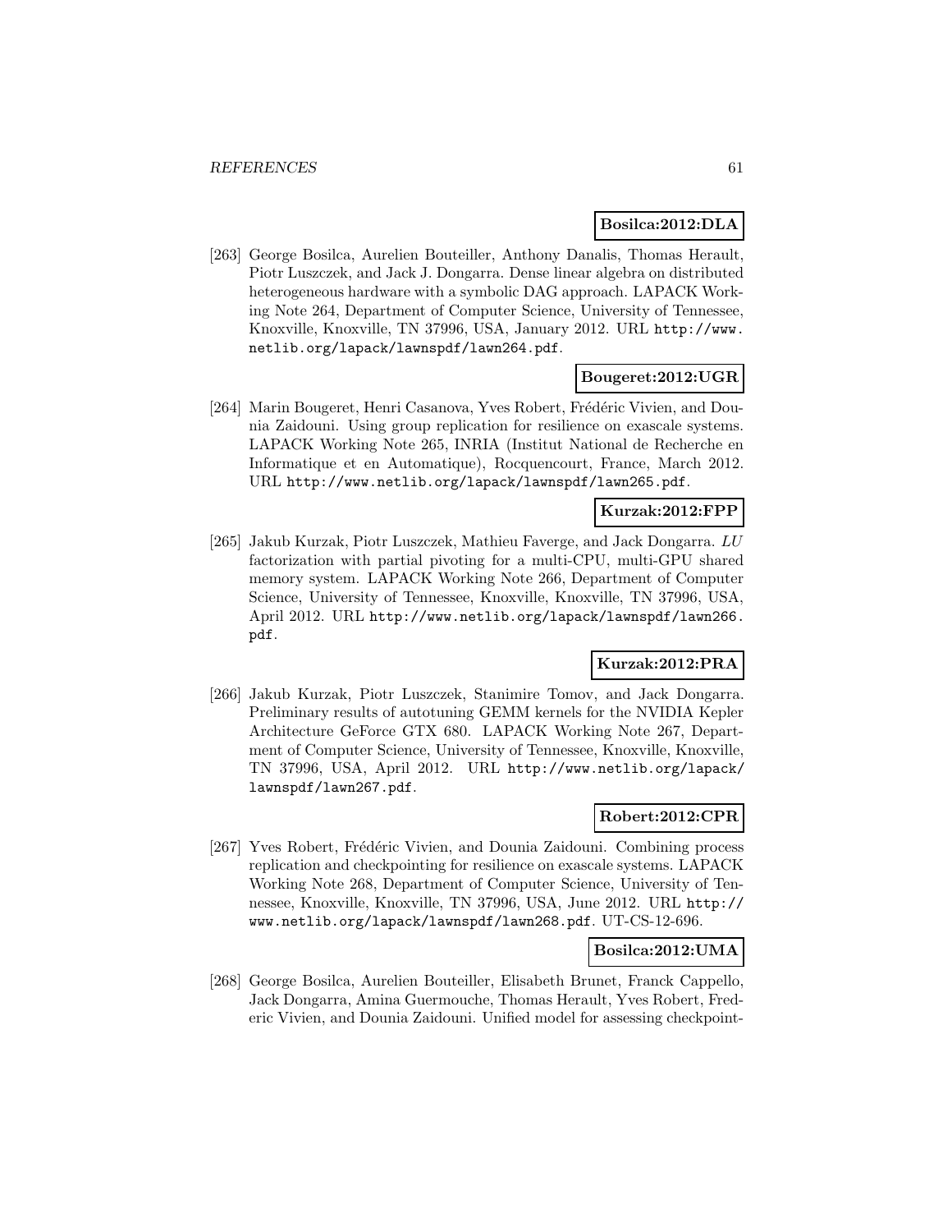**Bosilca:2012:DLA**

[263] George Bosilca, Aurelien Bouteiller, Anthony Danalis, Thomas Herault, Piotr Luszczek, and Jack J. Dongarra. Dense linear algebra on distributed heterogeneous hardware with a symbolic DAG approach. LAPACK Working Note 264, Department of Computer Science, University of Tennessee, Knoxville, Knoxville, TN 37996, USA, January 2012. URL http://www.netlib.org/lapack/lawnspdf/lawn264.pdf.

**Bougeret:2012:UGR**

[264] Marin Bougeret, Henri Casanova, Yves Robert, Frédéric Vivien, and Dounia Zaidouni. Using group replication for resilience on exascale systems. LAPACK Working Note 265, INRIA (Institut National de Recherche en Informatique et en Automatique), Rocquencourt, France, March 2012. URL http://www.netlib.org/lapack/lawnspdf/lawn265.pdf.

**Kurzak:2012:FPP**

[265] Jakub Kurzak, Piotr Luszczek, Mathieu Faverge, and Jack Dongarra. *LU* factorization with partial pivoting for a multi-CPU, multi-GPU shared memory system. LAPACK Working Note 266, Department of Computer Science, University of Tennessee, Knoxville, Knoxville, TN 37996, USA, April 2012. URL http://www.netlib.org/lapack/lawnspdf/lawn266.pdf.

**Kurzak:2012:PRA**

[266] Jakub Kurzak, Piotr Luszczek, Stanimire Tomov, and Jack Dongarra. Preliminary results of autotuning GEMM kernels for the NVIDIA Kepler Architecture GeForce GTX 680. LAPACK Working Note 267, Department of Computer Science, University of Tennessee, Knoxville, Knoxville, TN 37996, USA, April 2012. URL http://www.netlib.org/lapack/lawnspdf/lawn267.pdf.

**Robert:2012:CPR**

[267] Yves Robert, Frédéric Vivien, and Dounia Zaidouni. Combining process replication and checkpointing for resilience on exascale systems. LAPACK Working Note 268, Department of Computer Science, University of Tennessee, Knoxville, Knoxville, TN 37996, USA, June 2012. URL http://www.netlib.org/lapack/lawnspdf/lawn268.pdf. UT-CS-12-696.

**Bosilca:2012:UMA**

[268] George Bosilca, Aurelien Bouteiller, Elisabeth Brunet, Franck Cappello, Jack Dongarra, Amina Guermouche, Thomas Herault, Yves Robert, Frederic Vivien, and Dounia Zaidouni. Unified model for assessing checkpoint-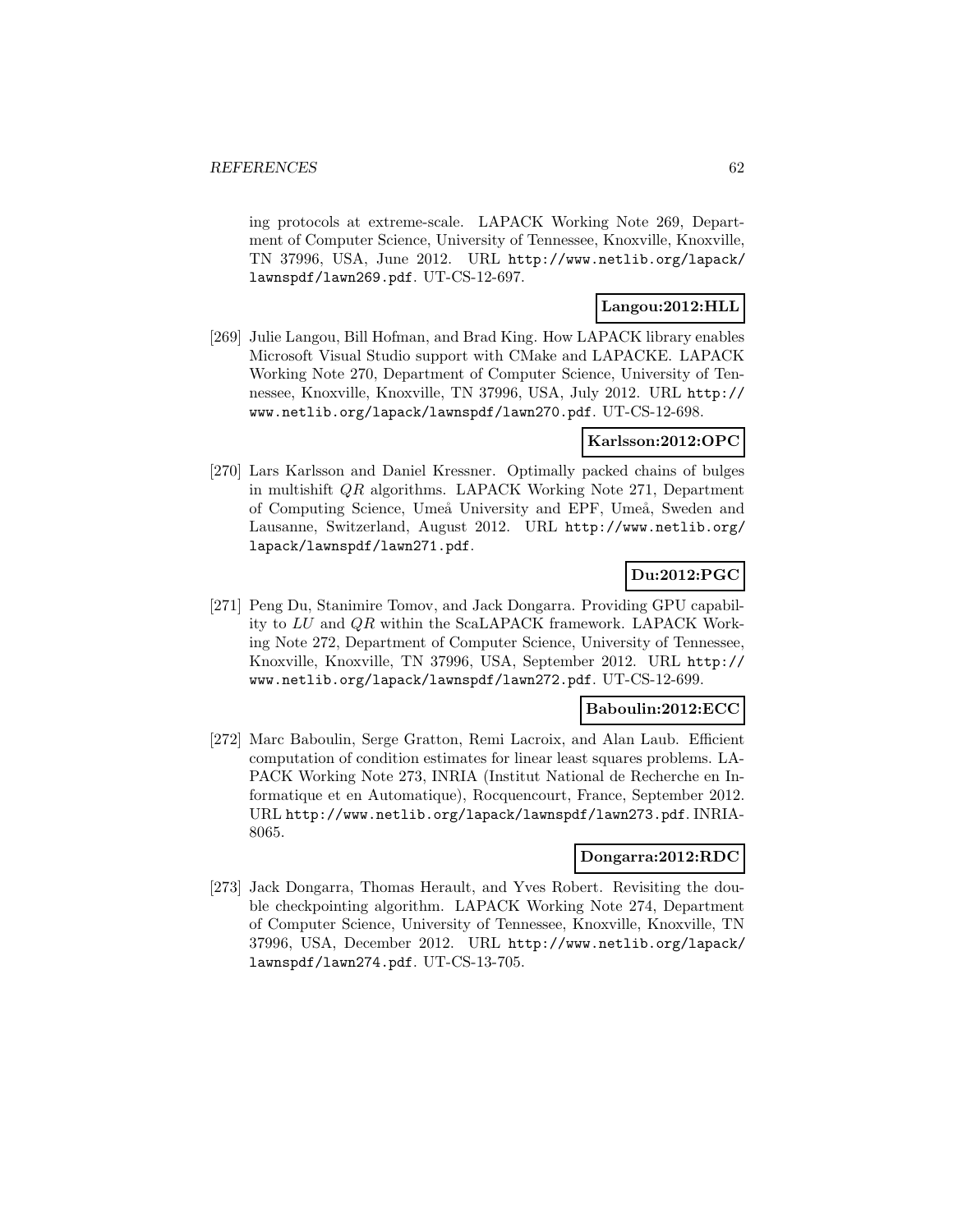ing protocols at extreme-scale. LAPACK Working Note 269, Department of Computer Science, University of Tennessee, Knoxville, Knoxville, TN 37996, USA, June 2012. URL http://www.netlib.org/lapack/lawnspdf/lawn269.pdf. UT-CS-12-697.

**Langou:2012:HLL**

[269] Julie Langou, Bill Hofman, and Brad King. How LAPACK library enables Microsoft Visual Studio support with CMake and LAPACKE. LAPACK Working Note 270, Department of Computer Science, University of Tennessee, Knoxville, Knoxville, TN 37996, USA, July 2012. URL http://www.netlib.org/lapack/lawnspdf/lawn270.pdf. UT-CS-12-698.

**Karlsson:2012:OPC**

[270] Lars Karlsson and Daniel Kressner. Optimally packed chains of bulges in multishift $QR$ algorithms. LAPACK Working Note 271, Department of Computing Science, Umeå University and EPF, Umeå, Sweden and Lausanne, Switzerland, August 2012. URL http://www.netlib.org/lapack/lawnspdf/lawn271.pdf.

**Du:2012:PGC**

[271] Peng Du, Stanimire Tomov, and Jack Dongarra. Providing GPU capability to $LU$ and $QR$ within the ScaLAPACK framework. LAPACK Working Note 272, Department of Computer Science, University of Tennessee, Knoxville, Knoxville, TN 37996, USA, September 2012. URL http://www.netlib.org/lapack/lawnspdf/lawn272.pdf. UT-CS-12-699.

**Baboulin:2012:ECC**

[272] Marc Baboulin, Serge Gratton, Remi Lacroix, and Alan Laub. Efficient computation of condition estimates for linear least squares problems. LAPACK Working Note 273, INRIA (Institut National de Recherche en Informatique et en Automatique), Rocquencourt, France, September 2012. URL http://www.netlib.org/lapack/lawnspdf/lawn273.pdf. INRIA-8065.

**Dongarra:2012:RDC**

[273] Jack Dongarra, Thomas Herault, and Yves Robert. Revisiting the double checkpointing algorithm. LAPACK Working Note 274, Department of Computer Science, University of Tennessee, Knoxville, Knoxville, TN 37996, USA, December 2012. URL http://www.netlib.org/lapack/lawnspdf/lawn274.pdf. UT-CS-13-705.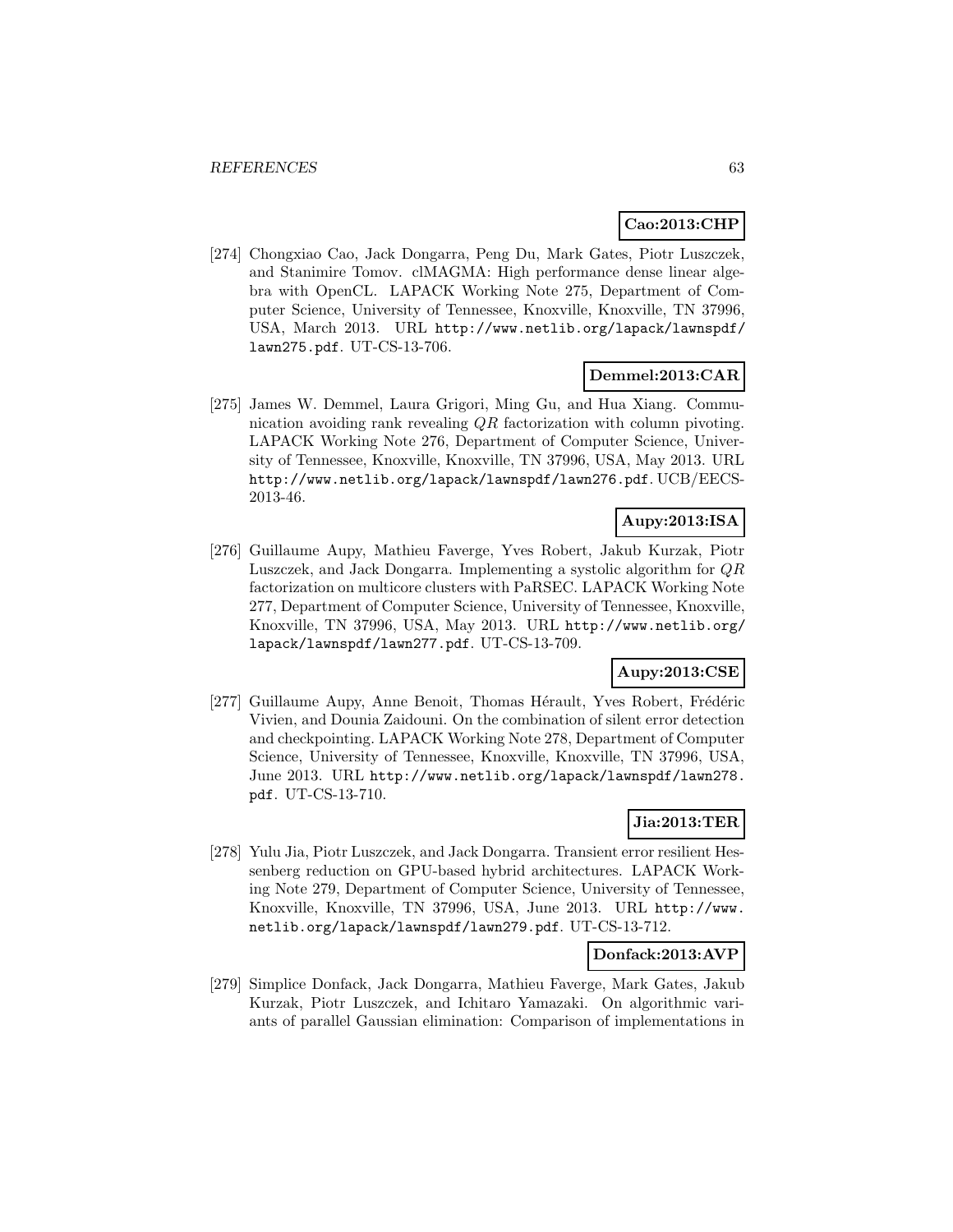**Cao:2013:CHP**

[274] Chongxiao Cao, Jack Dongarra, Peng Du, Mark Gates, Piotr Luszczek, and Stanimire Tomov. clMAGMA: High performance dense linear algebra with OpenCL. LAPACK Working Note 275, Department of Computer Science, University of Tennessee, Knoxville, Knoxville, TN 37996, USA, March 2013. URL http://www.netlib.org/lapack/lawnspdf/lawn275.pdf. UT-CS-13-706.

**Demmel:2013:CAR**

[275] James W. Demmel, Laura Grigori, Ming Gu, and Hua Xiang. Communication avoiding rank revealing $QR$ factorization with column pivoting. LAPACK Working Note 276, Department of Computer Science, University of Tennessee, Knoxville, Knoxville, TN 37996, USA, May 2013. URL http://www.netlib.org/lapack/lawnspdf/lawn276.pdf. UCB/EECS-2013-46.

**Aupy:2013:ISA**

[276] Guillaume Aupy, Mathieu Faverge, Yves Robert, Jakub Kurzak, Piotr Luszczek, and Jack Dongarra. Implementing a systolic algorithm for $QR$ factorization on multicore clusters with PaRSEC. LAPACK Working Note 277, Department of Computer Science, University of Tennessee, Knoxville, Knoxville, TN 37996, USA, May 2013. URL http://www.netlib.org/lapack/lawnspdf/lawn277.pdf. UT-CS-13-709.

**Aupy:2013:CSE**

[277] Guillaume Aupy, Anne Benoit, Thomas Hérault, Yves Robert, Frédéric Vivien, and Dounia Zaidouni. On the combination of silent error detection and checkpointing. LAPACK Working Note 278, Department of Computer Science, University of Tennessee, Knoxville, Knoxville, TN 37996, USA, June 2013. URL http://www.netlib.org/lapack/lawnspdf/lawn278.pdf. UT-CS-13-710.

**Jia:2013:TER**

[278] Yulu Jia, Piotr Luszczek, and Jack Dongarra. Transient error resilient Hessenberg reduction on GPU-based hybrid architectures. LAPACK Working Note 279, Department of Computer Science, University of Tennessee, Knoxville, Knoxville, TN 37996, USA, June 2013. URL http://www.netlib.org/lapack/lawnspdf/lawn279.pdf. UT-CS-13-712.

**Donfack:2013:AVP**

[279] Simplice Donfack, Jack Dongarra, Mathieu Faverge, Mark Gates, Jakub Kurzak, Piotr Luszczek, and Ichitaro Yamazaki. On algorithmic variants of parallel Gaussian elimination: Comparison of implementations in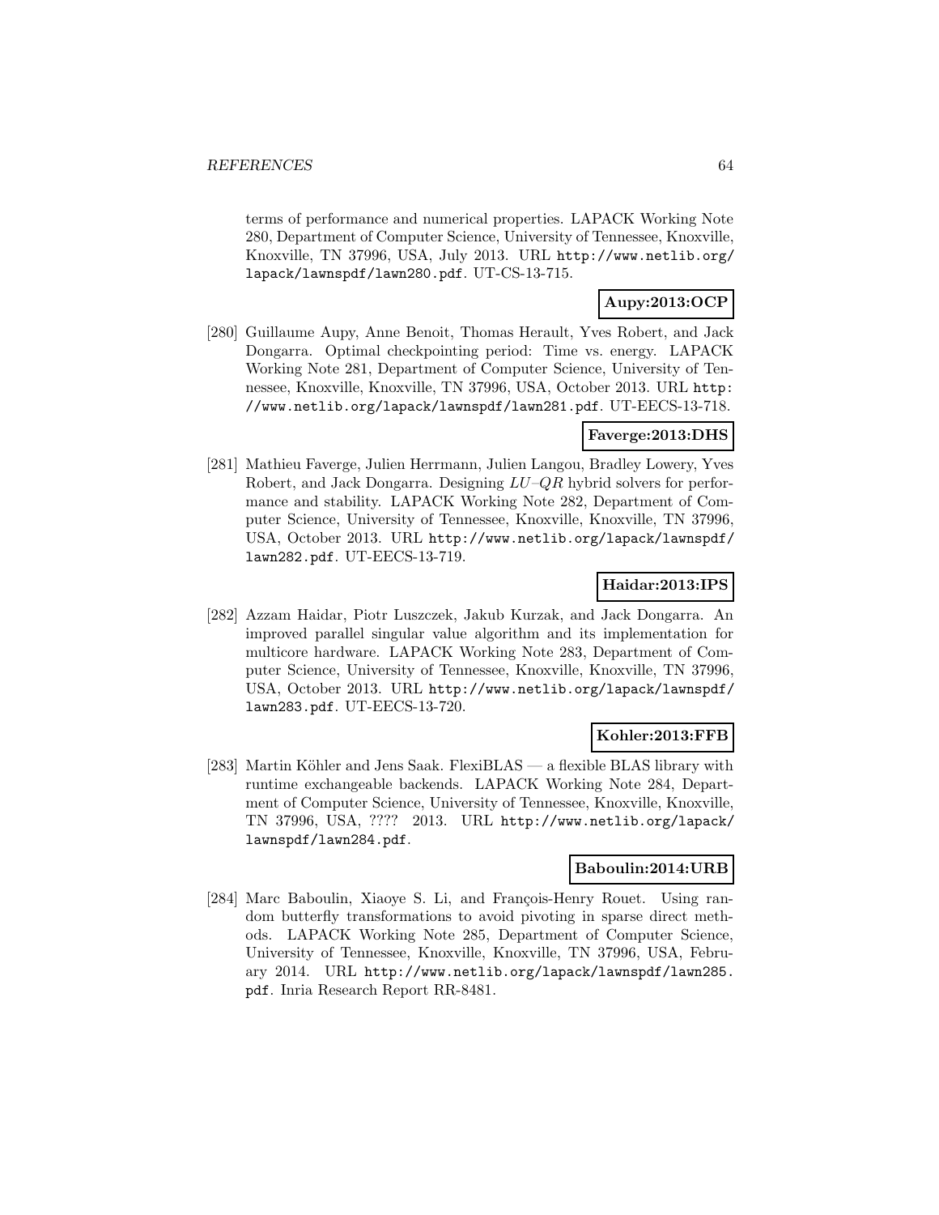terms of performance and numerical properties. LAPACK Working Note 280, Department of Computer Science, University of Tennessee, Knoxville, Knoxville, TN 37996, USA, July 2013. URL http://www.netlib.org/lapack/lawnspdf/lawn280.pdf. UT-CS-13-715.

**Aupy:2013:OCP**

[280] Guillaume Aupy, Anne Benoit, Thomas Herault, Yves Robert, and Jack Dongarra. Optimal checkpointing period: Time vs. energy. LAPACK Working Note 281, Department of Computer Science, University of Tennessee, Knoxville, Knoxville, TN 37996, USA, October 2013. URL http://www.netlib.org/lapack/lawnspdf/lawn281.pdf. UT-EECS-13-718.

**Faverge:2013:DHS**

[281] Mathieu Faverge, Julien Herrmann, Julien Langou, Bradley Lowery, Yves Robert, and Jack Dongarra. Designing $LU$–$QR$ hybrid solvers for performance and stability. LAPACK Working Note 282, Department of Computer Science, University of Tennessee, Knoxville, Knoxville, TN 37996, USA, October 2013. URL http://www.netlib.org/lapack/lawnspdf/lawn282.pdf. UT-EECS-13-719.

**Haidar:2013:IPS**

[282] Azzam Haidar, Piotr Luszczek, Jakub Kurzak, and Jack Dongarra. An improved parallel singular value algorithm and its implementation for multicore hardware. LAPACK Working Note 283, Department of Computer Science, University of Tennessee, Knoxville, Knoxville, TN 37996, USA, October 2013. URL http://www.netlib.org/lapack/lawnspdf/lawn283.pdf. UT-EECS-13-720.

**Kohler:2013:FFB**

[283] Martin Köhler and Jens Saak. FlexiBLAS — a flexible BLAS library with runtime exchangeable backends. LAPACK Working Note 284, Department of Computer Science, University of Tennessee, Knoxville, Knoxville, TN 37996, USA, ???? 2013. URL http://www.netlib.org/lapack/lawnspdf/lawn284.pdf.

**Baboulin:2014:URB**

[284] Marc Baboulin, Xiaoye S. Li, and François-Henry Rouet. Using random butterfly transformations to avoid pivoting in sparse direct methods. LAPACK Working Note 285, Department of Computer Science, University of Tennessee, Knoxville, Knoxville, TN 37996, USA, February 2014. URL http://www.netlib.org/lapack/lawnspdf/lawn285.pdf. Inria Research Report RR-8481.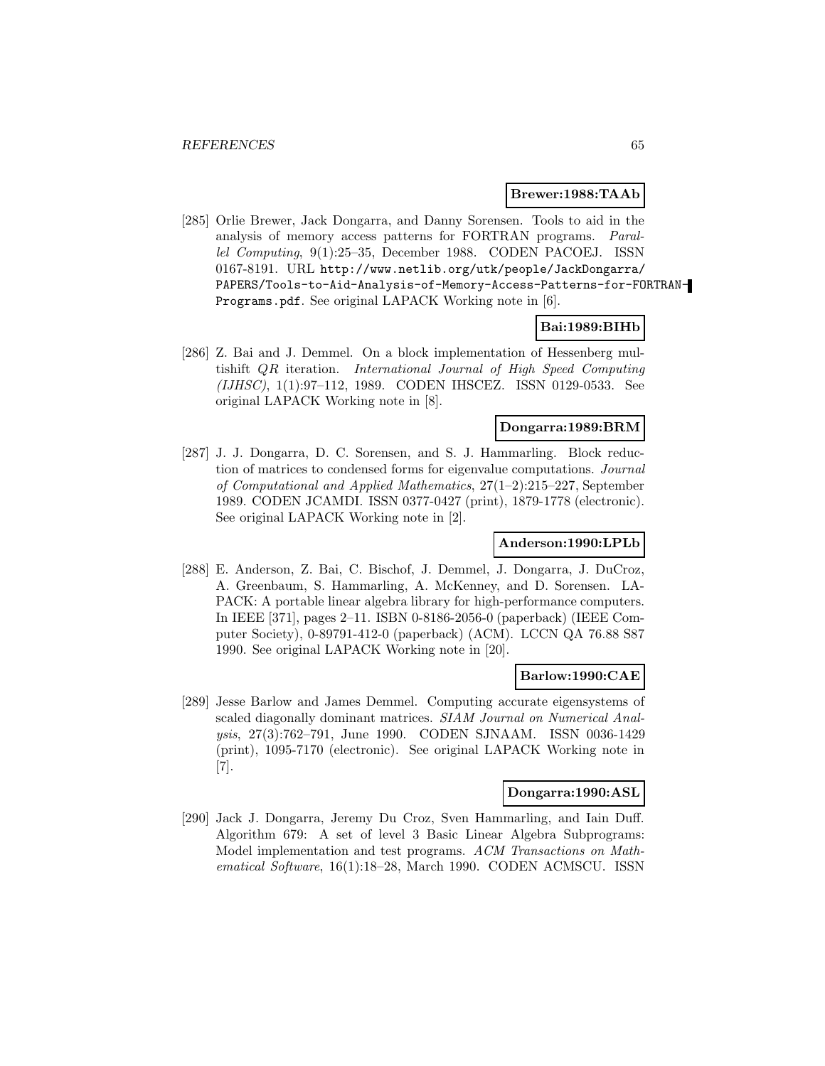**Brewer:1988:TAAb**

[285] Orlie Brewer, Jack Dongarra, and Danny Sorensen. Tools to aid in the analysis of memory access patterns for FORTRAN programs. *Parallel Computing*, 9(1):25–35, December 1988. CODEN PACOEJ. ISSN 0167-8191. URL http://www.netlib.org/utk/people/JackDongarra/PAPERS/Tools-to-Aid-Analysis-of-Memory-Access-Patterns-for-FORTRAN-Programs.pdf. See original LAPACK Working note in [6].

**Bai:1989:BIHb**

[286] Z. Bai and J. Demmel. On a block implementation of Hessenberg multishift *QR* iteration. *International Journal of High Speed Computing (IJHSC)*, 1(1):97–112, 1989. CODEN IHSCEZ. ISSN 0129-0533. See original LAPACK Working note in [8].

**Dongarra:1989:BRM**

[287] J. J. Dongarra, D. C. Sorensen, and S. J. Hammarling. Block reduction of matrices to condensed forms for eigenvalue computations. *Journal of Computational and Applied Mathematics*, 27(1–2):215–227, September 1989. CODEN JCAMDI. ISSN 0377-0427 (print), 1879-1778 (electronic). See original LAPACK Working note in [2].

**Anderson:1990:LPLb**

[288] E. Anderson, Z. Bai, C. Bischof, J. Demmel, J. Dongarra, J. DuCroz, A. Greenbaum, S. Hammarling, A. McKenney, and D. Sorensen. LAPACK: A portable linear algebra library for high-performance computers. In IEEE [371], pages 2–11. ISBN 0-8186-2056-0 (paperback) (IEEE Computer Society), 0-89791-412-0 (paperback) (ACM). LCCN QA 76.88 S87 1990. See original LAPACK Working note in [20].

**Barlow:1990:CAE**

[289] Jesse Barlow and James Demmel. Computing accurate eigensystems of scaled diagonally dominant matrices. *SIAM Journal on Numerical Analysis*, 27(3):762–791, June 1990. CODEN SJNAAM. ISSN 0036-1429 (print), 1095-7170 (electronic). See original LAPACK Working note in [7].

**Dongarra:1990:ASL**

[290] Jack J. Dongarra, Jeremy Du Croz, Sven Hammarling, and Iain Duff. Algorithm 679: A set of level 3 Basic Linear Algebra Subprograms: Model implementation and test programs. *ACM Transactions on Mathematical Software*, 16(1):18–28, March 1990. CODEN ACMSCU. ISSN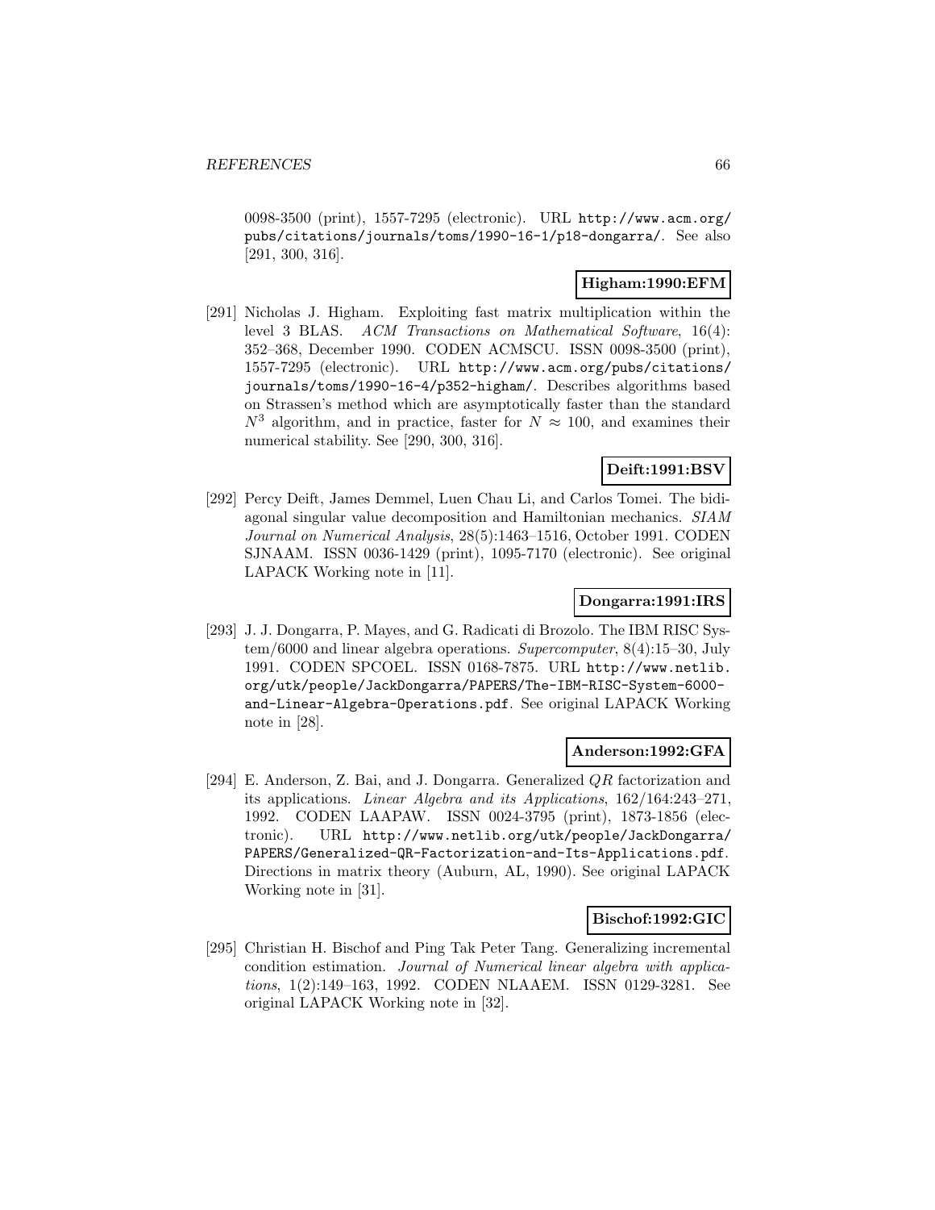0098-3500 (print), 1557-7295 (electronic). URL http://www.acm.org/pubs/citations/journals/toms/1990-16-1/p18-dongarra/. See also [291, 300, 316].

**Higham:1990:EFM**

[291] Nicholas J. Higham. Exploiting fast matrix multiplication within the level 3 BLAS. *ACM Transactions on Mathematical Software*, 16(4): 352–368, December 1990. CODEN ACMSCU. ISSN 0098-3500 (print), 1557-7295 (electronic). URL http://www.acm.org/pubs/citations/journals/toms/1990-16-4/p352-higham/. Describes algorithms based on Strassen's method which are asymptotically faster than the standard $N^3$ algorithm, and in practice, faster for $N \approx 100$, and examines their numerical stability. See [290, 300, 316].

**Deift:1991:BSV**

[292] Percy Deift, James Demmel, Luen Chau Li, and Carlos Tomei. The bidiagonal singular value decomposition and Hamiltonian mechanics. *SIAM Journal on Numerical Analysis*, 28(5):1463–1516, October 1991. CODEN SJNAAM. ISSN 0036-1429 (print), 1095-7170 (electronic). See original LAPACK Working note in [11].

**Dongarra:1991:IRS**

[293] J. J. Dongarra, P. Mayes, and G. Radicati di Brozolo. The IBM RISC System/6000 and linear algebra operations. *Supercomputer*, 8(4):15–30, July 1991. CODEN SPCOEL. ISSN 0168-7875. URL http://www.netlib.org/utk/people/JackDongarra/PAPERS/The-IBM-RISC-System-6000-and-Linear-Algebra-Operations.pdf. See original LAPACK Working note in [28].

**Anderson:1992:GFA**

[294] E. Anderson, Z. Bai, and J. Dongarra. Generalized $QR$ factorization and its applications. *Linear Algebra and its Applications*, 162/164:243–271, 1992. CODEN LAAPAW. ISSN 0024-3795 (print), 1873-1856 (electronic). URL http://www.netlib.org/utk/people/JackDongarra/PAPERS/Generalized-QR-Factorization-and-Its-Applications.pdf. Directions in matrix theory (Auburn, AL, 1990). See original LAPACK Working note in [31].

**Bischof:1992:GIC**

[295] Christian H. Bischof and Ping Tak Peter Tang. Generalizing incremental condition estimation. *Journal of Numerical linear algebra with applications*, 1(2):149–163, 1992. CODEN NLAAEM. ISSN 0129-3281. See original LAPACK Working note in [32].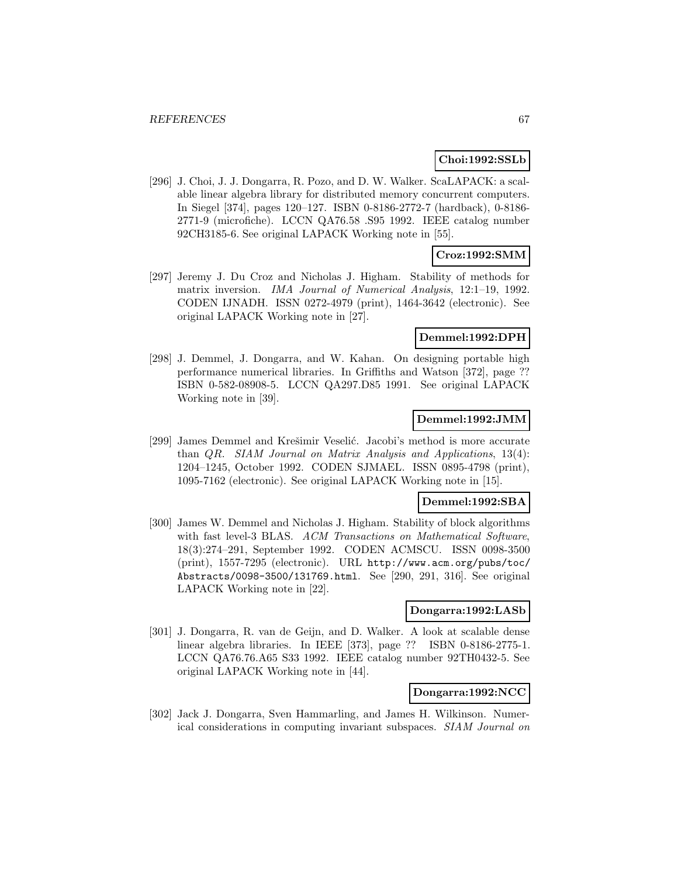**Choi:1992:SSLb**

[296] J. Choi, J. J. Dongarra, R. Pozo, and D. W. Walker. ScaLAPACK: a scalable linear algebra library for distributed memory concurrent computers. In Siegel [374], pages 120–127. ISBN 0-8186-2772-7 (hardback), 0-8186-2771-9 (microfiche). LCCN QA76.58 .S95 1992. IEEE catalog number 92CH3185-6. See original LAPACK Working note in [55].

**Croz:1992:SMM**

[297] Jeremy J. Du Croz and Nicholas J. Higham. Stability of methods for matrix inversion. *IMA Journal of Numerical Analysis*, 12:1–19, 1992. CODEN IJNADH. ISSN 0272-4979 (print), 1464-3642 (electronic). See original LAPACK Working note in [27].

**Demmel:1992:DPH**

[298] J. Demmel, J. Dongarra, and W. Kahan. On designing portable high performance numerical libraries. In Griffiths and Watson [372], page ?? ISBN 0-582-08908-5. LCCN QA297.D85 1991. See original LAPACK Working note in [39].

**Demmel:1992:JMM**

[299] James Demmel and Krešimir Veselić. Jacobi's method is more accurate than *QR*. *SIAM Journal on Matrix Analysis and Applications*, 13(4): 1204–1245, October 1992. CODEN SJMAEL. ISSN 0895-4798 (print), 1095-7162 (electronic). See original LAPACK Working note in [15].

**Demmel:1992:SBA**

[300] James W. Demmel and Nicholas J. Higham. Stability of block algorithms with fast level-3 BLAS. *ACM Transactions on Mathematical Software*, 18(3):274–291, September 1992. CODEN ACMSCU. ISSN 0098-3500 (print), 1557-7295 (electronic). URL `http://www.acm.org/pubs/toc/Abstracts/0098-3500/131769.html`. See [290, 291, 316]. See original LAPACK Working note in [22].

**Dongarra:1992:LASb**

[301] J. Dongarra, R. van de Geijn, and D. Walker. A look at scalable dense linear algebra libraries. In IEEE [373], page ?? ISBN 0-8186-2775-1. LCCN QA76.76.A65 S33 1992. IEEE catalog number 92TH0432-5. See original LAPACK Working note in [44].

**Dongarra:1992:NCC**

[302] Jack J. Dongarra, Sven Hammarling, and James H. Wilkinson. Numerical considerations in computing invariant subspaces. *SIAM Journal on*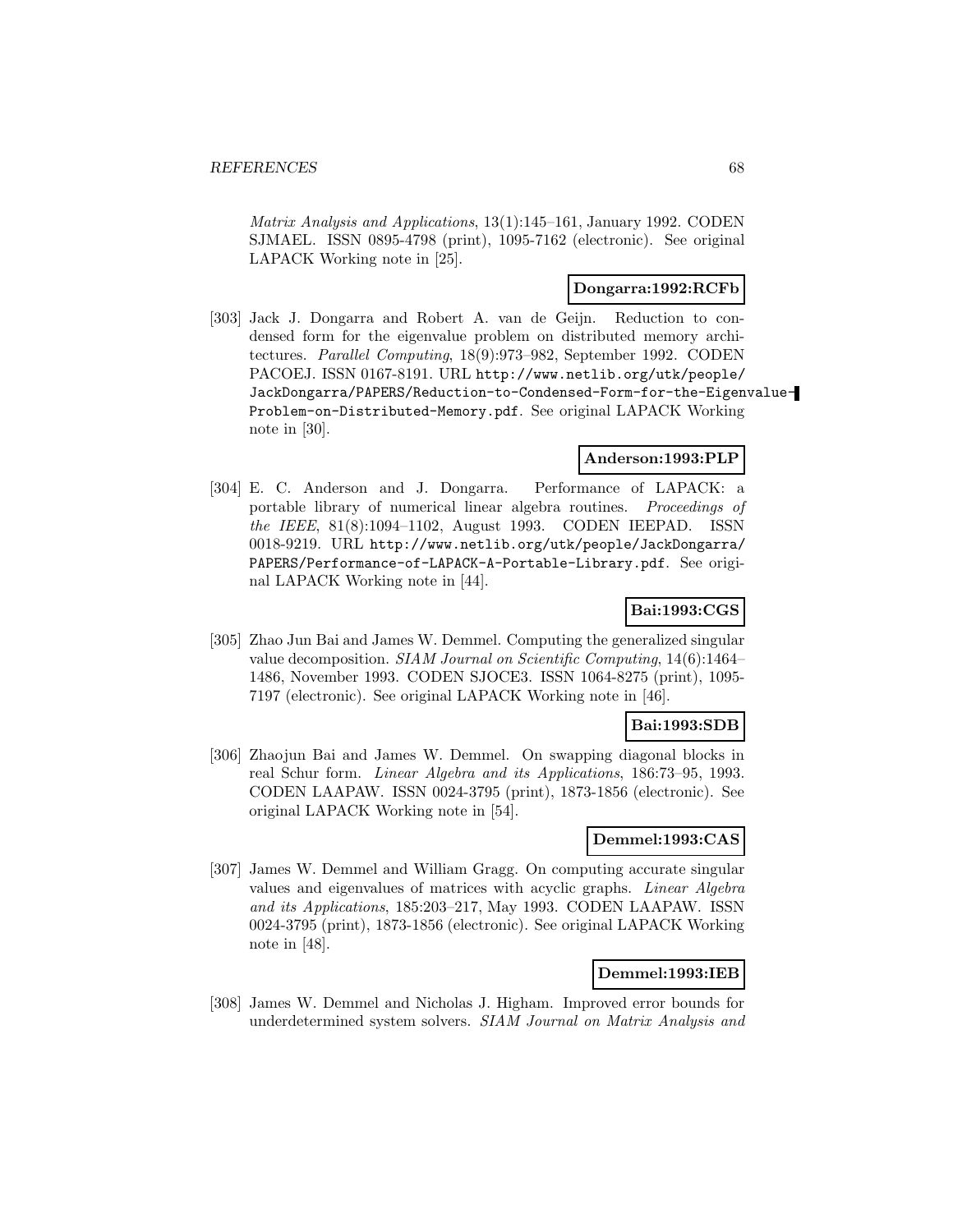*Matrix Analysis and Applications*, 13(1):145–161, January 1992. CODEN SJMAEL. ISSN 0895-4798 (print), 1095-7162 (electronic). See original LAPACK Working note in [25].

**Dongarra:1992:RCFb**

[303] Jack J. Dongarra and Robert A. van de Geijn. Reduction to condensed form for the eigenvalue problem on distributed memory architectures. *Parallel Computing*, 18(9):973–982, September 1992. CODEN PACOEJ. ISSN 0167-8191. URL http://www.netlib.org/utk/people/JackDongarra/PAPERS/Reduction-to-Condensed-Form-for-the-Eigenvalue-Problem-on-Distributed-Memory.pdf. See original LAPACK Working note in [30].

**Anderson:1993:PLP**

[304] E. C. Anderson and J. Dongarra. Performance of LAPACK: a portable library of numerical linear algebra routines. *Proceedings of the IEEE*, 81(8):1094–1102, August 1993. CODEN IEEPAD. ISSN 0018-9219. URL http://www.netlib.org/utk/people/JackDongarra/PAPERS/Performance-of-LAPACK-A-Portable-Library.pdf. See original LAPACK Working note in [44].

**Bai:1993:CGS**

[305] Zhao Jun Bai and James W. Demmel. Computing the generalized singular value decomposition. *SIAM Journal on Scientific Computing*, 14(6):1464–1486, November 1993. CODEN SJOCE3. ISSN 1064-8275 (print), 1095-7197 (electronic). See original LAPACK Working note in [46].

**Bai:1993:SDB**

[306] Zhaojun Bai and James W. Demmel. On swapping diagonal blocks in real Schur form. *Linear Algebra and its Applications*, 186:73–95, 1993. CODEN LAAPAW. ISSN 0024-3795 (print), 1873-1856 (electronic). See original LAPACK Working note in [54].

**Demmel:1993:CAS**

[307] James W. Demmel and William Gragg. On computing accurate singular values and eigenvalues of matrices with acyclic graphs. *Linear Algebra and its Applications*, 185:203–217, May 1993. CODEN LAAPAW. ISSN 0024-3795 (print), 1873-1856 (electronic). See original LAPACK Working note in [48].

**Demmel:1993:IEB**

[308] James W. Demmel and Nicholas J. Higham. Improved error bounds for underdetermined system solvers. *SIAM Journal on Matrix Analysis and*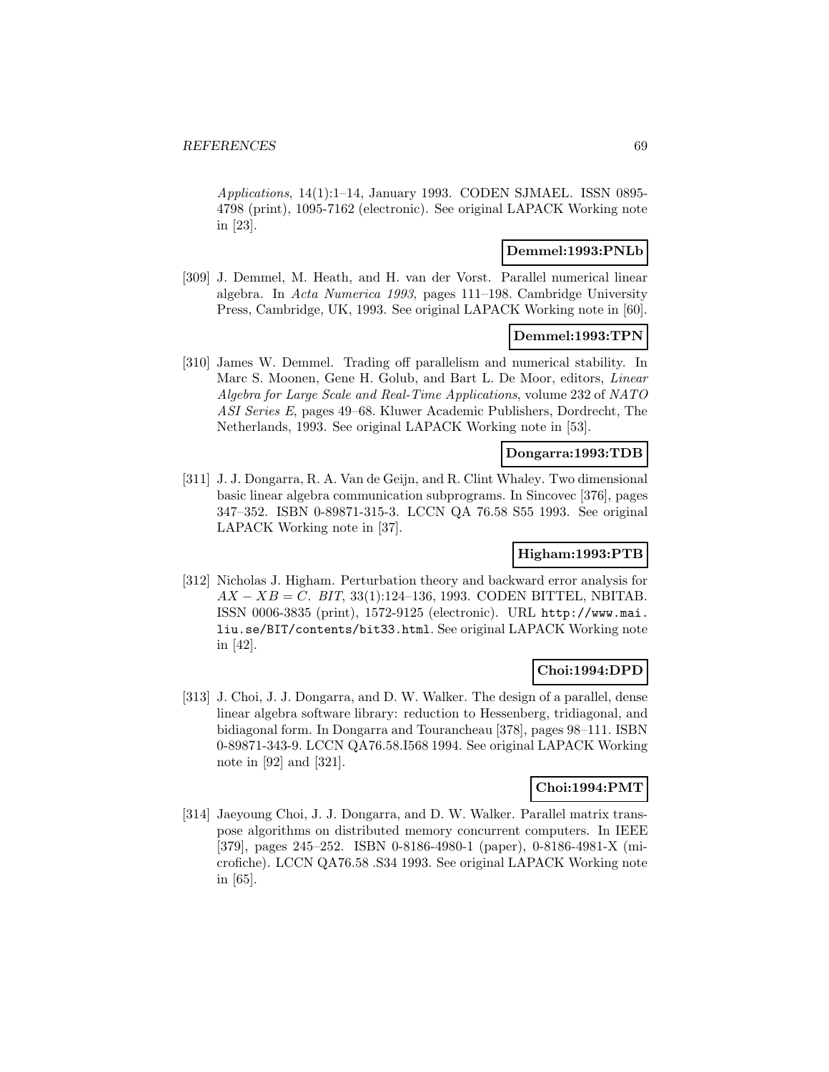*Applications*, 14(1):1–14, January 1993. CODEN SJMAEL. ISSN 0895-4798 (print), 1095-7162 (electronic). See original LAPACK Working note in [23].

**Demmel:1993:PNLb**

[309] J. Demmel, M. Heath, and H. van der Vorst. Parallel numerical linear algebra. In *Acta Numerica 1993*, pages 111–198. Cambridge University Press, Cambridge, UK, 1993. See original LAPACK Working note in [60].

**Demmel:1993:TPN**

[310] James W. Demmel. Trading off parallelism and numerical stability. In Marc S. Moonen, Gene H. Golub, and Bart L. De Moor, editors, *Linear Algebra for Large Scale and Real-Time Applications*, volume 232 of *NATO ASI Series E*, pages 49–68. Kluwer Academic Publishers, Dordrecht, The Netherlands, 1993. See original LAPACK Working note in [53].

**Dongarra:1993:TDB**

[311] J. J. Dongarra, R. A. Van de Geijn, and R. Clint Whaley. Two dimensional basic linear algebra communication subprograms. In Sincovec [376], pages 347–352. ISBN 0-89871-315-3. LCCN QA 76.58 S55 1993. See original LAPACK Working note in [37].

**Higham:1993:PTB**

[312] Nicholas J. Higham. Perturbation theory and backward error analysis for $AX - XB = C$. *BIT*, 33(1):124–136, 1993. CODEN BITTEL, NBITAB. ISSN 0006-3835 (print), 1572-9125 (electronic). URL `http://www.mai.liu.se/BIT/contents/bit33.html`. See original LAPACK Working note in [42].

**Choi:1994:DPD**

[313] J. Choi, J. J. Dongarra, and D. W. Walker. The design of a parallel, dense linear algebra software library: reduction to Hessenberg, tridiagonal, and bidiagonal form. In Dongarra and Tourancheau [378], pages 98–111. ISBN 0-89871-343-9. LCCN QA76.58.I568 1994. See original LAPACK Working note in [92] and [321].

**Choi:1994:PMT**

[314] Jaeyoung Choi, J. J. Dongarra, and D. W. Walker. Parallel matrix transpose algorithms on distributed memory concurrent computers. In IEEE [379], pages 245–252. ISBN 0-8186-4980-1 (paper), 0-8186-4981-X (microfiche). LCCN QA76.58 .S34 1993. See original LAPACK Working note in [65].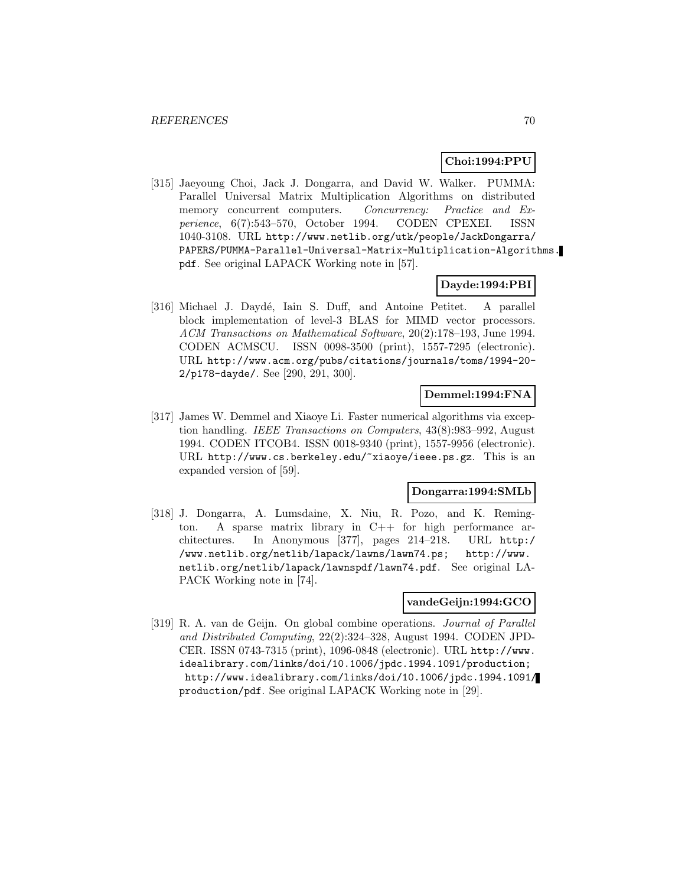**Choi:1994:PPU**

[315] Jaeyoung Choi, Jack J. Dongarra, and David W. Walker. PUMMA: Parallel Universal Matrix Multiplication Algorithms on distributed memory concurrent computers. *Concurrency: Practice and Experience*, 6(7):543–570, October 1994. CODEN CPEXEI. ISSN 1040-3108. URL `http://www.netlib.org/utk/people/JackDongarra/PAPERS/PUMMA-Parallel-Universal-Matrix-Multiplication-Algorithms.pdf`. See original LAPACK Working note in [57].

**Dayde:1994:PBI**

[316] Michael J. Daydé, Iain S. Duff, and Antoine Petitet. A parallel block implementation of level-3 BLAS for MIMD vector processors. *ACM Transactions on Mathematical Software*, 20(2):178–193, June 1994. CODEN ACMSCU. ISSN 0098-3500 (print), 1557-7295 (electronic). URL `http://www.acm.org/pubs/citations/journals/toms/1994-20-2/p178-dayde/`. See [290, 291, 300].

**Demmel:1994:FNA**

[317] James W. Demmel and Xiaoye Li. Faster numerical algorithms via exception handling. *IEEE Transactions on Computers*, 43(8):983–992, August 1994. CODEN ITCOB4. ISSN 0018-9340 (print), 1557-9956 (electronic). URL `http://www.cs.berkeley.edu/~xiaoye/ieee.ps.gz`. This is an expanded version of [59].

**Dongarra:1994:SMLb**

[318] J. Dongarra, A. Lumsdaine, X. Niu, R. Pozo, and K. Remington. A sparse matrix library in C++ for high performance architectures. In Anonymous [377], pages 214–218. URL `http://www.netlib.org/netlib/lapack/lawns/lawn74.ps`; `http://www.netlib.org/netlib/lapack/lawnspdf/lawn74.pdf`. See original LAPACK Working note in [74].

**vandeGeijn:1994:GCO**

[319] R. A. van de Geijn. On global combine operations. *Journal of Parallel and Distributed Computing*, 22(2):324–328, August 1994. CODEN JPDCER. ISSN 0743-7315 (print), 1096-0848 (electronic). URL `http://www.idealibrary.com/links/doi/10.1006/jpdc.1994.1091/production`; `http://www.idealibrary.com/links/doi/10.1006/jpdc.1994.1091/production/pdf`. See original LAPACK Working note in [29].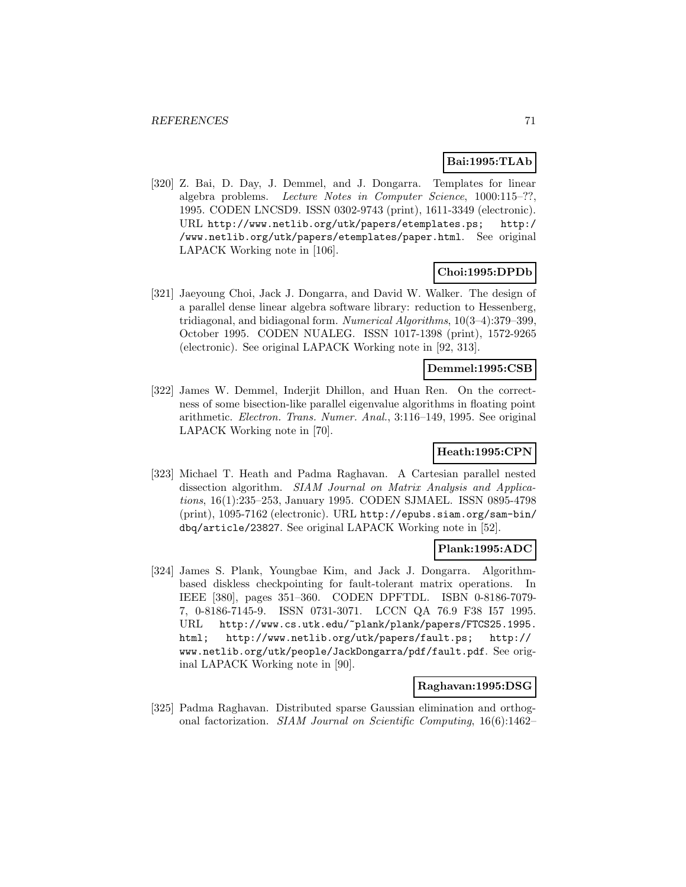**Bai:1995:TLAb**

[320] Z. Bai, D. Day, J. Demmel, and J. Dongarra. Templates for linear algebra problems. *Lecture Notes in Computer Science*, 1000:115–??, 1995. CODEN LNCSD9. ISSN 0302-9743 (print), 1611-3349 (electronic). URL http://www.netlib.org/utk/papers/etemplates.ps; http://www.netlib.org/utk/papers/etemplates/paper.html. See original LAPACK Working note in [106].

**Choi:1995:DPDb**

[321] Jaeyoung Choi, Jack J. Dongarra, and David W. Walker. The design of a parallel dense linear algebra software library: reduction to Hessenberg, tridiagonal, and bidiagonal form. *Numerical Algorithms*, 10(3–4):379–399, October 1995. CODEN NUALEG. ISSN 1017-1398 (print), 1572-9265 (electronic). See original LAPACK Working note in [92, 313].

**Demmel:1995:CSB**

[322] James W. Demmel, Inderjit Dhillon, and Huan Ren. On the correctness of some bisection-like parallel eigenvalue algorithms in floating point arithmetic. *Electron. Trans. Numer. Anal.*, 3:116–149, 1995. See original LAPACK Working note in [70].

**Heath:1995:CPN**

[323] Michael T. Heath and Padma Raghavan. A Cartesian parallel nested dissection algorithm. *SIAM Journal on Matrix Analysis and Applications*, 16(1):235–253, January 1995. CODEN SJMAEL. ISSN 0895-4798 (print), 1095-7162 (electronic). URL http://epubs.siam.org/sam-bin/dbq/article/23827. See original LAPACK Working note in [52].

**Plank:1995:ADC**

[324] James S. Plank, Youngbae Kim, and Jack J. Dongarra. Algorithm-based diskless checkpointing for fault-tolerant matrix operations. In IEEE [380], pages 351–360. CODEN DPFTDL. ISBN 0-8186-7079-7, 0-8186-7145-9. ISSN 0731-3071. LCCN QA 76.9 F38 I57 1995. URL http://www.cs.utk.edu/~plank/plank/papers/FTCS25.1995.html; http://www.netlib.org/utk/papers/fault.ps; http://www.netlib.org/utk/people/JackDongarra/pdf/fault.pdf. See original LAPACK Working note in [90].

**Raghavan:1995:DSG**

[325] Padma Raghavan. Distributed sparse Gaussian elimination and orthogonal factorization. *SIAM Journal on Scientific Computing*, 16(6):1462–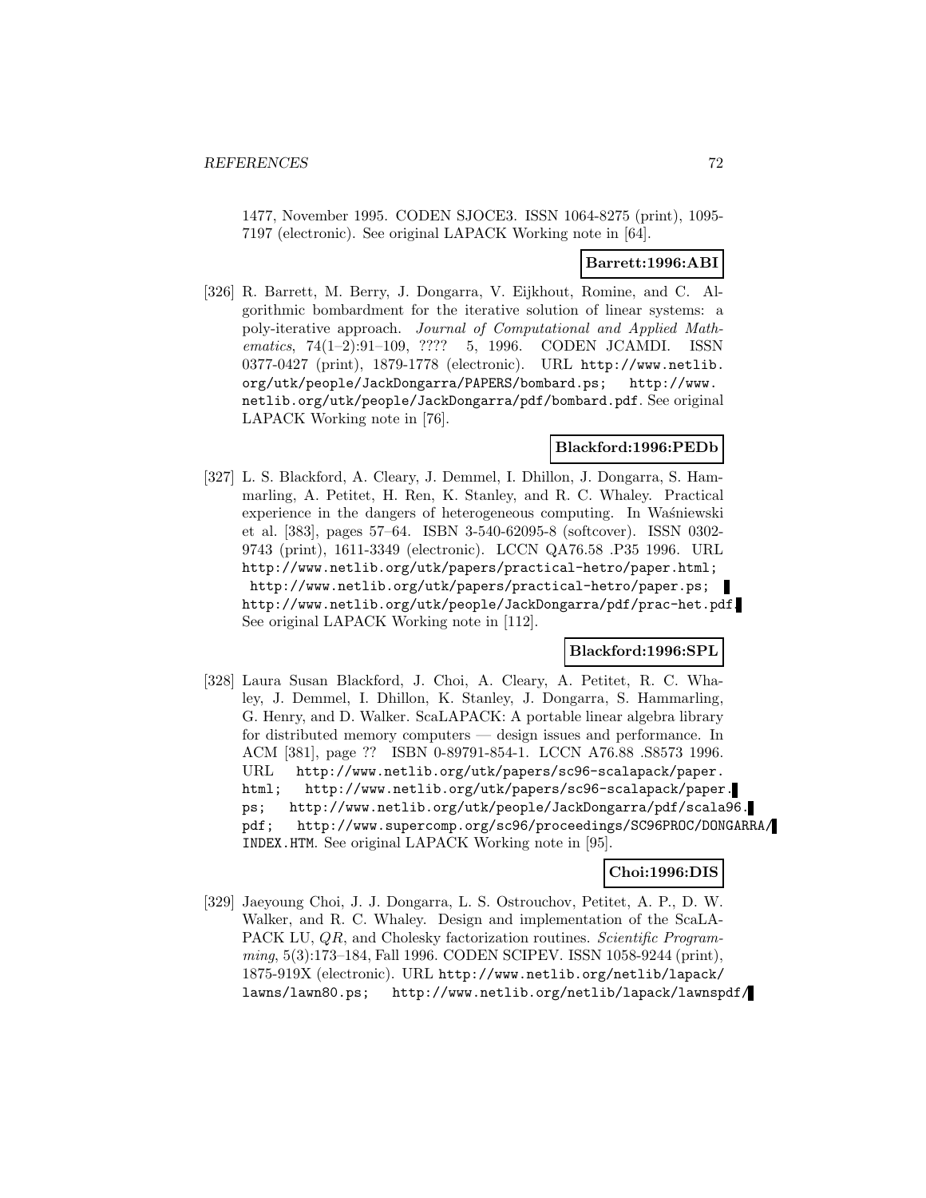1477, November 1995. CODEN SJOCE3. ISSN 1064-8275 (print), 1095-7197 (electronic). See original LAPACK Working note in [64].

**Barrett:1996:ABI**

[326] R. Barrett, M. Berry, J. Dongarra, V. Eijkhout, Romine, and C. Algorithmic bombardment for the iterative solution of linear systems: a poly-iterative approach. *Journal of Computational and Applied Mathematics*, 74(1–2):91–109, ???? 5, 1996. CODEN JCAMDI. ISSN 0377-0427 (print), 1879-1778 (electronic). URL http://www.netlib.org/utk/people/JackDongarra/PAPERS/bombard.ps; http://www.netlib.org/utk/people/JackDongarra/pdf/bombard.pdf. See original LAPACK Working note in [76].

**Blackford:1996:PEDb**

[327] L. S. Blackford, A. Cleary, J. Demmel, I. Dhillon, J. Dongarra, S. Hammarling, A. Petitet, H. Ren, K. Stanley, and R. C. Whaley. Practical experience in the dangers of heterogeneous computing. In Waśniewski et al. [383], pages 57–64. ISBN 3-540-62095-8 (softcover). ISSN 0302-9743 (print), 1611-3349 (electronic). LCCN QA76.58 .P35 1996. URL http://www.netlib.org/utk/papers/practical-hetro/paper.html; http://www.netlib.org/utk/papers/practical-hetro/paper.ps; http://www.netlib.org/utk/people/JackDongarra/pdf/prac-het.pdf. See original LAPACK Working note in [112].

**Blackford:1996:SPL**

[328] Laura Susan Blackford, J. Choi, A. Cleary, A. Petitet, R. C. Whaley, J. Demmel, I. Dhillon, K. Stanley, J. Dongarra, S. Hammarling, G. Henry, and D. Walker. ScaLAPACK: A portable linear algebra library for distributed memory computers — design issues and performance. In ACM [381], page ?? ISBN 0-89791-854-1. LCCN A76.88 .S8573 1996. URL http://www.netlib.org/utk/papers/sc96-scalapack/paper.html; http://www.netlib.org/utk/papers/sc96-scalapack/paper.ps; http://www.netlib.org/utk/people/JackDongarra/pdf/scala96.pdf; http://www.supercomp.org/sc96/proceedings/SC96PROC/DONGARRA/INDEX.HTM. See original LAPACK Working note in [95].

**Choi:1996:DIS**

[329] Jaeyoung Choi, J. J. Dongarra, L. S. Ostrouchov, Petitet, A. P., D. W. Walker, and R. C. Whaley. Design and implementation of the ScaLAPACK LU, $QR$, and Cholesky factorization routines. *Scientific Programming*, 5(3):173–184, Fall 1996. CODEN SCIPEV. ISSN 1058-9244 (print), 1875-919X (electronic). URL http://www.netlib.org/netlib/lapack/lawns/lawn80.ps; http://www.netlib.org/netlib/lapack/lawnspdf/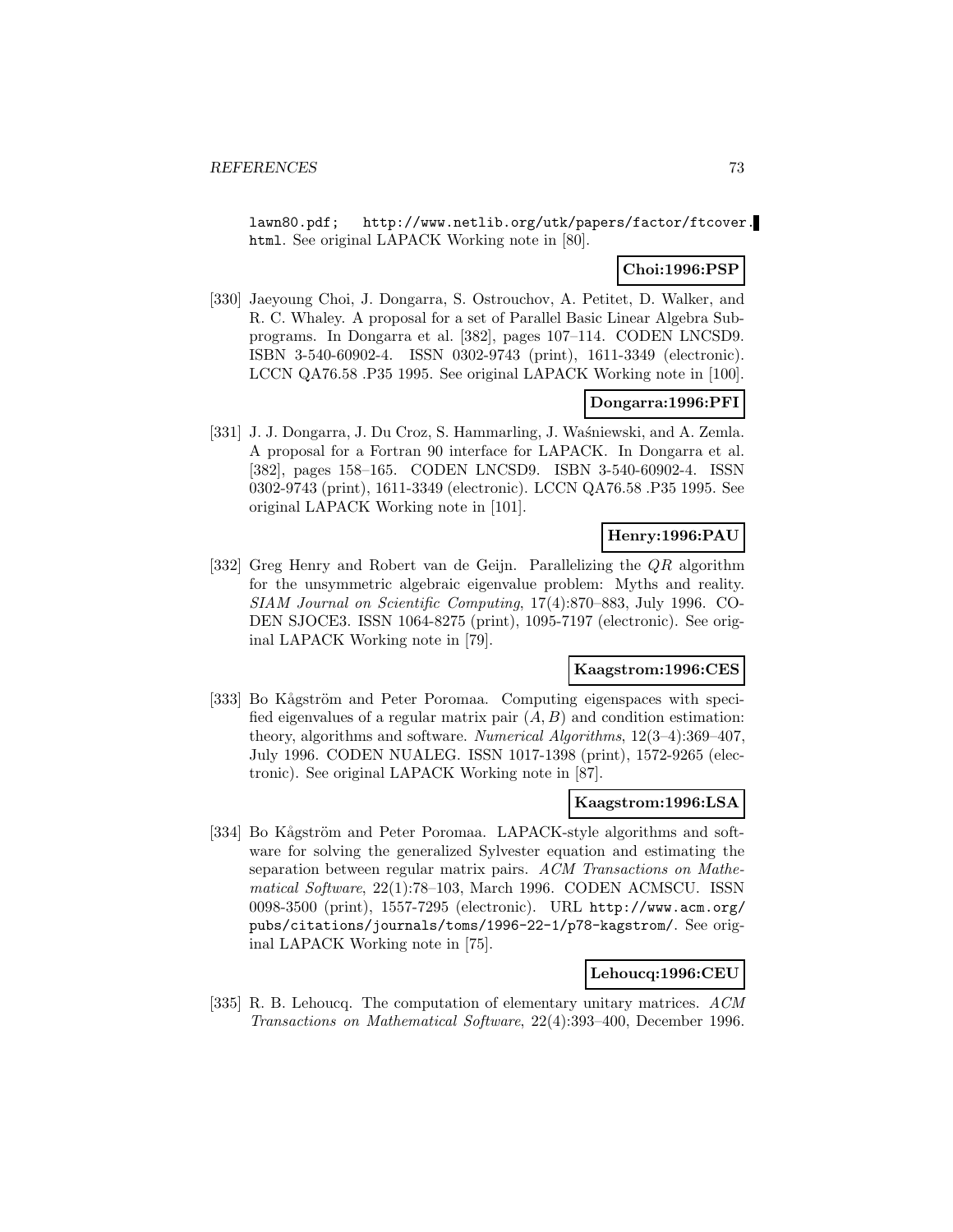lawn80.pdf; http://www.netlib.org/utk/papers/factor/ftcover.html. See original LAPACK Working note in [80].

**Choi:1996:PSP**

[330] Jaeyoung Choi, J. Dongarra, S. Ostrouchov, A. Petitet, D. Walker, and R. C. Whaley. A proposal for a set of Parallel Basic Linear Algebra Subprograms. In Dongarra et al. [382], pages 107–114. CODEN LNCSD9. ISBN 3-540-60902-4. ISSN 0302-9743 (print), 1611-3349 (electronic). LCCN QA76.58 .P35 1995. See original LAPACK Working note in [100].

**Dongarra:1996:PFI**

[331] J. J. Dongarra, J. Du Croz, S. Hammarling, J. Waśniewski, and A. Zemla. A proposal for a Fortran 90 interface for LAPACK. In Dongarra et al. [382], pages 158–165. CODEN LNCSD9. ISBN 3-540-60902-4. ISSN 0302-9743 (print), 1611-3349 (electronic). LCCN QA76.58 .P35 1995. See original LAPACK Working note in [101].

**Henry:1996:PAU**

[332] Greg Henry and Robert van de Geijn. Parallelizing the $QR$ algorithm for the unsymmetric algebraic eigenvalue problem: Myths and reality. *SIAM Journal on Scientific Computing*, 17(4):870–883, July 1996. CODEN SJOCE3. ISSN 1064-8275 (print), 1095-7197 (electronic). See original LAPACK Working note in [79].

**Kaagstrom:1996:CES**

[333] Bo Kågström and Peter Poromaa. Computing eigenspaces with specified eigenvalues of a regular matrix pair $(A, B)$ and condition estimation: theory, algorithms and software. *Numerical Algorithms*, 12(3–4):369–407, July 1996. CODEN NUALEG. ISSN 1017-1398 (print), 1572-9265 (electronic). See original LAPACK Working note in [87].

**Kaagstrom:1996:LSA**

[334] Bo Kågström and Peter Poromaa. LAPACK-style algorithms and software for solving the generalized Sylvester equation and estimating the separation between regular matrix pairs. *ACM Transactions on Mathematical Software*, 22(1):78–103, March 1996. CODEN ACMSCU. ISSN 0098-3500 (print), 1557-7295 (electronic). URL http://www.acm.org/pubs/citations/journals/toms/1996-22-1/p78-kagstrom/. See original LAPACK Working note in [75].

**Lehoucq:1996:CEU**

[335] R. B. Lehoucq. The computation of elementary unitary matrices. *ACM Transactions on Mathematical Software*, 22(4):393–400, December 1996.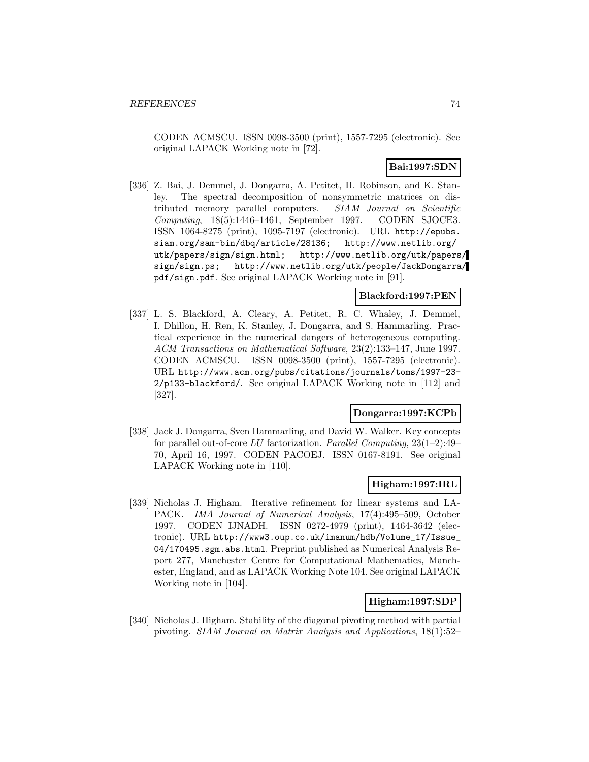CODEN ACMSCU. ISSN 0098-3500 (print), 1557-7295 (electronic). See original LAPACK Working note in [72].

**Bai:1997:SDN**

[336] Z. Bai, J. Demmel, J. Dongarra, A. Petitet, H. Robinson, and K. Stanley. The spectral decomposition of nonsymmetric matrices on distributed memory parallel computers. *SIAM Journal on Scientific Computing*, 18(5):1446–1461, September 1997. CODEN SJOCE3. ISSN 1064-8275 (print), 1095-7197 (electronic). URL `http://epubs.siam.org/sam-bin/dbq/article/28136`; `http://www.netlib.org/utk/papers/sign/sign.html`; `http://www.netlib.org/utk/papers/sign/sign.ps`; `http://www.netlib.org/utk/people/JackDongarra/pdf/sign.pdf`. See original LAPACK Working note in [91].

**Blackford:1997:PEN**

[337] L. S. Blackford, A. Cleary, A. Petitet, R. C. Whaley, J. Demmel, I. Dhillon, H. Ren, K. Stanley, J. Dongarra, and S. Hammarling. Practical experience in the numerical dangers of heterogeneous computing. *ACM Transactions on Mathematical Software*, 23(2):133–147, June 1997. CODEN ACMSCU. ISSN 0098-3500 (print), 1557-7295 (electronic). URL `http://www.acm.org/pubs/citations/journals/toms/1997-23-2/p133-blackford/`. See original LAPACK Working note in [112] and [327].

**Dongarra:1997:KCPb**

[338] Jack J. Dongarra, Sven Hammarling, and David W. Walker. Key concepts for parallel out-of-core *LU* factorization. *Parallel Computing*, 23(1–2):49–70, April 16, 1997. CODEN PACOEJ. ISSN 0167-8191. See original LAPACK Working note in [110].

**Higham:1997:IRL**

[339] Nicholas J. Higham. Iterative refinement for linear systems and LAPACK. *IMA Journal of Numerical Analysis*, 17(4):495–509, October 1997. CODEN IJNADH. ISSN 0272-4979 (print), 1464-3642 (electronic). URL `http://www3.oup.co.uk/imanum/hdb/Volume_17/Issue_04/170495.sgm.abs.html`. Preprint published as Numerical Analysis Report 277, Manchester Centre for Computational Mathematics, Manchester, England, and as LAPACK Working Note 104. See original LAPACK Working note in [104].

**Higham:1997:SDP**

[340] Nicholas J. Higham. Stability of the diagonal pivoting method with partial pivoting. *SIAM Journal on Matrix Analysis and Applications*, 18(1):52–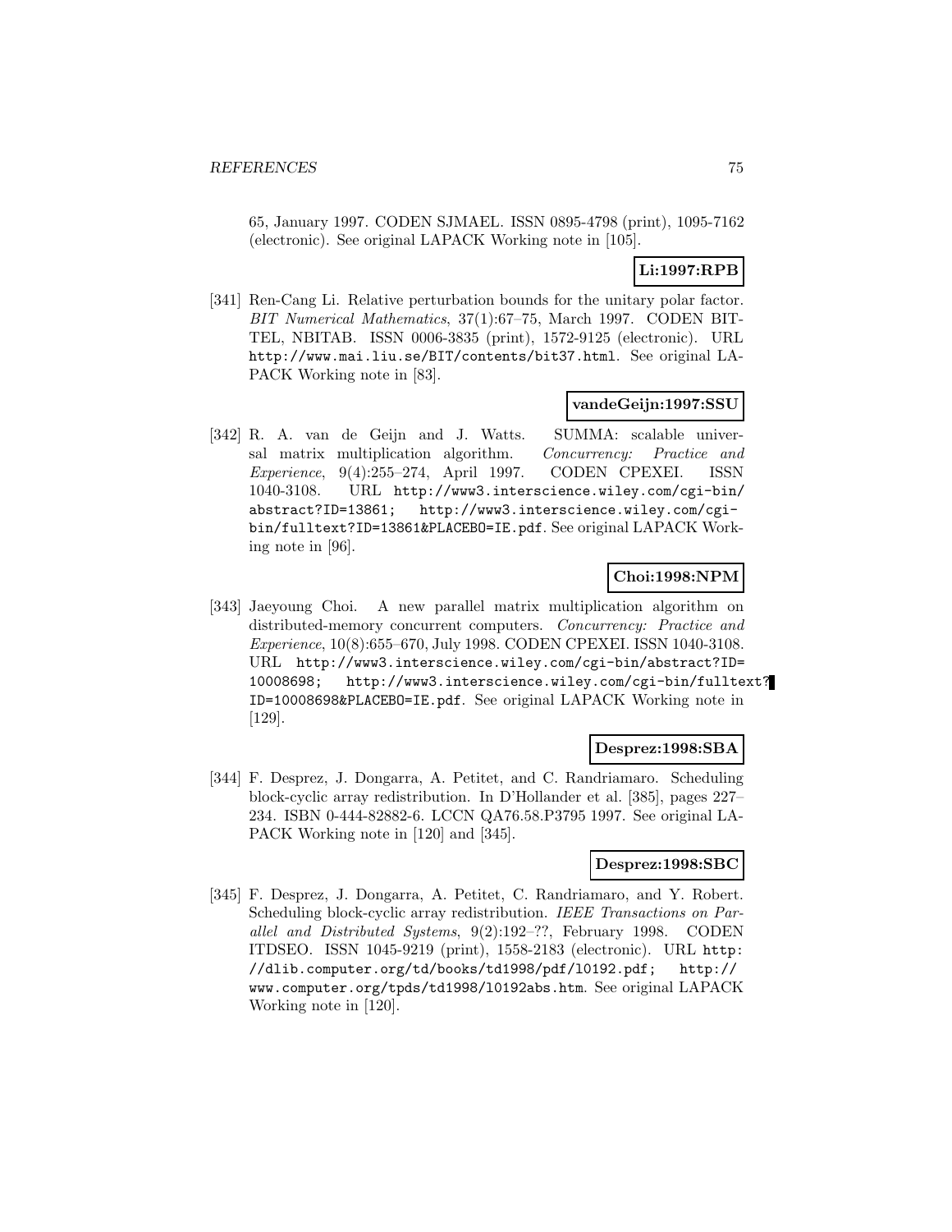65, January 1997. CODEN SJMAEL. ISSN 0895-4798 (print), 1095-7162 (electronic). See original LAPACK Working note in [105].

**Li:1997:RPB**

[341] Ren-Cang Li. Relative perturbation bounds for the unitary polar factor. *BIT Numerical Mathematics*, 37(1):67–75, March 1997. CODEN BITTEL, NBITAB. ISSN 0006-3835 (print), 1572-9125 (electronic). URL http://www.mai.liu.se/BIT/contents/bit37.html. See original LAPACK Working note in [83].

**vandeGeijn:1997:SSU**

[342] R. A. van de Geijn and J. Watts. SUMMA: scalable universal matrix multiplication algorithm. *Concurrency: Practice and Experience*, 9(4):255–274, April 1997. CODEN CPEXEI. ISSN 1040-3108. URL http://www3.interscience.wiley.com/cgi-bin/abstract?ID=13861; http://www3.interscience.wiley.com/cgi-bin/fulltext?ID=13861&PLACEBO=IE.pdf. See original LAPACK Working note in [96].

**Choi:1998:NPM**

[343] Jaeyoung Choi. A new parallel matrix multiplication algorithm on distributed-memory concurrent computers. *Concurrency: Practice and Experience*, 10(8):655–670, July 1998. CODEN CPEXEI. ISSN 1040-3108. URL http://www3.interscience.wiley.com/cgi-bin/abstract?ID=10008698; http://www3.interscience.wiley.com/cgi-bin/fulltext?ID=10008698&PLACEBO=IE.pdf. See original LAPACK Working note in [129].

**Desprez:1998:SBA**

[344] F. Desprez, J. Dongarra, A. Petitet, and C. Randriamaro. Scheduling block-cyclic array redistribution. In D'Hollander et al. [385], pages 227–234. ISBN 0-444-82882-6. LCCN QA76.58.P3795 1997. See original LAPACK Working note in [120] and [345].

**Desprez:1998:SBC**

[345] F. Desprez, J. Dongarra, A. Petitet, C. Randriamaro, and Y. Robert. Scheduling block-cyclic array redistribution. *IEEE Transactions on Parallel and Distributed Systems*, 9(2):192–??, February 1998. CODEN ITDSEO. ISSN 1045-9219 (print), 1558-2183 (electronic). URL http://dlib.computer.org/td/books/td1998/pdf/l0192.pdf; http://www.computer.org/tpds/td1998/l0192abs.htm. See original LAPACK Working note in [120].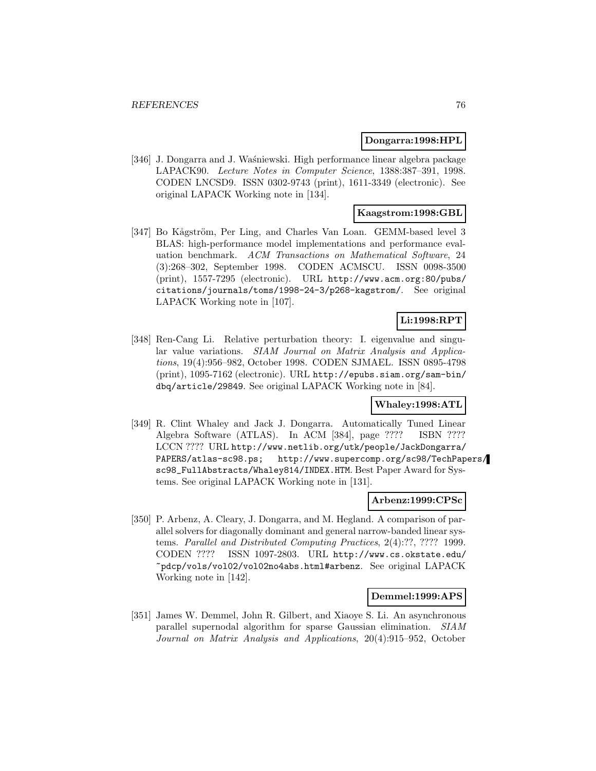**Dongarra:1998:HPL**

[346] J. Dongarra and J. Waśniewski. High performance linear algebra package LAPACK90. *Lecture Notes in Computer Science*, 1388:387–391, 1998. CODEN LNCSD9. ISSN 0302-9743 (print), 1611-3349 (electronic). See original LAPACK Working note in [134].

**Kaagstrom:1998:GBL**

[347] Bo Kågström, Per Ling, and Charles Van Loan. GEMM-based level 3 BLAS: high-performance model implementations and performance evaluation benchmark. *ACM Transactions on Mathematical Software*, 24 (3):268–302, September 1998. CODEN ACMSCU. ISSN 0098-3500 (print), 1557-7295 (electronic). URL `http://www.acm.org:80/pubs/citations/journals/toms/1998-24-3/p268-kagstrom/`. See original LAPACK Working note in [107].

**Li:1998:RPT**

[348] Ren-Cang Li. Relative perturbation theory: I. eigenvalue and singular value variations. *SIAM Journal on Matrix Analysis and Applications*, 19(4):956–982, October 1998. CODEN SJMAEL. ISSN 0895-4798 (print), 1095-7162 (electronic). URL `http://epubs.siam.org/sam-bin/dbq/article/29849`. See original LAPACK Working note in [84].

**Whaley:1998:ATL**

[349] R. Clint Whaley and Jack J. Dongarra. Automatically Tuned Linear Algebra Software (ATLAS). In ACM [384], page ???? ISBN ???? LCCN ???? URL `http://www.netlib.org/utk/people/JackDongarra/PAPERS/atlas-sc98.ps`; `http://www.supercomp.org/sc98/TechPapers/sc98_FullAbstracts/Whaley814/INDEX.HTM`. Best Paper Award for Systems. See original LAPACK Working note in [131].

**Arbenz:1999:CPSc**

[350] P. Arbenz, A. Cleary, J. Dongarra, and M. Hegland. A comparison of parallel solvers for diagonally dominant and general narrow-banded linear systems. *Parallel and Distributed Computing Practices*, 2(4):??, ???? 1999. CODEN ???? ISSN 1097-2803. URL `http://www.cs.okstate.edu/~pdcp/vols/vol02/vol02no4abs.html#arbenz`. See original LAPACK Working note in [142].

**Demmel:1999:APS**

[351] James W. Demmel, John R. Gilbert, and Xiaoye S. Li. An asynchronous parallel supernodal algorithm for sparse Gaussian elimination. *SIAM Journal on Matrix Analysis and Applications*, 20(4):915–952, October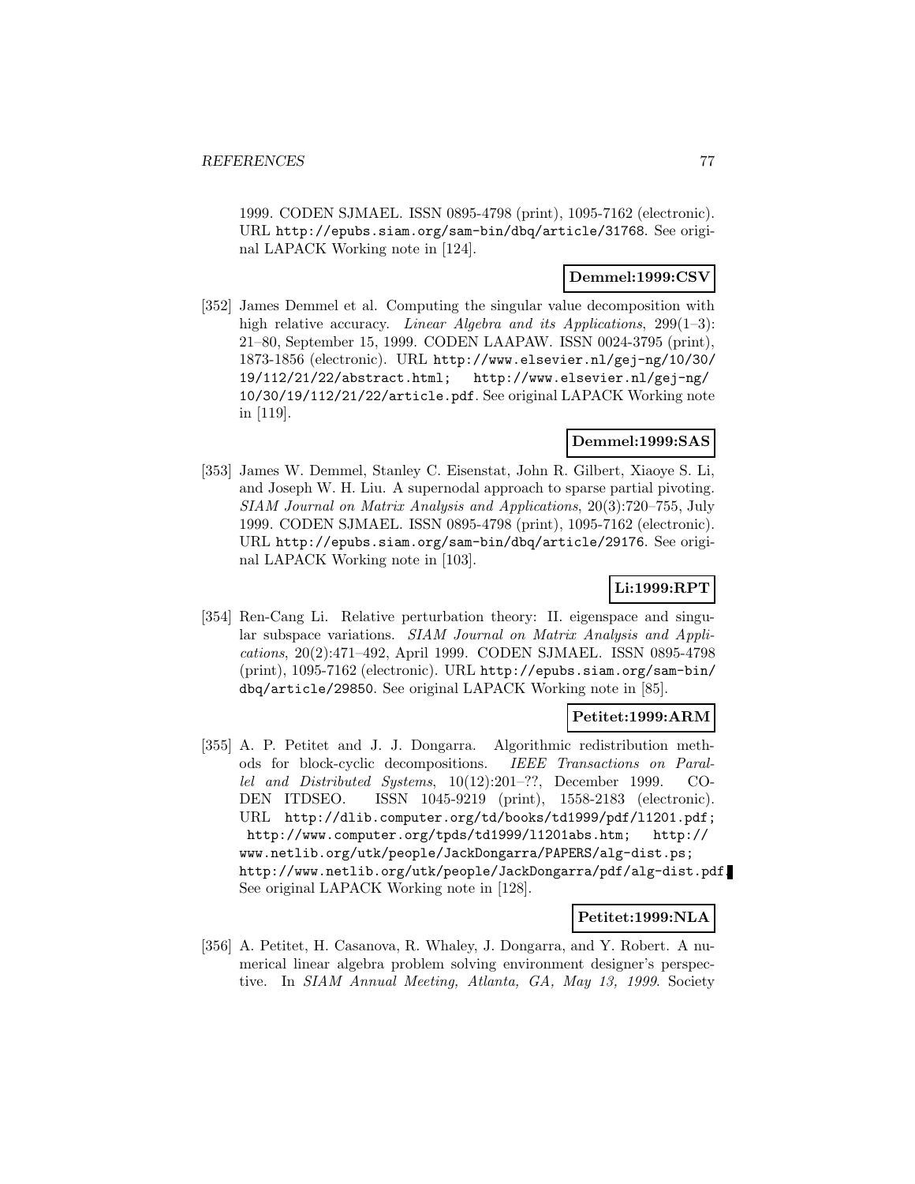1999. CODEN SJMAEL. ISSN 0895-4798 (print), 1095-7162 (electronic). URL http://epubs.siam.org/sam-bin/dbq/article/31768. See original LAPACK Working note in [124].

**Demmel:1999:CSV**

[352] James Demmel et al. Computing the singular value decomposition with high relative accuracy. *Linear Algebra and its Applications*, 299(1–3): 21–80, September 15, 1999. CODEN LAAPAW. ISSN 0024-3795 (print), 1873-1856 (electronic). URL http://www.elsevier.nl/gej-ng/10/30/19/112/21/22/abstract.html; http://www.elsevier.nl/gej-ng/10/30/19/112/21/22/article.pdf. See original LAPACK Working note in [119].

**Demmel:1999:SAS**

[353] James W. Demmel, Stanley C. Eisenstat, John R. Gilbert, Xiaoye S. Li, and Joseph W. H. Liu. A supernodal approach to sparse partial pivoting. *SIAM Journal on Matrix Analysis and Applications*, 20(3):720–755, July 1999. CODEN SJMAEL. ISSN 0895-4798 (print), 1095-7162 (electronic). URL http://epubs.siam.org/sam-bin/dbq/article/29176. See original LAPACK Working note in [103].

**Li:1999:RPT**

[354] Ren-Cang Li. Relative perturbation theory: II. eigenspace and singular subspace variations. *SIAM Journal on Matrix Analysis and Applications*, 20(2):471–492, April 1999. CODEN SJMAEL. ISSN 0895-4798 (print), 1095-7162 (electronic). URL http://epubs.siam.org/sam-bin/dbq/article/29850. See original LAPACK Working note in [85].

**Petitet:1999:ARM**

[355] A. P. Petitet and J. J. Dongarra. Algorithmic redistribution methods for block-cyclic decompositions. *IEEE Transactions on Parallel and Distributed Systems*, 10(12):201–??, December 1999. CODEN ITDSEO. ISSN 1045-9219 (print), 1558-2183 (electronic). URL http://dlib.computer.org/td/books/td1999/pdf/l1201.pdf; http://www.computer.org/tpds/td1999/l1201abs.htm; http://www.netlib.org/utk/people/JackDongarra/PAPERS/alg-dist.ps; http://www.netlib.org/utk/people/JackDongarra/pdf/alg-dist.pdf. See original LAPACK Working note in [128].

**Petitet:1999:NLA**

[356] A. Petitet, H. Casanova, R. Whaley, J. Dongarra, and Y. Robert. A numerical linear algebra problem solving environment designer's perspective. In *SIAM Annual Meeting, Atlanta, GA, May 13, 1999*. Society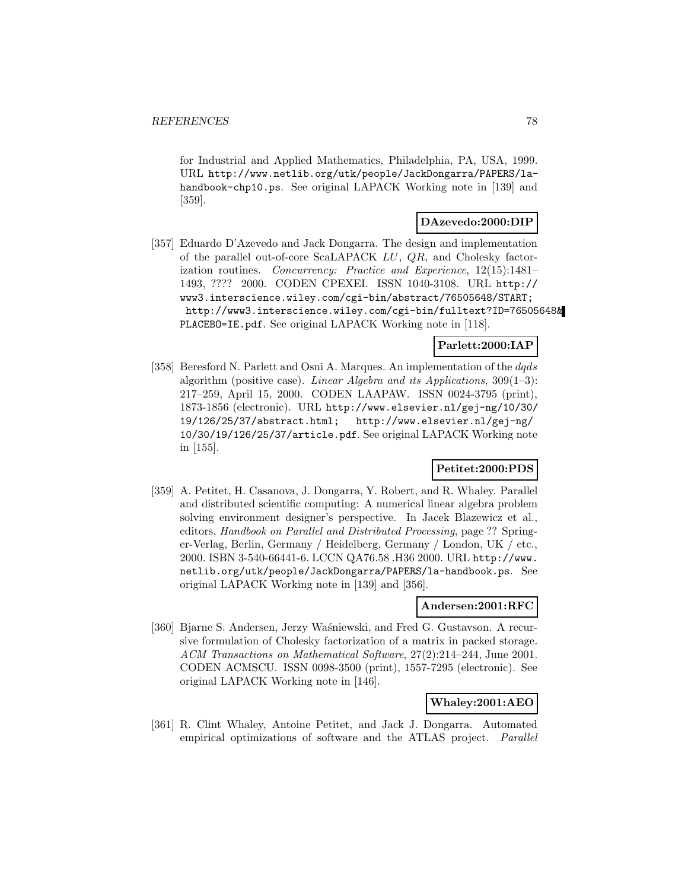for Industrial and Applied Mathematics, Philadelphia, PA, USA, 1999. URL http://www.netlib.org/utk/people/JackDongarra/PAPERS/la-handbook-chp10.ps. See original LAPACK Working note in [139] and [359].

**DAzevedo:2000:DIP**

[357] Eduardo D'Azevedo and Jack Dongarra. The design and implementation of the parallel out-of-core ScaLAPACK *LU*, *QR*, and Cholesky factorization routines. *Concurrency: Practice and Experience*, 12(15):1481–1493, ???? 2000. CODEN CPEXEI. ISSN 1040-3108. URL http://www3.interscience.wiley.com/cgi-bin/abstract/76505648/START; http://www3.interscience.wiley.com/cgi-bin/fulltext?ID=76505648&PLACEBO=IE.pdf. See original LAPACK Working note in [118].

**Parlett:2000:IAP**

[358] Beresford N. Parlett and Osni A. Marques. An implementation of the *dqds* algorithm (positive case). *Linear Algebra and its Applications*, 309(1–3): 217–259, April 15, 2000. CODEN LAAPAW. ISSN 0024-3795 (print), 1873-1856 (electronic). URL http://www.elsevier.nl/gej-ng/10/30/19/126/25/37/abstract.html; http://www.elsevier.nl/gej-ng/10/30/19/126/25/37/article.pdf. See original LAPACK Working note in [155].

**Petitet:2000:PDS**

[359] A. Petitet, H. Casanova, J. Dongarra, Y. Robert, and R. Whaley. Parallel and distributed scientific computing: A numerical linear algebra problem solving environment designer's perspective. In Jacek Blazewicz et al., editors, *Handbook on Parallel and Distributed Processing*, page ?? Springer-Verlag, Berlin, Germany / Heidelberg, Germany / London, UK / etc., 2000. ISBN 3-540-66441-6. LCCN QA76.58 .H36 2000. URL http://www.netlib.org/utk/people/JackDongarra/PAPERS/la-handbook.ps. See original LAPACK Working note in [139] and [356].

**Andersen:2001:RFC**

[360] Bjarne S. Andersen, Jerzy Waśniewski, and Fred G. Gustavson. A recursive formulation of Cholesky factorization of a matrix in packed storage. *ACM Transactions on Mathematical Software*, 27(2):214–244, June 2001. CODEN ACMSCU. ISSN 0098-3500 (print), 1557-7295 (electronic). See original LAPACK Working note in [146].

**Whaley:2001:AEO**

[361] R. Clint Whaley, Antoine Petitet, and Jack J. Dongarra. Automated empirical optimizations of software and the ATLAS project. *Parallel*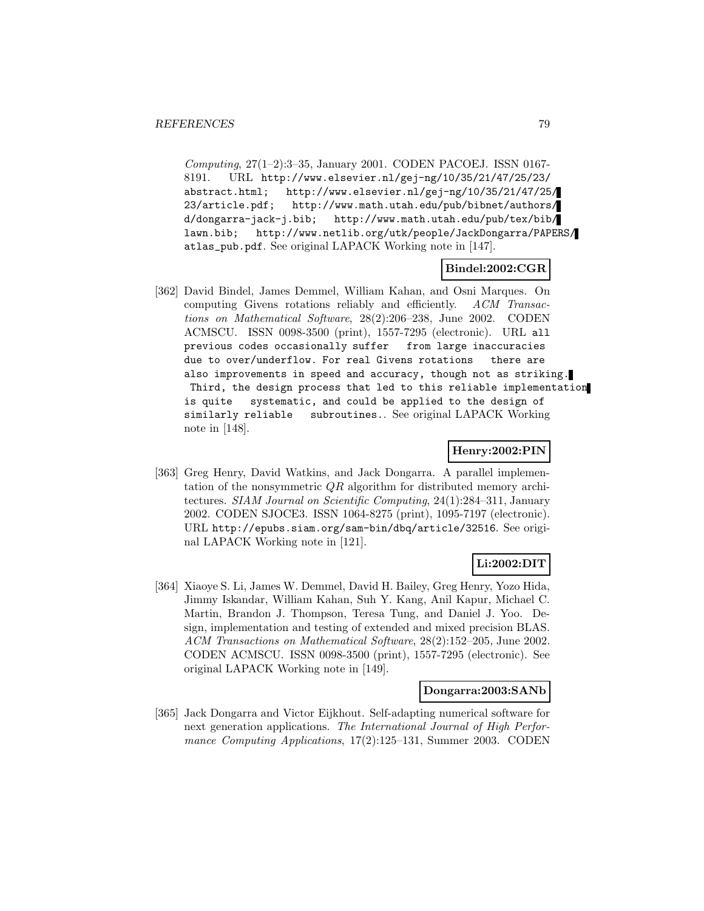*Computing*, 27(1–2):3–35, January 2001. CODEN PACOEJ. ISSN 0167-8191. URL http://www.elsevier.nl/gej-ng/10/35/21/47/25/23/abstract.html; http://www.elsevier.nl/gej-ng/10/35/21/47/25/23/article.pdf; http://www.math.utah.edu/pub/bibnet/authors/d/dongarra-jack-j.bib; http://www.math.utah.edu/pub/tex/bib/lawn.bib; http://www.netlib.org/utk/people/JackDongarra/PAPERS/atlas_pub.pdf. See original LAPACK Working note in [147].

**Bindel:2002:CGR**

[362] David Bindel, James Demmel, William Kahan, and Osni Marques. On computing Givens rotations reliably and efficiently. *ACM Transactions on Mathematical Software*, 28(2):206–238, June 2002. CODEN ACMSCU. ISSN 0098-3500 (print), 1557-7295 (electronic). URL all previous codes occasionally suffer from large inaccuracies due to over/underflow. For real Givens rotations there are also improvements in speed and accuracy, though not as striking. Third, the design process that led to this reliable implementation is quite systematic, and could be applied to the design of similarly reliable subroutines.. See original LAPACK Working note in [148].

**Henry:2002:PIN**

[363] Greg Henry, David Watkins, and Jack Dongarra. A parallel implementation of the nonsymmetric $QR$ algorithm for distributed memory architectures. *SIAM Journal on Scientific Computing*, 24(1):284–311, January 2002. CODEN SJOCE3. ISSN 1064-8275 (print), 1095-7197 (electronic). URL http://epubs.siam.org/sam-bin/dbq/article/32516. See original LAPACK Working note in [121].

**Li:2002:DIT**

[364] Xiaoye S. Li, James W. Demmel, David H. Bailey, Greg Henry, Yozo Hida, Jimmy Iskandar, William Kahan, Suh Y. Kang, Anil Kapur, Michael C. Martin, Brandon J. Thompson, Teresa Tung, and Daniel J. Yoo. Design, implementation and testing of extended and mixed precision BLAS. *ACM Transactions on Mathematical Software*, 28(2):152–205, June 2002. CODEN ACMSCU. ISSN 0098-3500 (print), 1557-7295 (electronic). See original LAPACK Working note in [149].

**Dongarra:2003:SANb**

[365] Jack Dongarra and Victor Eijkhout. Self-adapting numerical software for next generation applications. *The International Journal of High Performance Computing Applications*, 17(2):125–131, Summer 2003. CODEN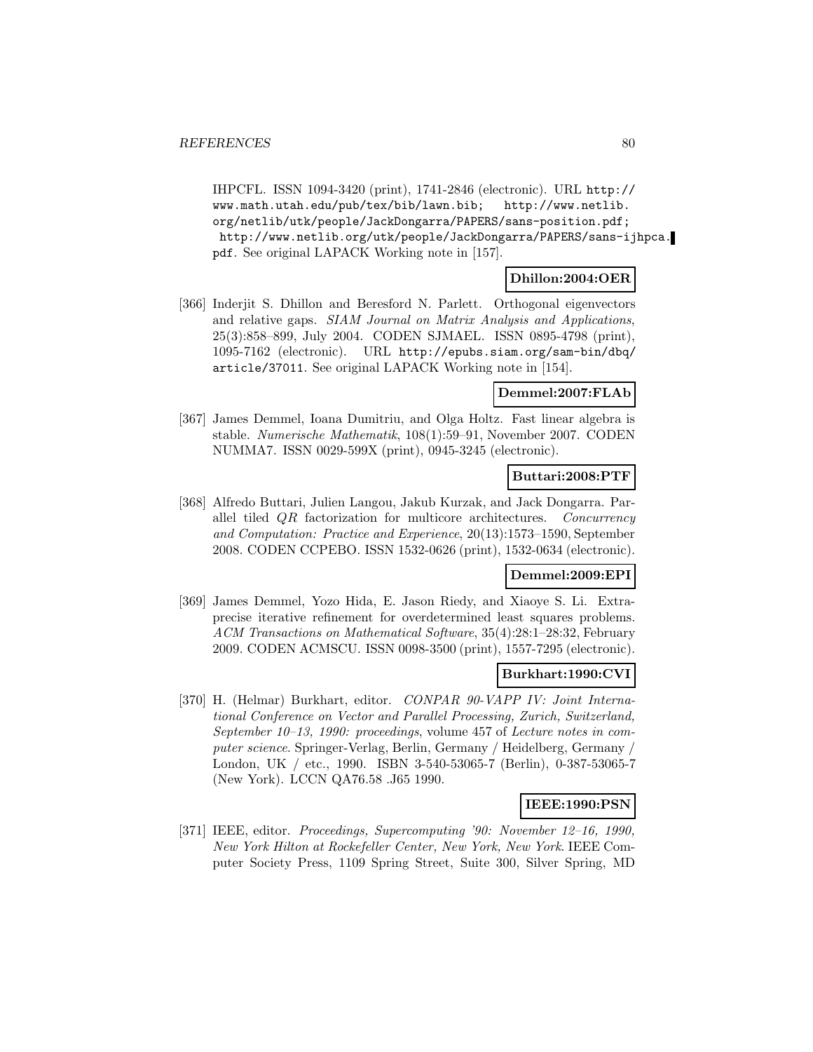IHPCFL. ISSN 1094-3420 (print), 1741-2846 (electronic). URL http://www.math.utah.edu/pub/tex/bib/lawn.bib; http://www.netlib.org/netlib/utk/people/JackDongarra/PAPERS/sans-position.pdf; http://www.netlib.org/utk/people/JackDongarra/PAPERS/sans-ijhpca.pdf. See original LAPACK Working note in [157].

**Dhillon:2004:OER**

[366] Inderjit S. Dhillon and Beresford N. Parlett. Orthogonal eigenvectors and relative gaps. *SIAM Journal on Matrix Analysis and Applications*, 25(3):858–899, July 2004. CODEN SJMAEL. ISSN 0895-4798 (print), 1095-7162 (electronic). URL http://epubs.siam.org/sam-bin/dbq/article/37011. See original LAPACK Working note in [154].

**Demmel:2007:FLAb**

[367] James Demmel, Ioana Dumitriu, and Olga Holtz. Fast linear algebra is stable. *Numerische Mathematik*, 108(1):59–91, November 2007. CODEN NUMMA7. ISSN 0029-599X (print), 0945-3245 (electronic).

**Buttari:2008:PTF**

[368] Alfredo Buttari, Julien Langou, Jakub Kurzak, and Jack Dongarra. Parallel tiled $QR$ factorization for multicore architectures. *Concurrency and Computation: Practice and Experience*, 20(13):1573–1590, September 2008. CODEN CCPEBO. ISSN 1532-0626 (print), 1532-0634 (electronic).

**Demmel:2009:EPI**

[369] James Demmel, Yozo Hida, E. Jason Riedy, and Xiaoye S. Li. Extra-precise iterative refinement for overdetermined least squares problems. *ACM Transactions on Mathematical Software*, 35(4):28:1–28:32, February 2009. CODEN ACMSCU. ISSN 0098-3500 (print), 1557-7295 (electronic).

**Burkhart:1990:CVI**

[370] H. (Helmar) Burkhart, editor. *CONPAR 90-VAPP IV: Joint International Conference on Vector and Parallel Processing, Zurich, Switzerland, September 10–13, 1990: proceedings*, volume 457 of *Lecture notes in computer science*. Springer-Verlag, Berlin, Germany / Heidelberg, Germany / London, UK / etc., 1990. ISBN 3-540-53065-7 (Berlin), 0-387-53065-7 (New York). LCCN QA76.58 .J65 1990.

**IEEE:1990:PSN**

[371] IEEE, editor. *Proceedings, Supercomputing '90: November 12–16, 1990, New York Hilton at Rockefeller Center, New York, New York*. IEEE Computer Society Press, 1109 Spring Street, Suite 300, Silver Spring, MD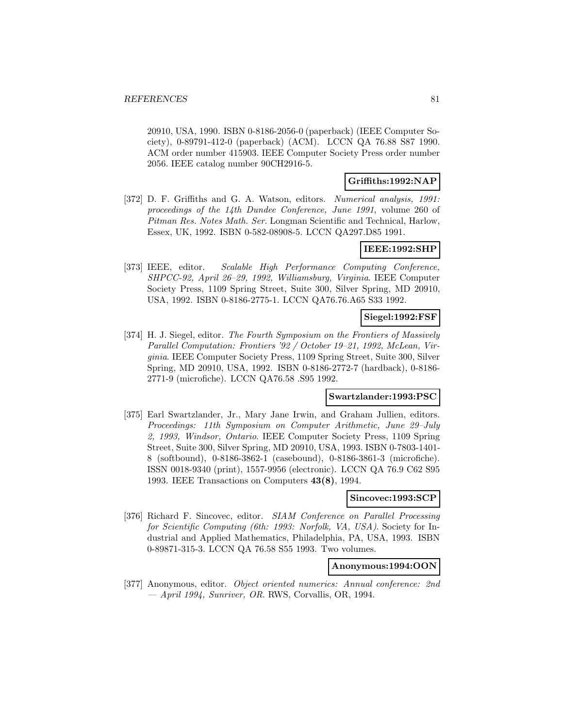20910, USA, 1990. ISBN 0-8186-2056-0 (paperback) (IEEE Computer Society), 0-89791-412-0 (paperback) (ACM). LCCN QA 76.88 S87 1990. ACM order number 415903. IEEE Computer Society Press order number 2056. IEEE catalog number 90CH2916-5.

**Griffiths:1992:NAP**

[372] D. F. Griffiths and G. A. Watson, editors. *Numerical analysis, 1991: proceedings of the 14th Dundee Conference, June 1991*, volume 260 of *Pitman Res. Notes Math. Ser.* Longman Scientific and Technical, Harlow, Essex, UK, 1992. ISBN 0-582-08908-5. LCCN QA297.D85 1991.

**IEEE:1992:SHP**

[373] IEEE, editor. *Scalable High Performance Computing Conference, SHPCC-92, April 26–29, 1992, Williamsburg, Virginia*. IEEE Computer Society Press, 1109 Spring Street, Suite 300, Silver Spring, MD 20910, USA, 1992. ISBN 0-8186-2775-1. LCCN QA76.76.A65 S33 1992.

**Siegel:1992:FSF**

[374] H. J. Siegel, editor. *The Fourth Symposium on the Frontiers of Massively Parallel Computation: Frontiers '92 / October 19–21, 1992, McLean, Virginia*. IEEE Computer Society Press, 1109 Spring Street, Suite 300, Silver Spring, MD 20910, USA, 1992. ISBN 0-8186-2772-7 (hardback), 0-8186-2771-9 (microfiche). LCCN QA76.58 .S95 1992.

**Swartzlander:1993:PSC**

[375] Earl Swartzlander, Jr., Mary Jane Irwin, and Graham Jullien, editors. *Proceedings: 11th Symposium on Computer Arithmetic, June 29–July 2, 1993, Windsor, Ontario*. IEEE Computer Society Press, 1109 Spring Street, Suite 300, Silver Spring, MD 20910, USA, 1993. ISBN 0-7803-1401-8 (softbound), 0-8186-3862-1 (casebound), 0-8186-3861-3 (microfiche). ISSN 0018-9340 (print), 1557-9956 (electronic). LCCN QA 76.9 C62 S95 1993. IEEE Transactions on Computers **43(8)**, 1994.

**Sincovec:1993:SCP**

[376] Richard F. Sincovec, editor. *SIAM Conference on Parallel Processing for Scientific Computing (6th: 1993: Norfolk, VA, USA)*. Society for Industrial and Applied Mathematics, Philadelphia, PA, USA, 1993. ISBN 0-89871-315-3. LCCN QA 76.58 S55 1993. Two volumes.

**Anonymous:1994:OON**

[377] Anonymous, editor. *Object oriented numerics: Annual conference: 2nd — April 1994, Sunriver, OR*. RWS, Corvallis, OR, 1994.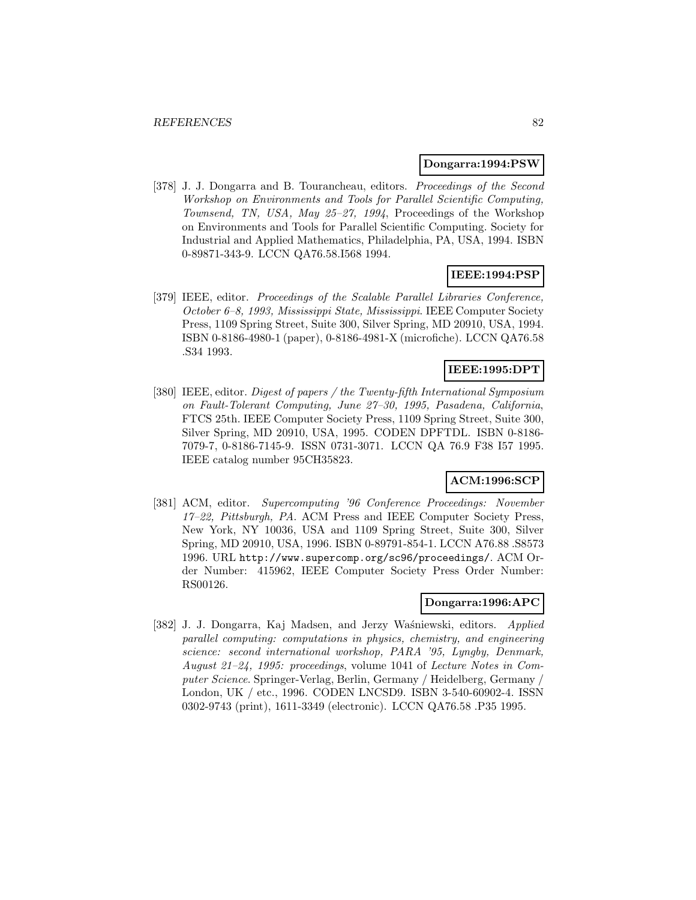**Dongarra:1994:PSW**

[378] J. J. Dongarra and B. Tourancheau, editors. *Proceedings of the Second Workshop on Environments and Tools for Parallel Scientific Computing, Townsend, TN, USA, May 25–27, 1994*, Proceedings of the Workshop on Environments and Tools for Parallel Scientific Computing. Society for Industrial and Applied Mathematics, Philadelphia, PA, USA, 1994. ISBN 0-89871-343-9. LCCN QA76.58.I568 1994.

**IEEE:1994:PSP**

[379] IEEE, editor. *Proceedings of the Scalable Parallel Libraries Conference, October 6–8, 1993, Mississippi State, Mississippi*. IEEE Computer Society Press, 1109 Spring Street, Suite 300, Silver Spring, MD 20910, USA, 1994. ISBN 0-8186-4980-1 (paper), 0-8186-4981-X (microfiche). LCCN QA76.58 .S34 1993.

**IEEE:1995:DPT**

[380] IEEE, editor. *Digest of papers / the Twenty-fifth International Symposium on Fault-Tolerant Computing, June 27–30, 1995, Pasadena, California*, FTCS 25th. IEEE Computer Society Press, 1109 Spring Street, Suite 300, Silver Spring, MD 20910, USA, 1995. CODEN DPFTDL. ISBN 0-8186-7079-7, 0-8186-7145-9. ISSN 0731-3071. LCCN QA 76.9 F38 I57 1995. IEEE catalog number 95CH35823.

**ACM:1996:SCP**

[381] ACM, editor. *Supercomputing '96 Conference Proceedings: November 17–22, Pittsburgh, PA*. ACM Press and IEEE Computer Society Press, New York, NY 10036, USA and 1109 Spring Street, Suite 300, Silver Spring, MD 20910, USA, 1996. ISBN 0-89791-854-1. LCCN A76.88 .S8573 1996. URL `http://www.supercomp.org/sc96/proceedings/`. ACM Order Number: 415962, IEEE Computer Society Press Order Number: RS00126.

**Dongarra:1996:APC**

[382] J. J. Dongarra, Kaj Madsen, and Jerzy Waśniewski, editors. *Applied parallel computing: computations in physics, chemistry, and engineering science: second international workshop, PARA '95, Lyngby, Denmark, August 21–24, 1995: proceedings*, volume 1041 of *Lecture Notes in Computer Science*. Springer-Verlag, Berlin, Germany / Heidelberg, Germany / London, UK / etc., 1996. CODEN LNCSD9. ISBN 3-540-60902-4. ISSN 0302-9743 (print), 1611-3349 (electronic). LCCN QA76.58 .P35 1995.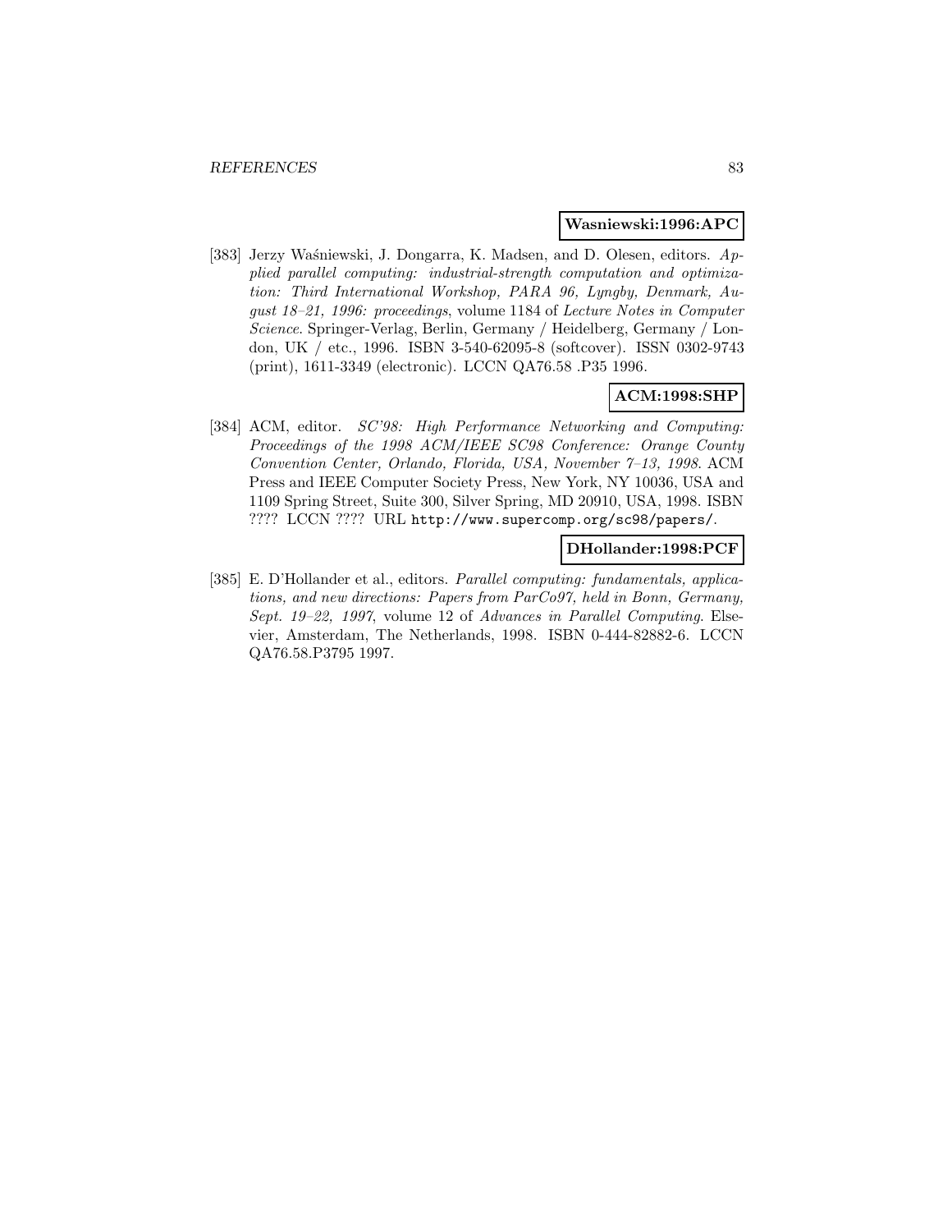**Wasniewski:1996:APC**

[383] Jerzy Waśniewski, J. Dongarra, K. Madsen, and D. Olesen, editors. *Applied parallel computing: industrial-strength computation and optimization: Third International Workshop, PARA 96, Lyngby, Denmark, August 18–21, 1996: proceedings*, volume 1184 of *Lecture Notes in Computer Science*. Springer-Verlag, Berlin, Germany / Heidelberg, Germany / London, UK / etc., 1996. ISBN 3-540-62095-8 (softcover). ISSN 0302-9743 (print), 1611-3349 (electronic). LCCN QA76.58 .P35 1996.

**ACM:1998:SHP**

[384] ACM, editor. *SC'98: High Performance Networking and Computing: Proceedings of the 1998 ACM/IEEE SC98 Conference: Orange County Convention Center, Orlando, Florida, USA, November 7–13, 1998*. ACM Press and IEEE Computer Society Press, New York, NY 10036, USA and 1109 Spring Street, Suite 300, Silver Spring, MD 20910, USA, 1998. ISBN ???? LCCN ???? URL `http://www.supercomp.org/sc98/papers/`.

**DHollander:1998:PCF**

[385] E. D'Hollander et al., editors. *Parallel computing: fundamentals, applications, and new directions: Papers from ParCo97, held in Bonn, Germany, Sept. 19–22, 1997*, volume 12 of *Advances in Parallel Computing*. Elsevier, Amsterdam, The Netherlands, 1998. ISBN 0-444-82882-6. LCCN QA76.58.P3795 1997.